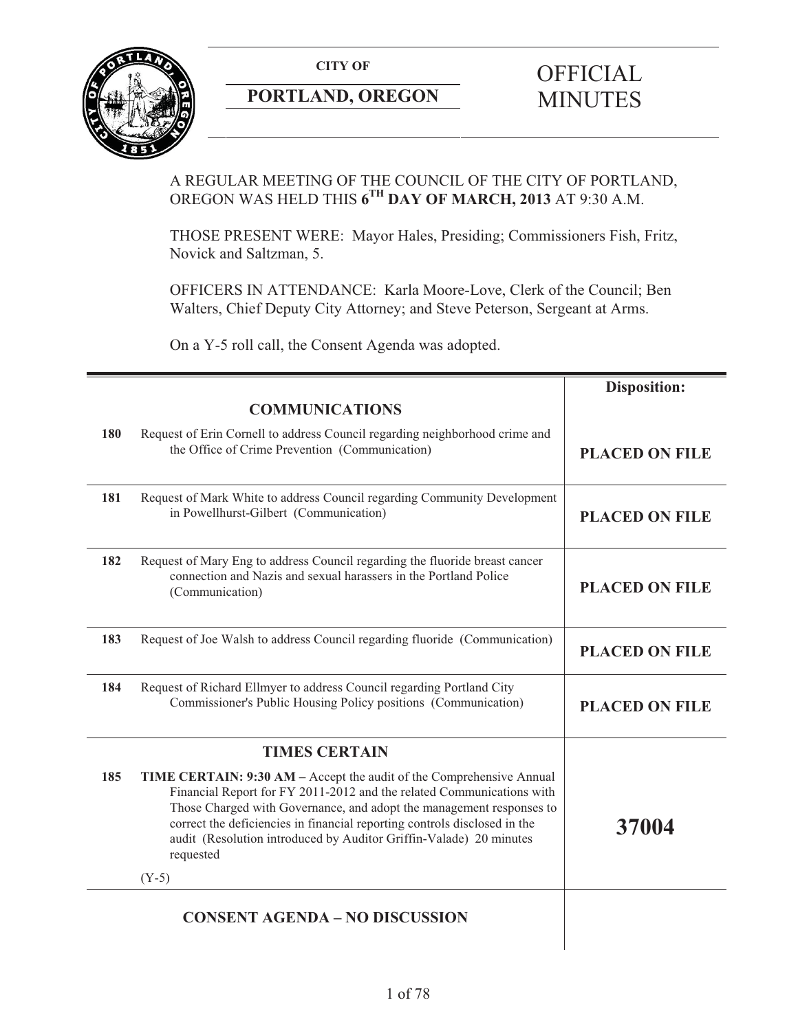**CITY OF**

**PORTLAND, OREGON**

# OFFICIAL MINUTES

A REGULAR MEETING OF THE COUNCIL OF THE CITY OF PORTLAND, OREGON WAS HELD THIS **6TH DAY OF MARCH, 2013** AT 9:30 A.M.

THOSE PRESENT WERE: Mayor Hales, Presiding; Commissioners Fish, Fritz, Novick and Saltzman, 5.

OFFICERS IN ATTENDANCE: Karla Moore-Love, Clerk of the Council; Ben Walters, Chief Deputy City Attorney; and Steve Peterson, Sergeant at Arms.

On a Y-5 roll call, the Consent Agenda was adopted.

| | | **Disposition:** |
|---|---|---|
| | **COMMUNICATIONS** | |
| **180** | Request of Erin Cornell to address Council regarding neighborhood crime and the Office of Crime Prevention (Communication) | **PLACED ON FILE** |
| **181** | Request of Mark White to address Council regarding Community Development in Powellhurst-Gilbert (Communication) | **PLACED ON FILE** |
| **182** | Request of Mary Eng to address Council regarding the fluoride breast cancer connection and Nazis and sexual harassers in the Portland Police (Communication) | **PLACED ON FILE** |
| **183** | Request of Joe Walsh to address Council regarding fluoride (Communication) | **PLACED ON FILE** |
| **184** | Request of Richard Ellmyer to address Council regarding Portland City Commissioner's Public Housing Policy positions (Communication) | **PLACED ON FILE** |
| | **TIMES CERTAIN** | |
| **185** | **TIME CERTAIN: 9:30 AM –** Accept the audit of the Comprehensive Annual Financial Report for FY 2011-2012 and the related Communications with Those Charged with Governance, and adopt the management responses to correct the deficiencies in financial reporting controls disclosed in the audit (Resolution introduced by Auditor Griffin-Valade) 20 minutes requested<br><br>(Y-5) | **37004** |
| | **CONSENT AGENDA – NO DISCUSSION** | |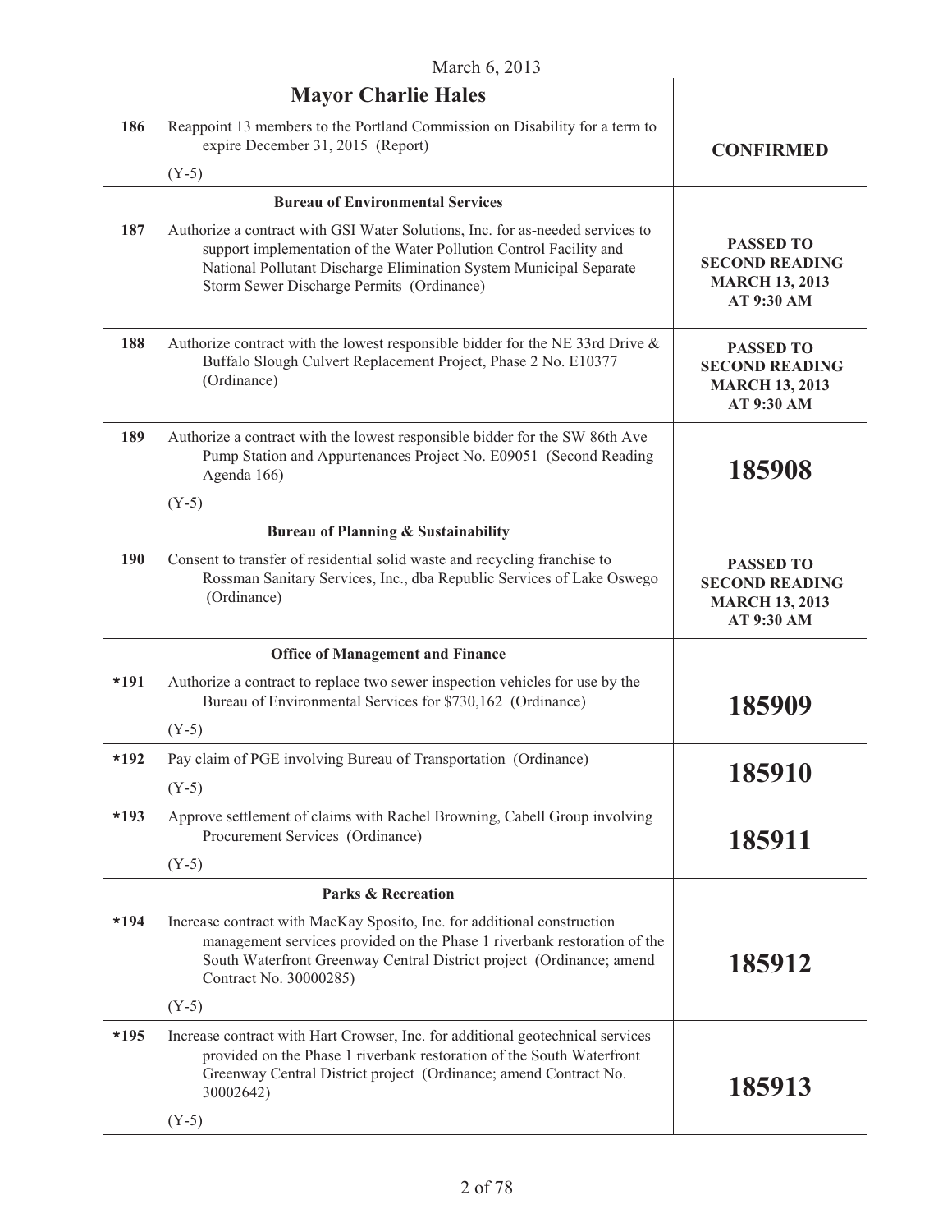March 6, 2013

## Mayor Charlie Hales

| | | |
|---|---|---|
| 186 | Reappoint 13 members to the Portland Commission on Disability for a term to expire December 31, 2015 (Report)<br><br>(Y-5) | **CONFIRMED** |
| | **Bureau of Environmental Services** | |
| 187 | Authorize a contract with GSI Water Solutions, Inc. for as-needed services to support implementation of the Water Pollution Control Facility and National Pollutant Discharge Elimination System Municipal Separate Storm Sewer Discharge Permits (Ordinance) | **PASSED TO SECOND READING MARCH 13, 2013 AT 9:30 AM** |
| 188 | Authorize contract with the lowest responsible bidder for the NE 33rd Drive & Buffalo Slough Culvert Replacement Project, Phase 2 No. E10377 (Ordinance) | **PASSED TO SECOND READING MARCH 13, 2013 AT 9:30 AM** |
| 189 | Authorize a contract with the lowest responsible bidder for the SW 86th Ave Pump Station and Appurtenances Project No. E09051 (Second Reading Agenda 166)<br><br>(Y-5) | **185908** |
| | **Bureau of Planning & Sustainability** | |
| 190 | Consent to transfer of residential solid waste and recycling franchise to Rossman Sanitary Services, Inc., dba Republic Services of Lake Oswego (Ordinance) | **PASSED TO SECOND READING MARCH 13, 2013 AT 9:30 AM** |
| | **Office of Management and Finance** | |
| *191 | Authorize a contract to replace two sewer inspection vehicles for use by the Bureau of Environmental Services for $730,162 (Ordinance)<br><br>(Y-5) | **185909** |
| *192 | Pay claim of PGE involving Bureau of Transportation (Ordinance)<br><br>(Y-5) | **185910** |
| *193 | Approve settlement of claims with Rachel Browning, Cabell Group involving Procurement Services (Ordinance)<br><br>(Y-5) | **185911** |
| | **Parks & Recreation** | |
| *194 | Increase contract with MacKay Sposito, Inc. for additional construction management services provided on the Phase 1 riverbank restoration of the South Waterfront Greenway Central District project (Ordinance; amend Contract No. 30000285)<br><br>(Y-5) | **185912** |
| *195 | Increase contract with Hart Crowser, Inc. for additional geotechnical services provided on the Phase 1 riverbank restoration of the South Waterfront Greenway Central District project (Ordinance; amend Contract No. 30002642)<br><br>(Y-5) | **185913** |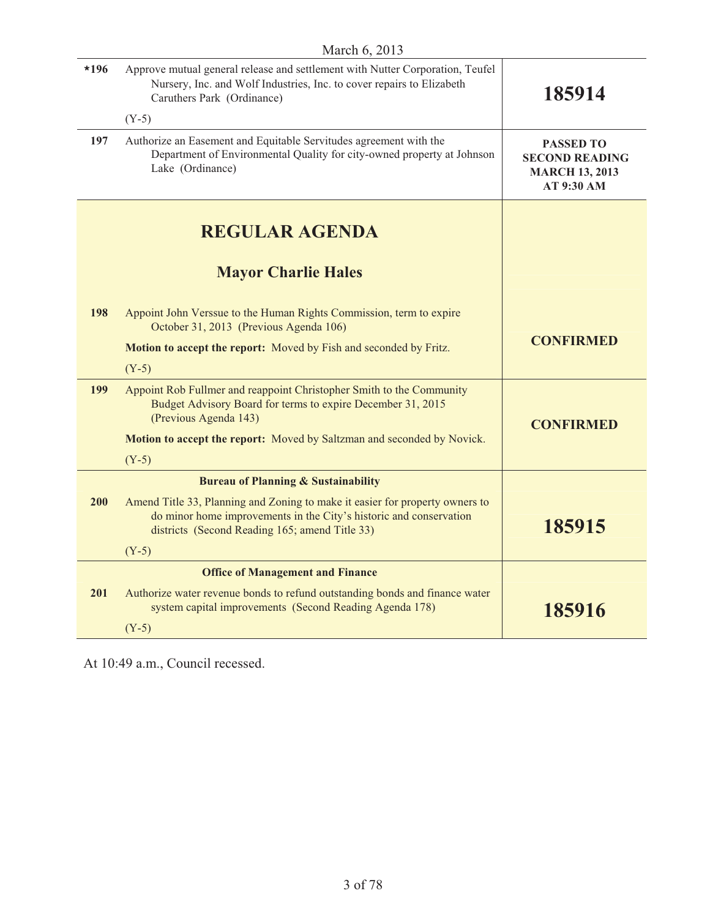March 6, 2013

| | | |
|---|---|---|
| *196 | Approve mutual general release and settlement with Nutter Corporation, Teufel Nursery, Inc. and Wolf Industries, Inc. to cover repairs to Elizabeth Caruthers Park (Ordinance)<br><br>(Y-5) | **185914** |
| 197 | Authorize an Easement and Equitable Servitudes agreement with the Department of Environmental Quality for city-owned property at Johnson Lake (Ordinance) | **PASSED TO SECOND READING MARCH 13, 2013 AT 9:30 AM** |

## REGULAR AGENDA

### Mayor Charlie Hales

| | | |
|---|---|---|
| 198 | Appoint John Verssue to the Human Rights Commission, term to expire October 31, 2013 (Previous Agenda 106)<br><br>**Motion to accept the report:** Moved by Fish and seconded by Fritz.<br><br>(Y-5) | **CONFIRMED** |
| 199 | Appoint Rob Fullmer and reappoint Christopher Smith to the Community Budget Advisory Board for terms to expire December 31, 2015 (Previous Agenda 143)<br><br>**Motion to accept the report:** Moved by Saltzman and seconded by Novick.<br><br>(Y-5) | **CONFIRMED** |
| | **Bureau of Planning & Sustainability** | |
| 200 | Amend Title 33, Planning and Zoning to make it easier for property owners to do minor home improvements in the City's historic and conservation districts (Second Reading 165; amend Title 33)<br><br>(Y-5) | **185915** |
| | **Office of Management and Finance** | |
| 201 | Authorize water revenue bonds to refund outstanding bonds and finance water system capital improvements (Second Reading Agenda 178)<br><br>(Y-5) | **185916** |

At 10:49 a.m., Council recessed.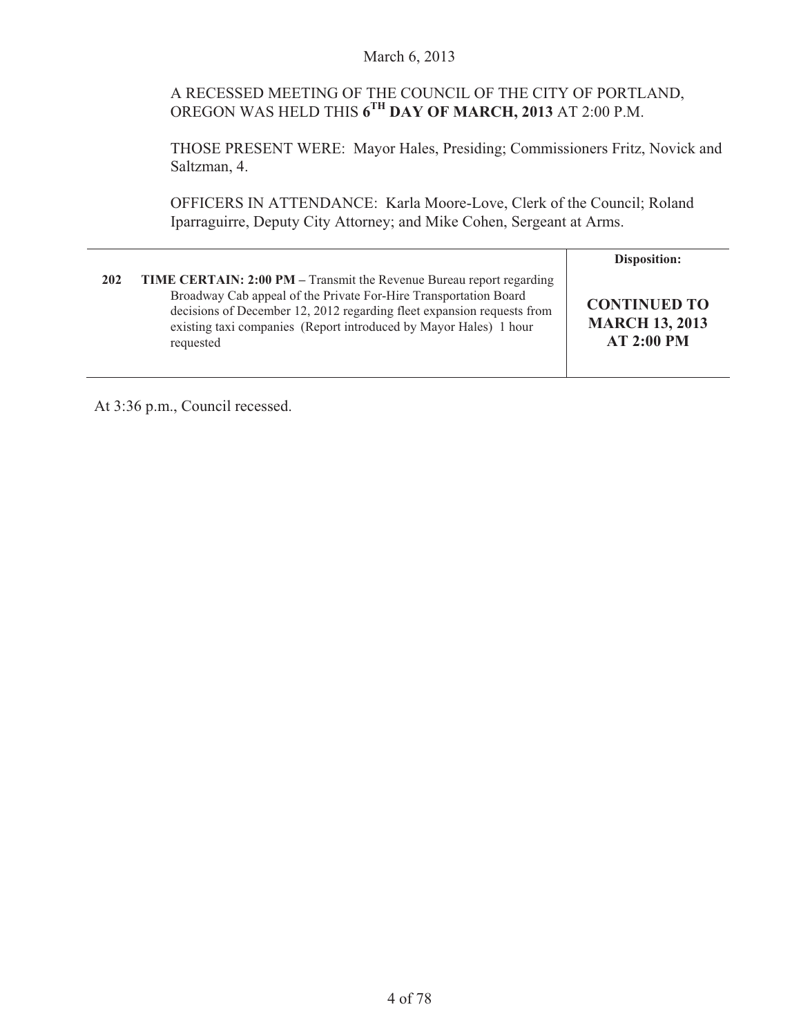March 6, 2013

A RECESSED MEETING OF THE COUNCIL OF THE CITY OF PORTLAND, OREGON WAS HELD THIS **6TH DAY OF MARCH, 2013** AT 2:00 P.M.

THOSE PRESENT WERE: Mayor Hales, Presiding; Commissioners Fritz, Novick and Saltzman, 4.

OFFICERS IN ATTENDANCE: Karla Moore-Love, Clerk of the Council; Roland Iparraguirre, Deputy City Attorney; and Mike Cohen, Sergeant at Arms.

| | | **Disposition:** |
|---|---|---|
| **202** | **TIME CERTAIN: 2:00 PM –** Transmit the Revenue Bureau report regarding Broadway Cab appeal of the Private For-Hire Transportation Board decisions of December 12, 2012 regarding fleet expansion requests from existing taxi companies (Report introduced by Mayor Hales) 1 hour requested | **CONTINUED TO MARCH 13, 2013 AT 2:00 PM** |

At 3:36 p.m., Council recessed.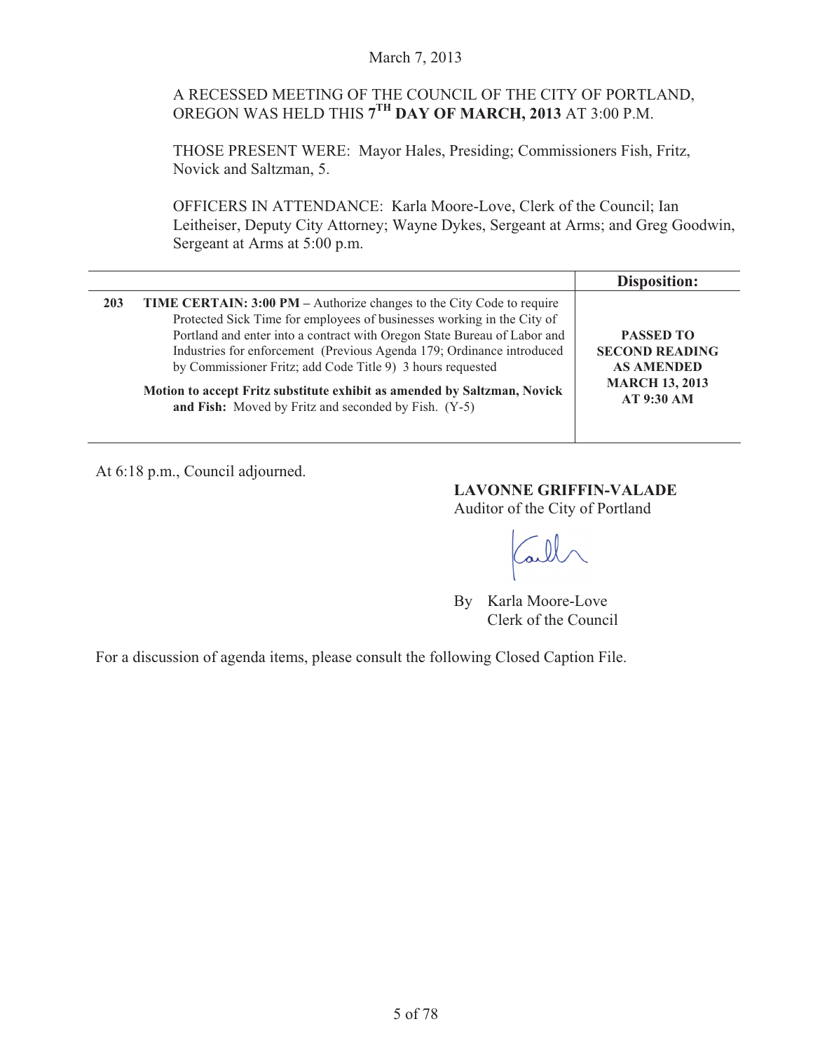March 7, 2013

A RECESSED MEETING OF THE COUNCIL OF THE CITY OF PORTLAND, OREGON WAS HELD THIS **7TH DAY OF MARCH, 2013** AT 3:00 P.M.

THOSE PRESENT WERE: Mayor Hales, Presiding; Commissioners Fish, Fritz, Novick and Saltzman, 5.

OFFICERS IN ATTENDANCE: Karla Moore-Love, Clerk of the Council; Ian Leitheiser, Deputy City Attorney; Wayne Dykes, Sergeant at Arms; and Greg Goodwin, Sergeant at Arms at 5:00 p.m.

| | | Disposition: |
|---|---|---|
| 203 | **TIME CERTAIN: 3:00 PM –** Authorize changes to the City Code to require Protected Sick Time for employees of businesses working in the City of Portland and enter into a contract with Oregon State Bureau of Labor and Industries for enforcement (Previous Agenda 179; Ordinance introduced by Commissioner Fritz; add Code Title 9) 3 hours requested<br><br>**Motion to accept Fritz substitute exhibit as amended by Saltzman, Novick and Fish:** Moved by Fritz and seconded by Fish. (Y-5) | **PASSED TO SECOND READING AS AMENDED MARCH 13, 2013 AT 9:30 AM** |

At 6:18 p.m., Council adjourned.

**LAVONNE GRIFFIN-VALADE**
Auditor of the City of Portland

By Karla Moore-Love
Clerk of the Council

For a discussion of agenda items, please consult the following Closed Caption File.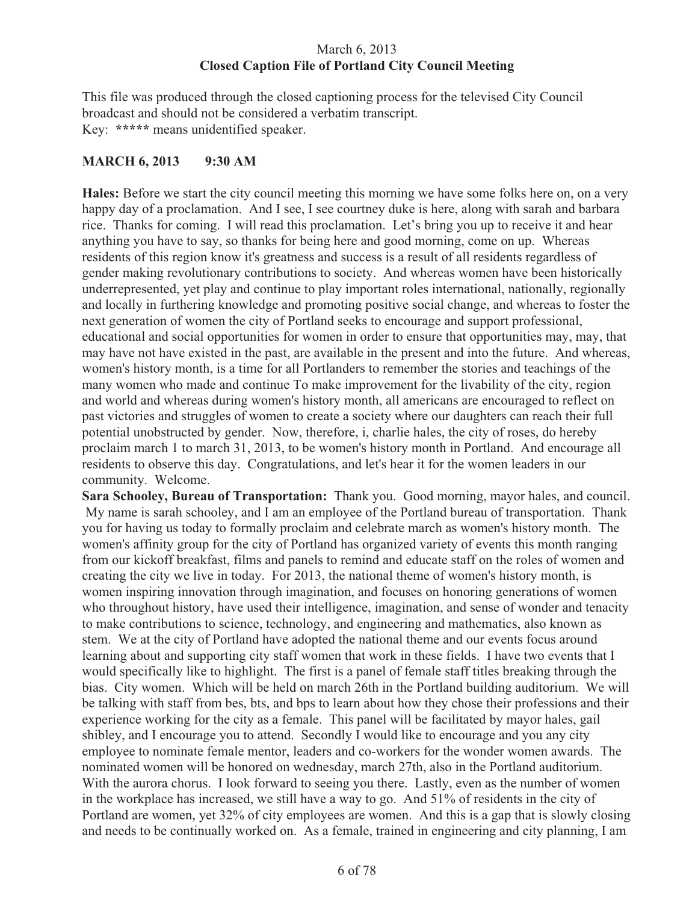March 6, 2013
**Closed Caption File of Portland City Council Meeting**

This file was produced through the closed captioning process for the televised City Council broadcast and should not be considered a verbatim transcript.
Key: ***** means unidentified speaker.

**MARCH 6, 2013 9:30 AM**

**Hales:** Before we start the city council meeting this morning we have some folks here on, on a very happy day of a proclamation. And I see, I see courtney duke is here, along with sarah and barbara rice. Thanks for coming. I will read this proclamation. Let's bring you up to receive it and hear anything you have to say, so thanks for being here and good morning, come on up. Whereas residents of this region know it's greatness and success is a result of all residents regardless of gender making revolutionary contributions to society. And whereas women have been historically underrepresented, yet play and continue to play important roles international, nationally, regionally and locally in furthering knowledge and promoting positive social change, and whereas to foster the next generation of women the city of Portland seeks to encourage and support professional, educational and social opportunities for women in order to ensure that opportunities may, may, that may have not have existed in the past, are available in the present and into the future. And whereas, women's history month, is a time for all Portlanders to remember the stories and teachings of the many women who made and continue To make improvement for the livability of the city, region and world and whereas during women's history month, all americans are encouraged to reflect on past victories and struggles of women to create a society where our daughters can reach their full potential unobstructed by gender. Now, therefore, i, charlie hales, the city of roses, do hereby proclaim march 1 to march 31, 2013, to be women's history month in Portland. And encourage all residents to observe this day. Congratulations, and let's hear it for the women leaders in our community. Welcome.

**Sara Schooley, Bureau of Transportation:** Thank you. Good morning, mayor hales, and council. My name is sarah schooley, and I am an employee of the Portland bureau of transportation. Thank you for having us today to formally proclaim and celebrate march as women's history month. The women's affinity group for the city of Portland has organized variety of events this month ranging from our kickoff breakfast, films and panels to remind and educate staff on the roles of women and creating the city we live in today. For 2013, the national theme of women's history month, is women inspiring innovation through imagination, and focuses on honoring generations of women who throughout history, have used their intelligence, imagination, and sense of wonder and tenacity to make contributions to science, technology, and engineering and mathematics, also known as stem. We at the city of Portland have adopted the national theme and our events focus around learning about and supporting city staff women that work in these fields. I have two events that I would specifically like to highlight. The first is a panel of female staff titles breaking through the bias. City women. Which will be held on march 26th in the Portland building auditorium. We will be talking with staff from bes, bts, and bps to learn about how they chose their professions and their experience working for the city as a female. This panel will be facilitated by mayor hales, gail shibley, and I encourage you to attend. Secondly I would like to encourage and you any city employee to nominate female mentor, leaders and co-workers for the wonder women awards. The nominated women will be honored on wednesday, march 27th, also in the Portland auditorium. With the aurora chorus. I look forward to seeing you there. Lastly, even as the number of women in the workplace has increased, we still have a way to go. And 51% of residents in the city of Portland are women, yet 32% of city employees are women. And this is a gap that is slowly closing and needs to be continually worked on. As a female, trained in engineering and city planning, I am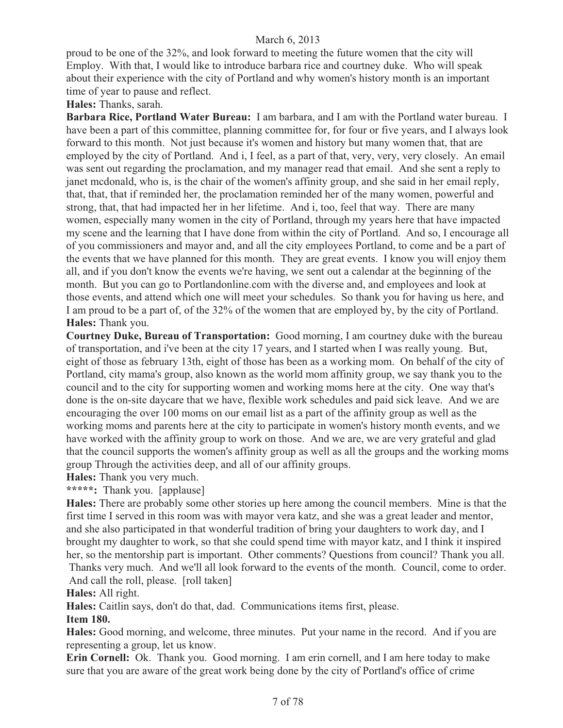proud to be one of the 32%, and look forward to meeting the future women that the city will Employ. With that, I would like to introduce barbara rice and courtney duke. Who will speak about their experience with the city of Portland and why women's history month is an important time of year to pause and reflect.

**Hales:** Thanks, sarah.

**Barbara Rice, Portland Water Bureau:** I am barbara, and I am with the Portland water bureau. I have been a part of this committee, planning committee for, for four or five years, and I always look forward to this month. Not just because it's women and history but many women that, that are employed by the city of Portland. And i, I feel, as a part of that, very, very, very closely. An email was sent out regarding the proclamation, and my manager read that email. And she sent a reply to janet mcdonald, who is, is the chair of the women's affinity group, and she said in her email reply, that, that, that if reminded her, the proclamation reminded her of the many women, powerful and strong, that, that had impacted her in her lifetime. And i, too, feel that way. There are many women, especially many women in the city of Portland, through my years here that have impacted my scene and the learning that I have done from within the city of Portland. And so, I encourage all of you commissioners and mayor and, and all the city employees Portland, to come and be a part of the events that we have planned for this month. They are great events. I know you will enjoy them all, and if you don't know the events we're having, we sent out a calendar at the beginning of the month. But you can go to Portlandonline.com with the diverse and, and employees and look at those events, and attend which one will meet your schedules. So thank you for having us here, and I am proud to be a part of, of the 32% of the women that are employed by, by the city of Portland.

**Hales:** Thank you.

**Courtney Duke, Bureau of Transportation:** Good morning, I am courtney duke with the bureau of transportation, and i've been at the city 17 years, and I started when I was really young. But, eight of those as february 13th, eight of those has been as a working mom. On behalf of the city of Portland, city mama's group, also known as the world mom affinity group, we say thank you to the council and to the city for supporting women and working moms here at the city. One way that's done is the on-site daycare that we have, flexible work schedules and paid sick leave. And we are encouraging the over 100 moms on our email list as a part of the affinity group as well as the working moms and parents here at the city to participate in women's history month events, and we have worked with the affinity group to work on those. And we are, we are very grateful and glad that the council supports the women's affinity group as well as all the groups and the working moms group Through the activities deep, and all of our affinity groups.

**Hales:** Thank you very much.

*****: Thank you. [applause]

**Hales:** There are probably some other stories up here among the council members. Mine is that the first time I served in this room was with mayor vera katz, and she was a great leader and mentor, and she also participated in that wonderful tradition of bring your daughters to work day, and I brought my daughter to work, so that she could spend time with mayor katz, and I think it inspired her, so the mentorship part is important. Other comments? Questions from council? Thank you all. Thanks very much. And we'll all look forward to the events of the month. Council, come to order. And call the roll, please. [roll taken]

**Hales:** All right.

**Hales:** Caitlin says, don't do that, dad. Communications items first, please.

**Item 180.**

**Hales:** Good morning, and welcome, three minutes. Put your name in the record. And if you are representing a group, let us know.

**Erin Cornell:** Ok. Thank you. Good morning. I am erin cornell, and I am here today to make sure that you are aware of the great work being done by the city of Portland's office of crime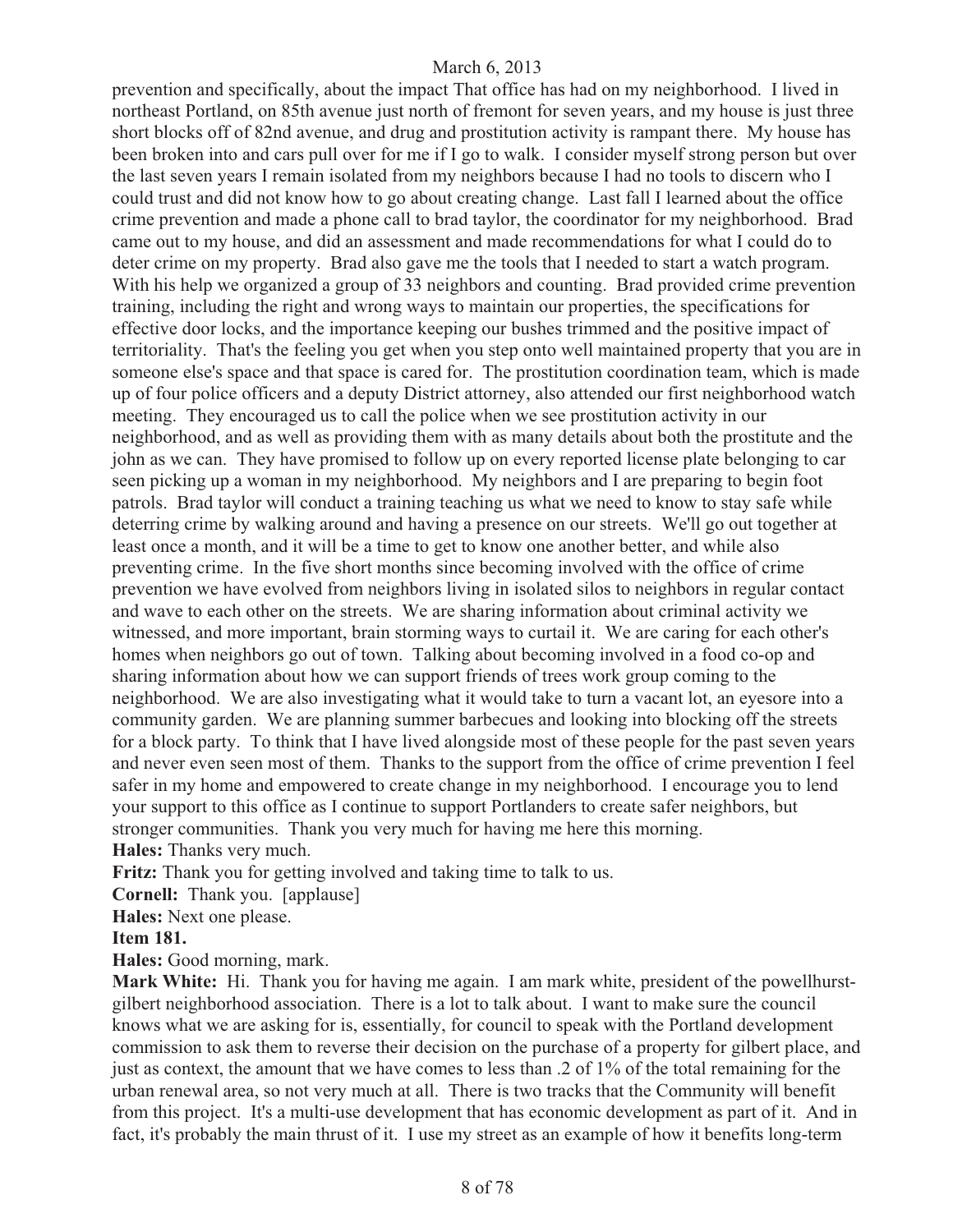prevention and specifically, about the impact That office has had on my neighborhood. I lived in northeast Portland, on 85th avenue just north of fremont for seven years, and my house is just three short blocks off of 82nd avenue, and drug and prostitution activity is rampant there. My house has been broken into and cars pull over for me if I go to walk. I consider myself strong person but over the last seven years I remain isolated from my neighbors because I had no tools to discern who I could trust and did not know how to go about creating change. Last fall I learned about the office crime prevention and made a phone call to brad taylor, the coordinator for my neighborhood. Brad came out to my house, and did an assessment and made recommendations for what I could do to deter crime on my property. Brad also gave me the tools that I needed to start a watch program. With his help we organized a group of 33 neighbors and counting. Brad provided crime prevention training, including the right and wrong ways to maintain our properties, the specifications for effective door locks, and the importance keeping our bushes trimmed and the positive impact of territoriality. That's the feeling you get when you step onto well maintained property that you are in someone else's space and that space is cared for. The prostitution coordination team, which is made up of four police officers and a deputy District attorney, also attended our first neighborhood watch meeting. They encouraged us to call the police when we see prostitution activity in our neighborhood, and as well as providing them with as many details about both the prostitute and the john as we can. They have promised to follow up on every reported license plate belonging to car seen picking up a woman in my neighborhood. My neighbors and I are preparing to begin foot patrols. Brad taylor will conduct a training teaching us what we need to know to stay safe while deterring crime by walking around and having a presence on our streets. We'll go out together at least once a month, and it will be a time to get to know one another better, and while also preventing crime. In the five short months since becoming involved with the office of crime prevention we have evolved from neighbors living in isolated silos to neighbors in regular contact and wave to each other on the streets. We are sharing information about criminal activity we witnessed, and more important, brain storming ways to curtail it. We are caring for each other's homes when neighbors go out of town. Talking about becoming involved in a food co-op and sharing information about how we can support friends of trees work group coming to the neighborhood. We are also investigating what it would take to turn a vacant lot, an eyesore into a community garden. We are planning summer barbecues and looking into blocking off the streets for a block party. To think that I have lived alongside most of these people for the past seven years and never even seen most of them. Thanks to the support from the office of crime prevention I feel safer in my home and empowered to create change in my neighborhood. I encourage you to lend your support to this office as I continue to support Portlanders to create safer neighbors, but stronger communities. Thank you very much for having me here this morning.

**Hales:** Thanks very much.

**Fritz:** Thank you for getting involved and taking time to talk to us.

**Cornell:** Thank you. [applause]

**Hales:** Next one please.

**Item 181.**

**Hales:** Good morning, mark.

**Mark White:** Hi. Thank you for having me again. I am mark white, president of the powellhurst-gilbert neighborhood association. There is a lot to talk about. I want to make sure the council knows what we are asking for is, essentially, for council to speak with the Portland development commission to ask them to reverse their decision on the purchase of a property for gilbert place, and just as context, the amount that we have comes to less than .2 of 1% of the total remaining for the urban renewal area, so not very much at all. There is two tracks that the Community will benefit from this project. It's a multi-use development that has economic development as part of it. And in fact, it's probably the main thrust of it. I use my street as an example of how it benefits long-term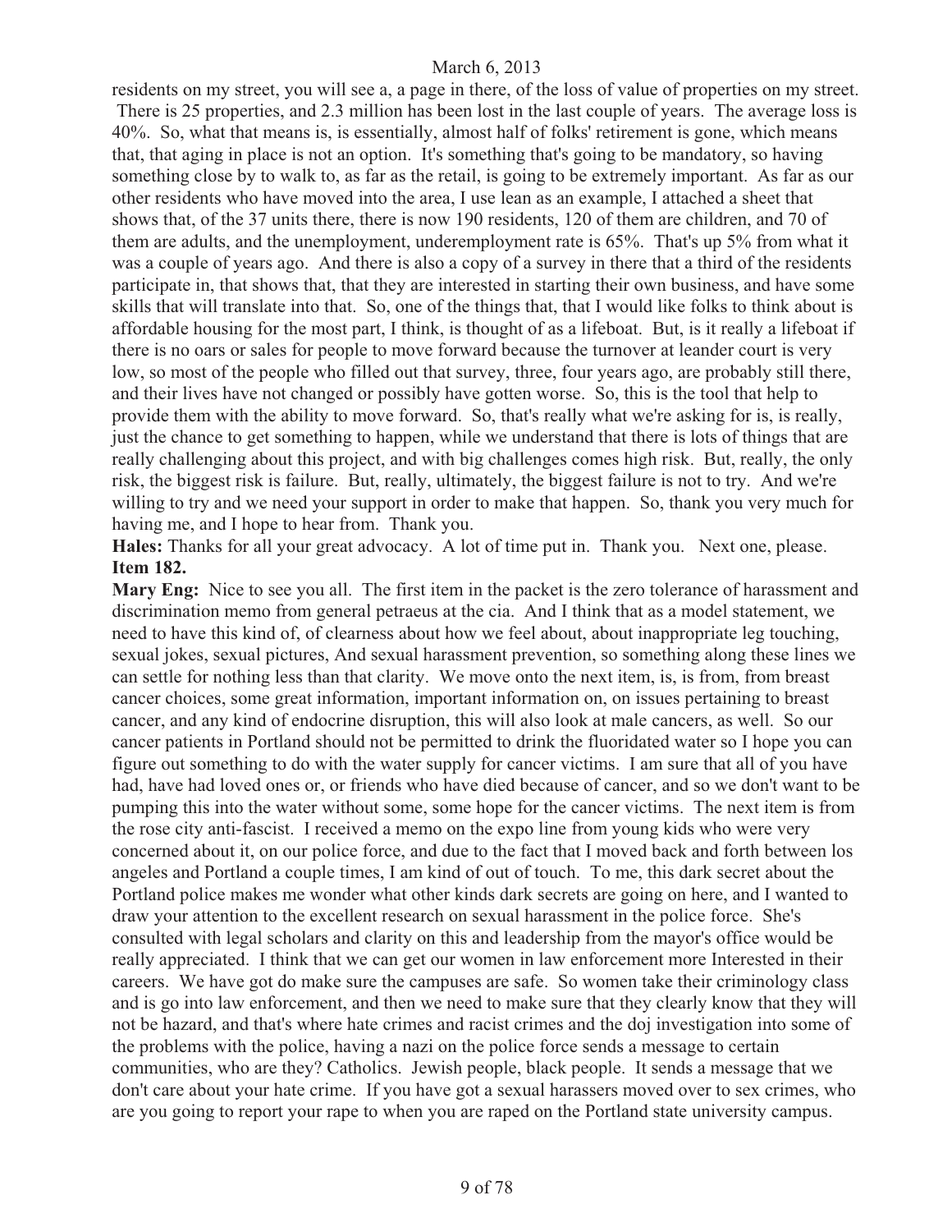residents on my street, you will see a, a page in there, of the loss of value of properties on my street. There is 25 properties, and 2.3 million has been lost in the last couple of years. The average loss is 40%. So, what that means is, is essentially, almost half of folks' retirement is gone, which means that, that aging in place is not an option. It's something that's going to be mandatory, so having something close by to walk to, as far as the retail, is going to be extremely important. As far as our other residents who have moved into the area, I use lean as an example, I attached a sheet that shows that, of the 37 units there, there is now 190 residents, 120 of them are children, and 70 of them are adults, and the unemployment, underemployment rate is 65%. That's up 5% from what it was a couple of years ago. And there is also a copy of a survey in there that a third of the residents participate in, that shows that, that they are interested in starting their own business, and have some skills that will translate into that. So, one of the things that, that I would like folks to think about is affordable housing for the most part, I think, is thought of as a lifeboat. But, is it really a lifeboat if there is no oars or sales for people to move forward because the turnover at leander court is very low, so most of the people who filled out that survey, three, four years ago, are probably still there, and their lives have not changed or possibly have gotten worse. So, this is the tool that help to provide them with the ability to move forward. So, that's really what we're asking for is, is really, just the chance to get something to happen, while we understand that there is lots of things that are really challenging about this project, and with big challenges comes high risk. But, really, the only risk, the biggest risk is failure. But, really, ultimately, the biggest failure is not to try. And we're willing to try and we need your support in order to make that happen. So, thank you very much for having me, and I hope to hear from. Thank you.

**Hales:** Thanks for all your great advocacy. A lot of time put in. Thank you. Next one, please.

**Item 182.**

**Mary Eng:** Nice to see you all. The first item in the packet is the zero tolerance of harassment and discrimination memo from general petraeus at the cia. And I think that as a model statement, we need to have this kind of, of clearness about how we feel about, about inappropriate leg touching, sexual jokes, sexual pictures, And sexual harassment prevention, so something along these lines we can settle for nothing less than that clarity. We move onto the next item, is, is from, from breast cancer choices, some great information, important information on, on issues pertaining to breast cancer, and any kind of endocrine disruption, this will also look at male cancers, as well. So our cancer patients in Portland should not be permitted to drink the fluoridated water so I hope you can figure out something to do with the water supply for cancer victims. I am sure that all of you have had, have had loved ones or, or friends who have died because of cancer, and so we don't want to be pumping this into the water without some, some hope for the cancer victims. The next item is from the rose city anti-fascist. I received a memo on the expo line from young kids who were very concerned about it, on our police force, and due to the fact that I moved back and forth between los angeles and Portland a couple times, I am kind of out of touch. To me, this dark secret about the Portland police makes me wonder what other kinds dark secrets are going on here, and I wanted to draw your attention to the excellent research on sexual harassment in the police force. She's consulted with legal scholars and clarity on this and leadership from the mayor's office would be really appreciated. I think that we can get our women in law enforcement more Interested in their careers. We have got do make sure the campuses are safe. So women take their criminology class and is go into law enforcement, and then we need to make sure that they clearly know that they will not be hazard, and that's where hate crimes and racist crimes and the doj investigation into some of the problems with the police, having a nazi on the police force sends a message to certain communities, who are they? Catholics. Jewish people, black people. It sends a message that we don't care about your hate crime. If you have got a sexual harassers moved over to sex crimes, who are you going to report your rape to when you are raped on the Portland state university campus.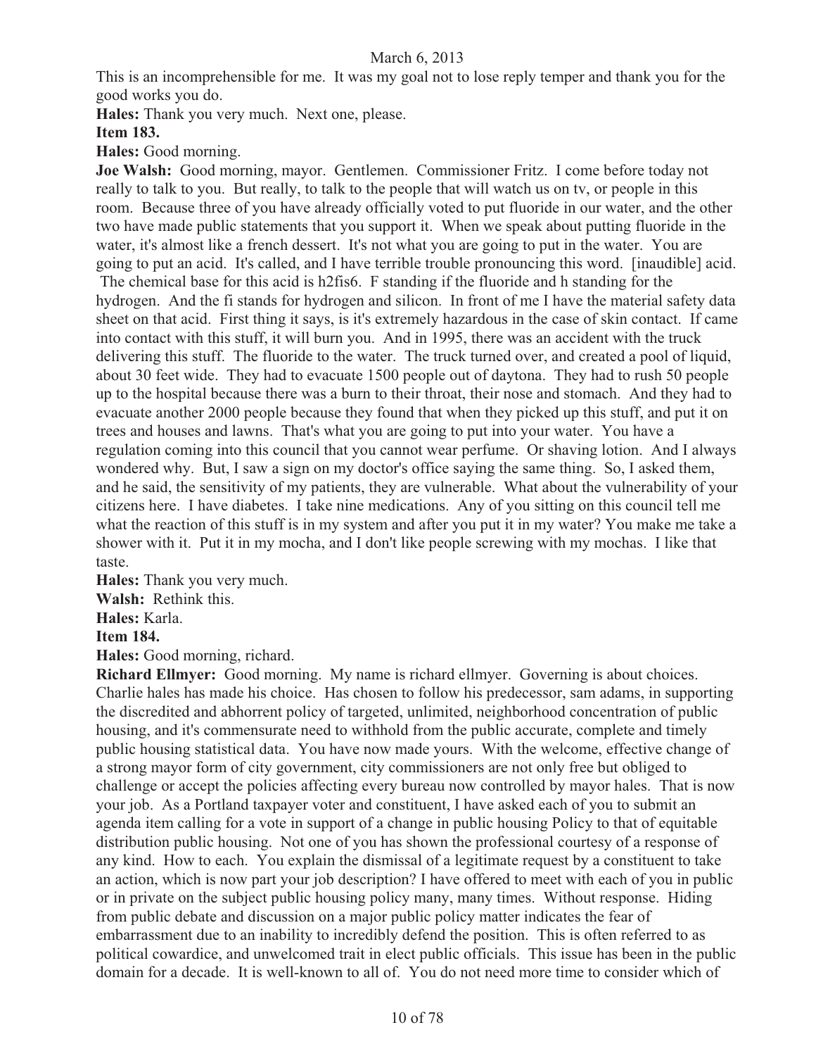This is an incomprehensible for me. It was my goal not to lose reply temper and thank you for the good works you do.

**Hales:** Thank you very much. Next one, please.

**Item 183.**

**Hales:** Good morning.

**Joe Walsh:** Good morning, mayor. Gentlemen. Commissioner Fritz. I come before today not really to talk to you. But really, to talk to the people that will watch us on tv, or people in this room. Because three of you have already officially voted to put fluoride in our water, and the other two have made public statements that you support it. When we speak about putting fluoride in the water, it's almost like a french dessert. It's not what you are going to put in the water. You are going to put an acid. It's called, and I have terrible trouble pronouncing this word. [inaudible] acid. The chemical base for this acid is h2fis6. F standing if the fluoride and h standing for the hydrogen. And the fi stands for hydrogen and silicon. In front of me I have the material safety data sheet on that acid. First thing it says, is it's extremely hazardous in the case of skin contact. If came into contact with this stuff, it will burn you. And in 1995, there was an accident with the truck delivering this stuff. The fluoride to the water. The truck turned over, and created a pool of liquid, about 30 feet wide. They had to evacuate 1500 people out of daytona. They had to rush 50 people up to the hospital because there was a burn to their throat, their nose and stomach. And they had to evacuate another 2000 people because they found that when they picked up this stuff, and put it on trees and houses and lawns. That's what you are going to put into your water. You have a regulation coming into this council that you cannot wear perfume. Or shaving lotion. And I always wondered why. But, I saw a sign on my doctor's office saying the same thing. So, I asked them, and he said, the sensitivity of my patients, they are vulnerable. What about the vulnerability of your citizens here. I have diabetes. I take nine medications. Any of you sitting on this council tell me what the reaction of this stuff is in my system and after you put it in my water? You make me take a shower with it. Put it in my mocha, and I don't like people screwing with my mochas. I like that taste.

**Hales:** Thank you very much.

**Walsh:** Rethink this.

**Hales:** Karla.

**Item 184.**

**Hales:** Good morning, richard.

**Richard Ellmyer:** Good morning. My name is richard ellmyer. Governing is about choices. Charlie hales has made his choice. Has chosen to follow his predecessor, sam adams, in supporting the discredited and abhorrent policy of targeted, unlimited, neighborhood concentration of public housing, and it's commensurate need to withhold from the public accurate, complete and timely public housing statistical data. You have now made yours. With the welcome, effective change of a strong mayor form of city government, city commissioners are not only free but obliged to challenge or accept the policies affecting every bureau now controlled by mayor hales. That is now your job. As a Portland taxpayer voter and constituent, I have asked each of you to submit an agenda item calling for a vote in support of a change in public housing Policy to that of equitable distribution public housing. Not one of you has shown the professional courtesy of a response of any kind. How to each. You explain the dismissal of a legitimate request by a constituent to take an action, which is now part your job description? I have offered to meet with each of you in public or in private on the subject public housing policy many, many times. Without response. Hiding from public debate and discussion on a major public policy matter indicates the fear of embarrassment due to an inability to incredibly defend the position. This is often referred to as political cowardice, and unwelcomed trait in elect public officials. This issue has been in the public domain for a decade. It is well-known to all of. You do not need more time to consider which of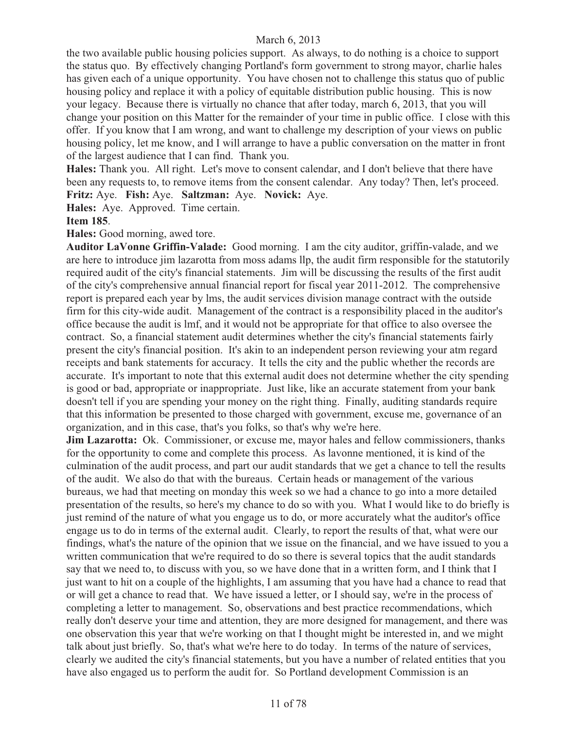the two available public housing policies support. As always, to do nothing is a choice to support the status quo. By effectively changing Portland's form government to strong mayor, charlie hales has given each of a unique opportunity. You have chosen not to challenge this status quo of public housing policy and replace it with a policy of equitable distribution public housing. This is now your legacy. Because there is virtually no chance that after today, march 6, 2013, that you will change your position on this Matter for the remainder of your time in public office. I close with this offer. If you know that I am wrong, and want to challenge my description of your views on public housing policy, let me know, and I will arrange to have a public conversation on the matter in front of the largest audience that I can find. Thank you.

**Hales:** Thank you. All right. Let's move to consent calendar, and I don't believe that there have been any requests to, to remove items from the consent calendar. Any today? Then, let's proceed.

**Fritz:** Aye. **Fish:** Aye. **Saltzman:** Aye. **Novick:** Aye.

**Hales:** Aye. Approved. Time certain.

**Item 185**.

**Hales:** Good morning, awed tore.

**Auditor LaVonne Griffin-Valade:** Good morning. I am the city auditor, griffin-valade, and we are here to introduce jim lazarotta from moss adams llp, the audit firm responsible for the statutorily required audit of the city's financial statements. Jim will be discussing the results of the first audit of the city's comprehensive annual financial report for fiscal year 2011-2012. The comprehensive report is prepared each year by lms, the audit services division manage contract with the outside firm for this city-wide audit. Management of the contract is a responsibility placed in the auditor's office because the audit is lmf, and it would not be appropriate for that office to also oversee the contract. So, a financial statement audit determines whether the city's financial statements fairly present the city's financial position. It's akin to an independent person reviewing your atm regard receipts and bank statements for accuracy. It tells the city and the public whether the records are accurate. It's important to note that this external audit does not determine whether the city spending is good or bad, appropriate or inappropriate. Just like, like an accurate statement from your bank doesn't tell if you are spending your money on the right thing. Finally, auditing standards require that this information be presented to those charged with government, excuse me, governance of an organization, and in this case, that's you folks, so that's why we're here.

**Jim Lazarotta:** Ok. Commissioner, or excuse me, mayor hales and fellow commissioners, thanks for the opportunity to come and complete this process. As lavonne mentioned, it is kind of the culmination of the audit process, and part our audit standards that we get a chance to tell the results of the audit. We also do that with the bureaus. Certain heads or management of the various bureaus, we had that meeting on monday this week so we had a chance to go into a more detailed presentation of the results, so here's my chance to do so with you. What I would like to do briefly is just remind of the nature of what you engage us to do, or more accurately what the auditor's office engage us to do in terms of the external audit. Clearly, to report the results of that, what were our findings, what's the nature of the opinion that we issue on the financial, and we have issued to you a written communication that we're required to do so there is several topics that the audit standards say that we need to, to discuss with you, so we have done that in a written form, and I think that I just want to hit on a couple of the highlights, I am assuming that you have had a chance to read that or will get a chance to read that. We have issued a letter, or I should say, we're in the process of completing a letter to management. So, observations and best practice recommendations, which really don't deserve your time and attention, they are more designed for management, and there was one observation this year that we're working on that I thought might be interested in, and we might talk about just briefly. So, that's what we're here to do today. In terms of the nature of services, clearly we audited the city's financial statements, but you have a number of related entities that you have also engaged us to perform the audit for. So Portland development Commission is an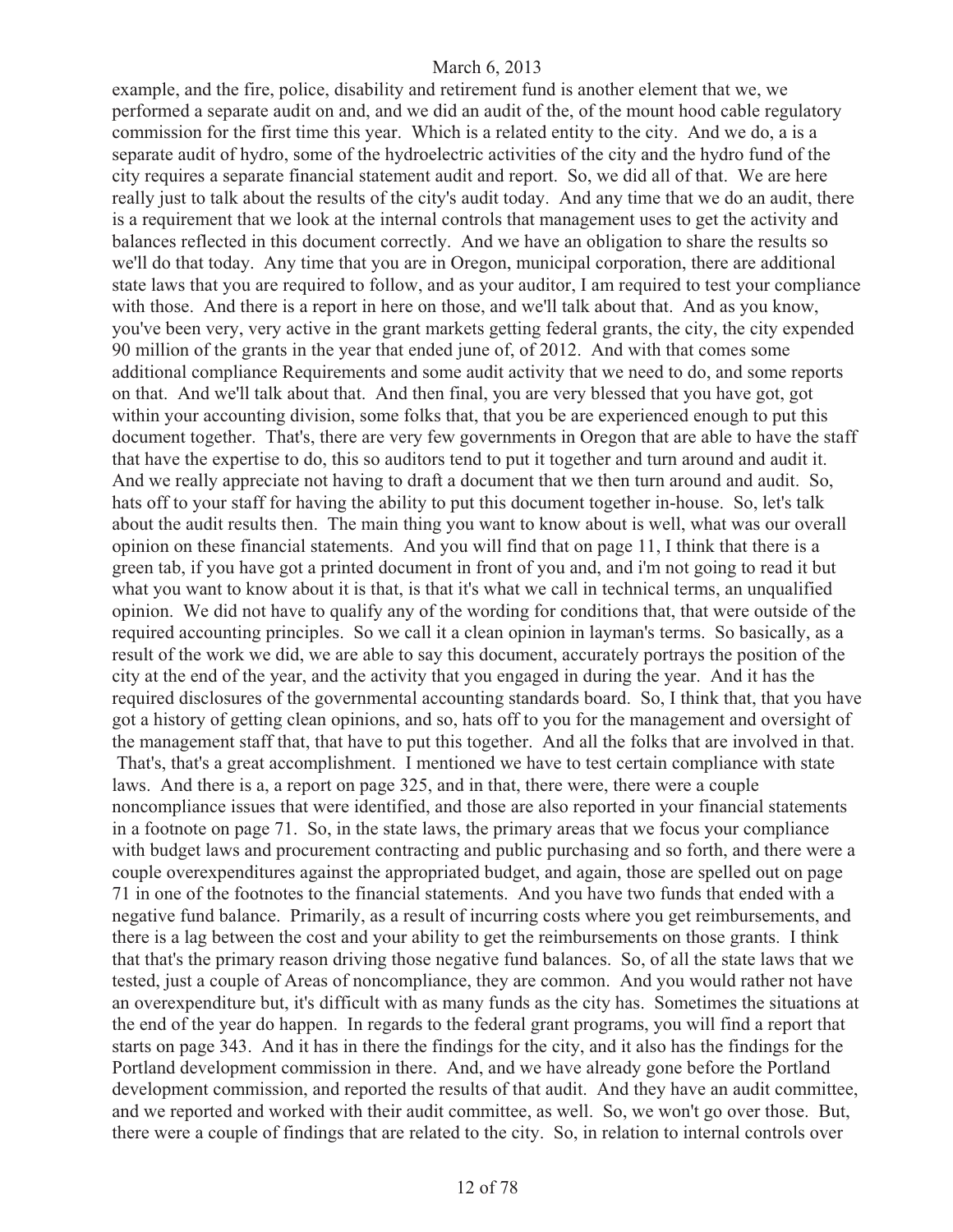example, and the fire, police, disability and retirement fund is another element that we, we performed a separate audit on and, and we did an audit of the, of the mount hood cable regulatory commission for the first time this year. Which is a related entity to the city. And we do, a is a separate audit of hydro, some of the hydroelectric activities of the city and the hydro fund of the city requires a separate financial statement audit and report. So, we did all of that. We are here really just to talk about the results of the city's audit today. And any time that we do an audit, there is a requirement that we look at the internal controls that management uses to get the activity and balances reflected in this document correctly. And we have an obligation to share the results so we'll do that today. Any time that you are in Oregon, municipal corporation, there are additional state laws that you are required to follow, and as your auditor, I am required to test your compliance with those. And there is a report in here on those, and we'll talk about that. And as you know, you've been very, very active in the grant markets getting federal grants, the city, the city expended 90 million of the grants in the year that ended june of, of 2012. And with that comes some additional compliance Requirements and some audit activity that we need to do, and some reports on that. And we'll talk about that. And then final, you are very blessed that you have got, got within your accounting division, some folks that, that you be are experienced enough to put this document together. That's, there are very few governments in Oregon that are able to have the staff that have the expertise to do, this so auditors tend to put it together and turn around and audit it. And we really appreciate not having to draft a document that we then turn around and audit. So, hats off to your staff for having the ability to put this document together in-house. So, let's talk about the audit results then. The main thing you want to know about is well, what was our overall opinion on these financial statements. And you will find that on page 11, I think that there is a green tab, if you have got a printed document in front of you and, and i'm not going to read it but what you want to know about it is that, is that it's what we call in technical terms, an unqualified opinion. We did not have to qualify any of the wording for conditions that, that were outside of the required accounting principles. So we call it a clean opinion in layman's terms. So basically, as a result of the work we did, we are able to say this document, accurately portrays the position of the city at the end of the year, and the activity that you engaged in during the year. And it has the required disclosures of the governmental accounting standards board. So, I think that, that you have got a history of getting clean opinions, and so, hats off to you for the management and oversight of the management staff that, that have to put this together. And all the folks that are involved in that. That's, that's a great accomplishment. I mentioned we have to test certain compliance with state laws. And there is a, a report on page 325, and in that, there were, there were a couple noncompliance issues that were identified, and those are also reported in your financial statements in a footnote on page 71. So, in the state laws, the primary areas that we focus your compliance with budget laws and procurement contracting and public purchasing and so forth, and there were a couple overexpenditures against the appropriated budget, and again, those are spelled out on page 71 in one of the footnotes to the financial statements. And you have two funds that ended with a negative fund balance. Primarily, as a result of incurring costs where you get reimbursements, and there is a lag between the cost and your ability to get the reimbursements on those grants. I think that that's the primary reason driving those negative fund balances. So, of all the state laws that we tested, just a couple of Areas of noncompliance, they are common. And you would rather not have an overexpenditure but, it's difficult with as many funds as the city has. Sometimes the situations at the end of the year do happen. In regards to the federal grant programs, you will find a report that starts on page 343. And it has in there the findings for the city, and it also has the findings for the Portland development commission in there. And, and we have already gone before the Portland development commission, and reported the results of that audit. And they have an audit committee, and we reported and worked with their audit committee, as well. So, we won't go over those. But, there were a couple of findings that are related to the city. So, in relation to internal controls over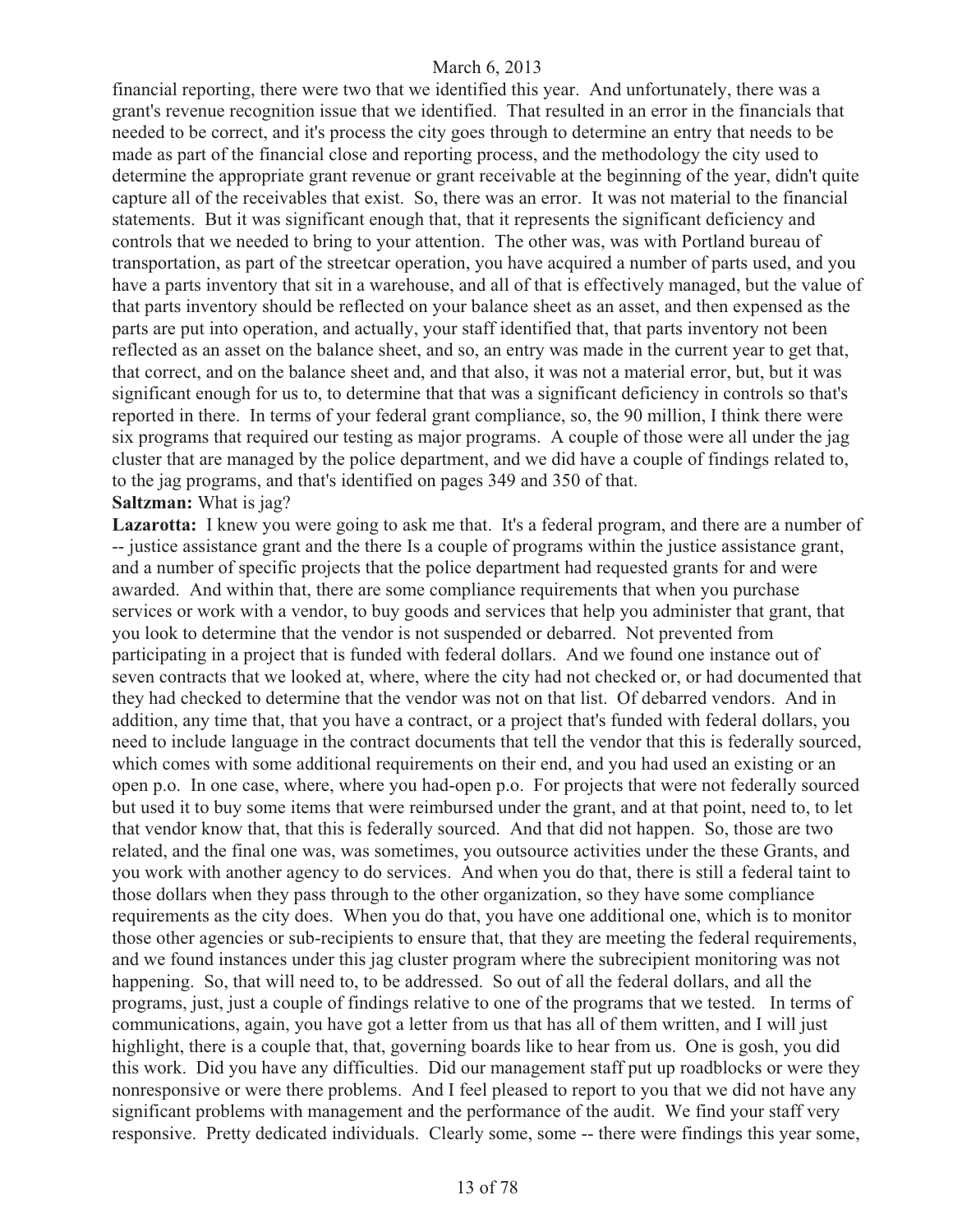financial reporting, there were two that we identified this year. And unfortunately, there was a grant's revenue recognition issue that we identified. That resulted in an error in the financials that needed to be correct, and it's process the city goes through to determine an entry that needs to be made as part of the financial close and reporting process, and the methodology the city used to determine the appropriate grant revenue or grant receivable at the beginning of the year, didn't quite capture all of the receivables that exist. So, there was an error. It was not material to the financial statements. But it was significant enough that, that it represents the significant deficiency and controls that we needed to bring to your attention. The other was, was with Portland bureau of transportation, as part of the streetcar operation, you have acquired a number of parts used, and you have a parts inventory that sit in a warehouse, and all of that is effectively managed, but the value of that parts inventory should be reflected on your balance sheet as an asset, and then expensed as the parts are put into operation, and actually, your staff identified that, that parts inventory not been reflected as an asset on the balance sheet, and so, an entry was made in the current year to get that, that correct, and on the balance sheet and, and that also, it was not a material error, but, but it was significant enough for us to, to determine that that was a significant deficiency in controls so that's reported in there. In terms of your federal grant compliance, so, the 90 million, I think there were six programs that required our testing as major programs. A couple of those were all under the jag cluster that are managed by the police department, and we did have a couple of findings related to, to the jag programs, and that's identified on pages 349 and 350 of that.

**Saltzman:** What is jag?

**Lazarotta:** I knew you were going to ask me that. It's a federal program, and there are a number of -- justice assistance grant and the there Is a couple of programs within the justice assistance grant, and a number of specific projects that the police department had requested grants for and were awarded. And within that, there are some compliance requirements that when you purchase services or work with a vendor, to buy goods and services that help you administer that grant, that you look to determine that the vendor is not suspended or debarred. Not prevented from participating in a project that is funded with federal dollars. And we found one instance out of seven contracts that we looked at, where, where the city had not checked or, or had documented that they had checked to determine that the vendor was not on that list. Of debarred vendors. And in addition, any time that, that you have a contract, or a project that's funded with federal dollars, you need to include language in the contract documents that tell the vendor that this is federally sourced, which comes with some additional requirements on their end, and you had used an existing or an open p.o. In one case, where, where you had-open p.o. For projects that were not federally sourced but used it to buy some items that were reimbursed under the grant, and at that point, need to, to let that vendor know that, that this is federally sourced. And that did not happen. So, those are two related, and the final one was, was sometimes, you outsource activities under the these Grants, and you work with another agency to do services. And when you do that, there is still a federal taint to those dollars when they pass through to the other organization, so they have some compliance requirements as the city does. When you do that, you have one additional one, which is to monitor those other agencies or sub-recipients to ensure that, that they are meeting the federal requirements, and we found instances under this jag cluster program where the subrecipient monitoring was not happening. So, that will need to, to be addressed. So out of all the federal dollars, and all the programs, just, just a couple of findings relative to one of the programs that we tested. In terms of communications, again, you have got a letter from us that has all of them written, and I will just highlight, there is a couple that, that, governing boards like to hear from us. One is gosh, you did this work. Did you have any difficulties. Did our management staff put up roadblocks or were they nonresponsive or were there problems. And I feel pleased to report to you that we did not have any significant problems with management and the performance of the audit. We find your staff very responsive. Pretty dedicated individuals. Clearly some, some -- there were findings this year some,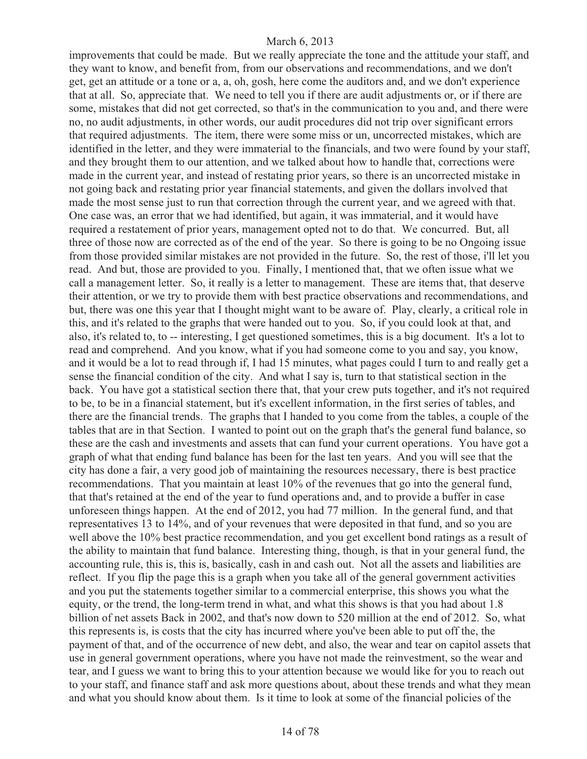improvements that could be made. But we really appreciate the tone and the attitude your staff, and they want to know, and benefit from, from our observations and recommendations, and we don't get, get an attitude or a tone or a, a, oh, gosh, here come the auditors and, and we don't experience that at all. So, appreciate that. We need to tell you if there are audit adjustments or, or if there are some, mistakes that did not get corrected, so that's in the communication to you and, and there were no, no audit adjustments, in other words, our audit procedures did not trip over significant errors that required adjustments. The item, there were some miss or un, uncorrected mistakes, which are identified in the letter, and they were immaterial to the financials, and two were found by your staff, and they brought them to our attention, and we talked about how to handle that, corrections were made in the current year, and instead of restating prior years, so there is an uncorrected mistake in not going back and restating prior year financial statements, and given the dollars involved that made the most sense just to run that correction through the current year, and we agreed with that. One case was, an error that we had identified, but again, it was immaterial, and it would have required a restatement of prior years, management opted not to do that. We concurred. But, all three of those now are corrected as of the end of the year. So there is going to be no Ongoing issue from those provided similar mistakes are not provided in the future. So, the rest of those, i'll let you read. And but, those are provided to you. Finally, I mentioned that, that we often issue what we call a management letter. So, it really is a letter to management. These are items that, that deserve their attention, or we try to provide them with best practice observations and recommendations, and but, there was one this year that I thought might want to be aware of. Play, clearly, a critical role in this, and it's related to the graphs that were handed out to you. So, if you could look at that, and also, it's related to, to -- interesting, I get questioned sometimes, this is a big document. It's a lot to read and comprehend. And you know, what if you had someone come to you and say, you know, and it would be a lot to read through if, I had 15 minutes, what pages could I turn to and really get a sense the financial condition of the city. And what I say is, turn to that statistical section in the back. You have got a statistical section there that, that your crew puts together, and it's not required to be, to be in a financial statement, but it's excellent information, in the first series of tables, and there are the financial trends. The graphs that I handed to you come from the tables, a couple of the tables that are in that Section. I wanted to point out on the graph that's the general fund balance, so these are the cash and investments and assets that can fund your current operations. You have got a graph of what that ending fund balance has been for the last ten years. And you will see that the city has done a fair, a very good job of maintaining the resources necessary, there is best practice recommendations. That you maintain at least 10% of the revenues that go into the general fund, that that's retained at the end of the year to fund operations and, and to provide a buffer in case unforeseen things happen. At the end of 2012, you had 77 million. In the general fund, and that representatives 13 to 14%, and of your revenues that were deposited in that fund, and so you are well above the 10% best practice recommendation, and you get excellent bond ratings as a result of the ability to maintain that fund balance. Interesting thing, though, is that in your general fund, the accounting rule, this is, this is, basically, cash in and cash out. Not all the assets and liabilities are reflect. If you flip the page this is a graph when you take all of the general government activities and you put the statements together similar to a commercial enterprise, this shows you what the equity, or the trend, the long-term trend in what, and what this shows is that you had about 1.8 billion of net assets Back in 2002, and that's now down to 520 million at the end of 2012. So, what this represents is, is costs that the city has incurred where you've been able to put off the, the payment of that, and of the occurrence of new debt, and also, the wear and tear on capitol assets that use in general government operations, where you have not made the reinvestment, so the wear and tear, and I guess we want to bring this to your attention because we would like for you to reach out to your staff, and finance staff and ask more questions about, about these trends and what they mean and what you should know about them. Is it time to look at some of the financial policies of the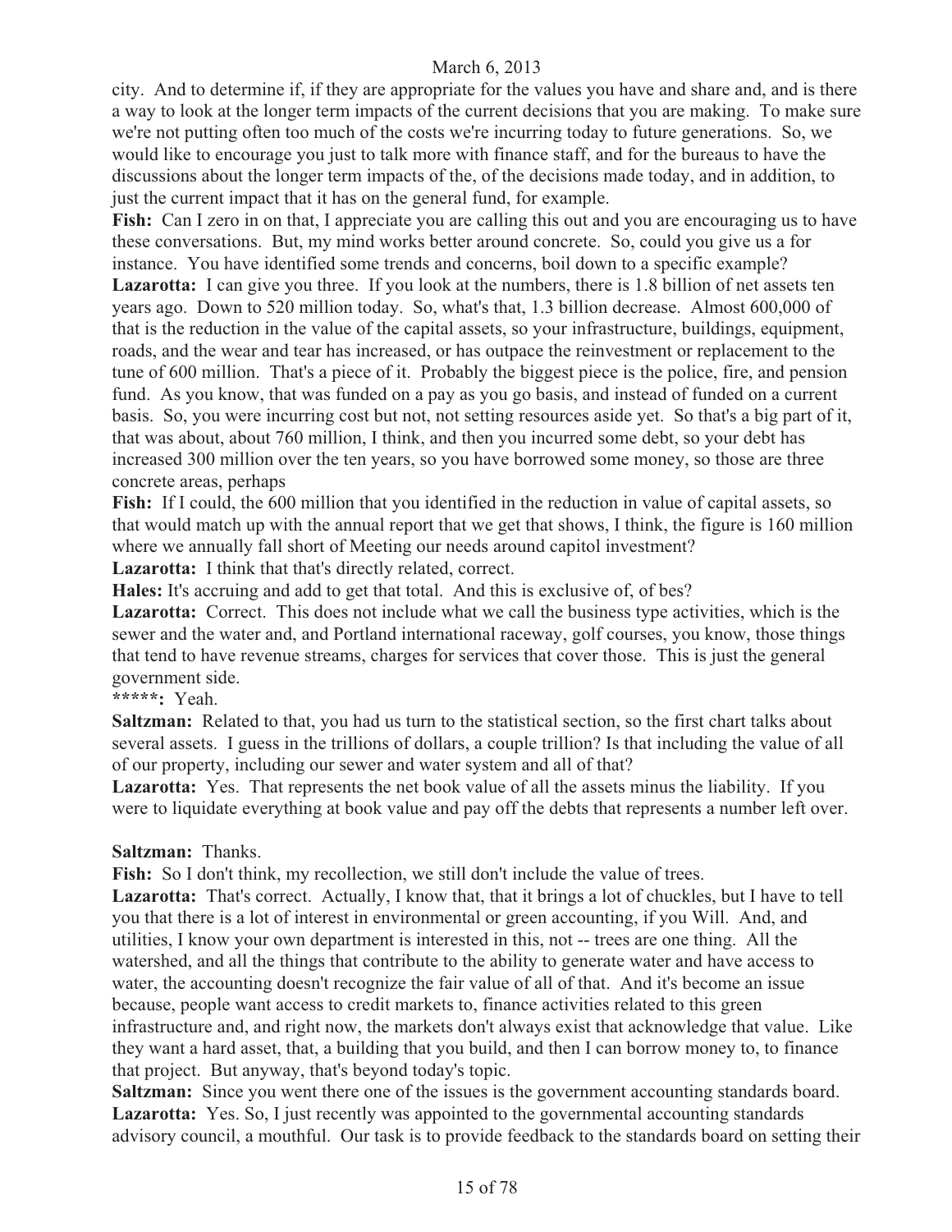city. And to determine if, if they are appropriate for the values you have and share and, and is there a way to look at the longer term impacts of the current decisions that you are making. To make sure we're not putting often too much of the costs we're incurring today to future generations. So, we would like to encourage you just to talk more with finance staff, and for the bureaus to have the discussions about the longer term impacts of the, of the decisions made today, and in addition, to just the current impact that it has on the general fund, for example.

**Fish:** Can I zero in on that, I appreciate you are calling this out and you are encouraging us to have these conversations. But, my mind works better around concrete. So, could you give us a for instance. You have identified some trends and concerns, boil down to a specific example?

**Lazarotta:** I can give you three. If you look at the numbers, there is 1.8 billion of net assets ten years ago. Down to 520 million today. So, what's that, 1.3 billion decrease. Almost 600,000 of that is the reduction in the value of the capital assets, so your infrastructure, buildings, equipment, roads, and the wear and tear has increased, or has outpace the reinvestment or replacement to the tune of 600 million. That's a piece of it. Probably the biggest piece is the police, fire, and pension fund. As you know, that was funded on a pay as you go basis, and instead of funded on a current basis. So, you were incurring cost but not, not setting resources aside yet. So that's a big part of it, that was about, about 760 million, I think, and then you incurred some debt, so your debt has increased 300 million over the ten years, so you have borrowed some money, so those are three concrete areas, perhaps

**Fish:** If I could, the 600 million that you identified in the reduction in value of capital assets, so that would match up with the annual report that we get that shows, I think, the figure is 160 million where we annually fall short of Meeting our needs around capitol investment?

**Lazarotta:** I think that that's directly related, correct.

**Hales:** It's accruing and add to get that total. And this is exclusive of, of bes?

**Lazarotta:** Correct. This does not include what we call the business type activities, which is the sewer and the water and, and Portland international raceway, golf courses, you know, those things that tend to have revenue streams, charges for services that cover those. This is just the general government side.

**\*\*\*\*\*:** Yeah.

**Saltzman:** Related to that, you had us turn to the statistical section, so the first chart talks about several assets. I guess in the trillions of dollars, a couple trillion? Is that including the value of all of our property, including our sewer and water system and all of that?

**Lazarotta:** Yes. That represents the net book value of all the assets minus the liability. If you were to liquidate everything at book value and pay off the debts that represents a number left over.

**Saltzman:** Thanks.

**Fish:** So I don't think, my recollection, we still don't include the value of trees.

**Lazarotta:** That's correct. Actually, I know that, that it brings a lot of chuckles, but I have to tell you that there is a lot of interest in environmental or green accounting, if you Will. And, and utilities, I know your own department is interested in this, not -- trees are one thing. All the watershed, and all the things that contribute to the ability to generate water and have access to water, the accounting doesn't recognize the fair value of all of that. And it's become an issue because, people want access to credit markets to, finance activities related to this green infrastructure and, and right now, the markets don't always exist that acknowledge that value. Like they want a hard asset, that, a building that you build, and then I can borrow money to, to finance that project. But anyway, that's beyond today's topic.

**Saltzman:** Since you went there one of the issues is the government accounting standards board.

**Lazarotta:** Yes. So, I just recently was appointed to the governmental accounting standards advisory council, a mouthful. Our task is to provide feedback to the standards board on setting their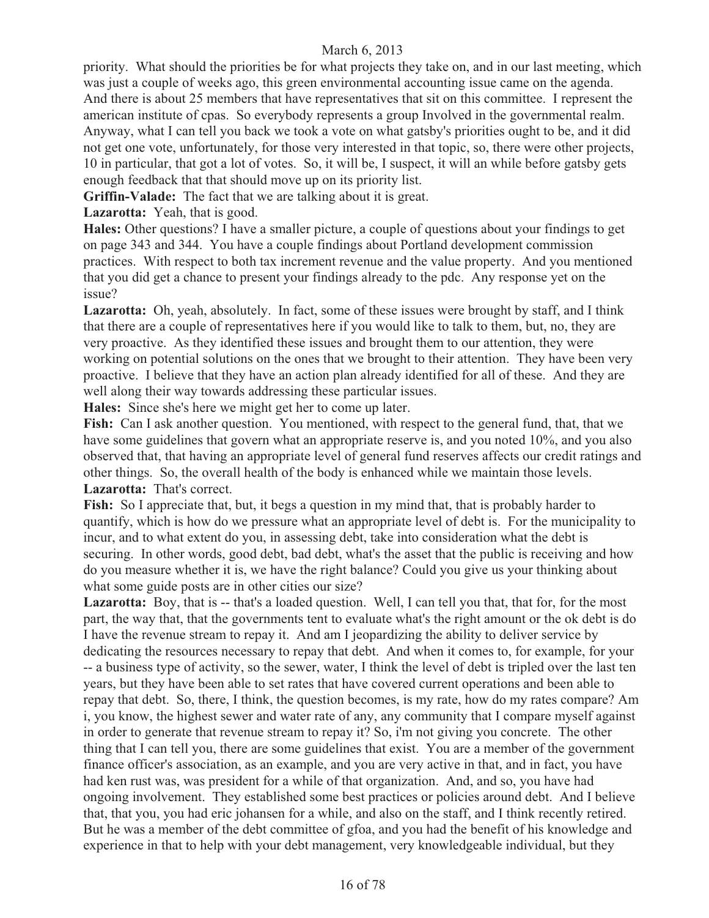priority. What should the priorities be for what projects they take on, and in our last meeting, which was just a couple of weeks ago, this green environmental accounting issue came on the agenda. And there is about 25 members that have representatives that sit on this committee. I represent the american institute of cpas. So everybody represents a group Involved in the governmental realm. Anyway, what I can tell you back we took a vote on what gatsby's priorities ought to be, and it did not get one vote, unfortunately, for those very interested in that topic, so, there were other projects, 10 in particular, that got a lot of votes. So, it will be, I suspect, it will an while before gatsby gets enough feedback that that should move up on its priority list.

**Griffin-Valade:** The fact that we are talking about it is great.

**Lazarotta:** Yeah, that is good.

**Hales:** Other questions? I have a smaller picture, a couple of questions about your findings to get on page 343 and 344. You have a couple findings about Portland development commission practices. With respect to both tax increment revenue and the value property. And you mentioned that you did get a chance to present your findings already to the pdc. Any response yet on the issue?

**Lazarotta:** Oh, yeah, absolutely. In fact, some of these issues were brought by staff, and I think that there are a couple of representatives here if you would like to talk to them, but, no, they are very proactive. As they identified these issues and brought them to our attention, they were working on potential solutions on the ones that we brought to their attention. They have been very proactive. I believe that they have an action plan already identified for all of these. And they are well along their way towards addressing these particular issues.

**Hales:** Since she's here we might get her to come up later.

**Fish:** Can I ask another question. You mentioned, with respect to the general fund, that, that we have some guidelines that govern what an appropriate reserve is, and you noted 10%, and you also observed that, that having an appropriate level of general fund reserves affects our credit ratings and other things. So, the overall health of the body is enhanced while we maintain those levels.

**Lazarotta:** That's correct.

**Fish:** So I appreciate that, but, it begs a question in my mind that, that is probably harder to quantify, which is how do we pressure what an appropriate level of debt is. For the municipality to incur, and to what extent do you, in assessing debt, take into consideration what the debt is securing. In other words, good debt, bad debt, what's the asset that the public is receiving and how do you measure whether it is, we have the right balance? Could you give us your thinking about what some guide posts are in other cities our size?

**Lazarotta:** Boy, that is -- that's a loaded question. Well, I can tell you that, that for, for the most part, the way that, that the governments tent to evaluate what's the right amount or the ok debt is do I have the revenue stream to repay it. And am I jeopardizing the ability to deliver service by dedicating the resources necessary to repay that debt. And when it comes to, for example, for your -- a business type of activity, so the sewer, water, I think the level of debt is tripled over the last ten years, but they have been able to set rates that have covered current operations and been able to repay that debt. So, there, I think, the question becomes, is my rate, how do my rates compare? Am i, you know, the highest sewer and water rate of any, any community that I compare myself against in order to generate that revenue stream to repay it? So, i'm not giving you concrete. The other thing that I can tell you, there are some guidelines that exist. You are a member of the government finance officer's association, as an example, and you are very active in that, and in fact, you have had ken rust was, was president for a while of that organization. And, and so, you have had ongoing involvement. They established some best practices or policies around debt. And I believe that, that you, you had eric johansen for a while, and also on the staff, and I think recently retired. But he was a member of the debt committee of gfoa, and you had the benefit of his knowledge and experience in that to help with your debt management, very knowledgeable individual, but they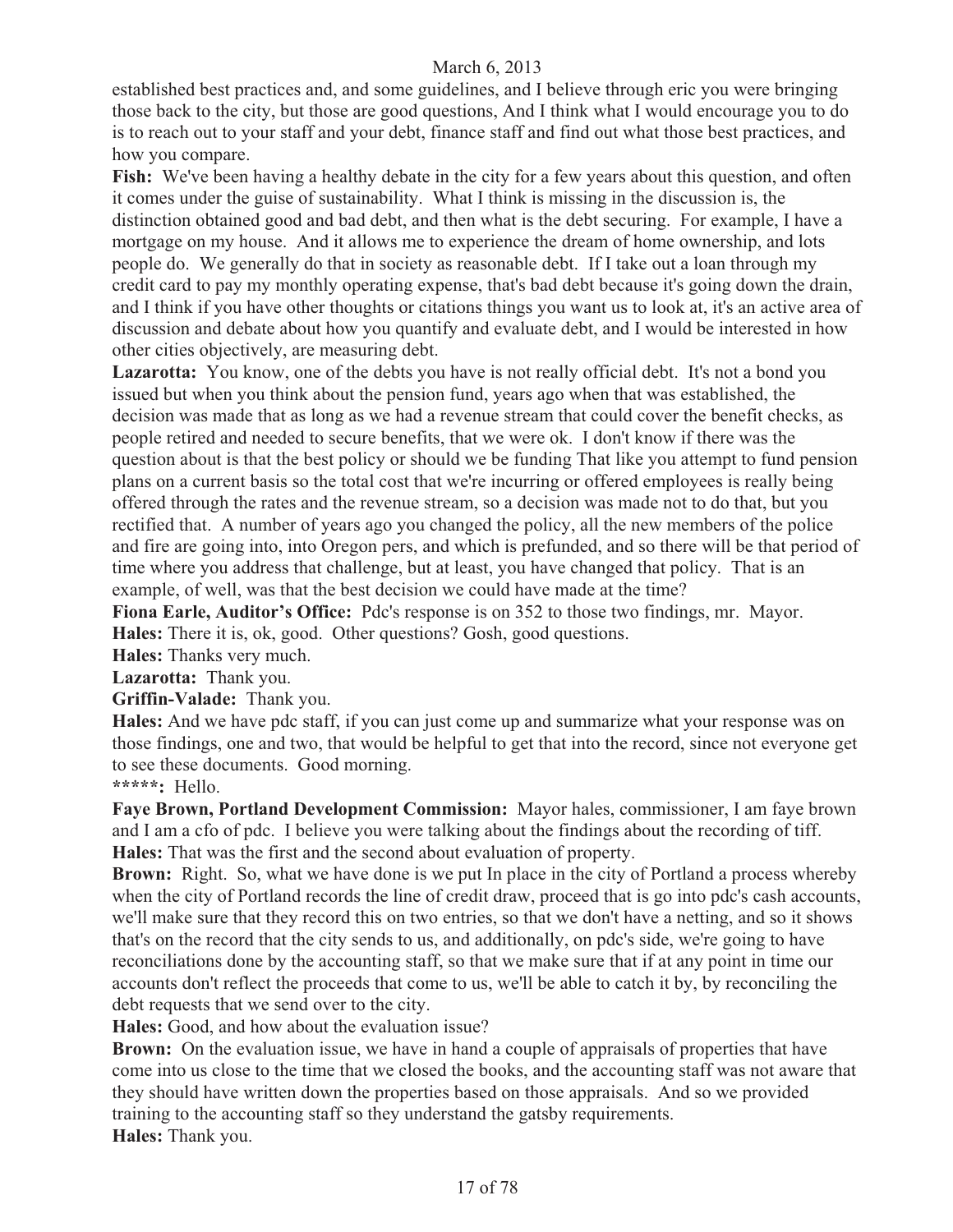established best practices and, and some guidelines, and I believe through eric you were bringing those back to the city, but those are good questions, And I think what I would encourage you to do is to reach out to your staff and your debt, finance staff and find out what those best practices, and how you compare.

**Fish:** We've been having a healthy debate in the city for a few years about this question, and often it comes under the guise of sustainability. What I think is missing in the discussion is, the distinction obtained good and bad debt, and then what is the debt securing. For example, I have a mortgage on my house. And it allows me to experience the dream of home ownership, and lots people do. We generally do that in society as reasonable debt. If I take out a loan through my credit card to pay my monthly operating expense, that's bad debt because it's going down the drain, and I think if you have other thoughts or citations things you want us to look at, it's an active area of discussion and debate about how you quantify and evaluate debt, and I would be interested in how other cities objectively, are measuring debt.

**Lazarotta:** You know, one of the debts you have is not really official debt. It's not a bond you issued but when you think about the pension fund, years ago when that was established, the decision was made that as long as we had a revenue stream that could cover the benefit checks, as people retired and needed to secure benefits, that we were ok. I don't know if there was the question about is that the best policy or should we be funding That like you attempt to fund pension plans on a current basis so the total cost that we're incurring or offered employees is really being offered through the rates and the revenue stream, so a decision was made not to do that, but you rectified that. A number of years ago you changed the policy, all the new members of the police and fire are going into, into Oregon pers, and which is prefunded, and so there will be that period of time where you address that challenge, but at least, you have changed that policy. That is an example, of well, was that the best decision we could have made at the time?

**Fiona Earle, Auditor's Office:** Pdc's response is on 352 to those two findings, mr. Mayor.

**Hales:** There it is, ok, good. Other questions? Gosh, good questions.

**Hales:** Thanks very much.

**Lazarotta:** Thank you.

**Griffin-Valade:** Thank you.

**Hales:** And we have pdc staff, if you can just come up and summarize what your response was on those findings, one and two, that would be helpful to get that into the record, since not everyone get to see these documents. Good morning.

*****: Hello.

**Faye Brown, Portland Development Commission:** Mayor hales, commissioner, I am faye brown and I am a cfo of pdc. I believe you were talking about the findings about the recording of tiff.

**Hales:** That was the first and the second about evaluation of property.

**Brown:** Right. So, what we have done is we put In place in the city of Portland a process whereby when the city of Portland records the line of credit draw, proceed that is go into pdc's cash accounts, we'll make sure that they record this on two entries, so that we don't have a netting, and so it shows that's on the record that the city sends to us, and additionally, on pdc's side, we're going to have reconciliations done by the accounting staff, so that we make sure that if at any point in time our accounts don't reflect the proceeds that come to us, we'll be able to catch it by, by reconciling the debt requests that we send over to the city.

**Hales:** Good, and how about the evaluation issue?

**Brown:** On the evaluation issue, we have in hand a couple of appraisals of properties that have come into us close to the time that we closed the books, and the accounting staff was not aware that they should have written down the properties based on those appraisals. And so we provided training to the accounting staff so they understand the gatsby requirements.

**Hales:** Thank you.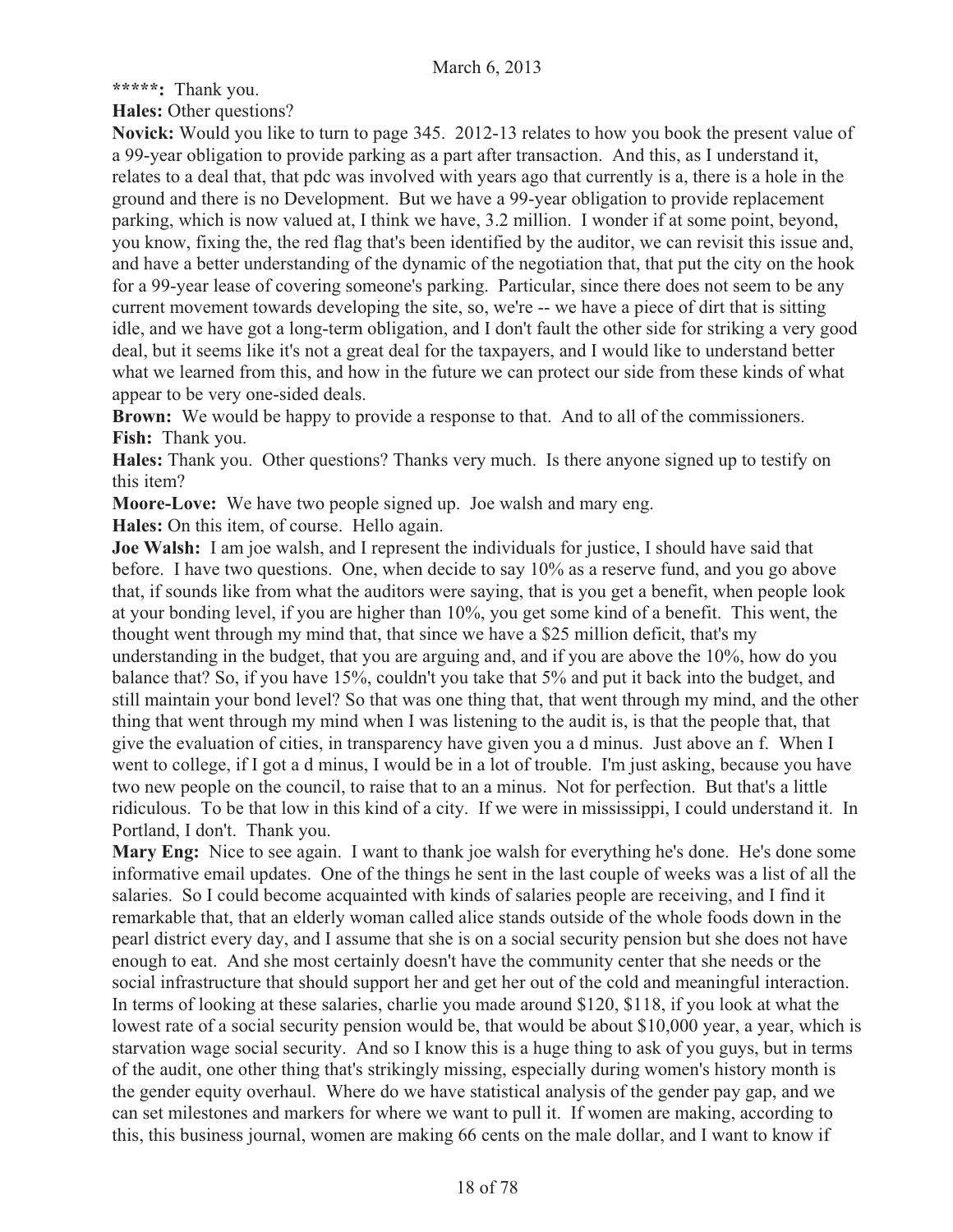**\*\*\*\*\*:** Thank you.

**Hales:** Other questions?

**Novick:** Would you like to turn to page 345. 2012-13 relates to how you book the present value of a 99-year obligation to provide parking as a part after transaction. And this, as I understand it, relates to a deal that, that pdc was involved with years ago that currently is a, there is a hole in the ground and there is no Development. But we have a 99-year obligation to provide replacement parking, which is now valued at, I think we have, 3.2 million. I wonder if at some point, beyond, you know, fixing the, the red flag that's been identified by the auditor, we can revisit this issue and, and have a better understanding of the dynamic of the negotiation that, that put the city on the hook for a 99-year lease of covering someone's parking. Particular, since there does not seem to be any current movement towards developing the site, so, we're -- we have a piece of dirt that is sitting idle, and we have got a long-term obligation, and I don't fault the other side for striking a very good deal, but it seems like it's not a great deal for the taxpayers, and I would like to understand better what we learned from this, and how in the future we can protect our side from these kinds of what appear to be very one-sided deals.

**Brown:** We would be happy to provide a response to that. And to all of the commissioners.

**Fish:** Thank you.

**Hales:** Thank you. Other questions? Thanks very much. Is there anyone signed up to testify on this item?

**Moore-Love:** We have two people signed up. Joe walsh and mary eng.

**Hales:** On this item, of course. Hello again.

**Joe Walsh:** I am joe walsh, and I represent the individuals for justice, I should have said that before. I have two questions. One, when decide to say 10% as a reserve fund, and you go above that, if sounds like from what the auditors were saying, that is you get a benefit, when people look at your bonding level, if you are higher than 10%, you get some kind of a benefit. This went, the thought went through my mind that, that since we have a $25 million deficit, that's my understanding in the budget, that you are arguing and, and if you are above the 10%, how do you balance that? So, if you have 15%, couldn't you take that 5% and put it back into the budget, and still maintain your bond level? So that was one thing that, that went through my mind, and the other thing that went through my mind when I was listening to the audit is, is that the people that, that give the evaluation of cities, in transparency have given you a d minus. Just above an f. When I went to college, if I got a d minus, I would be in a lot of trouble. I'm just asking, because you have two new people on the council, to raise that to an a minus. Not for perfection. But that's a little ridiculous. To be that low in this kind of a city. If we were in mississippi, I could understand it. In Portland, I don't. Thank you.

**Mary Eng:** Nice to see again. I want to thank joe walsh for everything he's done. He's done some informative email updates. One of the things he sent in the last couple of weeks was a list of all the salaries. So I could become acquainted with kinds of salaries people are receiving, and I find it remarkable that, that an elderly woman called alice stands outside of the whole foods down in the pearl district every day, and I assume that she is on a social security pension but she does not have enough to eat. And she most certainly doesn't have the community center that she needs or the social infrastructure that should support her and get her out of the cold and meaningful interaction. In terms of looking at these salaries, charlie you made around $120, $118, if you look at what the lowest rate of a social security pension would be, that would be about $10,000 year, a year, which is starvation wage social security. And so I know this is a huge thing to ask of you guys, but in terms of the audit, one other thing that's strikingly missing, especially during women's history month is the gender equity overhaul. Where do we have statistical analysis of the gender pay gap, and we can set milestones and markers for where we want to pull it. If women are making, according to this, this business journal, women are making 66 cents on the male dollar, and I want to know if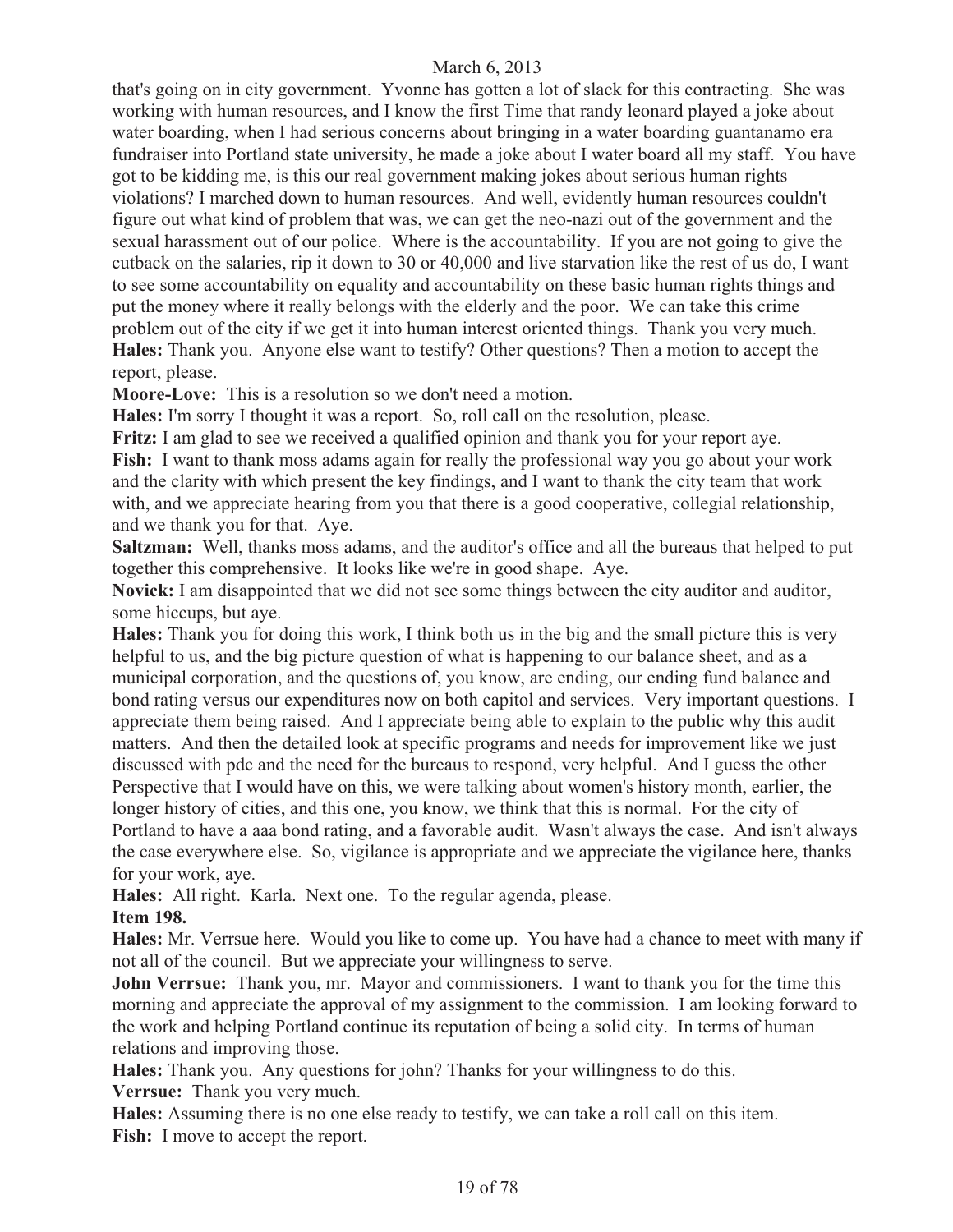that's going on in city government. Yvonne has gotten a lot of slack for this contracting. She was working with human resources, and I know the first Time that randy leonard played a joke about water boarding, when I had serious concerns about bringing in a water boarding guantanamo era fundraiser into Portland state university, he made a joke about I water board all my staff. You have got to be kidding me, is this our real government making jokes about serious human rights violations? I marched down to human resources. And well, evidently human resources couldn't figure out what kind of problem that was, we can get the neo-nazi out of the government and the sexual harassment out of our police. Where is the accountability. If you are not going to give the cutback on the salaries, rip it down to 30 or 40,000 and live starvation like the rest of us do, I want to see some accountability on equality and accountability on these basic human rights things and put the money where it really belongs with the elderly and the poor. We can take this crime problem out of the city if we get it into human interest oriented things. Thank you very much.

**Hales:** Thank you. Anyone else want to testify? Other questions? Then a motion to accept the report, please.

**Moore-Love:** This is a resolution so we don't need a motion.

**Hales:** I'm sorry I thought it was a report. So, roll call on the resolution, please.

**Fritz:** I am glad to see we received a qualified opinion and thank you for your report aye.

**Fish:** I want to thank moss adams again for really the professional way you go about your work and the clarity with which present the key findings, and I want to thank the city team that work with, and we appreciate hearing from you that there is a good cooperative, collegial relationship, and we thank you for that. Aye.

**Saltzman:** Well, thanks moss adams, and the auditor's office and all the bureaus that helped to put together this comprehensive. It looks like we're in good shape. Aye.

**Novick:** I am disappointed that we did not see some things between the city auditor and auditor, some hiccups, but aye.

**Hales:** Thank you for doing this work, I think both us in the big and the small picture this is very helpful to us, and the big picture question of what is happening to our balance sheet, and as a municipal corporation, and the questions of, you know, are ending, our ending fund balance and bond rating versus our expenditures now on both capitol and services. Very important questions. I appreciate them being raised. And I appreciate being able to explain to the public why this audit matters. And then the detailed look at specific programs and needs for improvement like we just discussed with pdc and the need for the bureaus to respond, very helpful. And I guess the other Perspective that I would have on this, we were talking about women's history month, earlier, the longer history of cities, and this one, you know, we think that this is normal. For the city of Portland to have a aaa bond rating, and a favorable audit. Wasn't always the case. And isn't always the case everywhere else. So, vigilance is appropriate and we appreciate the vigilance here, thanks for your work, aye.

**Hales:** All right. Karla. Next one. To the regular agenda, please.

**Item 198.**

**Hales:** Mr. Verrsue here. Would you like to come up. You have had a chance to meet with many if not all of the council. But we appreciate your willingness to serve.

**John Verrsue:** Thank you, mr. Mayor and commissioners. I want to thank you for the time this morning and appreciate the approval of my assignment to the commission. I am looking forward to the work and helping Portland continue its reputation of being a solid city. In terms of human relations and improving those.

**Hales:** Thank you. Any questions for john? Thanks for your willingness to do this.

**Verrsue:** Thank you very much.

**Hales:** Assuming there is no one else ready to testify, we can take a roll call on this item.

**Fish:** I move to accept the report.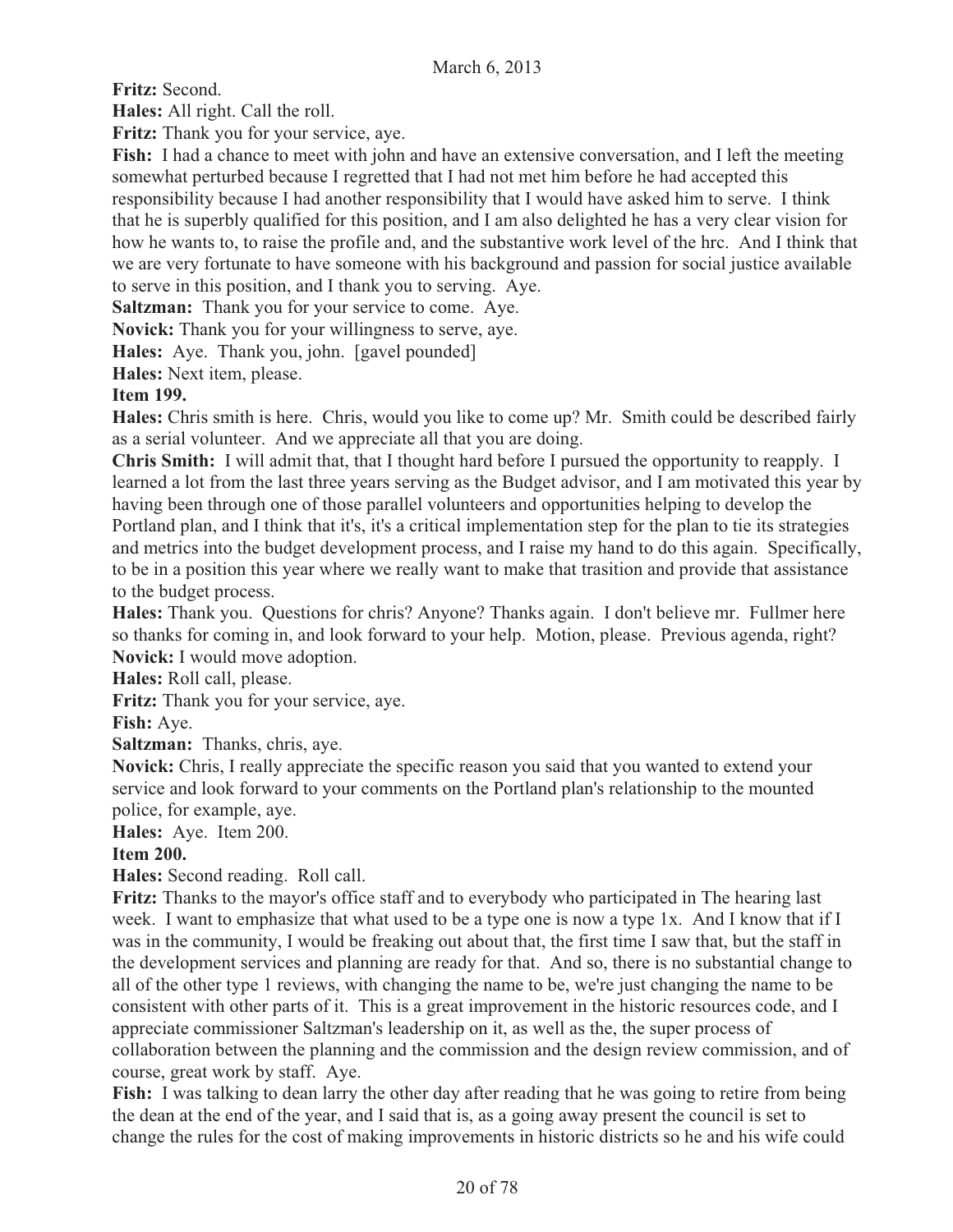**Fritz:** Second.

**Hales:** All right. Call the roll.

**Fritz:** Thank you for your service, aye.

**Fish:** I had a chance to meet with john and have an extensive conversation, and I left the meeting somewhat perturbed because I regretted that I had not met him before he had accepted this responsibility because I had another responsibility that I would have asked him to serve. I think that he is superbly qualified for this position, and I am also delighted he has a very clear vision for how he wants to, to raise the profile and, and the substantive work level of the hrc. And I think that we are very fortunate to have someone with his background and passion for social justice available to serve in this position, and I thank you to serving. Aye.

**Saltzman:** Thank you for your service to come. Aye.

**Novick:** Thank you for your willingness to serve, aye.

**Hales:** Aye. Thank you, john. [gavel pounded]

**Hales:** Next item, please.

**Item 199.**

**Hales:** Chris smith is here. Chris, would you like to come up? Mr. Smith could be described fairly as a serial volunteer. And we appreciate all that you are doing.

**Chris Smith:** I will admit that, that I thought hard before I pursued the opportunity to reapply. I learned a lot from the last three years serving as the Budget advisor, and I am motivated this year by having been through one of those parallel volunteers and opportunities helping to develop the Portland plan, and I think that it's, it's a critical implementation step for the plan to tie its strategies and metrics into the budget development process, and I raise my hand to do this again. Specifically, to be in a position this year where we really want to make that trasition and provide that assistance to the budget process.

**Hales:** Thank you. Questions for chris? Anyone? Thanks again. I don't believe mr. Fullmer here so thanks for coming in, and look forward to your help. Motion, please. Previous agenda, right?

**Novick:** I would move adoption.

**Hales:** Roll call, please.

**Fritz:** Thank you for your service, aye.

**Fish:** Aye.

**Saltzman:** Thanks, chris, aye.

**Novick:** Chris, I really appreciate the specific reason you said that you wanted to extend your service and look forward to your comments on the Portland plan's relationship to the mounted police, for example, aye.

**Hales:** Aye. Item 200.

**Item 200.**

**Hales:** Second reading. Roll call.

**Fritz:** Thanks to the mayor's office staff and to everybody who participated in The hearing last week. I want to emphasize that what used to be a type one is now a type 1x. And I know that if I was in the community, I would be freaking out about that, the first time I saw that, but the staff in the development services and planning are ready for that. And so, there is no substantial change to all of the other type 1 reviews, with changing the name to be, we're just changing the name to be consistent with other parts of it. This is a great improvement in the historic resources code, and I appreciate commissioner Saltzman's leadership on it, as well as the, the super process of collaboration between the planning and the commission and the design review commission, and of course, great work by staff. Aye.

**Fish:** I was talking to dean larry the other day after reading that he was going to retire from being the dean at the end of the year, and I said that is, as a going away present the council is set to change the rules for the cost of making improvements in historic districts so he and his wife could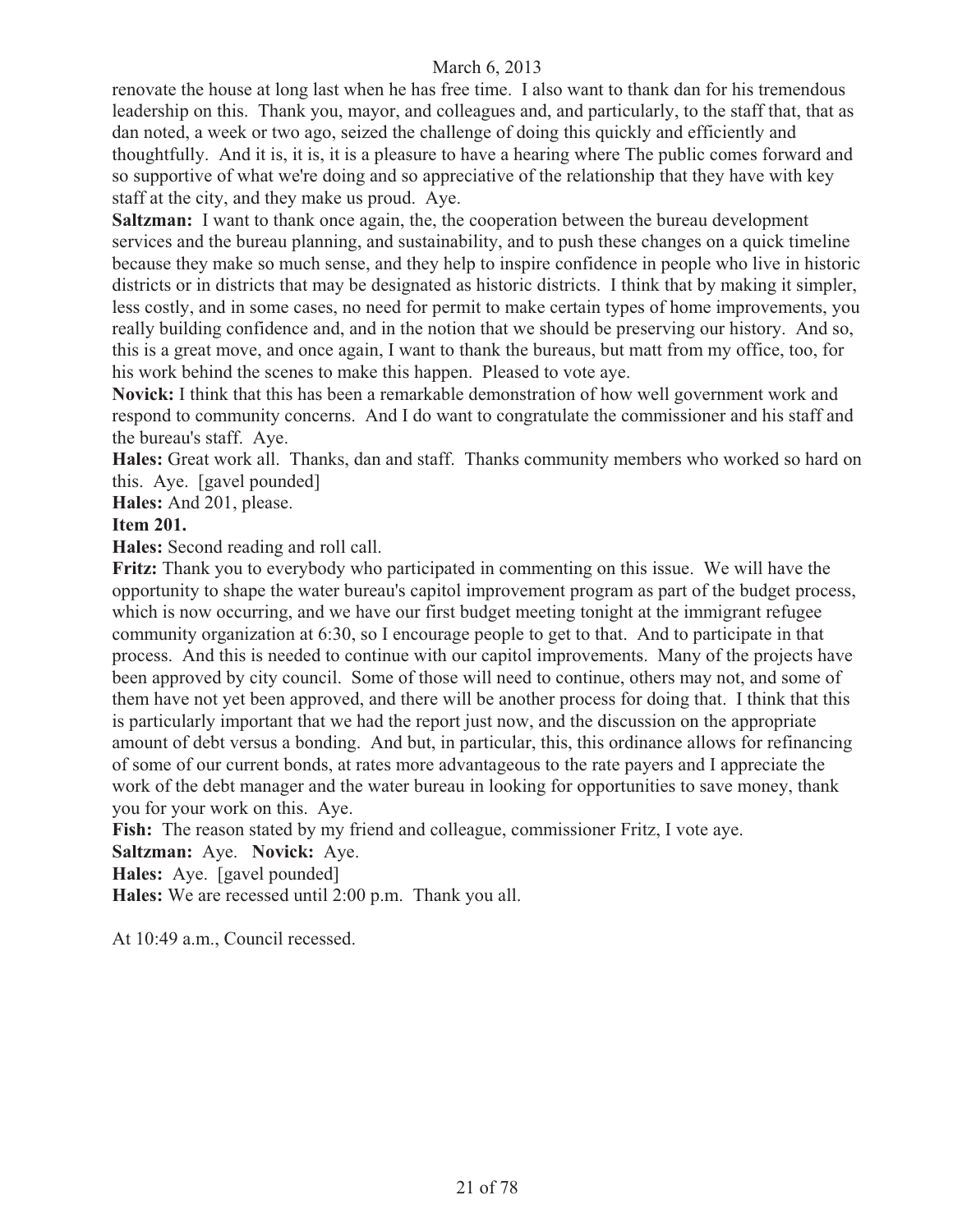renovate the house at long last when he has free time. I also want to thank dan for his tremendous leadership on this. Thank you, mayor, and colleagues and, and particularly, to the staff that, that as dan noted, a week or two ago, seized the challenge of doing this quickly and efficiently and thoughtfully. And it is, it is, it is a pleasure to have a hearing where The public comes forward and so supportive of what we're doing and so appreciative of the relationship that they have with key staff at the city, and they make us proud. Aye.

**Saltzman:** I want to thank once again, the, the cooperation between the bureau development services and the bureau planning, and sustainability, and to push these changes on a quick timeline because they make so much sense, and they help to inspire confidence in people who live in historic districts or in districts that may be designated as historic districts. I think that by making it simpler, less costly, and in some cases, no need for permit to make certain types of home improvements, you really building confidence and, and in the notion that we should be preserving our history. And so, this is a great move, and once again, I want to thank the bureaus, but matt from my office, too, for his work behind the scenes to make this happen. Pleased to vote aye.

**Novick:** I think that this has been a remarkable demonstration of how well government work and respond to community concerns. And I do want to congratulate the commissioner and his staff and the bureau's staff. Aye.

**Hales:** Great work all. Thanks, dan and staff. Thanks community members who worked so hard on this. Aye. [gavel pounded]

**Hales:** And 201, please.

**Item 201.**

**Hales:** Second reading and roll call.

**Fritz:** Thank you to everybody who participated in commenting on this issue. We will have the opportunity to shape the water bureau's capitol improvement program as part of the budget process, which is now occurring, and we have our first budget meeting tonight at the immigrant refugee community organization at 6:30, so I encourage people to get to that. And to participate in that process. And this is needed to continue with our capitol improvements. Many of the projects have been approved by city council. Some of those will need to continue, others may not, and some of them have not yet been approved, and there will be another process for doing that. I think that this is particularly important that we had the report just now, and the discussion on the appropriate amount of debt versus a bonding. And but, in particular, this, this ordinance allows for refinancing of some of our current bonds, at rates more advantageous to the rate payers and I appreciate the work of the debt manager and the water bureau in looking for opportunities to save money, thank you for your work on this. Aye.

**Fish:** The reason stated by my friend and colleague, commissioner Fritz, I vote aye.

**Saltzman:** Aye. **Novick:** Aye.

**Hales:** Aye. [gavel pounded]

**Hales:** We are recessed until 2:00 p.m. Thank you all.

At 10:49 a.m., Council recessed.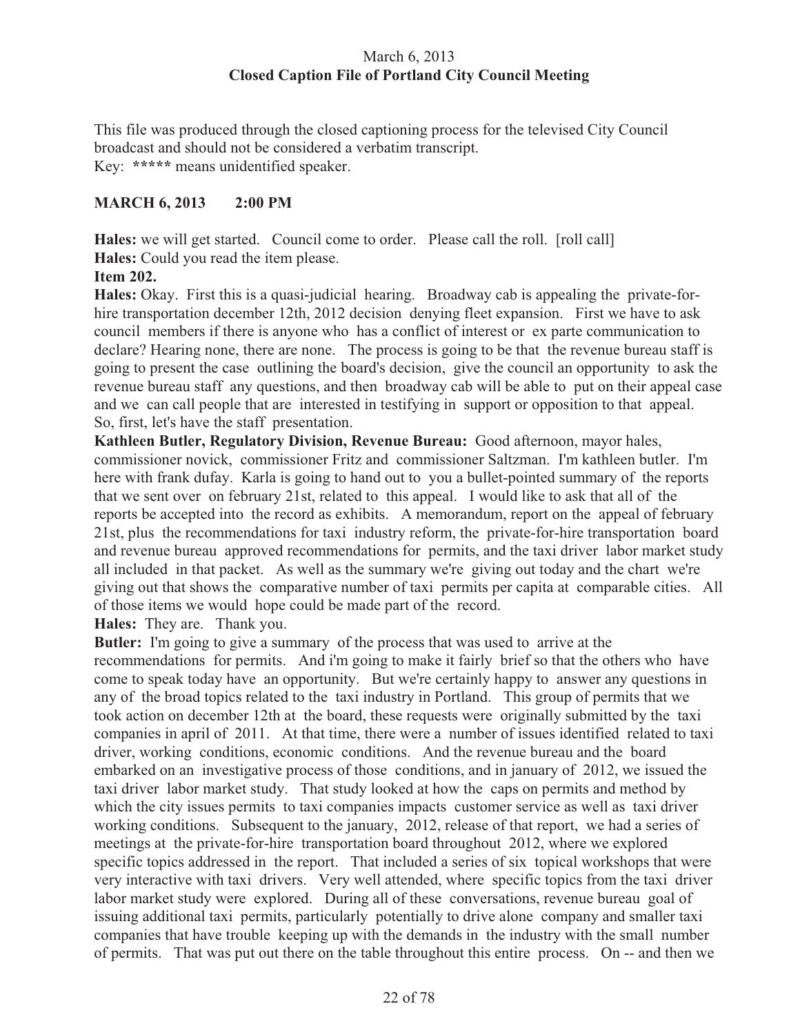March 6, 2013
**Closed Caption File of Portland City Council Meeting**

This file was produced through the closed captioning process for the televised City Council broadcast and should not be considered a verbatim transcript.
Key: ***** means unidentified speaker.

**MARCH 6, 2013 2:00 PM**

**Hales:** we will get started. Council come to order. Please call the roll. [roll call]
**Hales:** Could you read the item please.
**Item 202.**
**Hales:** Okay. First this is a quasi-judicial hearing. Broadway cab is appealing the private-for-hire transportation december 12th, 2012 decision denying fleet expansion. First we have to ask council members if there is anyone who has a conflict of interest or ex parte communication to declare? Hearing none, there are none. The process is going to be that the revenue bureau staff is going to present the case outlining the board's decision, give the council an opportunity to ask the revenue bureau staff any questions, and then broadway cab will be able to put on their appeal case and we can call people that are interested in testifying in support or opposition to that appeal. So, first, let's have the staff presentation.
**Kathleen Butler, Regulatory Division, Revenue Bureau:** Good afternoon, mayor hales, commissioner novick, commissioner Fritz and commissioner Saltzman. I'm kathleen butler. I'm here with frank dufay. Karla is going to hand out to you a bullet-pointed summary of the reports that we sent over on february 21st, related to this appeal. I would like to ask that all of the reports be accepted into the record as exhibits. A memorandum, report on the appeal of february 21st, plus the recommendations for taxi industry reform, the private-for-hire transportation board and revenue bureau approved recommendations for permits, and the taxi driver labor market study all included in that packet. As well as the summary we're giving out today and the chart we're giving out that shows the comparative number of taxi permits per capita at comparable cities. All of those items we would hope could be made part of the record.
**Hales:** They are. Thank you.
**Butler:** I'm going to give a summary of the process that was used to arrive at the recommendations for permits. And i'm going to make it fairly brief so that the others who have come to speak today have an opportunity. But we're certainly happy to answer any questions in any of the broad topics related to the taxi industry in Portland. This group of permits that we took action on december 12th at the board, these requests were originally submitted by the taxi companies in april of 2011. At that time, there were a number of issues identified related to taxi driver, working conditions, economic conditions. And the revenue bureau and the board embarked on an investigative process of those conditions, and in january of 2012, we issued the taxi driver labor market study. That study looked at how the caps on permits and method by which the city issues permits to taxi companies impacts customer service as well as taxi driver working conditions. Subsequent to the january, 2012, release of that report, we had a series of meetings at the private-for-hire transportation board throughout 2012, where we explored specific topics addressed in the report. That included a series of six topical workshops that were very interactive with taxi drivers. Very well attended, where specific topics from the taxi driver labor market study were explored. During all of these conversations, revenue bureau goal of issuing additional taxi permits, particularly potentially to drive alone company and smaller taxi companies that have trouble keeping up with the demands in the industry with the small number of permits. That was put out there on the table throughout this entire process. On -- and then we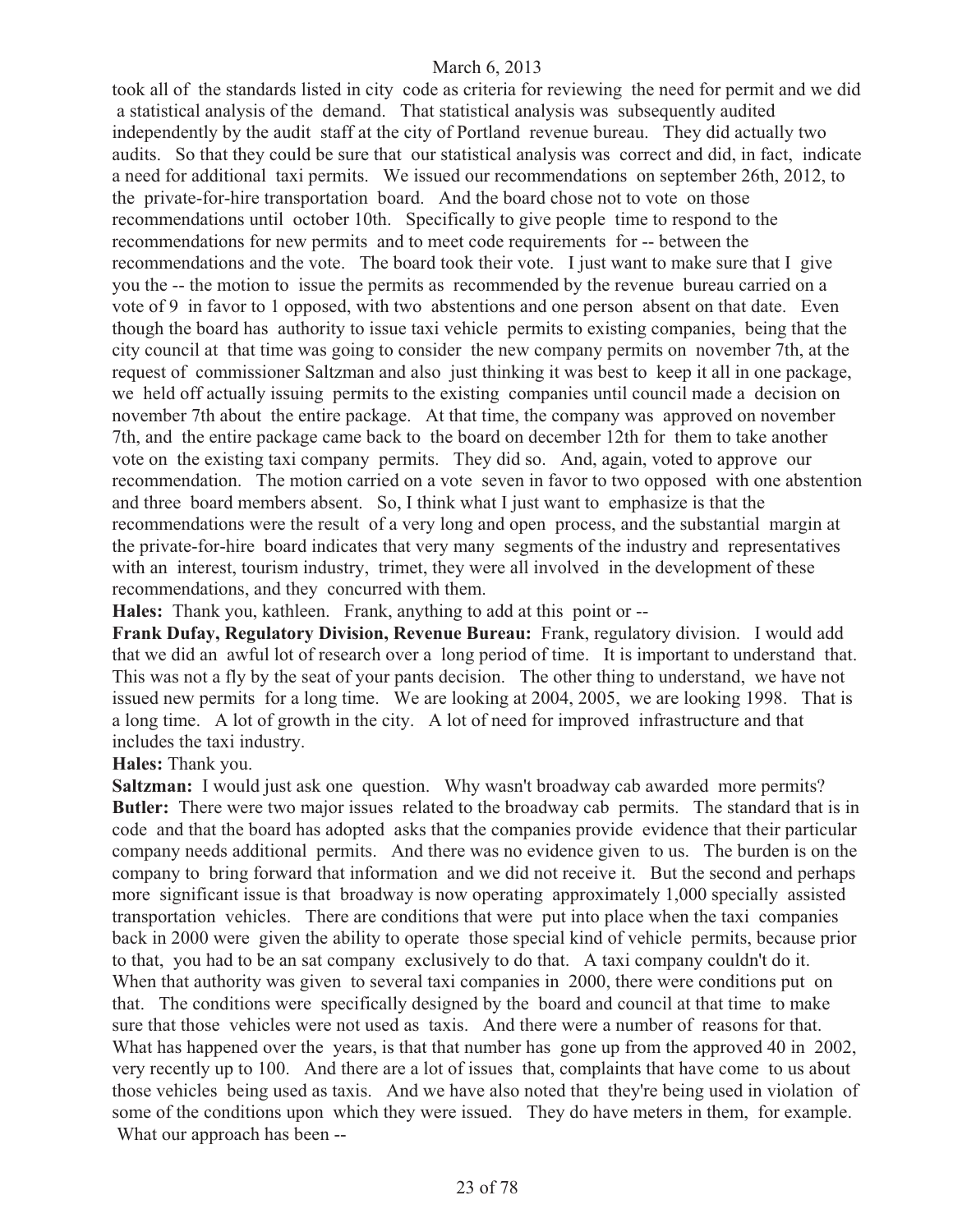took all of the standards listed in city code as criteria for reviewing the need for permit and we did a statistical analysis of the demand. That statistical analysis was subsequently audited independently by the audit staff at the city of Portland revenue bureau. They did actually two audits. So that they could be sure that our statistical analysis was correct and did, in fact, indicate a need for additional taxi permits. We issued our recommendations on september 26th, 2012, to the private-for-hire transportation board. And the board chose not to vote on those recommendations until october 10th. Specifically to give people time to respond to the recommendations for new permits and to meet code requirements for -- between the recommendations and the vote. The board took their vote. I just want to make sure that I give you the -- the motion to issue the permits as recommended by the revenue bureau carried on a vote of 9 in favor to 1 opposed, with two abstentions and one person absent on that date. Even though the board has authority to issue taxi vehicle permits to existing companies, being that the city council at that time was going to consider the new company permits on november 7th, at the request of commissioner Saltzman and also just thinking it was best to keep it all in one package, we held off actually issuing permits to the existing companies until council made a decision on november 7th about the entire package. At that time, the company was approved on november 7th, and the entire package came back to the board on december 12th for them to take another vote on the existing taxi company permits. They did so. And, again, voted to approve our recommendation. The motion carried on a vote seven in favor to two opposed with one abstention and three board members absent. So, I think what I just want to emphasize is that the recommendations were the result of a very long and open process, and the substantial margin at the private-for-hire board indicates that very many segments of the industry and representatives with an interest, tourism industry, trimet, they were all involved in the development of these recommendations, and they concurred with them.

**Hales:** Thank you, kathleen. Frank, anything to add at this point or --

**Frank Dufay, Regulatory Division, Revenue Bureau:** Frank, regulatory division. I would add that we did an awful lot of research over a long period of time. It is important to understand that. This was not a fly by the seat of your pants decision. The other thing to understand, we have not issued new permits for a long time. We are looking at 2004, 2005, we are looking 1998. That is a long time. A lot of growth in the city. A lot of need for improved infrastructure and that includes the taxi industry.

**Hales:** Thank you.

**Saltzman:** I would just ask one question. Why wasn't broadway cab awarded more permits?

**Butler:** There were two major issues related to the broadway cab permits. The standard that is in code and that the board has adopted asks that the companies provide evidence that their particular company needs additional permits. And there was no evidence given to us. The burden is on the company to bring forward that information and we did not receive it. But the second and perhaps more significant issue is that broadway is now operating approximately 1,000 specially assisted transportation vehicles. There are conditions that were put into place when the taxi companies back in 2000 were given the ability to operate those special kind of vehicle permits, because prior to that, you had to be an sat company exclusively to do that. A taxi company couldn't do it. When that authority was given to several taxi companies in 2000, there were conditions put on that. The conditions were specifically designed by the board and council at that time to make sure that those vehicles were not used as taxis. And there were a number of reasons for that. What has happened over the years, is that that number has gone up from the approved 40 in 2002, very recently up to 100. And there are a lot of issues that, complaints that have come to us about those vehicles being used as taxis. And we have also noted that they're being used in violation of some of the conditions upon which they were issued. They do have meters in them, for example. What our approach has been --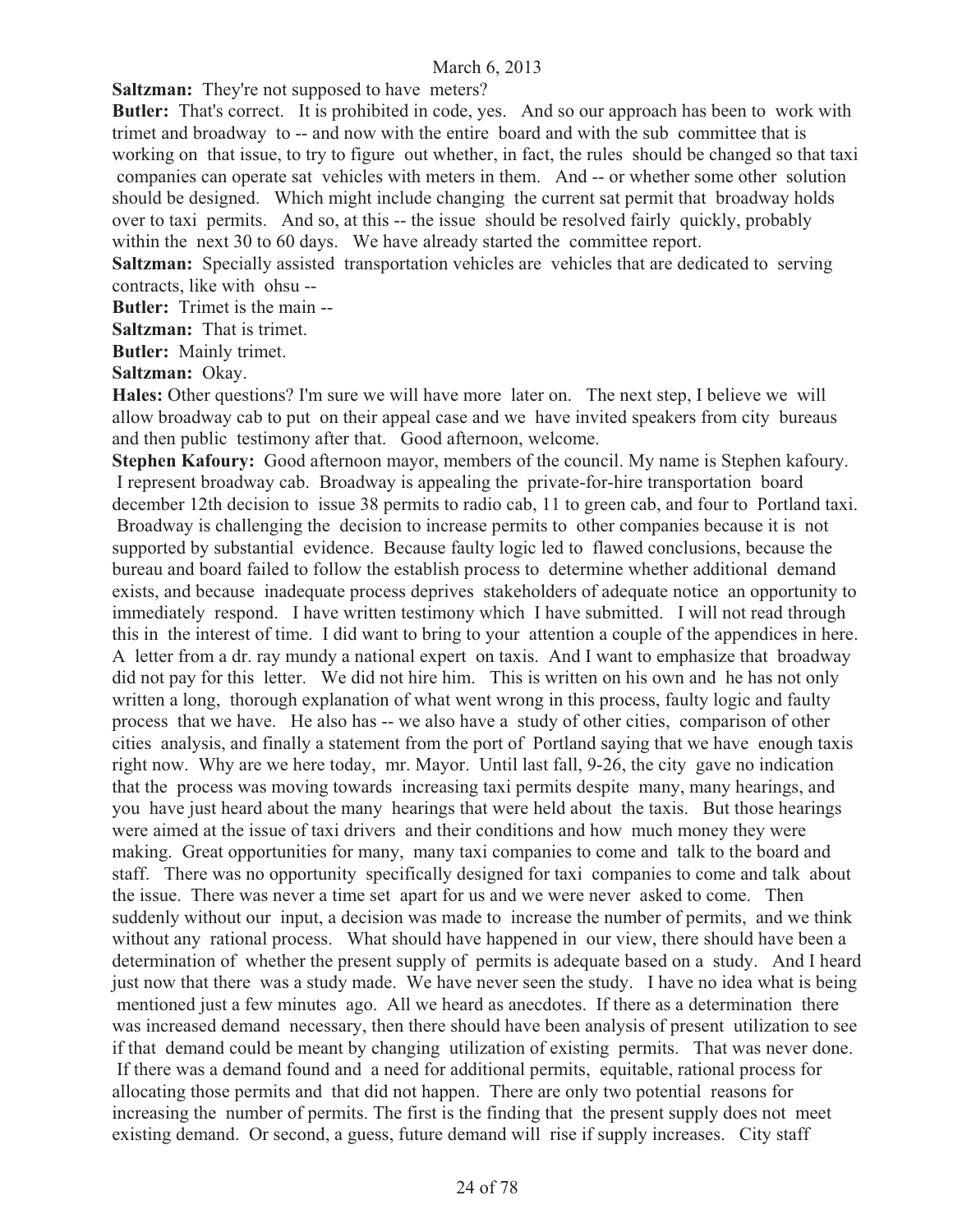**Saltzman:** They're not supposed to have meters?

**Butler:** That's correct. It is prohibited in code, yes. And so our approach has been to work with trimet and broadway to -- and now with the entire board and with the sub committee that is working on that issue, to try to figure out whether, in fact, the rules should be changed so that taxi companies can operate sat vehicles with meters in them. And -- or whether some other solution should be designed. Which might include changing the current sat permit that broadway holds over to taxi permits. And so, at this -- the issue should be resolved fairly quickly, probably within the next 30 to 60 days. We have already started the committee report.

**Saltzman:** Specially assisted transportation vehicles are vehicles that are dedicated to serving contracts, like with ohsu --

**Butler:** Trimet is the main --

**Saltzman:** That is trimet.

**Butler:** Mainly trimet.

**Saltzman:** Okay.

**Hales:** Other questions? I'm sure we will have more later on. The next step, I believe we will allow broadway cab to put on their appeal case and we have invited speakers from city bureaus and then public testimony after that. Good afternoon, welcome.

**Stephen Kafoury:** Good afternoon mayor, members of the council. My name is Stephen kafoury. I represent broadway cab. Broadway is appealing the private-for-hire transportation board december 12th decision to issue 38 permits to radio cab, 11 to green cab, and four to Portland taxi. Broadway is challenging the decision to increase permits to other companies because it is not supported by substantial evidence. Because faulty logic led to flawed conclusions, because the bureau and board failed to follow the establish process to determine whether additional demand exists, and because inadequate process deprives stakeholders of adequate notice an opportunity to immediately respond. I have written testimony which I have submitted. I will not read through this in the interest of time. I did want to bring to your attention a couple of the appendices in here. A letter from a dr. ray mundy a national expert on taxis. And I want to emphasize that broadway did not pay for this letter. We did not hire him. This is written on his own and he has not only written a long, thorough explanation of what went wrong in this process, faulty logic and faulty process that we have. He also has -- we also have a study of other cities, comparison of other cities analysis, and finally a statement from the port of Portland saying that we have enough taxis right now. Why are we here today, mr. Mayor. Until last fall, 9-26, the city gave no indication that the process was moving towards increasing taxi permits despite many, many hearings, and you have just heard about the many hearings that were held about the taxis. But those hearings were aimed at the issue of taxi drivers and their conditions and how much money they were making. Great opportunities for many, many taxi companies to come and talk to the board and staff. There was no opportunity specifically designed for taxi companies to come and talk about the issue. There was never a time set apart for us and we were never asked to come. Then suddenly without our input, a decision was made to increase the number of permits, and we think without any rational process. What should have happened in our view, there should have been a determination of whether the present supply of permits is adequate based on a study. And I heard just now that there was a study made. We have never seen the study. I have no idea what is being mentioned just a few minutes ago. All we heard as anecdotes. If there as a determination there was increased demand necessary, then there should have been analysis of present utilization to see if that demand could be meant by changing utilization of existing permits. That was never done. If there was a demand found and a need for additional permits, equitable, rational process for allocating those permits and that did not happen. There are only two potential reasons for increasing the number of permits. The first is the finding that the present supply does not meet existing demand. Or second, a guess, future demand will rise if supply increases. City staff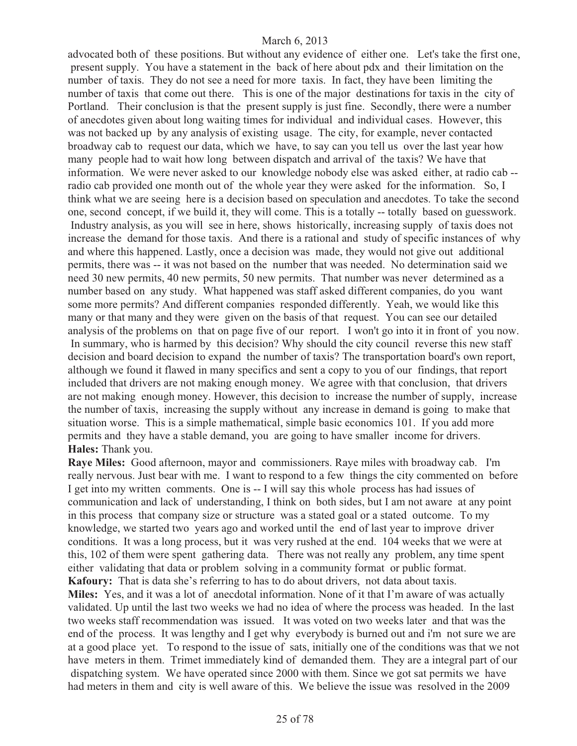advocated both of these positions. But without any evidence of either one. Let's take the first one, present supply. You have a statement in the back of here about pdx and their limitation on the number of taxis. They do not see a need for more taxis. In fact, they have been limiting the number of taxis that come out there. This is one of the major destinations for taxis in the city of Portland. Their conclusion is that the present supply is just fine. Secondly, there were a number of anecdotes given about long waiting times for individual and individual cases. However, this was not backed up by any analysis of existing usage. The city, for example, never contacted broadway cab to request our data, which we have, to say can you tell us over the last year how many people had to wait how long between dispatch and arrival of the taxis? We have that information. We were never asked to our knowledge nobody else was asked either, at radio cab -- radio cab provided one month out of the whole year they were asked for the information. So, I think what we are seeing here is a decision based on speculation and anecdotes. To take the second one, second concept, if we build it, they will come. This is a totally -- totally based on guesswork. Industry analysis, as you will see in here, shows historically, increasing supply of taxis does not increase the demand for those taxis. And there is a rational and study of specific instances of why and where this happened. Lastly, once a decision was made, they would not give out additional permits, there was -- it was not based on the number that was needed. No determination said we need 30 new permits, 40 new permits, 50 new permits. That number was never determined as a number based on any study. What happened was staff asked different companies, do you want some more permits? And different companies responded differently. Yeah, we would like this many or that many and they were given on the basis of that request. You can see our detailed analysis of the problems on that on page five of our report. I won't go into it in front of you now. In summary, who is harmed by this decision? Why should the city council reverse this new staff decision and board decision to expand the number of taxis? The transportation board's own report, although we found it flawed in many specifics and sent a copy to you of our findings, that report included that drivers are not making enough money. We agree with that conclusion, that drivers are not making enough money. However, this decision to increase the number of supply, increase the number of taxis, increasing the supply without any increase in demand is going to make that situation worse. This is a simple mathematical, simple basic economics 101. If you add more permits and they have a stable demand, you are going to have smaller income for drivers.

**Hales:** Thank you.

**Raye Miles:** Good afternoon, mayor and commissioners. Raye miles with broadway cab. I'm really nervous. Just bear with me. I want to respond to a few things the city commented on before I get into my written comments. One is -- I will say this whole process has had issues of communication and lack of understanding, I think on both sides, but I am not aware at any point in this process that company size or structure was a stated goal or a stated outcome. To my knowledge, we started two years ago and worked until the end of last year to improve driver conditions. It was a long process, but it was very rushed at the end. 104 weeks that we were at this, 102 of them were spent gathering data. There was not really any problem, any time spent either validating that data or problem solving in a community format or public format.

**Kafoury:** That is data she's referring to has to do about drivers, not data about taxis.

**Miles:** Yes, and it was a lot of anecdotal information. None of it that I'm aware of was actually validated. Up until the last two weeks we had no idea of where the process was headed. In the last two weeks staff recommendation was issued. It was voted on two weeks later and that was the end of the process. It was lengthy and I get why everybody is burned out and i'm not sure we are at a good place yet. To respond to the issue of sats, initially one of the conditions was that we not have meters in them. Trimet immediately kind of demanded them. They are a integral part of our dispatching system. We have operated since 2000 with them. Since we got sat permits we have had meters in them and city is well aware of this. We believe the issue was resolved in the 2009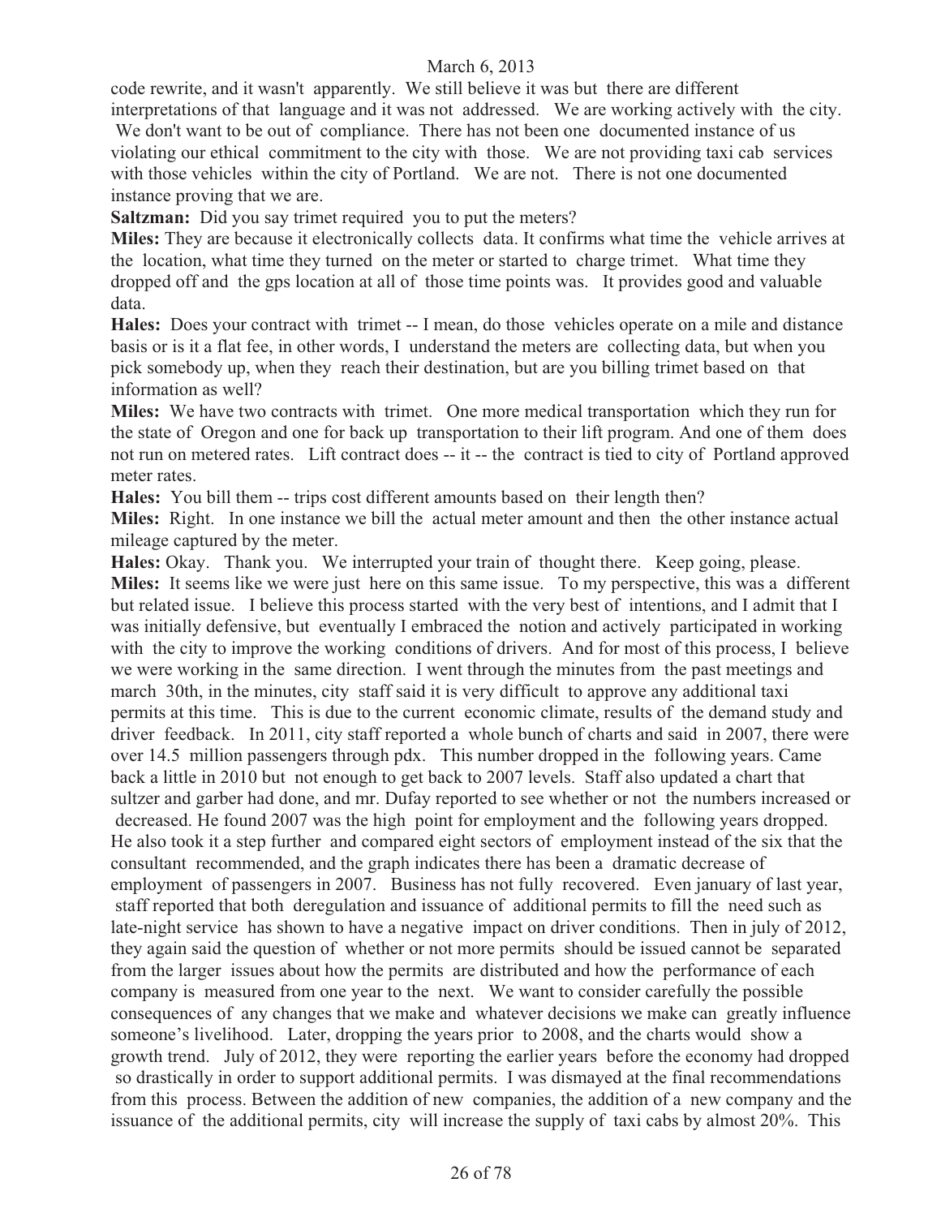code rewrite, and it wasn't apparently. We still believe it was but there are different interpretations of that language and it was not addressed. We are working actively with the city. We don't want to be out of compliance. There has not been one documented instance of us violating our ethical commitment to the city with those. We are not providing taxi cab services with those vehicles within the city of Portland. We are not. There is not one documented instance proving that we are.

**Saltzman:** Did you say trimet required you to put the meters?

**Miles:** They are because it electronically collects data. It confirms what time the vehicle arrives at the location, what time they turned on the meter or started to charge trimet. What time they dropped off and the gps location at all of those time points was. It provides good and valuable data.

**Hales:** Does your contract with trimet -- I mean, do those vehicles operate on a mile and distance basis or is it a flat fee, in other words, I understand the meters are collecting data, but when you pick somebody up, when they reach their destination, but are you billing trimet based on that information as well?

**Miles:** We have two contracts with trimet. One more medical transportation which they run for the state of Oregon and one for back up transportation to their lift program. And one of them does not run on metered rates. Lift contract does -- it -- the contract is tied to city of Portland approved meter rates.

**Hales:** You bill them -- trips cost different amounts based on their length then?

**Miles:** Right. In one instance we bill the actual meter amount and then the other instance actual mileage captured by the meter.

**Hales:** Okay. Thank you. We interrupted your train of thought there. Keep going, please.

**Miles:** It seems like we were just here on this same issue. To my perspective, this was a different but related issue. I believe this process started with the very best of intentions, and I admit that I was initially defensive, but eventually I embraced the notion and actively participated in working with the city to improve the working conditions of drivers. And for most of this process, I believe we were working in the same direction. I went through the minutes from the past meetings and march 30th, in the minutes, city staff said it is very difficult to approve any additional taxi permits at this time. This is due to the current economic climate, results of the demand study and driver feedback. In 2011, city staff reported a whole bunch of charts and said in 2007, there were over 14.5 million passengers through pdx. This number dropped in the following years. Came back a little in 2010 but not enough to get back to 2007 levels. Staff also updated a chart that sultzer and garber had done, and mr. Dufay reported to see whether or not the numbers increased or decreased. He found 2007 was the high point for employment and the following years dropped. He also took it a step further and compared eight sectors of employment instead of the six that the consultant recommended, and the graph indicates there has been a dramatic decrease of employment of passengers in 2007. Business has not fully recovered. Even january of last year, staff reported that both deregulation and issuance of additional permits to fill the need such as late-night service has shown to have a negative impact on driver conditions. Then in july of 2012, they again said the question of whether or not more permits should be issued cannot be separated from the larger issues about how the permits are distributed and how the performance of each company is measured from one year to the next. We want to consider carefully the possible consequences of any changes that we make and whatever decisions we make can greatly influence someone's livelihood. Later, dropping the years prior to 2008, and the charts would show a growth trend. July of 2012, they were reporting the earlier years before the economy had dropped so drastically in order to support additional permits. I was dismayed at the final recommendations from this process. Between the addition of new companies, the addition of a new company and the issuance of the additional permits, city will increase the supply of taxi cabs by almost 20%. This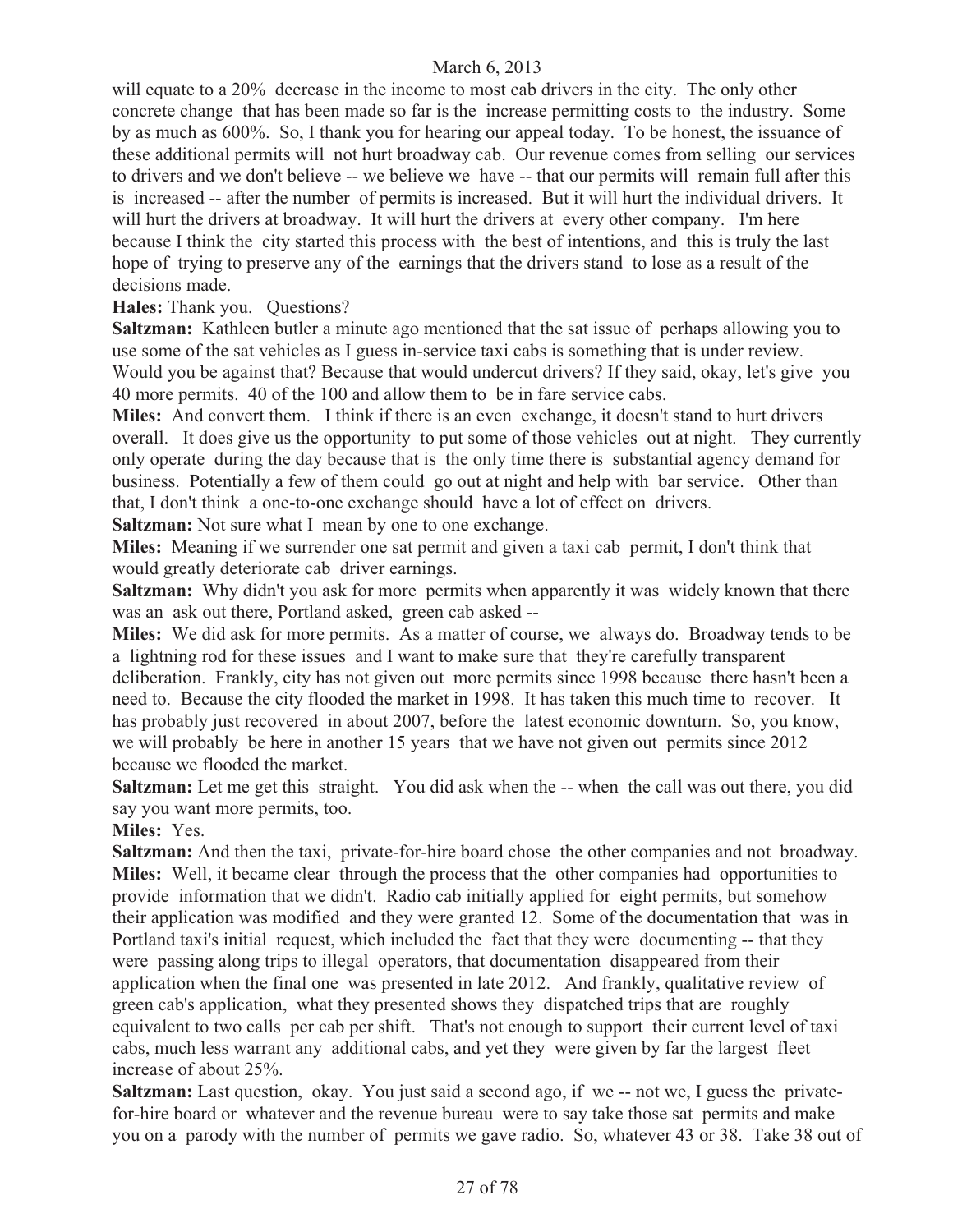will equate to a 20% decrease in the income to most cab drivers in the city. The only other concrete change that has been made so far is the increase permitting costs to the industry. Some by as much as 600%. So, I thank you for hearing our appeal today. To be honest, the issuance of these additional permits will not hurt broadway cab. Our revenue comes from selling our services to drivers and we don't believe -- we believe we have -- that our permits will remain full after this is increased -- after the number of permits is increased. But it will hurt the individual drivers. It will hurt the drivers at broadway. It will hurt the drivers at every other company. I'm here because I think the city started this process with the best of intentions, and this is truly the last hope of trying to preserve any of the earnings that the drivers stand to lose as a result of the decisions made.

**Hales:** Thank you. Questions?

**Saltzman:** Kathleen butler a minute ago mentioned that the sat issue of perhaps allowing you to use some of the sat vehicles as I guess in-service taxi cabs is something that is under review. Would you be against that? Because that would undercut drivers? If they said, okay, let's give you 40 more permits. 40 of the 100 and allow them to be in fare service cabs.

**Miles:** And convert them. I think if there is an even exchange, it doesn't stand to hurt drivers overall. It does give us the opportunity to put some of those vehicles out at night. They currently only operate during the day because that is the only time there is substantial agency demand for business. Potentially a few of them could go out at night and help with bar service. Other than that, I don't think a one-to-one exchange should have a lot of effect on drivers.

**Saltzman:** Not sure what I mean by one to one exchange.

**Miles:** Meaning if we surrender one sat permit and given a taxi cab permit, I don't think that would greatly deteriorate cab driver earnings.

**Saltzman:** Why didn't you ask for more permits when apparently it was widely known that there was an ask out there, Portland asked, green cab asked --

**Miles:** We did ask for more permits. As a matter of course, we always do. Broadway tends to be a lightning rod for these issues and I want to make sure that they're carefully transparent deliberation. Frankly, city has not given out more permits since 1998 because there hasn't been a need to. Because the city flooded the market in 1998. It has taken this much time to recover. It has probably just recovered in about 2007, before the latest economic downturn. So, you know, we will probably be here in another 15 years that we have not given out permits since 2012 because we flooded the market.

**Saltzman:** Let me get this straight. You did ask when the -- when the call was out there, you did say you want more permits, too.

**Miles:** Yes.

**Saltzman:** And then the taxi, private-for-hire board chose the other companies and not broadway.

**Miles:** Well, it became clear through the process that the other companies had opportunities to provide information that we didn't. Radio cab initially applied for eight permits, but somehow their application was modified and they were granted 12. Some of the documentation that was in Portland taxi's initial request, which included the fact that they were documenting -- that they were passing along trips to illegal operators, that documentation disappeared from their application when the final one was presented in late 2012. And frankly, qualitative review of green cab's application, what they presented shows they dispatched trips that are roughly equivalent to two calls per cab per shift. That's not enough to support their current level of taxi cabs, much less warrant any additional cabs, and yet they were given by far the largest fleet increase of about 25%.

**Saltzman:** Last question, okay. You just said a second ago, if we -- not we, I guess the private-for-hire board or whatever and the revenue bureau were to say take those sat permits and make you on a parody with the number of permits we gave radio. So, whatever 43 or 38. Take 38 out of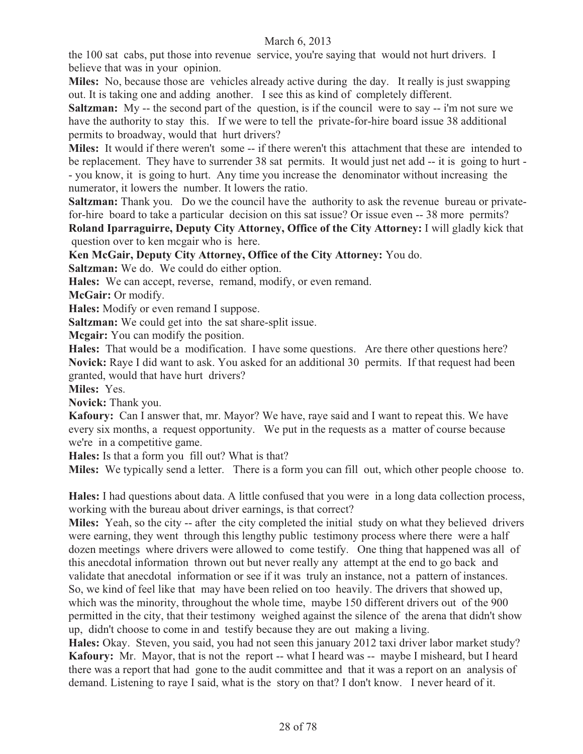the 100 sat cabs, put those into revenue service, you're saying that would not hurt drivers. I believe that was in your opinion.

**Miles:** No, because those are vehicles already active during the day. It really is just swapping out. It is taking one and adding another. I see this as kind of completely different.

**Saltzman:** My -- the second part of the question, is if the council were to say -- i'm not sure we have the authority to stay this. If we were to tell the private-for-hire board issue 38 additional permits to broadway, would that hurt drivers?

**Miles:** It would if there weren't some -- if there weren't this attachment that these are intended to be replacement. They have to surrender 38 sat permits. It would just net add -- it is going to hurt - - you know, it is going to hurt. Any time you increase the denominator without increasing the numerator, it lowers the number. It lowers the ratio.

**Saltzman:** Thank you. Do we the council have the authority to ask the revenue bureau or private-for-hire board to take a particular decision on this sat issue? Or issue even -- 38 more permits?

**Roland Iparraguirre, Deputy City Attorney, Office of the City Attorney:** I will gladly kick that question over to ken mcgair who is here.

**Ken McGair, Deputy City Attorney, Office of the City Attorney:** You do.

**Saltzman:** We do. We could do either option.

**Hales:** We can accept, reverse, remand, modify, or even remand.

**McGair:** Or modify.

**Hales:** Modify or even remand I suppose.

**Saltzman:** We could get into the sat share-split issue.

**Mcgair:** You can modify the position.

**Hales:** That would be a modification. I have some questions. Are there other questions here?

**Novick:** Raye I did want to ask. You asked for an additional 30 permits. If that request had been granted, would that have hurt drivers?

**Miles:** Yes.

**Novick:** Thank you.

**Kafoury:** Can I answer that, mr. Mayor? We have, raye said and I want to repeat this. We have every six months, a request opportunity. We put in the requests as a matter of course because we're in a competitive game.

**Hales:** Is that a form you fill out? What is that?

**Miles:** We typically send a letter. There is a form you can fill out, which other people choose to.

**Hales:** I had questions about data. A little confused that you were in a long data collection process, working with the bureau about driver earnings, is that correct?

**Miles:** Yeah, so the city -- after the city completed the initial study on what they believed drivers were earning, they went through this lengthy public testimony process where there were a half dozen meetings where drivers were allowed to come testify. One thing that happened was all of this anecdotal information thrown out but never really any attempt at the end to go back and validate that anecdotal information or see if it was truly an instance, not a pattern of instances. So, we kind of feel like that may have been relied on too heavily. The drivers that showed up, which was the minority, throughout the whole time, maybe 150 different drivers out of the 900 permitted in the city, that their testimony weighed against the silence of the arena that didn't show up, didn't choose to come in and testify because they are out making a living.

**Hales:** Okay. Steven, you said, you had not seen this january 2012 taxi driver labor market study?

**Kafoury:** Mr. Mayor, that is not the report -- what I heard was -- maybe I misheard, but I heard there was a report that had gone to the audit committee and that it was a report on an analysis of demand. Listening to raye I said, what is the story on that? I don't know. I never heard of it.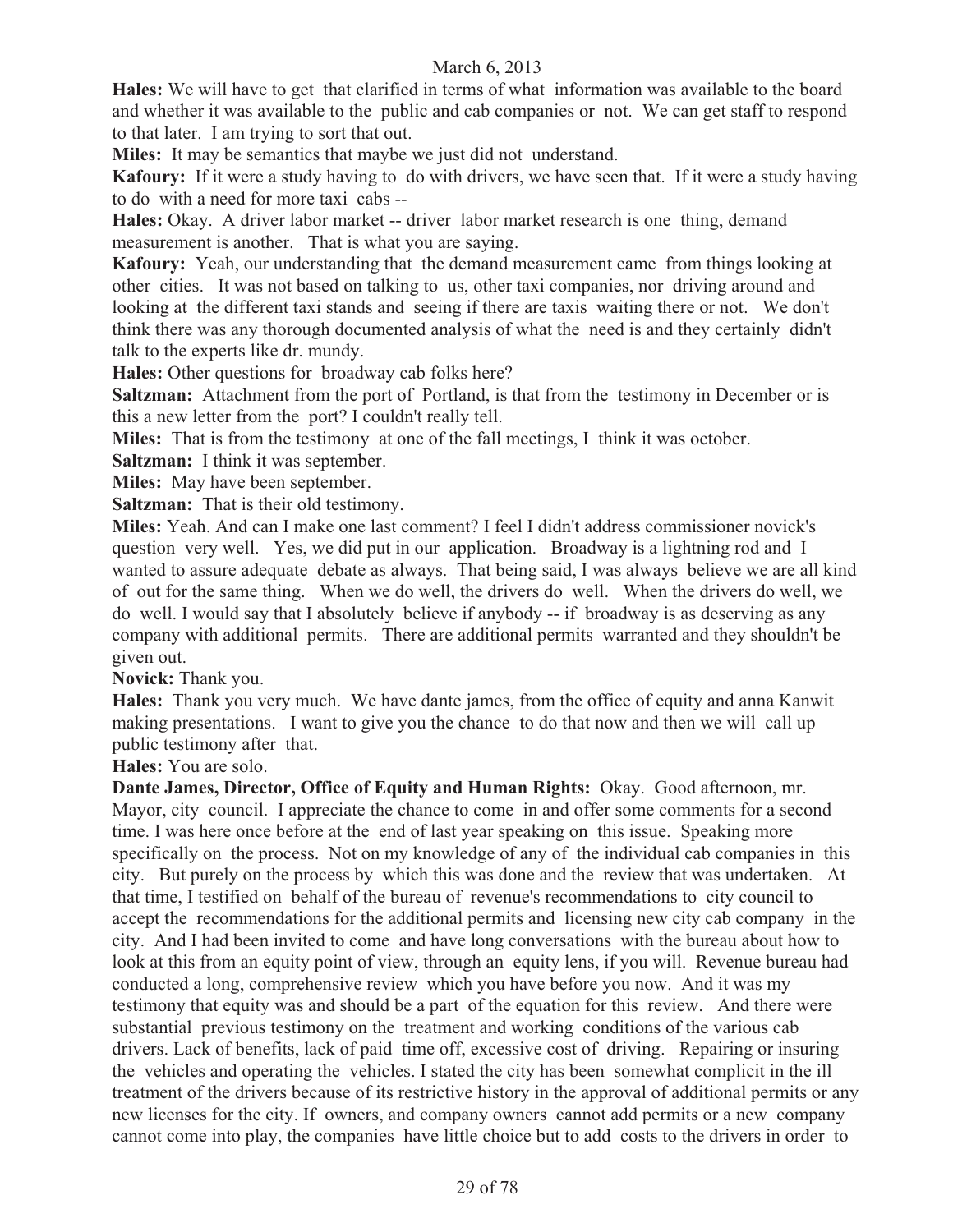**Hales:** We will have to get that clarified in terms of what information was available to the board and whether it was available to the public and cab companies or not. We can get staff to respond to that later. I am trying to sort that out.

**Miles:** It may be semantics that maybe we just did not understand.

**Kafoury:** If it were a study having to do with drivers, we have seen that. If it were a study having to do with a need for more taxi cabs --

**Hales:** Okay. A driver labor market -- driver labor market research is one thing, demand measurement is another. That is what you are saying.

**Kafoury:** Yeah, our understanding that the demand measurement came from things looking at other cities. It was not based on talking to us, other taxi companies, nor driving around and looking at the different taxi stands and seeing if there are taxis waiting there or not. We don't think there was any thorough documented analysis of what the need is and they certainly didn't talk to the experts like dr. mundy.

**Hales:** Other questions for broadway cab folks here?

**Saltzman:** Attachment from the port of Portland, is that from the testimony in December or is this a new letter from the port? I couldn't really tell.

**Miles:** That is from the testimony at one of the fall meetings, I think it was october.

**Saltzman:** I think it was september.

**Miles:** May have been september.

**Saltzman:** That is their old testimony.

**Miles:** Yeah. And can I make one last comment? I feel I didn't address commissioner novick's question very well. Yes, we did put in our application. Broadway is a lightning rod and I wanted to assure adequate debate as always. That being said, I was always believe we are all kind of out for the same thing. When we do well, the drivers do well. When the drivers do well, we do well. I would say that I absolutely believe if anybody -- if broadway is as deserving as any company with additional permits. There are additional permits warranted and they shouldn't be given out.

**Novick:** Thank you.

**Hales:** Thank you very much. We have dante james, from the office of equity and anna Kanwit making presentations. I want to give you the chance to do that now and then we will call up public testimony after that.

**Hales:** You are solo.

**Dante James, Director, Office of Equity and Human Rights:** Okay. Good afternoon, mr. Mayor, city council. I appreciate the chance to come in and offer some comments for a second time. I was here once before at the end of last year speaking on this issue. Speaking more specifically on the process. Not on my knowledge of any of the individual cab companies in this city. But purely on the process by which this was done and the review that was undertaken. At that time, I testified on behalf of the bureau of revenue's recommendations to city council to accept the recommendations for the additional permits and licensing new city cab company in the city. And I had been invited to come and have long conversations with the bureau about how to look at this from an equity point of view, through an equity lens, if you will. Revenue bureau had conducted a long, comprehensive review which you have before you now. And it was my testimony that equity was and should be a part of the equation for this review. And there were substantial previous testimony on the treatment and working conditions of the various cab drivers. Lack of benefits, lack of paid time off, excessive cost of driving. Repairing or insuring the vehicles and operating the vehicles. I stated the city has been somewhat complicit in the ill treatment of the drivers because of its restrictive history in the approval of additional permits or any new licenses for the city. If owners, and company owners cannot add permits or a new company cannot come into play, the companies have little choice but to add costs to the drivers in order to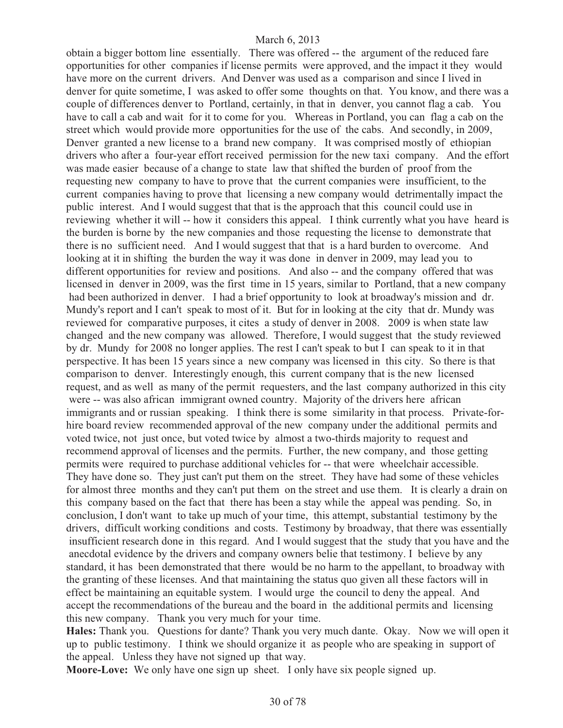obtain a bigger bottom line essentially. There was offered -- the argument of the reduced fare opportunities for other companies if license permits were approved, and the impact it they would have more on the current drivers. And Denver was used as a comparison and since I lived in denver for quite sometime, I was asked to offer some thoughts on that. You know, and there was a couple of differences denver to Portland, certainly, in that in denver, you cannot flag a cab. You have to call a cab and wait for it to come for you. Whereas in Portland, you can flag a cab on the street which would provide more opportunities for the use of the cabs. And secondly, in 2009, Denver granted a new license to a brand new company. It was comprised mostly of ethiopian drivers who after a four-year effort received permission for the new taxi company. And the effort was made easier because of a change to state law that shifted the burden of proof from the requesting new company to have to prove that the current companies were insufficient, to the current companies having to prove that licensing a new company would detrimentally impact the public interest. And I would suggest that that is the approach that this council could use in reviewing whether it will -- how it considers this appeal. I think currently what you have heard is the burden is borne by the new companies and those requesting the license to demonstrate that there is no sufficient need. And I would suggest that that is a hard burden to overcome. And looking at it in shifting the burden the way it was done in denver in 2009, may lead you to different opportunities for review and positions. And also -- and the company offered that was licensed in denver in 2009, was the first time in 15 years, similar to Portland, that a new company had been authorized in denver. I had a brief opportunity to look at broadway's mission and dr. Mundy's report and I can't speak to most of it. But for in looking at the city that dr. Mundy was reviewed for comparative purposes, it cites a study of denver in 2008. 2009 is when state law changed and the new company was allowed. Therefore, I would suggest that the study reviewed by dr. Mundy for 2008 no longer applies. The rest I can't speak to but I can speak to it in that perspective. It has been 15 years since a new company was licensed in this city. So there is that comparison to denver. Interestingly enough, this current company that is the new licensed request, and as well as many of the permit requesters, and the last company authorized in this city were -- was also african immigrant owned country. Majority of the drivers here african immigrants and or russian speaking. I think there is some similarity in that process. Private-for-hire board review recommended approval of the new company under the additional permits and voted twice, not just once, but voted twice by almost a two-thirds majority to request and recommend approval of licenses and the permits. Further, the new company, and those getting permits were required to purchase additional vehicles for -- that were wheelchair accessible. They have done so. They just can't put them on the street. They have had some of these vehicles for almost three months and they can't put them on the street and use them. It is clearly a drain on this company based on the fact that there has been a stay while the appeal was pending. So, in conclusion, I don't want to take up much of your time, this attempt, substantial testimony by the drivers, difficult working conditions and costs. Testimony by broadway, that there was essentially insufficient research done in this regard. And I would suggest that the study that you have and the anecdotal evidence by the drivers and company owners belie that testimony. I believe by any standard, it has been demonstrated that there would be no harm to the appellant, to broadway with the granting of these licenses. And that maintaining the status quo given all these factors will in effect be maintaining an equitable system. I would urge the council to deny the appeal. And accept the recommendations of the bureau and the board in the additional permits and licensing this new company. Thank you very much for your time.

**Hales:** Thank you. Questions for dante? Thank you very much dante. Okay. Now we will open it up to public testimony. I think we should organize it as people who are speaking in support of the appeal. Unless they have not signed up that way.

**Moore-Love:** We only have one sign up sheet. I only have six people signed up.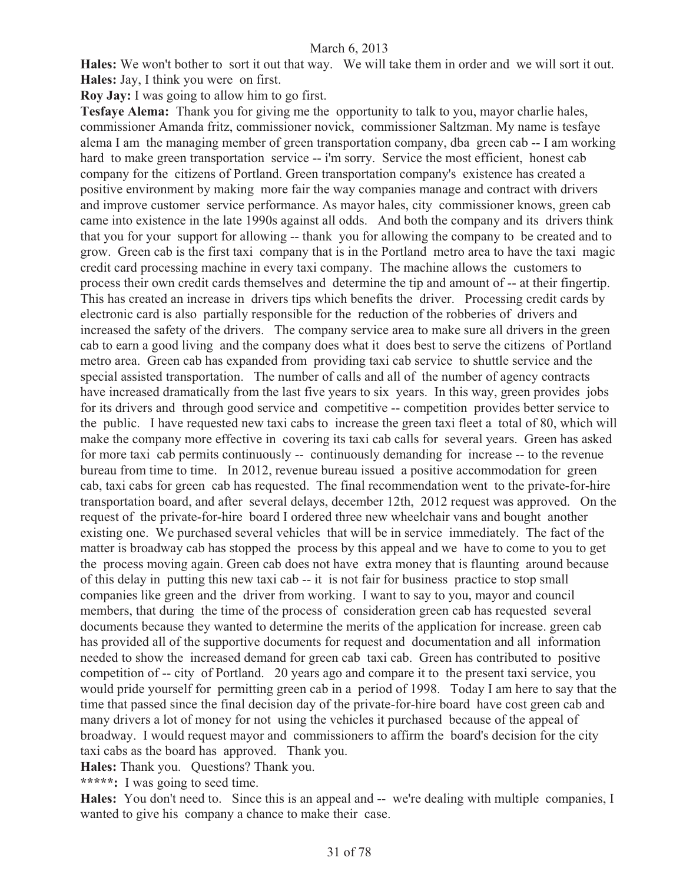**Hales:** We won't bother to sort it out that way. We will take them in order and we will sort it out.

**Hales:** Jay, I think you were on first.

**Roy Jay:** I was going to allow him to go first.

**Tesfaye Alema:** Thank you for giving me the opportunity to talk to you, mayor charlie hales, commissioner Amanda fritz, commissioner novick, commissioner Saltzman. My name is tesfaye alema I am the managing member of green transportation company, dba green cab -- I am working hard to make green transportation service -- i'm sorry. Service the most efficient, honest cab company for the citizens of Portland. Green transportation company's existence has created a positive environment by making more fair the way companies manage and contract with drivers and improve customer service performance. As mayor hales, city commissioner knows, green cab came into existence in the late 1990s against all odds. And both the company and its drivers think that you for your support for allowing -- thank you for allowing the company to be created and to grow. Green cab is the first taxi company that is in the Portland metro area to have the taxi magic credit card processing machine in every taxi company. The machine allows the customers to process their own credit cards themselves and determine the tip and amount of -- at their fingertip. This has created an increase in drivers tips which benefits the driver. Processing credit cards by electronic card is also partially responsible for the reduction of the robberies of drivers and increased the safety of the drivers. The company service area to make sure all drivers in the green cab to earn a good living and the company does what it does best to serve the citizens of Portland metro area. Green cab has expanded from providing taxi cab service to shuttle service and the special assisted transportation. The number of calls and all of the number of agency contracts have increased dramatically from the last five years to six years. In this way, green provides jobs for its drivers and through good service and competitive -- competition provides better service to the public. I have requested new taxi cabs to increase the green taxi fleet a total of 80, which will make the company more effective in covering its taxi cab calls for several years. Green has asked for more taxi cab permits continuously -- continuously demanding for increase -- to the revenue bureau from time to time. In 2012, revenue bureau issued a positive accommodation for green cab, taxi cabs for green cab has requested. The final recommendation went to the private-for-hire transportation board, and after several delays, december 12th, 2012 request was approved. On the request of the private-for-hire board I ordered three new wheelchair vans and bought another existing one. We purchased several vehicles that will be in service immediately. The fact of the matter is broadway cab has stopped the process by this appeal and we have to come to you to get the process moving again. Green cab does not have extra money that is flaunting around because of this delay in putting this new taxi cab -- it is not fair for business practice to stop small companies like green and the driver from working. I want to say to you, mayor and council members, that during the time of the process of consideration green cab has requested several documents because they wanted to determine the merits of the application for increase. green cab has provided all of the supportive documents for request and documentation and all information needed to show the increased demand for green cab taxi cab. Green has contributed to positive competition of -- city of Portland. 20 years ago and compare it to the present taxi service, you would pride yourself for permitting green cab in a period of 1998. Today I am here to say that the time that passed since the final decision day of the private-for-hire board have cost green cab and many drivers a lot of money for not using the vehicles it purchased because of the appeal of broadway. I would request mayor and commissioners to affirm the board's decision for the city taxi cabs as the board has approved. Thank you.

**Hales:** Thank you. Questions? Thank you.

**\*\*\*\*\*:** I was going to seed time.

**Hales:** You don't need to. Since this is an appeal and -- we're dealing with multiple companies, I wanted to give his company a chance to make their case.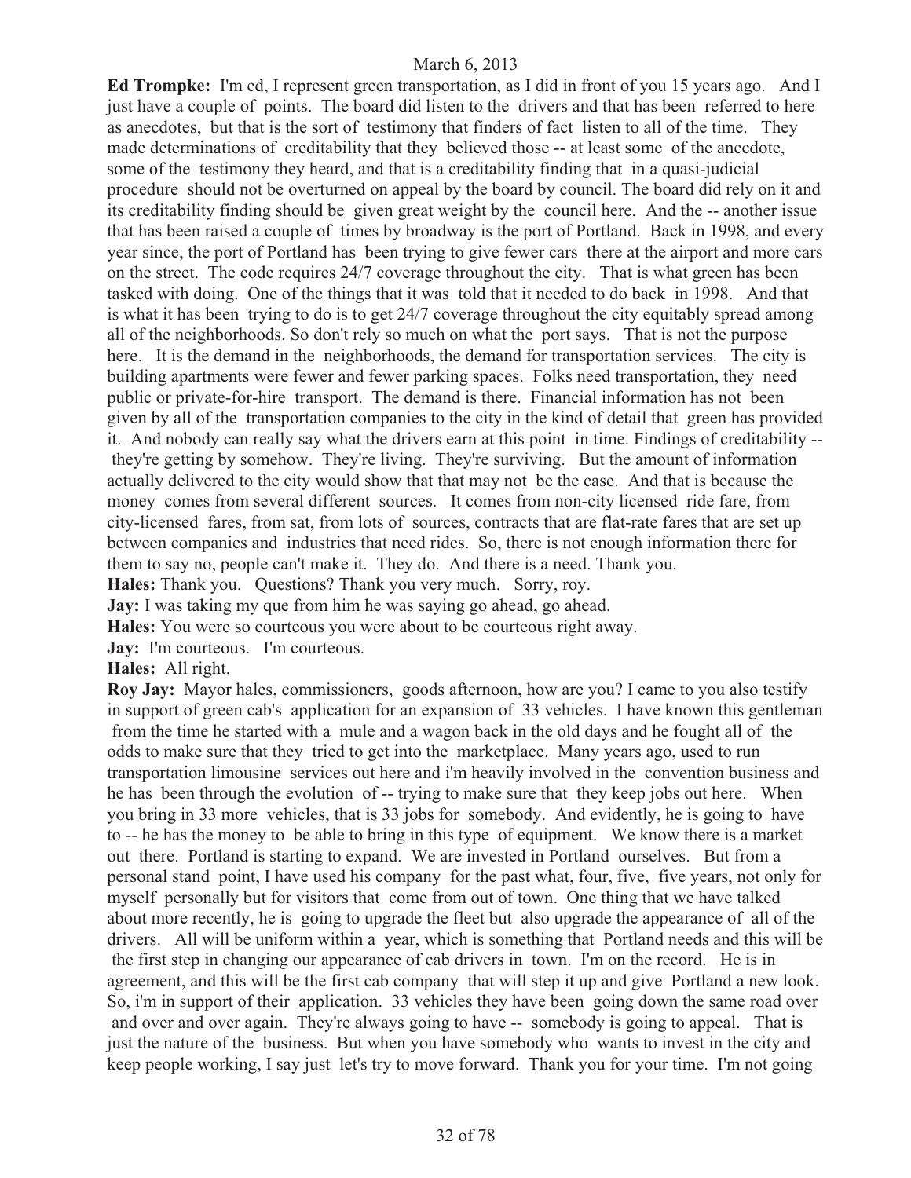**Ed Trompke:** I'm ed, I represent green transportation, as I did in front of you 15 years ago. And I just have a couple of points. The board did listen to the drivers and that has been referred to here as anecdotes, but that is the sort of testimony that finders of fact listen to all of the time. They made determinations of creditability that they believed those -- at least some of the anecdote, some of the testimony they heard, and that is a creditability finding that in a quasi-judicial procedure should not be overturned on appeal by the board by council. The board did rely on it and its creditability finding should be given great weight by the council here. And the -- another issue that has been raised a couple of times by broadway is the port of Portland. Back in 1998, and every year since, the port of Portland has been trying to give fewer cars there at the airport and more cars on the street. The code requires 24/7 coverage throughout the city. That is what green has been tasked with doing. One of the things that it was told that it needed to do back in 1998. And that is what it has been trying to do is to get 24/7 coverage throughout the city equitably spread among all of the neighborhoods. So don't rely so much on what the port says. That is not the purpose here. It is the demand in the neighborhoods, the demand for transportation services. The city is building apartments were fewer and fewer parking spaces. Folks need transportation, they need public or private-for-hire transport. The demand is there. Financial information has not been given by all of the transportation companies to the city in the kind of detail that green has provided it. And nobody can really say what the drivers earn at this point in time. Findings of creditability -- they're getting by somehow. They're living. They're surviving. But the amount of information actually delivered to the city would show that that may not be the case. And that is because the money comes from several different sources. It comes from non-city licensed ride fare, from city-licensed fares, from sat, from lots of sources, contracts that are flat-rate fares that are set up between companies and industries that need rides. So, there is not enough information there for them to say no, people can't make it. They do. And there is a need. Thank you.

**Hales:** Thank you. Questions? Thank you very much. Sorry, roy.

**Jay:** I was taking my que from him he was saying go ahead, go ahead.

**Hales:** You were so courteous you were about to be courteous right away.

**Jay:** I'm courteous. I'm courteous.

**Hales:** All right.

**Roy Jay:** Mayor hales, commissioners, goods afternoon, how are you? I came to you also testify in support of green cab's application for an expansion of 33 vehicles. I have known this gentleman from the time he started with a mule and a wagon back in the old days and he fought all of the odds to make sure that they tried to get into the marketplace. Many years ago, used to run transportation limousine services out here and i'm heavily involved in the convention business and he has been through the evolution of -- trying to make sure that they keep jobs out here. When you bring in 33 more vehicles, that is 33 jobs for somebody. And evidently, he is going to have to -- he has the money to be able to bring in this type of equipment. We know there is a market out there. Portland is starting to expand. We are invested in Portland ourselves. But from a personal stand point, I have used his company for the past what, four, five, five years, not only for myself personally but for visitors that come from out of town. One thing that we have talked about more recently, he is going to upgrade the fleet but also upgrade the appearance of all of the drivers. All will be uniform within a year, which is something that Portland needs and this will be the first step in changing our appearance of cab drivers in town. I'm on the record. He is in agreement, and this will be the first cab company that will step it up and give Portland a new look. So, i'm in support of their application. 33 vehicles they have been going down the same road over and over and over again. They're always going to have -- somebody is going to appeal. That is just the nature of the business. But when you have somebody who wants to invest in the city and keep people working, I say just let's try to move forward. Thank you for your time. I'm not going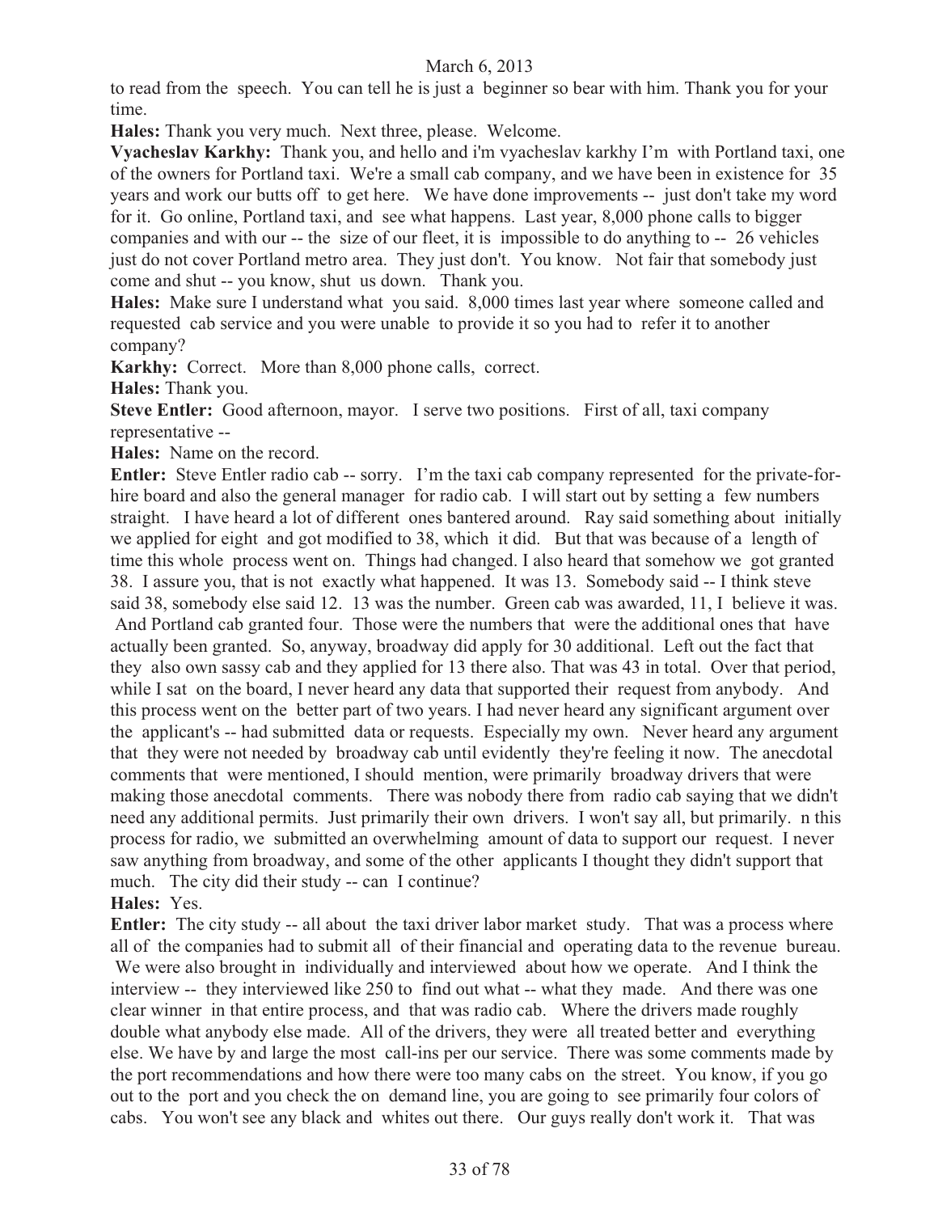to read from the speech. You can tell he is just a beginner so bear with him. Thank you for your time.

**Hales:** Thank you very much. Next three, please. Welcome.

**Vyacheslav Karkhy:** Thank you, and hello and i'm vyacheslav karkhy I'm with Portland taxi, one of the owners for Portland taxi. We're a small cab company, and we have been in existence for 35 years and work our butts off to get here. We have done improvements -- just don't take my word for it. Go online, Portland taxi, and see what happens. Last year, 8,000 phone calls to bigger companies and with our -- the size of our fleet, it is impossible to do anything to -- 26 vehicles just do not cover Portland metro area. They just don't. You know. Not fair that somebody just come and shut -- you know, shut us down. Thank you.

**Hales:** Make sure I understand what you said. 8,000 times last year where someone called and requested cab service and you were unable to provide it so you had to refer it to another company?

**Karkhy:** Correct. More than 8,000 phone calls, correct.

**Hales:** Thank you.

**Steve Entler:** Good afternoon, mayor. I serve two positions. First of all, taxi company representative --

**Hales:** Name on the record.

**Entler:** Steve Entler radio cab -- sorry. I'm the taxi cab company represented for the private-for-hire board and also the general manager for radio cab. I will start out by setting a few numbers straight. I have heard a lot of different ones bantered around. Ray said something about initially we applied for eight and got modified to 38, which it did. But that was because of a length of time this whole process went on. Things had changed. I also heard that somehow we got granted 38. I assure you, that is not exactly what happened. It was 13. Somebody said -- I think steve said 38, somebody else said 12. 13 was the number. Green cab was awarded, 11, I believe it was. And Portland cab granted four. Those were the numbers that were the additional ones that have actually been granted. So, anyway, broadway did apply for 30 additional. Left out the fact that they also own sassy cab and they applied for 13 there also. That was 43 in total. Over that period, while I sat on the board, I never heard any data that supported their request from anybody. And this process went on the better part of two years. I had never heard any significant argument over the applicant's -- had submitted data or requests. Especially my own. Never heard any argument that they were not needed by broadway cab until evidently they're feeling it now. The anecdotal comments that were mentioned, I should mention, were primarily broadway drivers that were making those anecdotal comments. There was nobody there from radio cab saying that we didn't need any additional permits. Just primarily their own drivers. I won't say all, but primarily. n this process for radio, we submitted an overwhelming amount of data to support our request. I never saw anything from broadway, and some of the other applicants I thought they didn't support that much. The city did their study -- can I continue?

**Hales:** Yes.

**Entler:** The city study -- all about the taxi driver labor market study. That was a process where all of the companies had to submit all of their financial and operating data to the revenue bureau. We were also brought in individually and interviewed about how we operate. And I think the interview -- they interviewed like 250 to find out what -- what they made. And there was one clear winner in that entire process, and that was radio cab. Where the drivers made roughly double what anybody else made. All of the drivers, they were all treated better and everything else. We have by and large the most call-ins per our service. There was some comments made by the port recommendations and how there were too many cabs on the street. You know, if you go out to the port and you check the on demand line, you are going to see primarily four colors of cabs. You won't see any black and whites out there. Our guys really don't work it. That was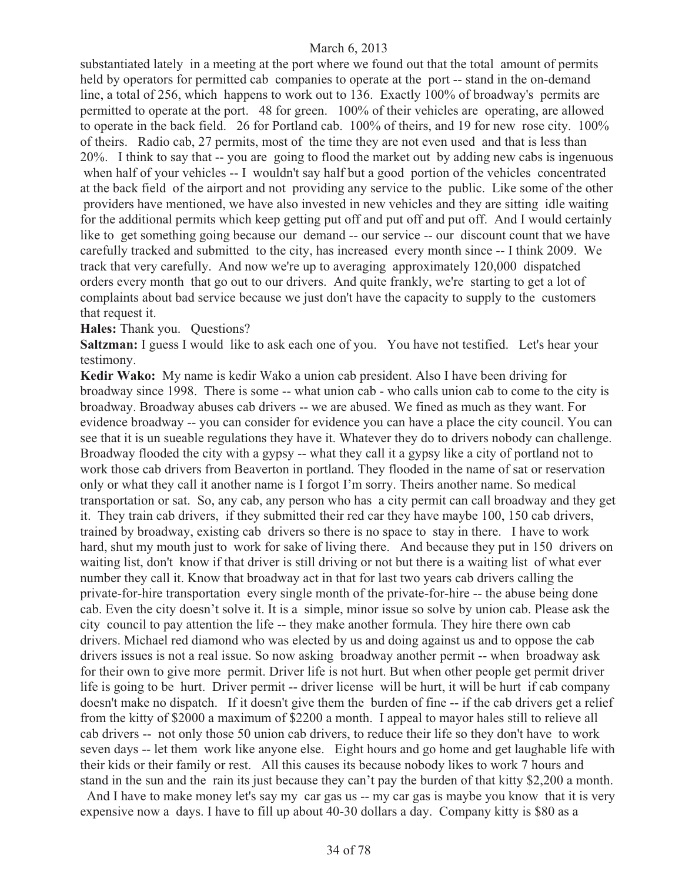substantiated lately in a meeting at the port where we found out that the total amount of permits held by operators for permitted cab companies to operate at the port -- stand in the on-demand line, a total of 256, which happens to work out to 136. Exactly 100% of broadway's permits are permitted to operate at the port. 48 for green. 100% of their vehicles are operating, are allowed to operate in the back field. 26 for Portland cab. 100% of theirs, and 19 for new rose city. 100% of theirs. Radio cab, 27 permits, most of the time they are not even used and that is less than 20%. I think to say that -- you are going to flood the market out by adding new cabs is ingenuous when half of your vehicles -- I wouldn't say half but a good portion of the vehicles concentrated at the back field of the airport and not providing any service to the public. Like some of the other providers have mentioned, we have also invested in new vehicles and they are sitting idle waiting for the additional permits which keep getting put off and put off and put off. And I would certainly like to get something going because our demand -- our service -- our discount count that we have carefully tracked and submitted to the city, has increased every month since -- I think 2009. We track that very carefully. And now we're up to averaging approximately 120,000 dispatched orders every month that go out to our drivers. And quite frankly, we're starting to get a lot of complaints about bad service because we just don't have the capacity to supply to the customers that request it.

**Hales:** Thank you. Questions?

**Saltzman:** I guess I would like to ask each one of you. You have not testified. Let's hear your testimony.

**Kedir Wako:** My name is kedir Wako a union cab president. Also I have been driving for broadway since 1998. There is some -- what union cab - who calls union cab to come to the city is broadway. Broadway abuses cab drivers -- we are abused. We fined as much as they want. For evidence broadway -- you can consider for evidence you can have a place the city council. You can see that it is un sueable regulations they have it. Whatever they do to drivers nobody can challenge. Broadway flooded the city with a gypsy -- what they call it a gypsy like a city of portland not to work those cab drivers from Beaverton in portland. They flooded in the name of sat or reservation only or what they call it another name is I forgot I'm sorry. Theirs another name. So medical transportation or sat. So, any cab, any person who has a city permit can call broadway and they get it. They train cab drivers, if they submitted their red car they have maybe 100, 150 cab drivers, trained by broadway, existing cab drivers so there is no space to stay in there. I have to work hard, shut my mouth just to work for sake of living there. And because they put in 150 drivers on waiting list, don't know if that driver is still driving or not but there is a waiting list of what ever number they call it. Know that broadway act in that for last two years cab drivers calling the private-for-hire transportation every single month of the private-for-hire -- the abuse being done cab. Even the city doesn't solve it. It is a simple, minor issue so solve by union cab. Please ask the city council to pay attention the life -- they make another formula. They hire there own cab drivers. Michael red diamond who was elected by us and doing against us and to oppose the cab drivers issues is not a real issue. So now asking broadway another permit -- when broadway ask for their own to give more permit. Driver life is not hurt. But when other people get permit driver life is going to be hurt. Driver permit -- driver license will be hurt, it will be hurt if cab company doesn't make no dispatch. If it doesn't give them the burden of fine -- if the cab drivers get a relief from the kitty of $2000 a maximum of $2200 a month. I appeal to mayor hales still to relieve all cab drivers -- not only those 50 union cab drivers, to reduce their life so they don't have to work seven days -- let them work like anyone else. Eight hours and go home and get laughable life with their kids or their family or rest. All this causes its because nobody likes to work 7 hours and stand in the sun and the rain its just because they can't pay the burden of that kitty $2,200 a month. And I have to make money let's say my car gas us -- my car gas is maybe you know that it is very expensive now a days. I have to fill up about 40-30 dollars a day. Company kitty is $80 as a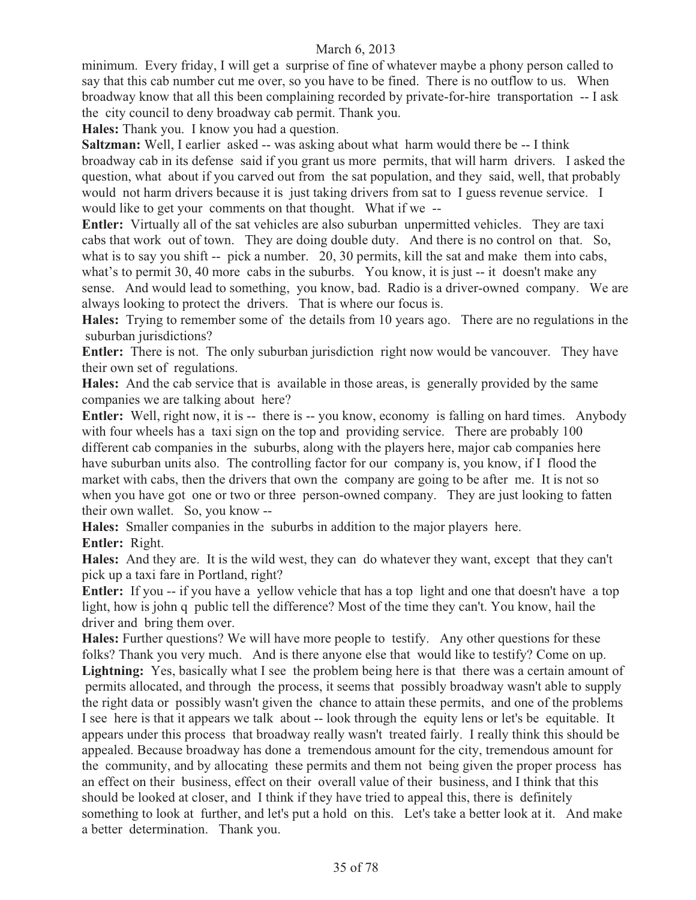minimum. Every friday, I will get a surprise of fine of whatever maybe a phony person called to say that this cab number cut me over, so you have to be fined. There is no outflow to us. When broadway know that all this been complaining recorded by private-for-hire transportation -- I ask the city council to deny broadway cab permit. Thank you.

**Hales:** Thank you. I know you had a question.

**Saltzman:** Well, I earlier asked -- was asking about what harm would there be -- I think broadway cab in its defense said if you grant us more permits, that will harm drivers. I asked the question, what about if you carved out from the sat population, and they said, well, that probably would not harm drivers because it is just taking drivers from sat to I guess revenue service. I would like to get your comments on that thought. What if we --

**Entler:** Virtually all of the sat vehicles are also suburban unpermitted vehicles. They are taxi cabs that work out of town. They are doing double duty. And there is no control on that. So, what is to say you shift -- pick a number. 20, 30 permits, kill the sat and make them into cabs, what's to permit 30, 40 more cabs in the suburbs. You know, it is just -- it doesn't make any sense. And would lead to something, you know, bad. Radio is a driver-owned company. We are always looking to protect the drivers. That is where our focus is.

**Hales:** Trying to remember some of the details from 10 years ago. There are no regulations in the suburban jurisdictions?

**Entler:** There is not. The only suburban jurisdiction right now would be vancouver. They have their own set of regulations.

**Hales:** And the cab service that is available in those areas, is generally provided by the same companies we are talking about here?

**Entler:** Well, right now, it is -- there is -- you know, economy is falling on hard times. Anybody with four wheels has a taxi sign on the top and providing service. There are probably 100 different cab companies in the suburbs, along with the players here, major cab companies here have suburban units also. The controlling factor for our company is, you know, if I flood the market with cabs, then the drivers that own the company are going to be after me. It is not so when you have got one or two or three person-owned company. They are just looking to fatten their own wallet. So, you know --

**Hales:** Smaller companies in the suburbs in addition to the major players here.

**Entler:** Right.

**Hales:** And they are. It is the wild west, they can do whatever they want, except that they can't pick up a taxi fare in Portland, right?

**Entler:** If you -- if you have a yellow vehicle that has a top light and one that doesn't have a top light, how is john q public tell the difference? Most of the time they can't. You know, hail the driver and bring them over.

**Hales:** Further questions? We will have more people to testify. Any other questions for these folks? Thank you very much. And is there anyone else that would like to testify? Come on up.

**Lightning:** Yes, basically what I see the problem being here is that there was a certain amount of permits allocated, and through the process, it seems that possibly broadway wasn't able to supply the right data or possibly wasn't given the chance to attain these permits, and one of the problems I see here is that it appears we talk about -- look through the equity lens or let's be equitable. It appears under this process that broadway really wasn't treated fairly. I really think this should be appealed. Because broadway has done a tremendous amount for the city, tremendous amount for the community, and by allocating these permits and them not being given the proper process has an effect on their business, effect on their overall value of their business, and I think that this should be looked at closer, and I think if they have tried to appeal this, there is definitely something to look at further, and let's put a hold on this. Let's take a better look at it. And make a better determination. Thank you.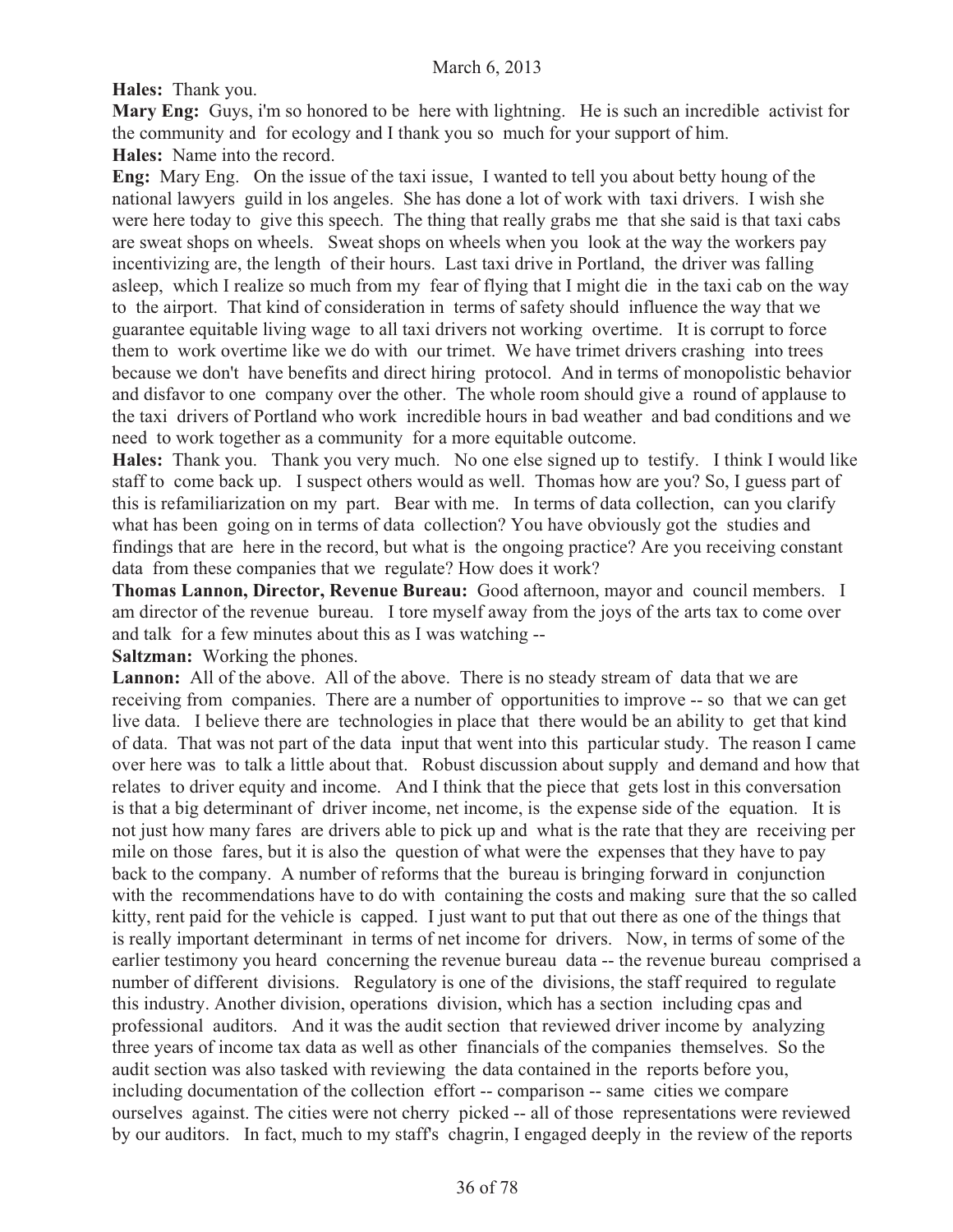**Hales:** Thank you.

**Mary Eng:** Guys, i'm so honored to be here with lightning. He is such an incredible activist for the community and for ecology and I thank you so much for your support of him.

**Hales:** Name into the record.

**Eng:** Mary Eng. On the issue of the taxi issue, I wanted to tell you about betty houng of the national lawyers guild in los angeles. She has done a lot of work with taxi drivers. I wish she were here today to give this speech. The thing that really grabs me that she said is that taxi cabs are sweat shops on wheels. Sweat shops on wheels when you look at the way the workers pay incentivizing are, the length of their hours. Last taxi drive in Portland, the driver was falling asleep, which I realize so much from my fear of flying that I might die in the taxi cab on the way to the airport. That kind of consideration in terms of safety should influence the way that we guarantee equitable living wage to all taxi drivers not working overtime. It is corrupt to force them to work overtime like we do with our trimet. We have trimet drivers crashing into trees because we don't have benefits and direct hiring protocol. And in terms of monopolistic behavior and disfavor to one company over the other. The whole room should give a round of applause to the taxi drivers of Portland who work incredible hours in bad weather and bad conditions and we need to work together as a community for a more equitable outcome.

**Hales:** Thank you. Thank you very much. No one else signed up to testify. I think I would like staff to come back up. I suspect others would as well. Thomas how are you? So, I guess part of this is refamiliarization on my part. Bear with me. In terms of data collection, can you clarify what has been going on in terms of data collection? You have obviously got the studies and findings that are here in the record, but what is the ongoing practice? Are you receiving constant data from these companies that we regulate? How does it work?

**Thomas Lannon, Director, Revenue Bureau:** Good afternoon, mayor and council members. I am director of the revenue bureau. I tore myself away from the joys of the arts tax to come over and talk for a few minutes about this as I was watching --

**Saltzman:** Working the phones.

**Lannon:** All of the above. All of the above. There is no steady stream of data that we are receiving from companies. There are a number of opportunities to improve -- so that we can get live data. I believe there are technologies in place that there would be an ability to get that kind of data. That was not part of the data input that went into this particular study. The reason I came over here was to talk a little about that. Robust discussion about supply and demand and how that relates to driver equity and income. And I think that the piece that gets lost in this conversation is that a big determinant of driver income, net income, is the expense side of the equation. It is not just how many fares are drivers able to pick up and what is the rate that they are receiving per mile on those fares, but it is also the question of what were the expenses that they have to pay back to the company. A number of reforms that the bureau is bringing forward in conjunction with the recommendations have to do with containing the costs and making sure that the so called kitty, rent paid for the vehicle is capped. I just want to put that out there as one of the things that is really important determinant in terms of net income for drivers. Now, in terms of some of the earlier testimony you heard concerning the revenue bureau data -- the revenue bureau comprised a number of different divisions. Regulatory is one of the divisions, the staff required to regulate this industry. Another division, operations division, which has a section including cpas and professional auditors. And it was the audit section that reviewed driver income by analyzing three years of income tax data as well as other financials of the companies themselves. So the audit section was also tasked with reviewing the data contained in the reports before you, including documentation of the collection effort -- comparison -- same cities we compare ourselves against. The cities were not cherry picked -- all of those representations were reviewed by our auditors. In fact, much to my staff's chagrin, I engaged deeply in the review of the reports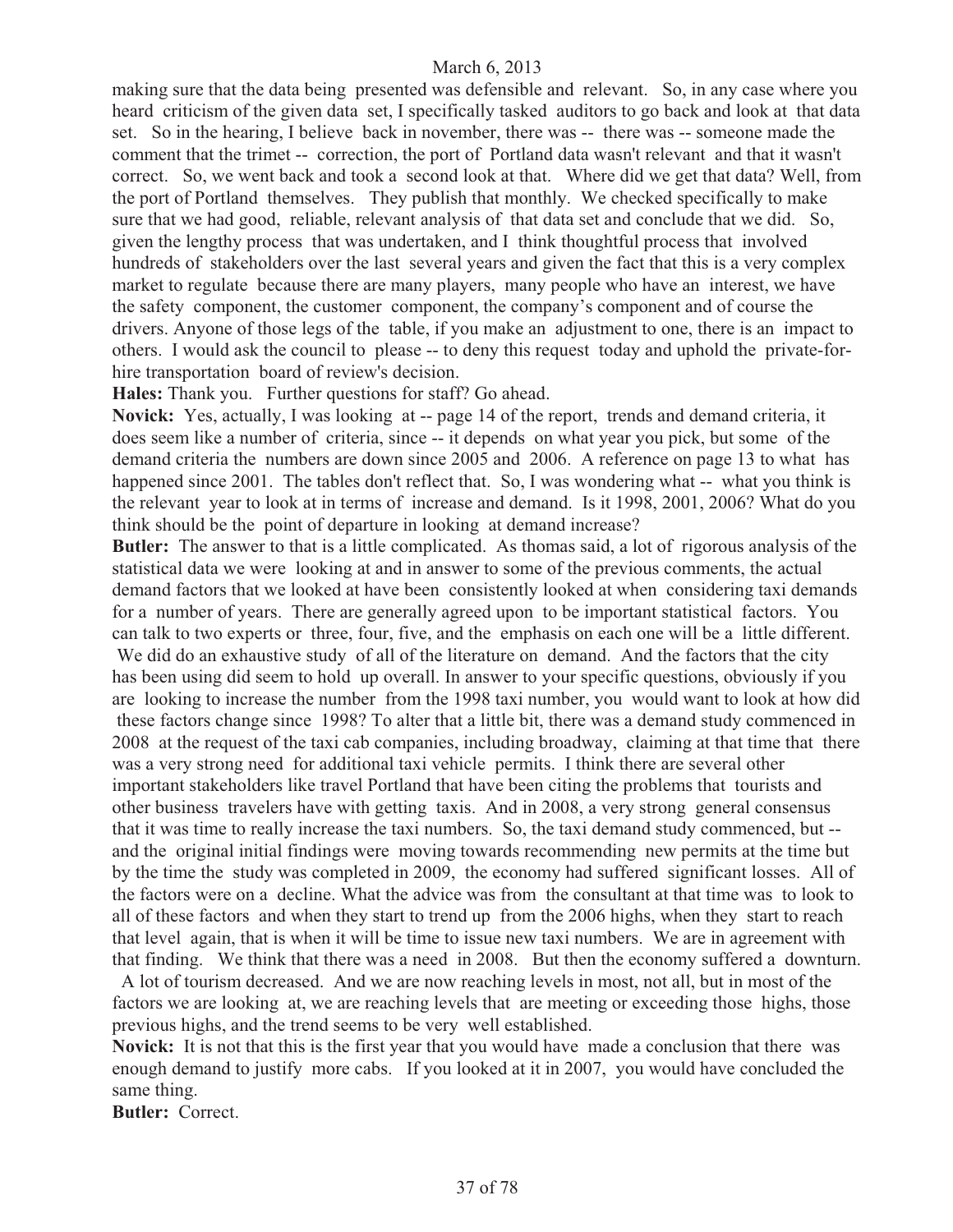making sure that the data being presented was defensible and relevant. So, in any case where you heard criticism of the given data set, I specifically tasked auditors to go back and look at that data set. So in the hearing, I believe back in november, there was -- there was -- someone made the comment that the trimet -- correction, the port of Portland data wasn't relevant and that it wasn't correct. So, we went back and took a second look at that. Where did we get that data? Well, from the port of Portland themselves. They publish that monthly. We checked specifically to make sure that we had good, reliable, relevant analysis of that data set and conclude that we did. So, given the lengthy process that was undertaken, and I think thoughtful process that involved hundreds of stakeholders over the last several years and given the fact that this is a very complex market to regulate because there are many players, many people who have an interest, we have the safety component, the customer component, the company's component and of course the drivers. Anyone of those legs of the table, if you make an adjustment to one, there is an impact to others. I would ask the council to please -- to deny this request today and uphold the private-for-hire transportation board of review's decision.

**Hales:** Thank you. Further questions for staff? Go ahead.

**Novick:** Yes, actually, I was looking at -- page 14 of the report, trends and demand criteria, it does seem like a number of criteria, since -- it depends on what year you pick, but some of the demand criteria the numbers are down since 2005 and 2006. A reference on page 13 to what has happened since 2001. The tables don't reflect that. So, I was wondering what -- what you think is the relevant year to look at in terms of increase and demand. Is it 1998, 2001, 2006? What do you think should be the point of departure in looking at demand increase?

**Butler:** The answer to that is a little complicated. As thomas said, a lot of rigorous analysis of the statistical data we were looking at and in answer to some of the previous comments, the actual demand factors that we looked at have been consistently looked at when considering taxi demands for a number of years. There are generally agreed upon to be important statistical factors. You can talk to two experts or three, four, five, and the emphasis on each one will be a little different. We did do an exhaustive study of all of the literature on demand. And the factors that the city has been using did seem to hold up overall. In answer to your specific questions, obviously if you are looking to increase the number from the 1998 taxi number, you would want to look at how did these factors change since 1998? To alter that a little bit, there was a demand study commenced in 2008 at the request of the taxi cab companies, including broadway, claiming at that time that there was a very strong need for additional taxi vehicle permits. I think there are several other important stakeholders like travel Portland that have been citing the problems that tourists and other business travelers have with getting taxis. And in 2008, a very strong general consensus that it was time to really increase the taxi numbers. So, the taxi demand study commenced, but -- and the original initial findings were moving towards recommending new permits at the time but by the time the study was completed in 2009, the economy had suffered significant losses. All of the factors were on a decline. What the advice was from the consultant at that time was to look to all of these factors and when they start to trend up from the 2006 highs, when they start to reach that level again, that is when it will be time to issue new taxi numbers. We are in agreement with that finding. We think that there was a need in 2008. But then the economy suffered a downturn. A lot of tourism decreased. And we are now reaching levels in most, not all, but in most of the factors we are looking at, we are reaching levels that are meeting or exceeding those highs, those previous highs, and the trend seems to be very well established.

**Novick:** It is not that this is the first year that you would have made a conclusion that there was enough demand to justify more cabs. If you looked at it in 2007, you would have concluded the same thing.

**Butler:** Correct.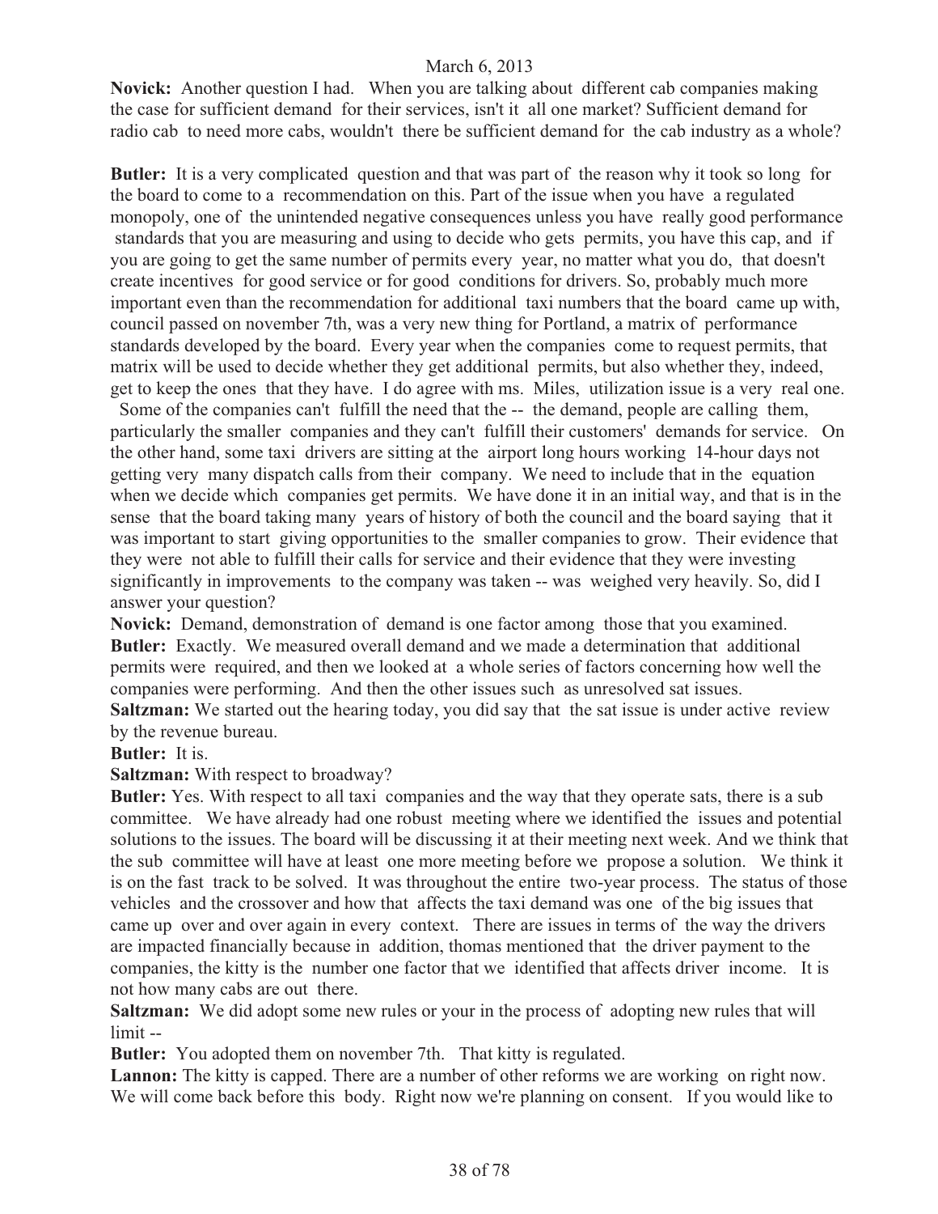March 6, 2013

**Novick:** Another question I had. When you are talking about different cab companies making the case for sufficient demand for their services, isn't it all one market? Sufficient demand for radio cab to need more cabs, wouldn't there be sufficient demand for the cab industry as a whole?

**Butler:** It is a very complicated question and that was part of the reason why it took so long for the board to come to a recommendation on this. Part of the issue when you have a regulated monopoly, one of the unintended negative consequences unless you have really good performance standards that you are measuring and using to decide who gets permits, you have this cap, and if you are going to get the same number of permits every year, no matter what you do, that doesn't create incentives for good service or for good conditions for drivers. So, probably much more important even than the recommendation for additional taxi numbers that the board came up with, council passed on november 7th, was a very new thing for Portland, a matrix of performance standards developed by the board. Every year when the companies come to request permits, that matrix will be used to decide whether they get additional permits, but also whether they, indeed, get to keep the ones that they have. I do agree with ms. Miles, utilization issue is a very real one. Some of the companies can't fulfill the need that the -- the demand, people are calling them, particularly the smaller companies and they can't fulfill their customers' demands for service. On the other hand, some taxi drivers are sitting at the airport long hours working 14-hour days not getting very many dispatch calls from their company. We need to include that in the equation when we decide which companies get permits. We have done it in an initial way, and that is in the sense that the board taking many years of history of both the council and the board saying that it was important to start giving opportunities to the smaller companies to grow. Their evidence that they were not able to fulfill their calls for service and their evidence that they were investing significantly in improvements to the company was taken -- was weighed very heavily. So, did I answer your question?

**Novick:** Demand, demonstration of demand is one factor among those that you examined.

**Butler:** Exactly. We measured overall demand and we made a determination that additional permits were required, and then we looked at a whole series of factors concerning how well the companies were performing. And then the other issues such as unresolved sat issues.

**Saltzman:** We started out the hearing today, you did say that the sat issue is under active review by the revenue bureau.

**Butler:** It is.

**Saltzman:** With respect to broadway?

**Butler:** Yes. With respect to all taxi companies and the way that they operate sats, there is a sub committee. We have already had one robust meeting where we identified the issues and potential solutions to the issues. The board will be discussing it at their meeting next week. And we think that the sub committee will have at least one more meeting before we propose a solution. We think it is on the fast track to be solved. It was throughout the entire two-year process. The status of those vehicles and the crossover and how that affects the taxi demand was one of the big issues that came up over and over again in every context. There are issues in terms of the way the drivers are impacted financially because in addition, thomas mentioned that the driver payment to the companies, the kitty is the number one factor that we identified that affects driver income. It is not how many cabs are out there.

**Saltzman:** We did adopt some new rules or your in the process of adopting new rules that will limit --

**Butler:** You adopted them on november 7th. That kitty is regulated.

**Lannon:** The kitty is capped. There are a number of other reforms we are working on right now. We will come back before this body. Right now we're planning on consent. If you would like to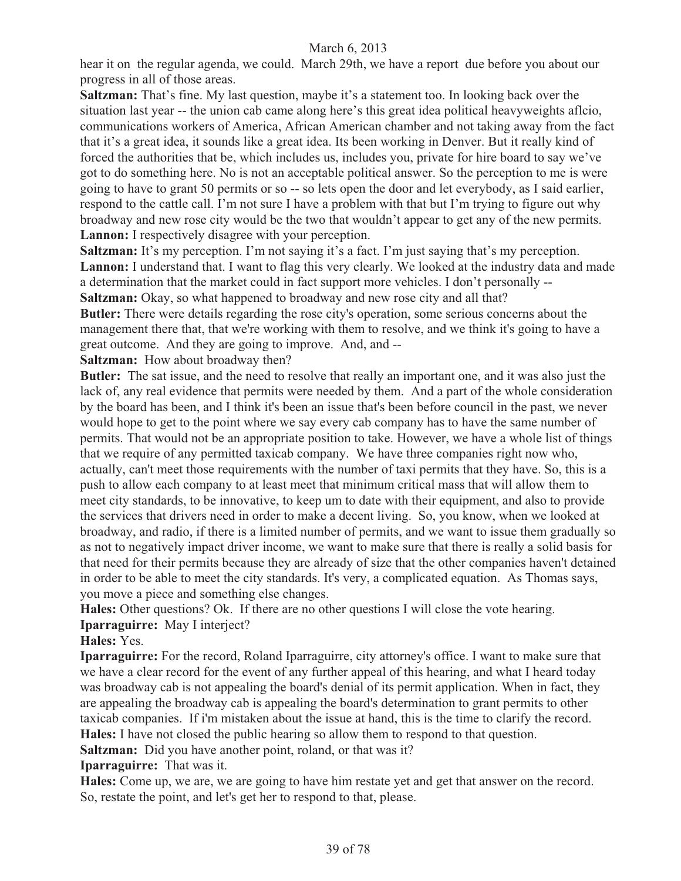hear it on the regular agenda, we could. March 29th, we have a report due before you about our progress in all of those areas.

**Saltzman:** That's fine. My last question, maybe it's a statement too. In looking back over the situation last year -- the union cab came along here's this great idea political heavyweights aflcio, communications workers of America, African American chamber and not taking away from the fact that it's a great idea, it sounds like a great idea. Its been working in Denver. But it really kind of forced the authorities that be, which includes us, includes you, private for hire board to say we've got to do something here. No is not an acceptable political answer. So the perception to me is were going to have to grant 50 permits or so -- so lets open the door and let everybody, as I said earlier, respond to the cattle call. I'm not sure I have a problem with that but I'm trying to figure out why broadway and new rose city would be the two that wouldn't appear to get any of the new permits.

**Lannon:** I respectively disagree with your perception.

**Saltzman:** It's my perception. I'm not saying it's a fact. I'm just saying that's my perception.

**Lannon:** I understand that. I want to flag this very clearly. We looked at the industry data and made a determination that the market could in fact support more vehicles. I don't personally --

**Saltzman:** Okay, so what happened to broadway and new rose city and all that?

**Butler:** There were details regarding the rose city's operation, some serious concerns about the management there that, that we're working with them to resolve, and we think it's going to have a great outcome. And they are going to improve. And, and --

**Saltzman:** How about broadway then?

**Butler:** The sat issue, and the need to resolve that really an important one, and it was also just the lack of, any real evidence that permits were needed by them. And a part of the whole consideration by the board has been, and I think it's been an issue that's been before council in the past, we never would hope to get to the point where we say every cab company has to have the same number of permits. That would not be an appropriate position to take. However, we have a whole list of things that we require of any permitted taxicab company. We have three companies right now who, actually, can't meet those requirements with the number of taxi permits that they have. So, this is a push to allow each company to at least meet that minimum critical mass that will allow them to meet city standards, to be innovative, to keep um to date with their equipment, and also to provide the services that drivers need in order to make a decent living. So, you know, when we looked at broadway, and radio, if there is a limited number of permits, and we want to issue them gradually so as not to negatively impact driver income, we want to make sure that there is really a solid basis for that need for their permits because they are already of size that the other companies haven't detained in order to be able to meet the city standards. It's very, a complicated equation. As Thomas says, you move a piece and something else changes.

**Hales:** Other questions? Ok. If there are no other questions I will close the vote hearing.

**Iparraguirre:** May I interject?

**Hales:** Yes.

**Iparraguirre:** For the record, Roland Iparraguirre, city attorney's office. I want to make sure that we have a clear record for the event of any further appeal of this hearing, and what I heard today was broadway cab is not appealing the board's denial of its permit application. When in fact, they are appealing the broadway cab is appealing the board's determination to grant permits to other taxicab companies. If i'm mistaken about the issue at hand, this is the time to clarify the record.

**Hales:** I have not closed the public hearing so allow them to respond to that question.

**Saltzman:** Did you have another point, roland, or that was it?

**Iparraguirre:** That was it.

**Hales:** Come up, we are, we are going to have him restate yet and get that answer on the record. So, restate the point, and let's get her to respond to that, please.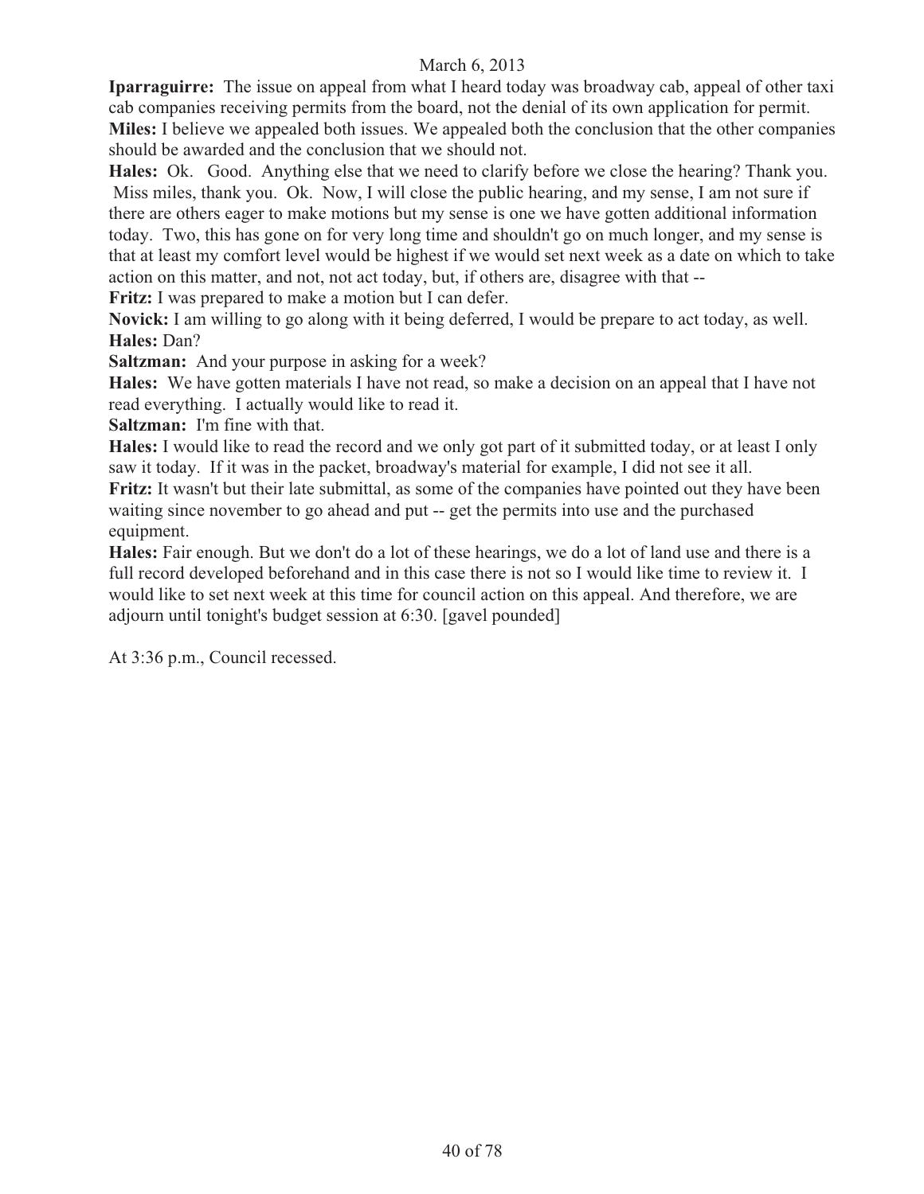**Iparraguirre:** The issue on appeal from what I heard today was broadway cab, appeal of other taxi cab companies receiving permits from the board, not the denial of its own application for permit.
**Miles:** I believe we appealed both issues. We appealed both the conclusion that the other companies should be awarded and the conclusion that we should not.
**Hales:** Ok. Good. Anything else that we need to clarify before we close the hearing? Thank you. Miss miles, thank you. Ok. Now, I will close the public hearing, and my sense, I am not sure if there are others eager to make motions but my sense is one we have gotten additional information today. Two, this has gone on for very long time and shouldn't go on much longer, and my sense is that at least my comfort level would be highest if we would set next week as a date on which to take action on this matter, and not, not act today, but, if others are, disagree with that --
**Fritz:** I was prepared to make a motion but I can defer.
**Novick:** I am willing to go along with it being deferred, I would be prepare to act today, as well.
**Hales:** Dan?
**Saltzman:** And your purpose in asking for a week?
**Hales:** We have gotten materials I have not read, so make a decision on an appeal that I have not read everything. I actually would like to read it.
**Saltzman:** I'm fine with that.
**Hales:** I would like to read the record and we only got part of it submitted today, or at least I only saw it today. If it was in the packet, broadway's material for example, I did not see it all.
**Fritz:** It wasn't but their late submittal, as some of the companies have pointed out they have been waiting since november to go ahead and put -- get the permits into use and the purchased equipment.
**Hales:** Fair enough. But we don't do a lot of these hearings, we do a lot of land use and there is a full record developed beforehand and in this case there is not so I would like time to review it. I would like to set next week at this time for council action on this appeal. And therefore, we are adjourn until tonight's budget session at 6:30. [gavel pounded]

At 3:36 p.m., Council recessed.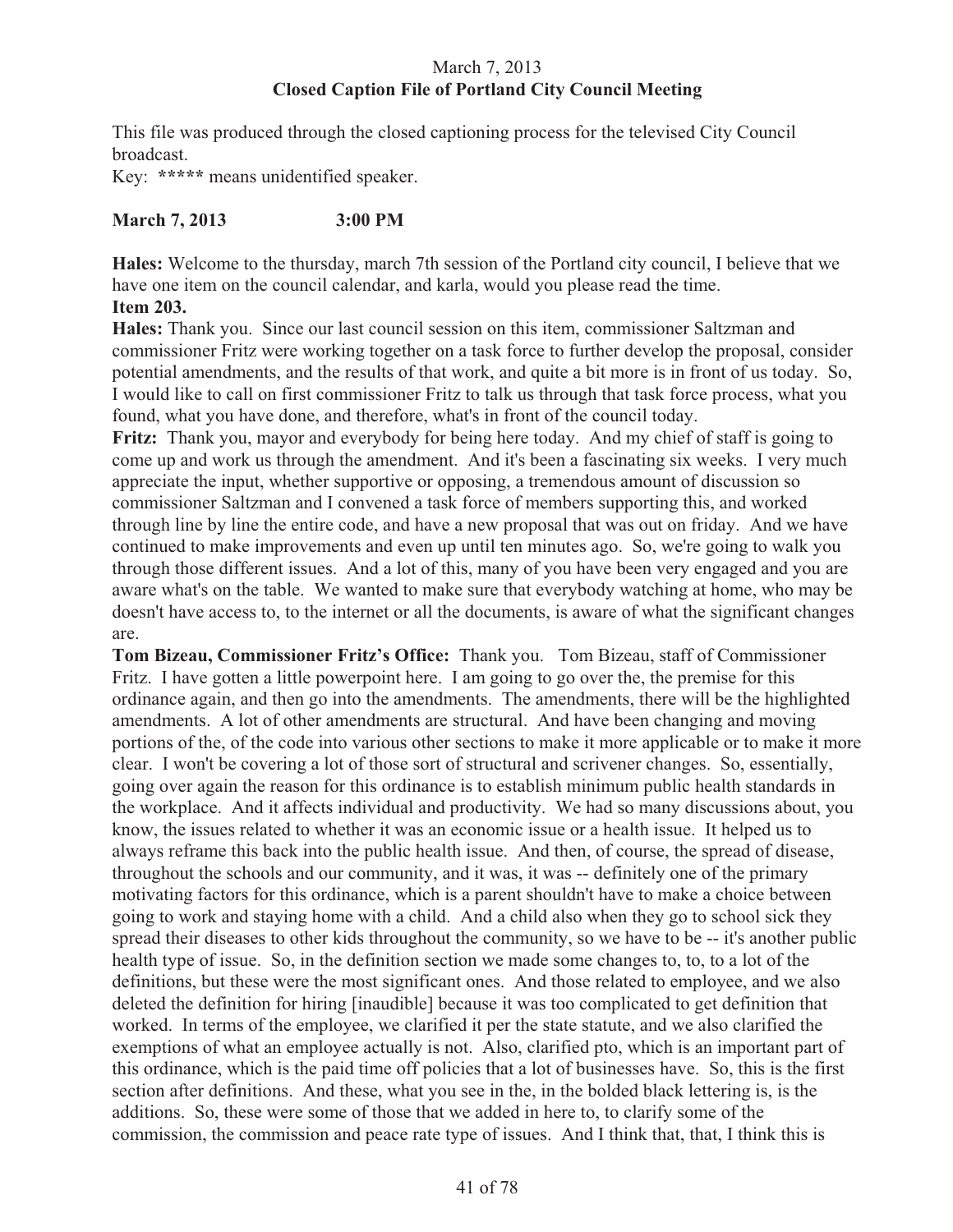March 7, 2013
**Closed Caption File of Portland City Council Meeting**

This file was produced through the closed captioning process for the televised City Council broadcast.

Key: ***** means unidentified speaker.

**March 7, 2013 3:00 PM**

**Hales:** Welcome to the thursday, march 7th session of the Portland city council, I believe that we have one item on the council calendar, and karla, would you please read the time.

**Item 203.**

**Hales:** Thank you. Since our last council session on this item, commissioner Saltzman and commissioner Fritz were working together on a task force to further develop the proposal, consider potential amendments, and the results of that work, and quite a bit more is in front of us today. So, I would like to call on first commissioner Fritz to talk us through that task force process, what you found, what you have done, and therefore, what's in front of the council today.

**Fritz:** Thank you, mayor and everybody for being here today. And my chief of staff is going to come up and work us through the amendment. And it's been a fascinating six weeks. I very much appreciate the input, whether supportive or opposing, a tremendous amount of discussion so commissioner Saltzman and I convened a task force of members supporting this, and worked through line by line the entire code, and have a new proposal that was out on friday. And we have continued to make improvements and even up until ten minutes ago. So, we're going to walk you through those different issues. And a lot of this, many of you have been very engaged and you are aware what's on the table. We wanted to make sure that everybody watching at home, who may be doesn't have access to, to the internet or all the documents, is aware of what the significant changes are.

**Tom Bizeau, Commissioner Fritz's Office:** Thank you. Tom Bizeau, staff of Commissioner Fritz. I have gotten a little powerpoint here. I am going to go over the, the premise for this ordinance again, and then go into the amendments. The amendments, there will be the highlighted amendments. A lot of other amendments are structural. And have been changing and moving portions of the, of the code into various other sections to make it more applicable or to make it more clear. I won't be covering a lot of those sort of structural and scrivener changes. So, essentially, going over again the reason for this ordinance is to establish minimum public health standards in the workplace. And it affects individual and productivity. We had so many discussions about, you know, the issues related to whether it was an economic issue or a health issue. It helped us to always reframe this back into the public health issue. And then, of course, the spread of disease, throughout the schools and our community, and it was, it was -- definitely one of the primary motivating factors for this ordinance, which is a parent shouldn't have to make a choice between going to work and staying home with a child. And a child also when they go to school sick they spread their diseases to other kids throughout the community, so we have to be -- it's another public health type of issue. So, in the definition section we made some changes to, to, to a lot of the definitions, but these were the most significant ones. And those related to employee, and we also deleted the definition for hiring [inaudible] because it was too complicated to get definition that worked. In terms of the employee, we clarified it per the state statute, and we also clarified the exemptions of what an employee actually is not. Also, clarified pto, which is an important part of this ordinance, which is the paid time off policies that a lot of businesses have. So, this is the first section after definitions. And these, what you see in the, in the bolded black lettering is, is the additions. So, these were some of those that we added in here to, to clarify some of the commission, the commission and peace rate type of issues. And I think that, that, I think this is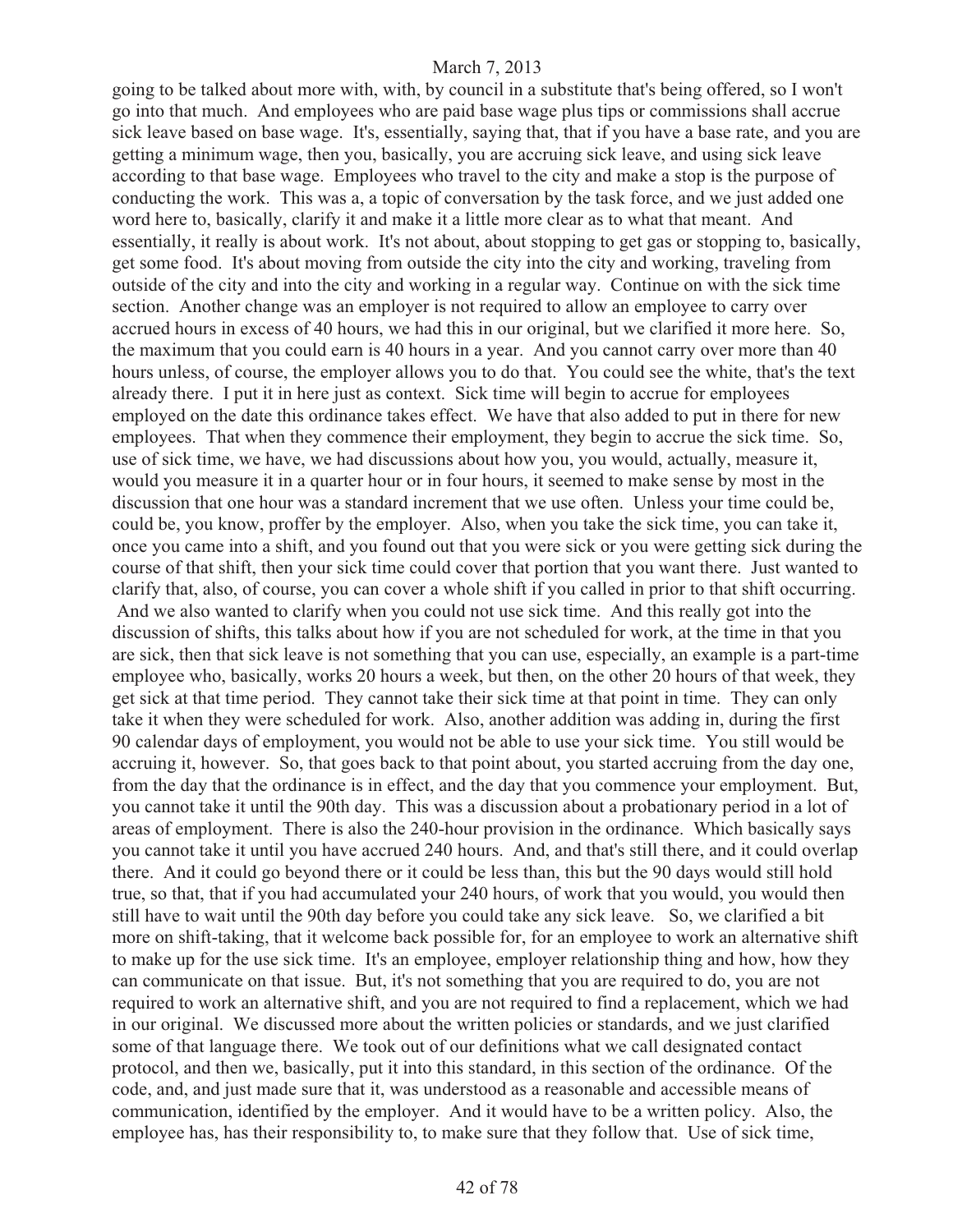going to be talked about more with, with, by council in a substitute that's being offered, so I won't go into that much. And employees who are paid base wage plus tips or commissions shall accrue sick leave based on base wage. It's, essentially, saying that, that if you have a base rate, and you are getting a minimum wage, then you, basically, you are accruing sick leave, and using sick leave according to that base wage. Employees who travel to the city and make a stop is the purpose of conducting the work. This was a, a topic of conversation by the task force, and we just added one word here to, basically, clarify it and make it a little more clear as to what that meant. And essentially, it really is about work. It's not about, about stopping to get gas or stopping to, basically, get some food. It's about moving from outside the city into the city and working, traveling from outside of the city and into the city and working in a regular way. Continue on with the sick time section. Another change was an employer is not required to allow an employee to carry over accrued hours in excess of 40 hours, we had this in our original, but we clarified it more here. So, the maximum that you could earn is 40 hours in a year. And you cannot carry over more than 40 hours unless, of course, the employer allows you to do that. You could see the white, that's the text already there. I put it in here just as context. Sick time will begin to accrue for employees employed on the date this ordinance takes effect. We have that also added to put in there for new employees. That when they commence their employment, they begin to accrue the sick time. So, use of sick time, we have, we had discussions about how you, you would, actually, measure it, would you measure it in a quarter hour or in four hours, it seemed to make sense by most in the discussion that one hour was a standard increment that we use often. Unless your time could be, could be, you know, proffer by the employer. Also, when you take the sick time, you can take it, once you came into a shift, and you found out that you were sick or you were getting sick during the course of that shift, then your sick time could cover that portion that you want there. Just wanted to clarify that, also, of course, you can cover a whole shift if you called in prior to that shift occurring. And we also wanted to clarify when you could not use sick time. And this really got into the discussion of shifts, this talks about how if you are not scheduled for work, at the time in that you are sick, then that sick leave is not something that you can use, especially, an example is a part-time employee who, basically, works 20 hours a week, but then, on the other 20 hours of that week, they get sick at that time period. They cannot take their sick time at that point in time. They can only take it when they were scheduled for work. Also, another addition was adding in, during the first 90 calendar days of employment, you would not be able to use your sick time. You still would be accruing it, however. So, that goes back to that point about, you started accruing from the day one, from the day that the ordinance is in effect, and the day that you commence your employment. But, you cannot take it until the 90th day. This was a discussion about a probationary period in a lot of areas of employment. There is also the 240-hour provision in the ordinance. Which basically says you cannot take it until you have accrued 240 hours. And, and that's still there, and it could overlap there. And it could go beyond there or it could be less than, this but the 90 days would still hold true, so that, that if you had accumulated your 240 hours, of work that you would, you would then still have to wait until the 90th day before you could take any sick leave. So, we clarified a bit more on shift-taking, that it welcome back possible for, for an employee to work an alternative shift to make up for the use sick time. It's an employee, employer relationship thing and how, how they can communicate on that issue. But, it's not something that you are required to do, you are not required to work an alternative shift, and you are not required to find a replacement, which we had in our original. We discussed more about the written policies or standards, and we just clarified some of that language there. We took out of our definitions what we call designated contact protocol, and then we, basically, put it into this standard, in this section of the ordinance. Of the code, and, and just made sure that it, was understood as a reasonable and accessible means of communication, identified by the employer. And it would have to be a written policy. Also, the employee has, has their responsibility to, to make sure that they follow that. Use of sick time,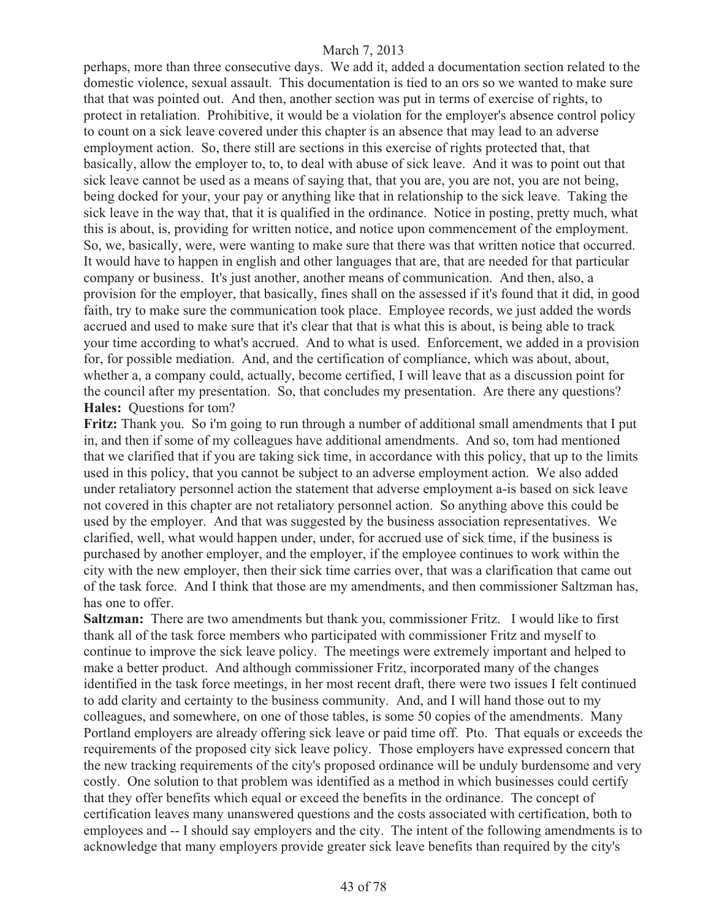perhaps, more than three consecutive days. We add it, added a documentation section related to the domestic violence, sexual assault. This documentation is tied to an ors so we wanted to make sure that that was pointed out. And then, another section was put in terms of exercise of rights, to protect in retaliation. Prohibitive, it would be a violation for the employer's absence control policy to count on a sick leave covered under this chapter is an absence that may lead to an adverse employment action. So, there still are sections in this exercise of rights protected that, that basically, allow the employer to, to, to deal with abuse of sick leave. And it was to point out that sick leave cannot be used as a means of saying that, that you are, you are not, you are not being, being docked for your, your pay or anything like that in relationship to the sick leave. Taking the sick leave in the way that, that it is qualified in the ordinance. Notice in posting, pretty much, what this is about, is, providing for written notice, and notice upon commencement of the employment. So, we, basically, were, were wanting to make sure that there was that written notice that occurred. It would have to happen in english and other languages that are, that are needed for that particular company or business. It's just another, another means of communication. And then, also, a provision for the employer, that basically, fines shall on the assessed if it's found that it did, in good faith, try to make sure the communication took place. Employee records, we just added the words accrued and used to make sure that it's clear that that is what this is about, is being able to track your time according to what's accrued. And to what is used. Enforcement, we added in a provision for, for possible mediation. And, and the certification of compliance, which was about, about, whether a, a company could, actually, become certified, I will leave that as a discussion point for the council after my presentation. So, that concludes my presentation. Are there any questions?

**Hales:** Questions for tom?

**Fritz:** Thank you. So i'm going to run through a number of additional small amendments that I put in, and then if some of my colleagues have additional amendments. And so, tom had mentioned that we clarified that if you are taking sick time, in accordance with this policy, that up to the limits used in this policy, that you cannot be subject to an adverse employment action. We also added under retaliatory personnel action the statement that adverse employment a-is based on sick leave not covered in this chapter are not retaliatory personnel action. So anything above this could be used by the employer. And that was suggested by the business association representatives. We clarified, well, what would happen under, under, for accrued use of sick time, if the business is purchased by another employer, and the employer, if the employee continues to work within the city with the new employer, then their sick time carries over, that was a clarification that came out of the task force. And I think that those are my amendments, and then commissioner Saltzman has, has one to offer.

**Saltzman:** There are two amendments but thank you, commissioner Fritz. I would like to first thank all of the task force members who participated with commissioner Fritz and myself to continue to improve the sick leave policy. The meetings were extremely important and helped to make a better product. And although commissioner Fritz, incorporated many of the changes identified in the task force meetings, in her most recent draft, there were two issues I felt continued to add clarity and certainty to the business community. And, and I will hand those out to my colleagues, and somewhere, on one of those tables, is some 50 copies of the amendments. Many Portland employers are already offering sick leave or paid time off. Pto. That equals or exceeds the requirements of the proposed city sick leave policy. Those employers have expressed concern that the new tracking requirements of the city's proposed ordinance will be unduly burdensome and very costly. One solution to that problem was identified as a method in which businesses could certify that they offer benefits which equal or exceed the benefits in the ordinance. The concept of certification leaves many unanswered questions and the costs associated with certification, both to employees and -- I should say employers and the city. The intent of the following amendments is to acknowledge that many employers provide greater sick leave benefits than required by the city's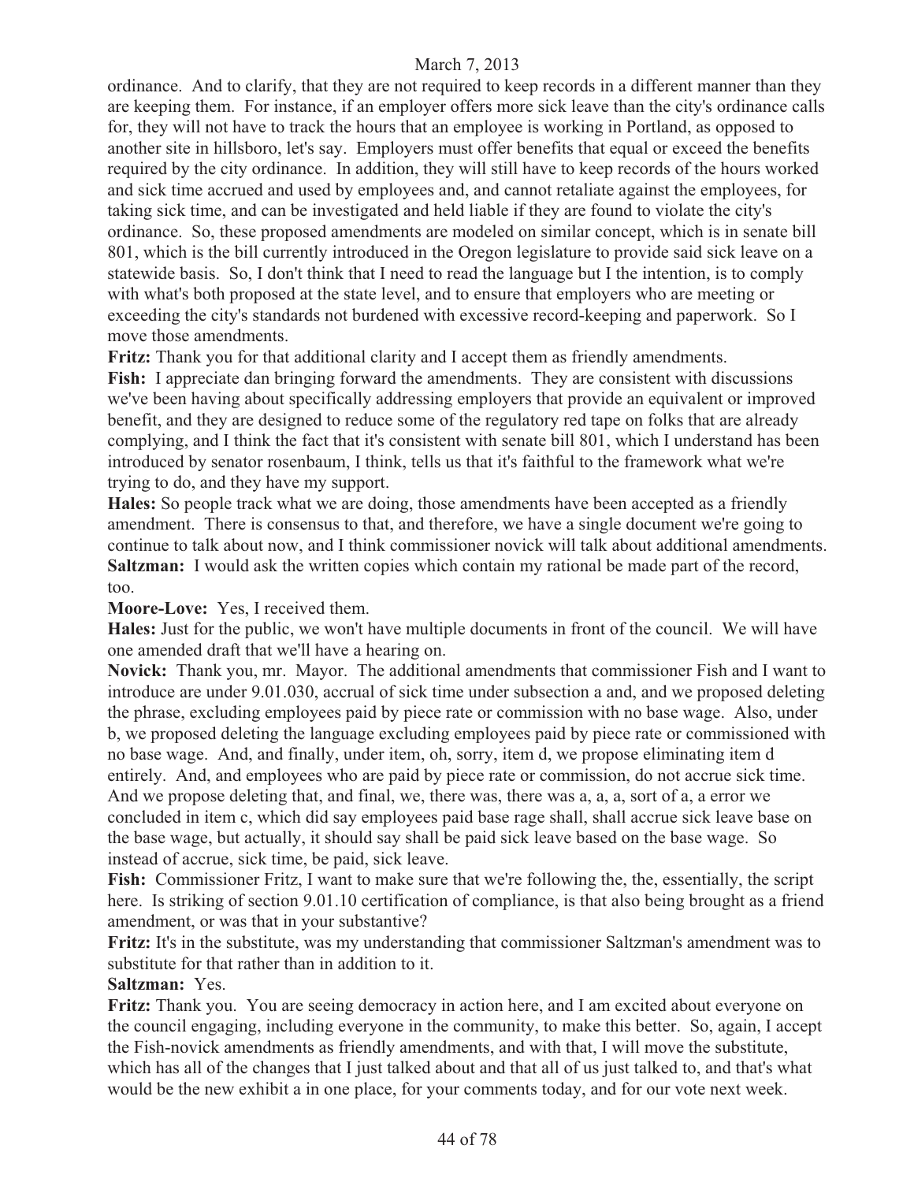ordinance. And to clarify, that they are not required to keep records in a different manner than they are keeping them. For instance, if an employer offers more sick leave than the city's ordinance calls for, they will not have to track the hours that an employee is working in Portland, as opposed to another site in hillsboro, let's say. Employers must offer benefits that equal or exceed the benefits required by the city ordinance. In addition, they will still have to keep records of the hours worked and sick time accrued and used by employees and, and cannot retaliate against the employees, for taking sick time, and can be investigated and held liable if they are found to violate the city's ordinance. So, these proposed amendments are modeled on similar concept, which is in senate bill 801, which is the bill currently introduced in the Oregon legislature to provide said sick leave on a statewide basis. So, I don't think that I need to read the language but I the intention, is to comply with what's both proposed at the state level, and to ensure that employers who are meeting or exceeding the city's standards not burdened with excessive record-keeping and paperwork. So I move those amendments.

**Fritz:** Thank you for that additional clarity and I accept them as friendly amendments.

**Fish:** I appreciate dan bringing forward the amendments. They are consistent with discussions we've been having about specifically addressing employers that provide an equivalent or improved benefit, and they are designed to reduce some of the regulatory red tape on folks that are already complying, and I think the fact that it's consistent with senate bill 801, which I understand has been introduced by senator rosenbaum, I think, tells us that it's faithful to the framework what we're trying to do, and they have my support.

**Hales:** So people track what we are doing, those amendments have been accepted as a friendly amendment. There is consensus to that, and therefore, we have a single document we're going to continue to talk about now, and I think commissioner novick will talk about additional amendments.

**Saltzman:** I would ask the written copies which contain my rational be made part of the record, too.

**Moore-Love:** Yes, I received them.

**Hales:** Just for the public, we won't have multiple documents in front of the council. We will have one amended draft that we'll have a hearing on.

**Novick:** Thank you, mr. Mayor. The additional amendments that commissioner Fish and I want to introduce are under 9.01.030, accrual of sick time under subsection a and, and we proposed deleting the phrase, excluding employees paid by piece rate or commission with no base wage. Also, under b, we proposed deleting the language excluding employees paid by piece rate or commissioned with no base wage. And, and finally, under item, oh, sorry, item d, we propose eliminating item d entirely. And, and employees who are paid by piece rate or commission, do not accrue sick time. And we propose deleting that, and final, we, there was, there was a, a, a, sort of a, a error we concluded in item c, which did say employees paid base rage shall, shall accrue sick leave base on the base wage, but actually, it should say shall be paid sick leave based on the base wage. So instead of accrue, sick time, be paid, sick leave.

**Fish:** Commissioner Fritz, I want to make sure that we're following the, the, essentially, the script here. Is striking of section 9.01.10 certification of compliance, is that also being brought as a friend amendment, or was that in your substantive?

**Fritz:** It's in the substitute, was my understanding that commissioner Saltzman's amendment was to substitute for that rather than in addition to it.

**Saltzman:** Yes.

**Fritz:** Thank you. You are seeing democracy in action here, and I am excited about everyone on the council engaging, including everyone in the community, to make this better. So, again, I accept the Fish-novick amendments as friendly amendments, and with that, I will move the substitute, which has all of the changes that I just talked about and that all of us just talked to, and that's what would be the new exhibit a in one place, for your comments today, and for our vote next week.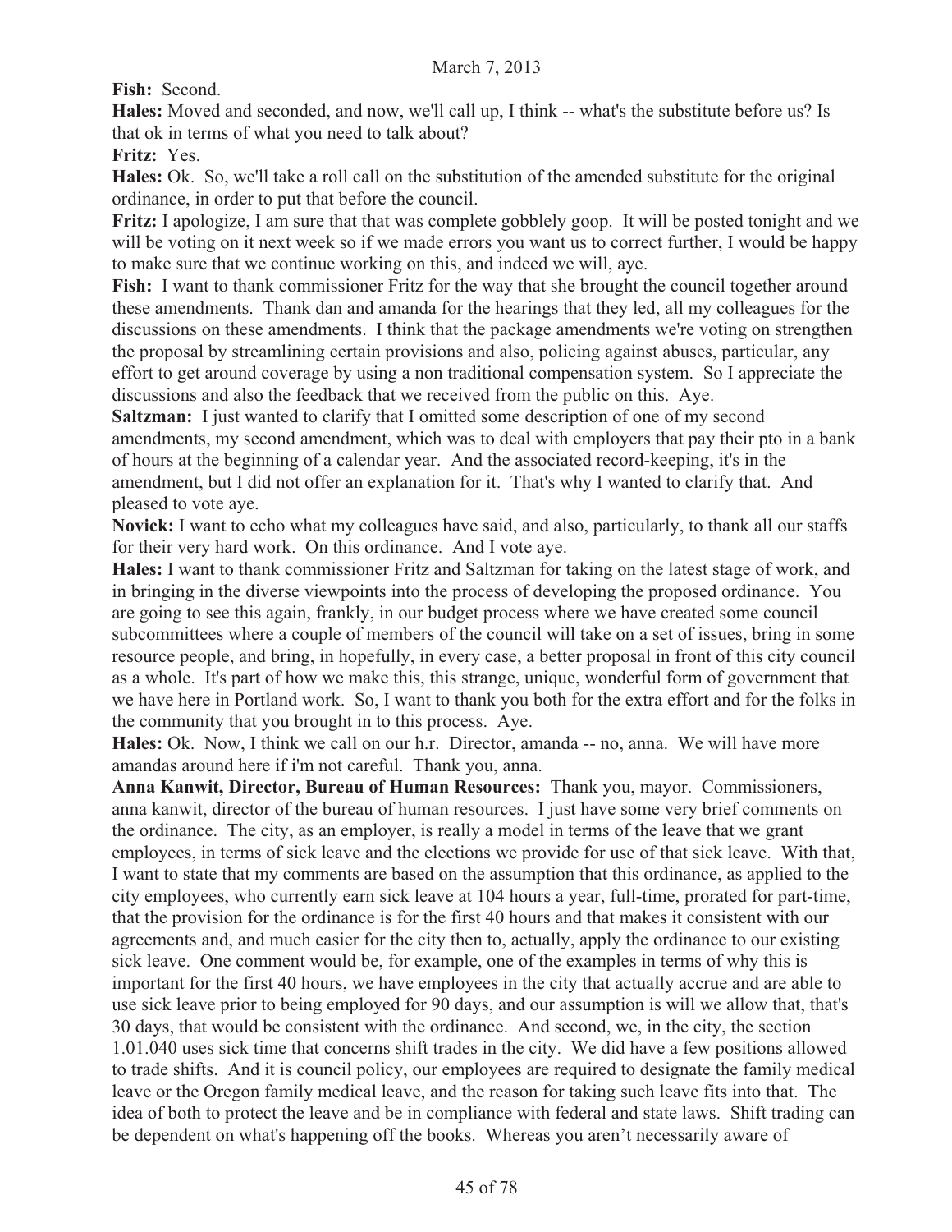**Fish:** Second.

**Hales:** Moved and seconded, and now, we'll call up, I think -- what's the substitute before us? Is that ok in terms of what you need to talk about?

**Fritz:** Yes.

**Hales:** Ok. So, we'll take a roll call on the substitution of the amended substitute for the original ordinance, in order to put that before the council.

**Fritz:** I apologize, I am sure that that was complete gobblely goop. It will be posted tonight and we will be voting on it next week so if we made errors you want us to correct further, I would be happy to make sure that we continue working on this, and indeed we will, aye.

**Fish:** I want to thank commissioner Fritz for the way that she brought the council together around these amendments. Thank dan and amanda for the hearings that they led, all my colleagues for the discussions on these amendments. I think that the package amendments we're voting on strengthen the proposal by streamlining certain provisions and also, policing against abuses, particular, any effort to get around coverage by using a non traditional compensation system. So I appreciate the discussions and also the feedback that we received from the public on this. Aye.

**Saltzman:** I just wanted to clarify that I omitted some description of one of my second amendments, my second amendment, which was to deal with employers that pay their pto in a bank of hours at the beginning of a calendar year. And the associated record-keeping, it's in the amendment, but I did not offer an explanation for it. That's why I wanted to clarify that. And pleased to vote aye.

**Novick:** I want to echo what my colleagues have said, and also, particularly, to thank all our staffs for their very hard work. On this ordinance. And I vote aye.

**Hales:** I want to thank commissioner Fritz and Saltzman for taking on the latest stage of work, and in bringing in the diverse viewpoints into the process of developing the proposed ordinance. You are going to see this again, frankly, in our budget process where we have created some council subcommittees where a couple of members of the council will take on a set of issues, bring in some resource people, and bring, in hopefully, in every case, a better proposal in front of this city council as a whole. It's part of how we make this, this strange, unique, wonderful form of government that we have here in Portland work. So, I want to thank you both for the extra effort and for the folks in the community that you brought in to this process. Aye.

**Hales:** Ok. Now, I think we call on our h.r. Director, amanda -- no, anna. We will have more amandas around here if i'm not careful. Thank you, anna.

**Anna Kanwit, Director, Bureau of Human Resources:** Thank you, mayor. Commissioners, anna kanwit, director of the bureau of human resources. I just have some very brief comments on the ordinance. The city, as an employer, is really a model in terms of the leave that we grant employees, in terms of sick leave and the elections we provide for use of that sick leave. With that, I want to state that my comments are based on the assumption that this ordinance, as applied to the city employees, who currently earn sick leave at 104 hours a year, full-time, prorated for part-time, that the provision for the ordinance is for the first 40 hours and that makes it consistent with our agreements and, and much easier for the city then to, actually, apply the ordinance to our existing sick leave. One comment would be, for example, one of the examples in terms of why this is important for the first 40 hours, we have employees in the city that actually accrue and are able to use sick leave prior to being employed for 90 days, and our assumption is will we allow that, that's 30 days, that would be consistent with the ordinance. And second, we, in the city, the section 1.01.040 uses sick time that concerns shift trades in the city. We did have a few positions allowed to trade shifts. And it is council policy, our employees are required to designate the family medical leave or the Oregon family medical leave, and the reason for taking such leave fits into that. The idea of both to protect the leave and be in compliance with federal and state laws. Shift trading can be dependent on what's happening off the books. Whereas you aren't necessarily aware of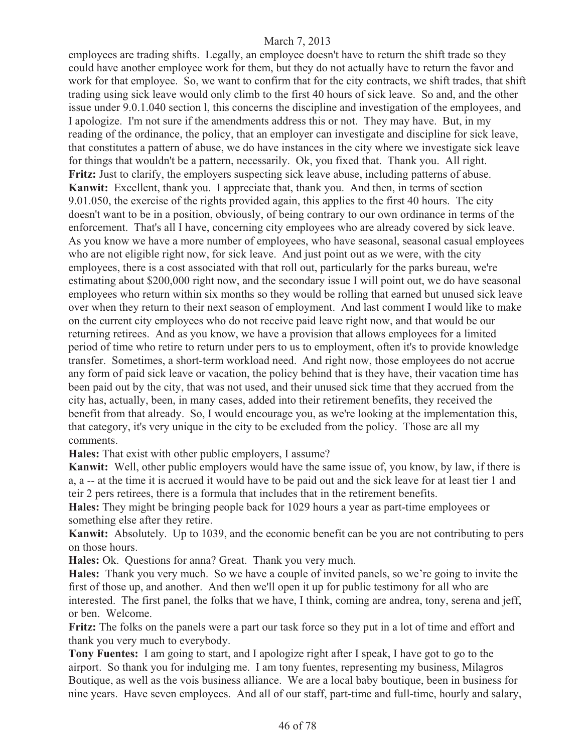employees are trading shifts. Legally, an employee doesn't have to return the shift trade so they could have another employee work for them, but they do not actually have to return the favor and work for that employee. So, we want to confirm that for the city contracts, we shift trades, that shift trading using sick leave would only climb to the first 40 hours of sick leave. So and, and the other issue under 9.0.1.040 section l, this concerns the discipline and investigation of the employees, and I apologize. I'm not sure if the amendments address this or not. They may have. But, in my reading of the ordinance, the policy, that an employer can investigate and discipline for sick leave, that constitutes a pattern of abuse, we do have instances in the city where we investigate sick leave for things that wouldn't be a pattern, necessarily. Ok, you fixed that. Thank you. All right.

**Fritz:** Just to clarify, the employers suspecting sick leave abuse, including patterns of abuse.

**Kanwit:** Excellent, thank you. I appreciate that, thank you. And then, in terms of section 9.01.050, the exercise of the rights provided again, this applies to the first 40 hours. The city doesn't want to be in a position, obviously, of being contrary to our own ordinance in terms of the enforcement. That's all I have, concerning city employees who are already covered by sick leave. As you know we have a more number of employees, who have seasonal, seasonal casual employees who are not eligible right now, for sick leave. And just point out as we were, with the city employees, there is a cost associated with that roll out, particularly for the parks bureau, we're estimating about $200,000 right now, and the secondary issue I will point out, we do have seasonal employees who return within six months so they would be rolling that earned but unused sick leave over when they return to their next season of employment. And last comment I would like to make on the current city employees who do not receive paid leave right now, and that would be our returning retirees. And as you know, we have a provision that allows employees for a limited period of time who retire to return under pers to us to employment, often it's to provide knowledge transfer. Sometimes, a short-term workload need. And right now, those employees do not accrue any form of paid sick leave or vacation, the policy behind that is they have, their vacation time has been paid out by the city, that was not used, and their unused sick time that they accrued from the city has, actually, been, in many cases, added into their retirement benefits, they received the benefit from that already. So, I would encourage you, as we're looking at the implementation this, that category, it's very unique in the city to be excluded from the policy. Those are all my comments.

**Hales:** That exist with other public employers, I assume?

**Kanwit:** Well, other public employers would have the same issue of, you know, by law, if there is a, a -- at the time it is accrued it would have to be paid out and the sick leave for at least tier 1 and teir 2 pers retirees, there is a formula that includes that in the retirement benefits.

**Hales:** They might be bringing people back for 1029 hours a year as part-time employees or something else after they retire.

**Kanwit:** Absolutely. Up to 1039, and the economic benefit can be you are not contributing to pers on those hours.

**Hales:** Ok. Questions for anna? Great. Thank you very much.

**Hales:** Thank you very much. So we have a couple of invited panels, so we're going to invite the first of those up, and another. And then we'll open it up for public testimony for all who are interested. The first panel, the folks that we have, I think, coming are andrea, tony, serena and jeff, or ben. Welcome.

**Fritz:** The folks on the panels were a part our task force so they put in a lot of time and effort and thank you very much to everybody.

**Tony Fuentes:** I am going to start, and I apologize right after I speak, I have got to go to the airport. So thank you for indulging me. I am tony fuentes, representing my business, Milagros Boutique, as well as the vois business alliance. We are a local baby boutique, been in business for nine years. Have seven employees. And all of our staff, part-time and full-time, hourly and salary,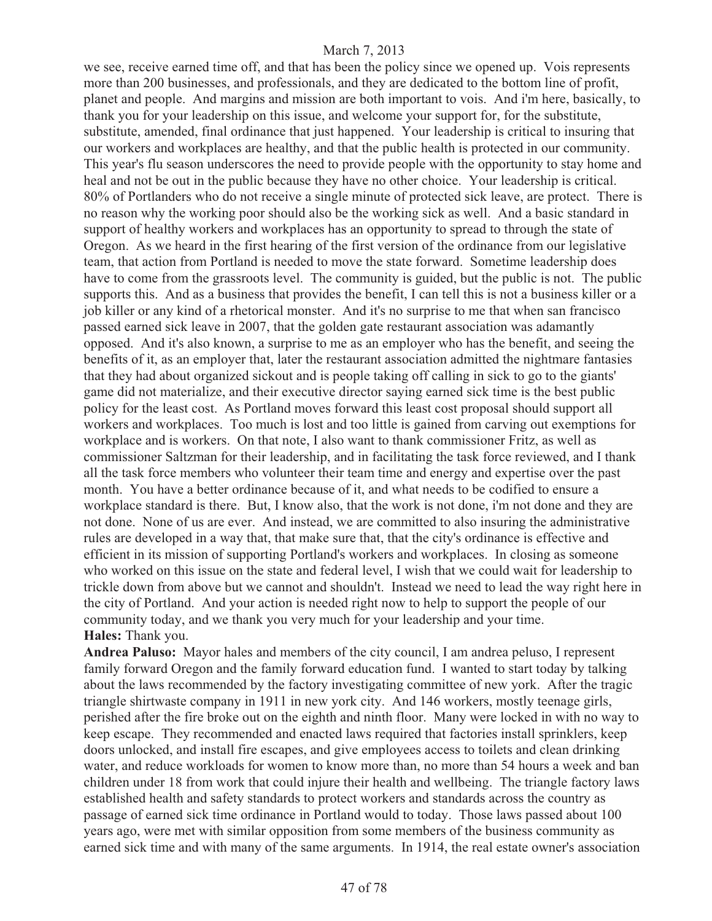we see, receive earned time off, and that has been the policy since we opened up. Vois represents more than 200 businesses, and professionals, and they are dedicated to the bottom line of profit, planet and people. And margins and mission are both important to vois. And i'm here, basically, to thank you for your leadership on this issue, and welcome your support for, for the substitute, substitute, amended, final ordinance that just happened. Your leadership is critical to insuring that our workers and workplaces are healthy, and that the public health is protected in our community. This year's flu season underscores the need to provide people with the opportunity to stay home and heal and not be out in the public because they have no other choice. Your leadership is critical. 80% of Portlanders who do not receive a single minute of protected sick leave, are protect. There is no reason why the working poor should also be the working sick as well. And a basic standard in support of healthy workers and workplaces has an opportunity to spread to through the state of Oregon. As we heard in the first hearing of the first version of the ordinance from our legislative team, that action from Portland is needed to move the state forward. Sometime leadership does have to come from the grassroots level. The community is guided, but the public is not. The public supports this. And as a business that provides the benefit, I can tell this is not a business killer or a job killer or any kind of a rhetorical monster. And it's no surprise to me that when san francisco passed earned sick leave in 2007, that the golden gate restaurant association was adamantly opposed. And it's also known, a surprise to me as an employer who has the benefit, and seeing the benefits of it, as an employer that, later the restaurant association admitted the nightmare fantasies that they had about organized sickout and is people taking off calling in sick to go to the giants' game did not materialize, and their executive director saying earned sick time is the best public policy for the least cost. As Portland moves forward this least cost proposal should support all workers and workplaces. Too much is lost and too little is gained from carving out exemptions for workplace and is workers. On that note, I also want to thank commissioner Fritz, as well as commissioner Saltzman for their leadership, and in facilitating the task force reviewed, and I thank all the task force members who volunteer their team time and energy and expertise over the past month. You have a better ordinance because of it, and what needs to be codified to ensure a workplace standard is there. But, I know also, that the work is not done, i'm not done and they are not done. None of us are ever. And instead, we are committed to also insuring the administrative rules are developed in a way that, that make sure that, that the city's ordinance is effective and efficient in its mission of supporting Portland's workers and workplaces. In closing as someone who worked on this issue on the state and federal level, I wish that we could wait for leadership to trickle down from above but we cannot and shouldn't. Instead we need to lead the way right here in the city of Portland. And your action is needed right now to help to support the people of our community today, and we thank you very much for your leadership and your time.

**Hales:** Thank you.

**Andrea Paluso:** Mayor hales and members of the city council, I am andrea peluso, I represent family forward Oregon and the family forward education fund. I wanted to start today by talking about the laws recommended by the factory investigating committee of new york. After the tragic triangle shirtwaste company in 1911 in new york city. And 146 workers, mostly teenage girls, perished after the fire broke out on the eighth and ninth floor. Many were locked in with no way to keep escape. They recommended and enacted laws required that factories install sprinklers, keep doors unlocked, and install fire escapes, and give employees access to toilets and clean drinking water, and reduce workloads for women to know more than, no more than 54 hours a week and ban children under 18 from work that could injure their health and wellbeing. The triangle factory laws established health and safety standards to protect workers and standards across the country as passage of earned sick time ordinance in Portland would to today. Those laws passed about 100 years ago, were met with similar opposition from some members of the business community as earned sick time and with many of the same arguments. In 1914, the real estate owner's association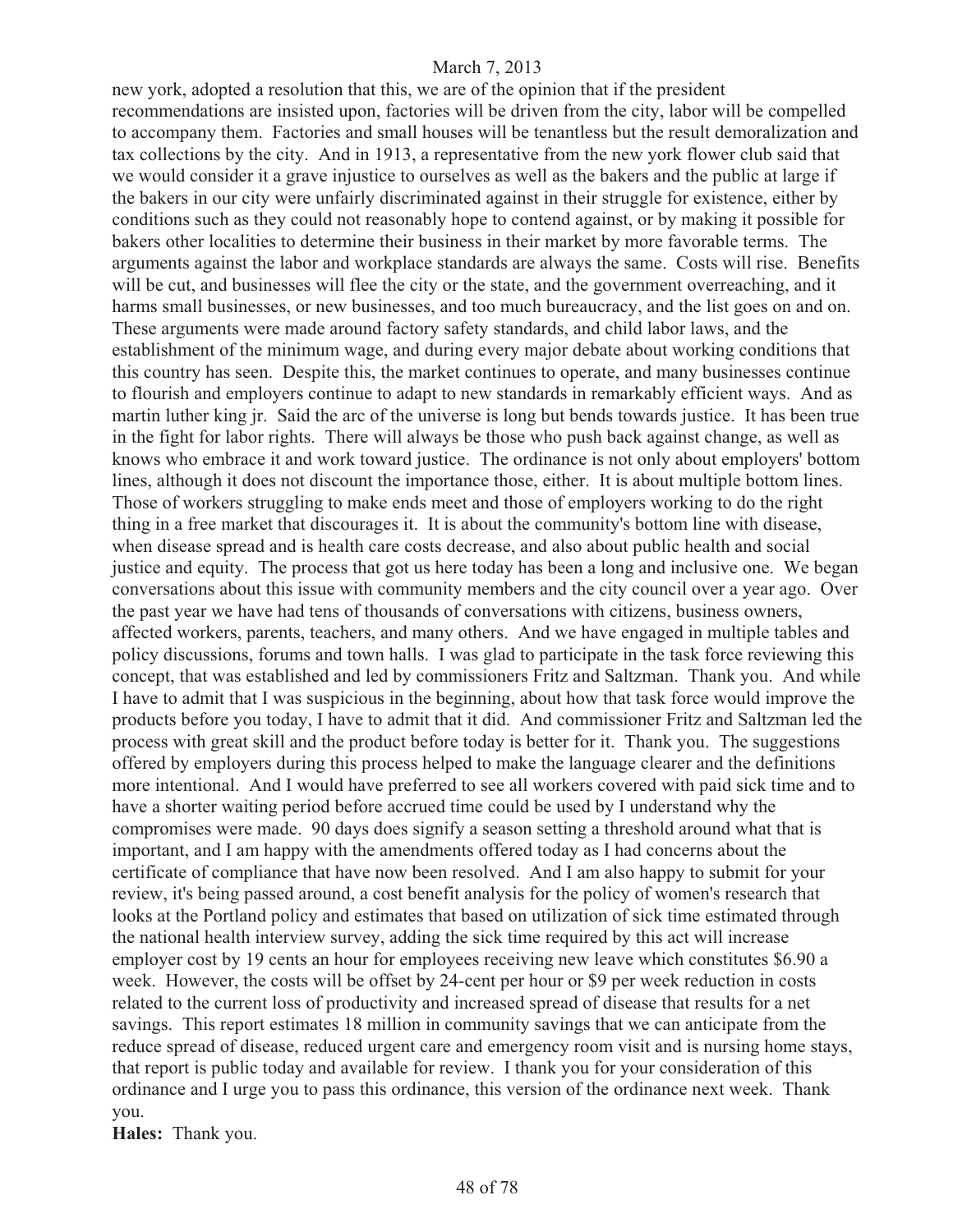new york, adopted a resolution that this, we are of the opinion that if the president recommendations are insisted upon, factories will be driven from the city, labor will be compelled to accompany them. Factories and small houses will be tenantless but the result demoralization and tax collections by the city. And in 1913, a representative from the new york flower club said that we would consider it a grave injustice to ourselves as well as the bakers and the public at large if the bakers in our city were unfairly discriminated against in their struggle for existence, either by conditions such as they could not reasonably hope to contend against, or by making it possible for bakers other localities to determine their business in their market by more favorable terms. The arguments against the labor and workplace standards are always the same. Costs will rise. Benefits will be cut, and businesses will flee the city or the state, and the government overreaching, and it harms small businesses, or new businesses, and too much bureaucracy, and the list goes on and on. These arguments were made around factory safety standards, and child labor laws, and the establishment of the minimum wage, and during every major debate about working conditions that this country has seen. Despite this, the market continues to operate, and many businesses continue to flourish and employers continue to adapt to new standards in remarkably efficient ways. And as martin luther king jr. Said the arc of the universe is long but bends towards justice. It has been true in the fight for labor rights. There will always be those who push back against change, as well as knows who embrace it and work toward justice. The ordinance is not only about employers' bottom lines, although it does not discount the importance those, either. It is about multiple bottom lines. Those of workers struggling to make ends meet and those of employers working to do the right thing in a free market that discourages it. It is about the community's bottom line with disease, when disease spread and is health care costs decrease, and also about public health and social justice and equity. The process that got us here today has been a long and inclusive one. We began conversations about this issue with community members and the city council over a year ago. Over the past year we have had tens of thousands of conversations with citizens, business owners, affected workers, parents, teachers, and many others. And we have engaged in multiple tables and policy discussions, forums and town halls. I was glad to participate in the task force reviewing this concept, that was established and led by commissioners Fritz and Saltzman. Thank you. And while I have to admit that I was suspicious in the beginning, about how that task force would improve the products before you today, I have to admit that it did. And commissioner Fritz and Saltzman led the process with great skill and the product before today is better for it. Thank you. The suggestions offered by employers during this process helped to make the language clearer and the definitions more intentional. And I would have preferred to see all workers covered with paid sick time and to have a shorter waiting period before accrued time could be used by I understand why the compromises were made. 90 days does signify a season setting a threshold around what that is important, and I am happy with the amendments offered today as I had concerns about the certificate of compliance that have now been resolved. And I am also happy to submit for your review, it's being passed around, a cost benefit analysis for the policy of women's research that looks at the Portland policy and estimates that based on utilization of sick time estimated through the national health interview survey, adding the sick time required by this act will increase employer cost by 19 cents an hour for employees receiving new leave which constitutes \$6.90 a week. However, the costs will be offset by 24-cent per hour or \$9 per week reduction in costs related to the current loss of productivity and increased spread of disease that results for a net savings. This report estimates 18 million in community savings that we can anticipate from the reduce spread of disease, reduced urgent care and emergency room visit and is nursing home stays, that report is public today and available for review. I thank you for your consideration of this ordinance and I urge you to pass this ordinance, this version of the ordinance next week. Thank you.

**Hales:** Thank you.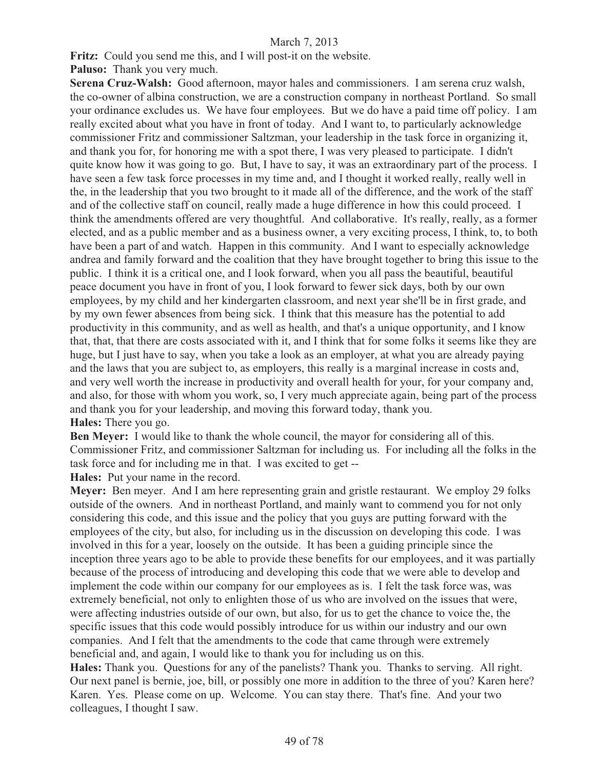**Fritz:** Could you send me this, and I will post-it on the website.

**Paluso:** Thank you very much.

**Serena Cruz-Walsh:** Good afternoon, mayor hales and commissioners. I am serena cruz walsh, the co-owner of albina construction, we are a construction company in northeast Portland. So small your ordinance excludes us. We have four employees. But we do have a paid time off policy. I am really excited about what you have in front of today. And I want to, to particularly acknowledge commissioner Fritz and commissioner Saltzman, your leadership in the task force in organizing it, and thank you for, for honoring me with a spot there, I was very pleased to participate. I didn't quite know how it was going to go. But, I have to say, it was an extraordinary part of the process. I have seen a few task force processes in my time and, and I thought it worked really, really well in the, in the leadership that you two brought to it made all of the difference, and the work of the staff and of the collective staff on council, really made a huge difference in how this could proceed. I think the amendments offered are very thoughtful. And collaborative. It's really, really, as a former elected, and as a public member and as a business owner, a very exciting process, I think, to, to both have been a part of and watch. Happen in this community. And I want to especially acknowledge andrea and family forward and the coalition that they have brought together to bring this issue to the public. I think it is a critical one, and I look forward, when you all pass the beautiful, beautiful peace document you have in front of you, I look forward to fewer sick days, both by our own employees, by my child and her kindergarten classroom, and next year she'll be in first grade, and by my own fewer absences from being sick. I think that this measure has the potential to add productivity in this community, and as well as health, and that's a unique opportunity, and I know that, that, that there are costs associated with it, and I think that for some folks it seems like they are huge, but I just have to say, when you take a look as an employer, at what you are already paying and the laws that you are subject to, as employers, this really is a marginal increase in costs and, and very well worth the increase in productivity and overall health for your, for your company and, and also, for those with whom you work, so, I very much appreciate again, being part of the process and thank you for your leadership, and moving this forward today, thank you.

**Hales:** There you go.

**Ben Meyer:** I would like to thank the whole council, the mayor for considering all of this. Commissioner Fritz, and commissioner Saltzman for including us. For including all the folks in the task force and for including me in that. I was excited to get --

**Hales:** Put your name in the record.

**Meyer:** Ben meyer. And I am here representing grain and gristle restaurant. We employ 29 folks outside of the owners. And in northeast Portland, and mainly want to commend you for not only considering this code, and this issue and the policy that you guys are putting forward with the employees of the city, but also, for including us in the discussion on developing this code. I was involved in this for a year, loosely on the outside. It has been a guiding principle since the inception three years ago to be able to provide these benefits for our employees, and it was partially because of the process of introducing and developing this code that we were able to develop and implement the code within our company for our employees as is. I felt the task force was, was extremely beneficial, not only to enlighten those of us who are involved on the issues that were, were affecting industries outside of our own, but also, for us to get the chance to voice the, the specific issues that this code would possibly introduce for us within our industry and our own companies. And I felt that the amendments to the code that came through were extremely beneficial and, and again, I would like to thank you for including us on this.

**Hales:** Thank you. Questions for any of the panelists? Thank you. Thanks to serving. All right. Our next panel is bernie, joe, bill, or possibly one more in addition to the three of you? Karen here? Karen. Yes. Please come on up. Welcome. You can stay there. That's fine. And your two colleagues, I thought I saw.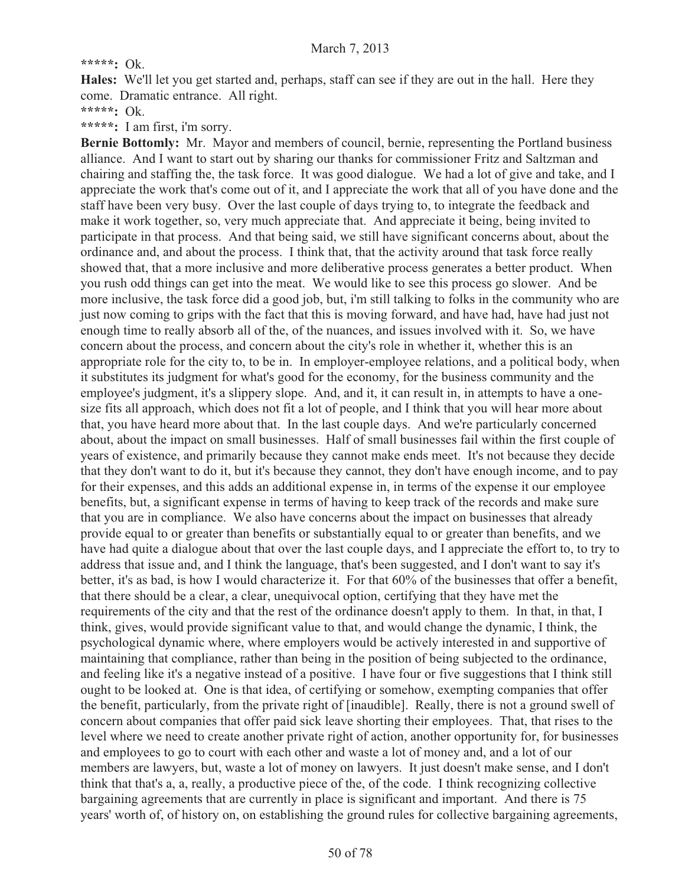**\*\*\*\*\*:** Ok.

**Hales:** We'll let you get started and, perhaps, staff can see if they are out in the hall. Here they come. Dramatic entrance. All right.

**\*\*\*\*\*:** Ok.

**\*\*\*\*\*:** I am first, i'm sorry.

**Bernie Bottomly:** Mr. Mayor and members of council, bernie, representing the Portland business alliance. And I want to start out by sharing our thanks for commissioner Fritz and Saltzman and chairing and staffing the, the task force. It was good dialogue. We had a lot of give and take, and I appreciate the work that's come out of it, and I appreciate the work that all of you have done and the staff have been very busy. Over the last couple of days trying to, to integrate the feedback and make it work together, so, very much appreciate that. And appreciate it being, being invited to participate in that process. And that being said, we still have significant concerns about, about the ordinance and, and about the process. I think that, that the activity around that task force really showed that, that a more inclusive and more deliberative process generates a better product. When you rush odd things can get into the meat. We would like to see this process go slower. And be more inclusive, the task force did a good job, but, i'm still talking to folks in the community who are just now coming to grips with the fact that this is moving forward, and have had, have had just not enough time to really absorb all of the, of the nuances, and issues involved with it. So, we have concern about the process, and concern about the city's role in whether it, whether this is an appropriate role for the city to, to be in. In employer-employee relations, and a political body, when it substitutes its judgment for what's good for the economy, for the business community and the employee's judgment, it's a slippery slope. And, and it, it can result in, in attempts to have a one-size fits all approach, which does not fit a lot of people, and I think that you will hear more about that, you have heard more about that. In the last couple days. And we're particularly concerned about, about the impact on small businesses. Half of small businesses fail within the first couple of years of existence, and primarily because they cannot make ends meet. It's not because they decide that they don't want to do it, but it's because they cannot, they don't have enough income, and to pay for their expenses, and this adds an additional expense in, in terms of the expense it our employee benefits, but, a significant expense in terms of having to keep track of the records and make sure that you are in compliance. We also have concerns about the impact on businesses that already provide equal to or greater than benefits or substantially equal to or greater than benefits, and we have had quite a dialogue about that over the last couple days, and I appreciate the effort to, to try to address that issue and, and I think the language, that's been suggested, and I don't want to say it's better, it's as bad, is how I would characterize it. For that 60% of the businesses that offer a benefit, that there should be a clear, a clear, unequivocal option, certifying that they have met the requirements of the city and that the rest of the ordinance doesn't apply to them. In that, in that, I think, gives, would provide significant value to that, and would change the dynamic, I think, the psychological dynamic where, where employers would be actively interested in and supportive of maintaining that compliance, rather than being in the position of being subjected to the ordinance, and feeling like it's a negative instead of a positive. I have four or five suggestions that I think still ought to be looked at. One is that idea, of certifying or somehow, exempting companies that offer the benefit, particularly, from the private right of [inaudible]. Really, there is not a ground swell of concern about companies that offer paid sick leave shorting their employees. That, that rises to the level where we need to create another private right of action, another opportunity for, for businesses and employees to go to court with each other and waste a lot of money and, and a lot of our members are lawyers, but, waste a lot of money on lawyers. It just doesn't make sense, and I don't think that that's a, a, really, a productive piece of the, of the code. I think recognizing collective bargaining agreements that are currently in place is significant and important. And there is 75 years' worth of, of history on, on establishing the ground rules for collective bargaining agreements,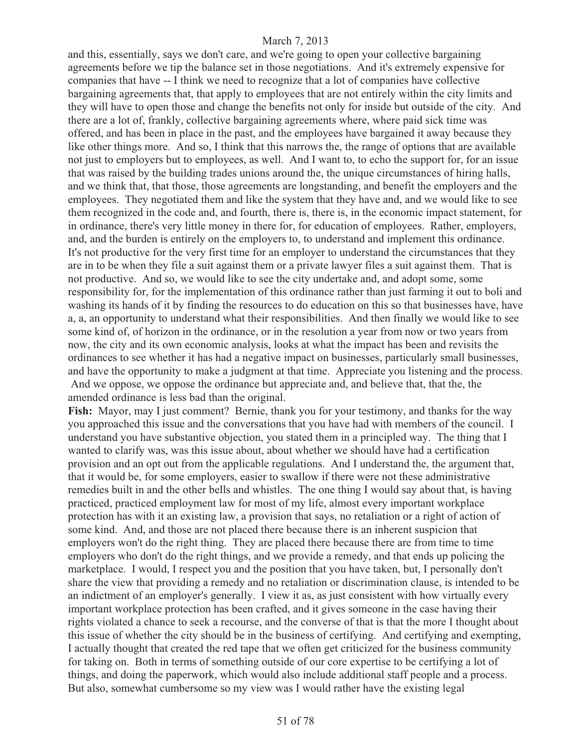and this, essentially, says we don't care, and we're going to open your collective bargaining agreements before we tip the balance set in those negotiations. And it's extremely expensive for companies that have -- I think we need to recognize that a lot of companies have collective bargaining agreements that, that apply to employees that are not entirely within the city limits and they will have to open those and change the benefits not only for inside but outside of the city. And there are a lot of, frankly, collective bargaining agreements where, where paid sick time was offered, and has been in place in the past, and the employees have bargained it away because they like other things more. And so, I think that this narrows the, the range of options that are available not just to employers but to employees, as well. And I want to, to echo the support for, for an issue that was raised by the building trades unions around the, the unique circumstances of hiring halls, and we think that, that those, those agreements are longstanding, and benefit the employers and the employees. They negotiated them and like the system that they have and, and we would like to see them recognized in the code and, and fourth, there is, there is, in the economic impact statement, for in ordinance, there's very little money in there for, for education of employees. Rather, employers, and, and the burden is entirely on the employers to, to understand and implement this ordinance. It's not productive for the very first time for an employer to understand the circumstances that they are in to be when they file a suit against them or a private lawyer files a suit against them. That is not productive. And so, we would like to see the city undertake and, and adopt some, some responsibility for, for the implementation of this ordinance rather than just farming it out to boli and washing its hands of it by finding the resources to do education on this so that businesses have, have a, a, an opportunity to understand what their responsibilities. And then finally we would like to see some kind of, of horizon in the ordinance, or in the resolution a year from now or two years from now, the city and its own economic analysis, looks at what the impact has been and revisits the ordinances to see whether it has had a negative impact on businesses, particularly small businesses, and have the opportunity to make a judgment at that time. Appreciate you listening and the process. And we oppose, we oppose the ordinance but appreciate and, and believe that, that the, the amended ordinance is less bad than the original.

**Fish:** Mayor, may I just comment? Bernie, thank you for your testimony, and thanks for the way you approached this issue and the conversations that you have had with members of the council. I understand you have substantive objection, you stated them in a principled way. The thing that I wanted to clarify was, was this issue about, about whether we should have had a certification provision and an opt out from the applicable regulations. And I understand the, the argument that, that it would be, for some employers, easier to swallow if there were not these administrative remedies built in and the other bells and whistles. The one thing I would say about that, is having practiced, practiced employment law for most of my life, almost every important workplace protection has with it an existing law, a provision that says, no retaliation or a right of action of some kind. And, and those are not placed there because there is an inherent suspicion that employers won't do the right thing. They are placed there because there are from time to time employers who don't do the right things, and we provide a remedy, and that ends up policing the marketplace. I would, I respect you and the position that you have taken, but, I personally don't share the view that providing a remedy and no retaliation or discrimination clause, is intended to be an indictment of an employer's generally. I view it as, as just consistent with how virtually every important workplace protection has been crafted, and it gives someone in the case having their rights violated a chance to seek a recourse, and the converse of that is that the more I thought about this issue of whether the city should be in the business of certifying. And certifying and exempting, I actually thought that created the red tape that we often get criticized for the business community for taking on. Both in terms of something outside of our core expertise to be certifying a lot of things, and doing the paperwork, which would also include additional staff people and a process. But also, somewhat cumbersome so my view was I would rather have the existing legal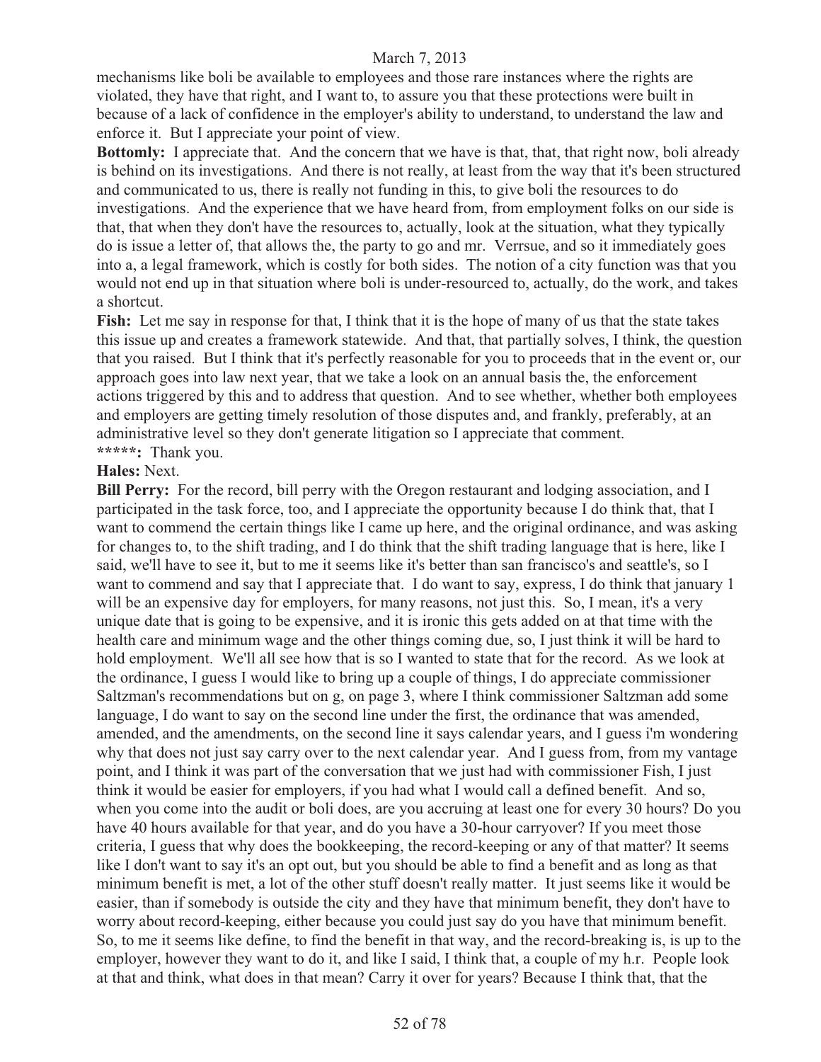mechanisms like boli be available to employees and those rare instances where the rights are violated, they have that right, and I want to, to assure you that these protections were built in because of a lack of confidence in the employer's ability to understand, to understand the law and enforce it. But I appreciate your point of view.

**Bottomly:** I appreciate that. And the concern that we have is that, that, that right now, boli already is behind on its investigations. And there is not really, at least from the way that it's been structured and communicated to us, there is really not funding in this, to give boli the resources to do investigations. And the experience that we have heard from, from employment folks on our side is that, that when they don't have the resources to, actually, look at the situation, what they typically do is issue a letter of, that allows the, the party to go and mr. Verrsue, and so it immediately goes into a, a legal framework, which is costly for both sides. The notion of a city function was that you would not end up in that situation where boli is under-resourced to, actually, do the work, and takes a shortcut.

**Fish:** Let me say in response for that, I think that it is the hope of many of us that the state takes this issue up and creates a framework statewide. And that, that partially solves, I think, the question that you raised. But I think that it's perfectly reasonable for you to proceeds that in the event or, our approach goes into law next year, that we take a look on an annual basis the, the enforcement actions triggered by this and to address that question. And to see whether, whether both employees and employers are getting timely resolution of those disputes and, and frankly, preferably, at an administrative level so they don't generate litigation so I appreciate that comment.

**\*\*\*\*\*:** Thank you.

**Hales:** Next.

**Bill Perry:** For the record, bill perry with the Oregon restaurant and lodging association, and I participated in the task force, too, and I appreciate the opportunity because I do think that, that I want to commend the certain things like I came up here, and the original ordinance, and was asking for changes to, to the shift trading, and I do think that the shift trading language that is here, like I said, we'll have to see it, but to me it seems like it's better than san francisco's and seattle's, so I want to commend and say that I appreciate that. I do want to say, express, I do think that january 1 will be an expensive day for employers, for many reasons, not just this. So, I mean, it's a very unique date that is going to be expensive, and it is ironic this gets added on at that time with the health care and minimum wage and the other things coming due, so, I just think it will be hard to hold employment. We'll all see how that is so I wanted to state that for the record. As we look at the ordinance, I guess I would like to bring up a couple of things, I do appreciate commissioner Saltzman's recommendations but on g, on page 3, where I think commissioner Saltzman add some language, I do want to say on the second line under the first, the ordinance that was amended, amended, and the amendments, on the second line it says calendar years, and I guess i'm wondering why that does not just say carry over to the next calendar year. And I guess from, from my vantage point, and I think it was part of the conversation that we just had with commissioner Fish, I just think it would be easier for employers, if you had what I would call a defined benefit. And so, when you come into the audit or boli does, are you accruing at least one for every 30 hours? Do you have 40 hours available for that year, and do you have a 30-hour carryover? If you meet those criteria, I guess that why does the bookkeeping, the record-keeping or any of that matter? It seems like I don't want to say it's an opt out, but you should be able to find a benefit and as long as that minimum benefit is met, a lot of the other stuff doesn't really matter. It just seems like it would be easier, than if somebody is outside the city and they have that minimum benefit, they don't have to worry about record-keeping, either because you could just say do you have that minimum benefit. So, to me it seems like define, to find the benefit in that way, and the record-breaking is, is up to the employer, however they want to do it, and like I said, I think that, a couple of my h.r. People look at that and think, what does in that mean? Carry it over for years? Because I think that, that the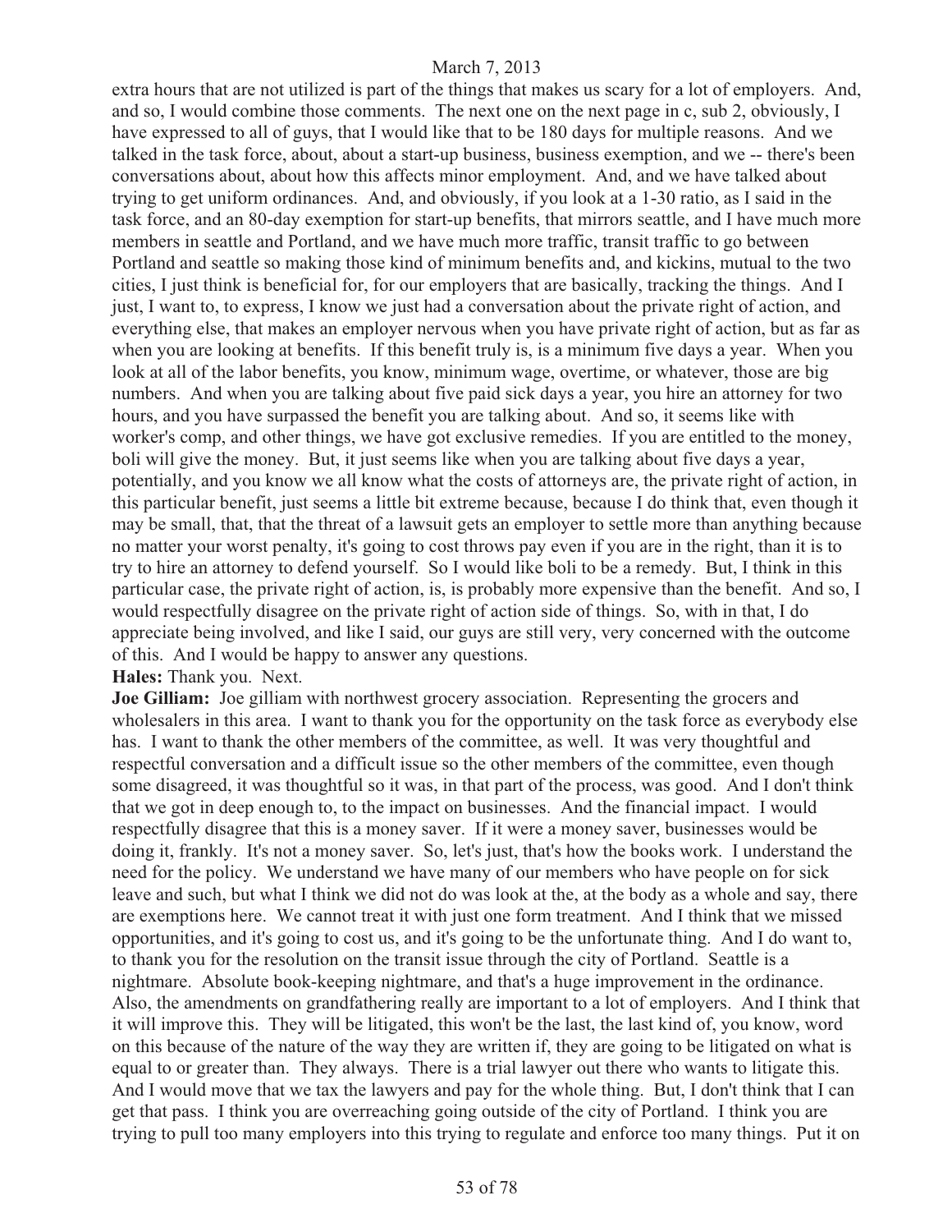extra hours that are not utilized is part of the things that makes us scary for a lot of employers. And, and so, I would combine those comments. The next one on the next page in c, sub 2, obviously, I have expressed to all of guys, that I would like that to be 180 days for multiple reasons. And we talked in the task force, about, about a start-up business, business exemption, and we -- there's been conversations about, about how this affects minor employment. And, and we have talked about trying to get uniform ordinances. And, and obviously, if you look at a 1-30 ratio, as I said in the task force, and an 80-day exemption for start-up benefits, that mirrors seattle, and I have much more members in seattle and Portland, and we have much more traffic, transit traffic to go between Portland and seattle so making those kind of minimum benefits and, and kickins, mutual to the two cities, I just think is beneficial for, for our employers that are basically, tracking the things. And I just, I want to, to express, I know we just had a conversation about the private right of action, and everything else, that makes an employer nervous when you have private right of action, but as far as when you are looking at benefits. If this benefit truly is, is a minimum five days a year. When you look at all of the labor benefits, you know, minimum wage, overtime, or whatever, those are big numbers. And when you are talking about five paid sick days a year, you hire an attorney for two hours, and you have surpassed the benefit you are talking about. And so, it seems like with worker's comp, and other things, we have got exclusive remedies. If you are entitled to the money, boli will give the money. But, it just seems like when you are talking about five days a year, potentially, and you know we all know what the costs of attorneys are, the private right of action, in this particular benefit, just seems a little bit extreme because, because I do think that, even though it may be small, that, that the threat of a lawsuit gets an employer to settle more than anything because no matter your worst penalty, it's going to cost throws pay even if you are in the right, than it is to try to hire an attorney to defend yourself. So I would like boli to be a remedy. But, I think in this particular case, the private right of action, is, is probably more expensive than the benefit. And so, I would respectfully disagree on the private right of action side of things. So, with in that, I do appreciate being involved, and like I said, our guys are still very, very concerned with the outcome of this. And I would be happy to answer any questions.

**Hales:** Thank you. Next.

**Joe Gilliam:** Joe gilliam with northwest grocery association. Representing the grocers and wholesalers in this area. I want to thank you for the opportunity on the task force as everybody else has. I want to thank the other members of the committee, as well. It was very thoughtful and respectful conversation and a difficult issue so the other members of the committee, even though some disagreed, it was thoughtful so it was, in that part of the process, was good. And I don't think that we got in deep enough to, to the impact on businesses. And the financial impact. I would respectfully disagree that this is a money saver. If it were a money saver, businesses would be doing it, frankly. It's not a money saver. So, let's just, that's how the books work. I understand the need for the policy. We understand we have many of our members who have people on for sick leave and such, but what I think we did not do was look at the, at the body as a whole and say, there are exemptions here. We cannot treat it with just one form treatment. And I think that we missed opportunities, and it's going to cost us, and it's going to be the unfortunate thing. And I do want to, to thank you for the resolution on the transit issue through the city of Portland. Seattle is a nightmare. Absolute book-keeping nightmare, and that's a huge improvement in the ordinance. Also, the amendments on grandfathering really are important to a lot of employers. And I think that it will improve this. They will be litigated, this won't be the last, the last kind of, you know, word on this because of the nature of the way they are written if, they are going to be litigated on what is equal to or greater than. They always. There is a trial lawyer out there who wants to litigate this. And I would move that we tax the lawyers and pay for the whole thing. But, I don't think that I can get that pass. I think you are overreaching going outside of the city of Portland. I think you are trying to pull too many employers into this trying to regulate and enforce too many things. Put it on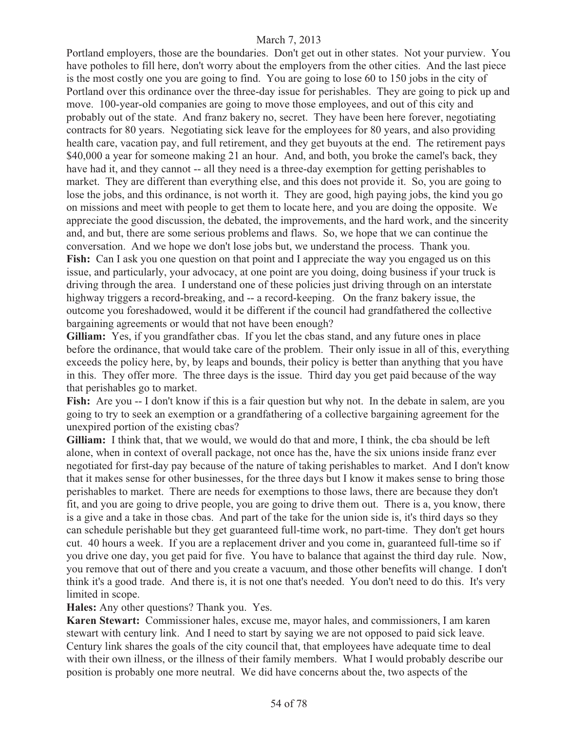Portland employers, those are the boundaries. Don't get out in other states. Not your purview. You have potholes to fill here, don't worry about the employers from the other cities. And the last piece is the most costly one you are going to find. You are going to lose 60 to 150 jobs in the city of Portland over this ordinance over the three-day issue for perishables. They are going to pick up and move. 100-year-old companies are going to move those employees, and out of this city and probably out of the state. And franz bakery no, secret. They have been here forever, negotiating contracts for 80 years. Negotiating sick leave for the employees for 80 years, and also providing health care, vacation pay, and full retirement, and they get buyouts at the end. The retirement pays $40,000 a year for someone making 21 an hour. And, and both, you broke the camel's back, they have had it, and they cannot -- all they need is a three-day exemption for getting perishables to market. They are different than everything else, and this does not provide it. So, you are going to lose the jobs, and this ordinance, is not worth it. They are good, high paying jobs, the kind you go on missions and meet with people to get them to locate here, and you are doing the opposite. We appreciate the good discussion, the debated, the improvements, and the hard work, and the sincerity and, and but, there are some serious problems and flaws. So, we hope that we can continue the conversation. And we hope we don't lose jobs but, we understand the process. Thank you.

**Fish:** Can I ask you one question on that point and I appreciate the way you engaged us on this issue, and particularly, your advocacy, at one point are you doing, doing business if your truck is driving through the area. I understand one of these policies just driving through on an interstate highway triggers a record-breaking, and -- a record-keeping. On the franz bakery issue, the outcome you foreshadowed, would it be different if the council had grandfathered the collective bargaining agreements or would that not have been enough?

**Gilliam:** Yes, if you grandfather cbas. If you let the cbas stand, and any future ones in place before the ordinance, that would take care of the problem. Their only issue in all of this, everything exceeds the policy here, by, by leaps and bounds, their policy is better than anything that you have in this. They offer more. The three days is the issue. Third day you get paid because of the way that perishables go to market.

**Fish:** Are you -- I don't know if this is a fair question but why not. In the debate in salem, are you going to try to seek an exemption or a grandfathering of a collective bargaining agreement for the unexpired portion of the existing cbas?

**Gilliam:** I think that, that we would, we would do that and more, I think, the cba should be left alone, when in context of overall package, not once has the, have the six unions inside franz ever negotiated for first-day pay because of the nature of taking perishables to market. And I don't know that it makes sense for other businesses, for the three days but I know it makes sense to bring those perishables to market. There are needs for exemptions to those laws, there are because they don't fit, and you are going to drive people, you are going to drive them out. There is a, you know, there is a give and a take in those cbas. And part of the take for the union side is, it's third days so they can schedule perishable but they get guaranteed full-time work, no part-time. They don't get hours cut. 40 hours a week. If you are a replacement driver and you come in, guaranteed full-time so if you drive one day, you get paid for five. You have to balance that against the third day rule. Now, you remove that out of there and you create a vacuum, and those other benefits will change. I don't think it's a good trade. And there is, it is not one that's needed. You don't need to do this. It's very limited in scope.

**Hales:** Any other questions? Thank you. Yes.

**Karen Stewart:** Commissioner hales, excuse me, mayor hales, and commissioners, I am karen stewart with century link. And I need to start by saying we are not opposed to paid sick leave. Century link shares the goals of the city council that, that employees have adequate time to deal with their own illness, or the illness of their family members. What I would probably describe our position is probably one more neutral. We did have concerns about the, two aspects of the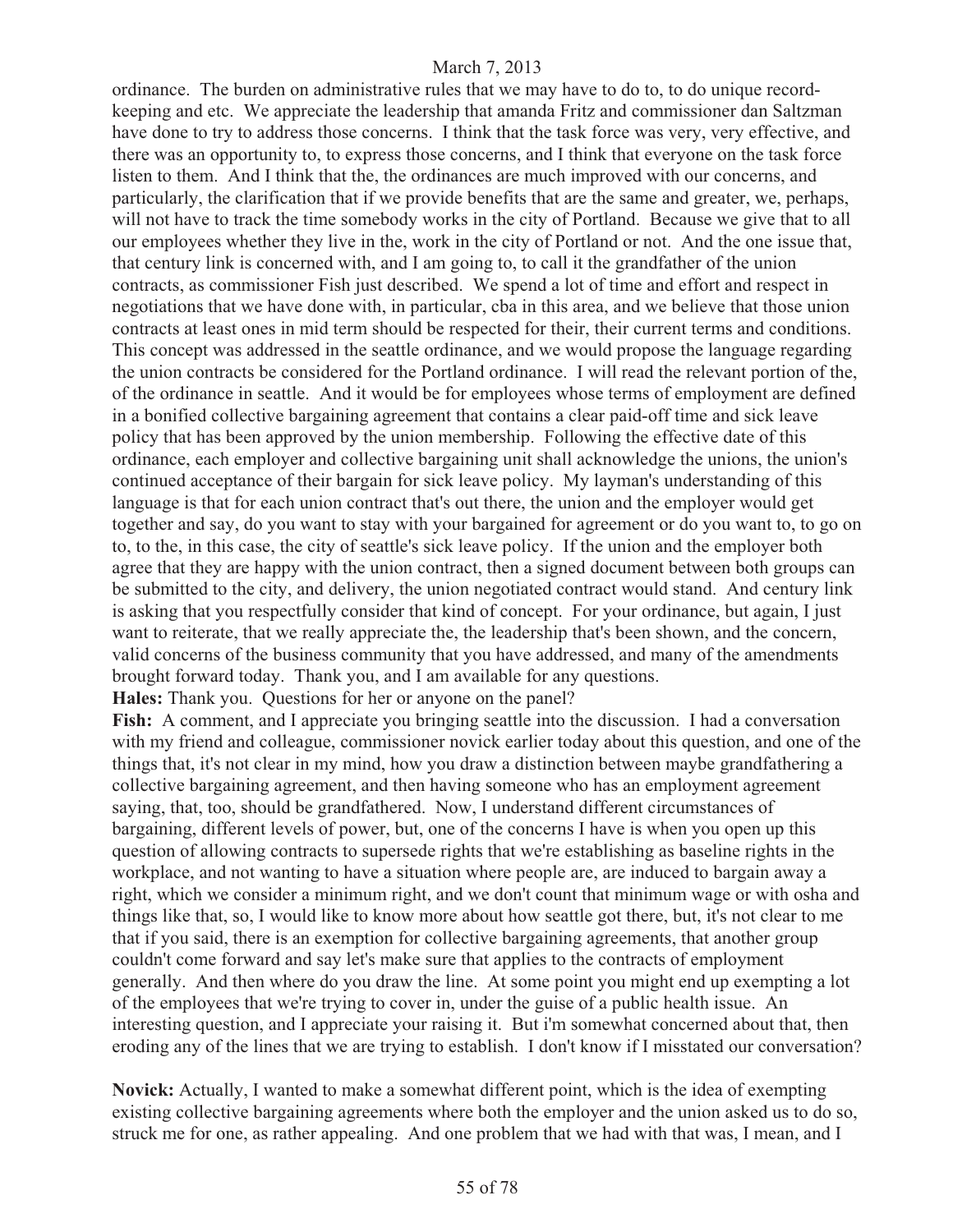ordinance. The burden on administrative rules that we may have to do to, to do unique record-keeping and etc. We appreciate the leadership that amanda Fritz and commissioner dan Saltzman have done to try to address those concerns. I think that the task force was very, very effective, and there was an opportunity to, to express those concerns, and I think that everyone on the task force listen to them. And I think that the, the ordinances are much improved with our concerns, and particularly, the clarification that if we provide benefits that are the same and greater, we, perhaps, will not have to track the time somebody works in the city of Portland. Because we give that to all our employees whether they live in the, work in the city of Portland or not. And the one issue that, that century link is concerned with, and I am going to, to call it the grandfather of the union contracts, as commissioner Fish just described. We spend a lot of time and effort and respect in negotiations that we have done with, in particular, cba in this area, and we believe that those union contracts at least ones in mid term should be respected for their, their current terms and conditions. This concept was addressed in the seattle ordinance, and we would propose the language regarding the union contracts be considered for the Portland ordinance. I will read the relevant portion of the, of the ordinance in seattle. And it would be for employees whose terms of employment are defined in a bonified collective bargaining agreement that contains a clear paid-off time and sick leave policy that has been approved by the union membership. Following the effective date of this ordinance, each employer and collective bargaining unit shall acknowledge the unions, the union's continued acceptance of their bargain for sick leave policy. My layman's understanding of this language is that for each union contract that's out there, the union and the employer would get together and say, do you want to stay with your bargained for agreement or do you want to, to go on to, to the, in this case, the city of seattle's sick leave policy. If the union and the employer both agree that they are happy with the union contract, then a signed document between both groups can be submitted to the city, and delivery, the union negotiated contract would stand. And century link is asking that you respectfully consider that kind of concept. For your ordinance, but again, I just want to reiterate, that we really appreciate the, the leadership that's been shown, and the concern, valid concerns of the business community that you have addressed, and many of the amendments brought forward today. Thank you, and I am available for any questions.

**Hales:** Thank you. Questions for her or anyone on the panel?

**Fish:** A comment, and I appreciate you bringing seattle into the discussion. I had a conversation with my friend and colleague, commissioner novick earlier today about this question, and one of the things that, it's not clear in my mind, how you draw a distinction between maybe grandfathering a collective bargaining agreement, and then having someone who has an employment agreement saying, that, too, should be grandfathered. Now, I understand different circumstances of bargaining, different levels of power, but, one of the concerns I have is when you open up this question of allowing contracts to supersede rights that we're establishing as baseline rights in the workplace, and not wanting to have a situation where people are, are induced to bargain away a right, which we consider a minimum right, and we don't count that minimum wage or with osha and things like that, so, I would like to know more about how seattle got there, but, it's not clear to me that if you said, there is an exemption for collective bargaining agreements, that another group couldn't come forward and say let's make sure that applies to the contracts of employment generally. And then where do you draw the line. At some point you might end up exempting a lot of the employees that we're trying to cover in, under the guise of a public health issue. An interesting question, and I appreciate your raising it. But i'm somewhat concerned about that, then eroding any of the lines that we are trying to establish. I don't know if I misstated our conversation?

**Novick:** Actually, I wanted to make a somewhat different point, which is the idea of exempting existing collective bargaining agreements where both the employer and the union asked us to do so, struck me for one, as rather appealing. And one problem that we had with that was, I mean, and I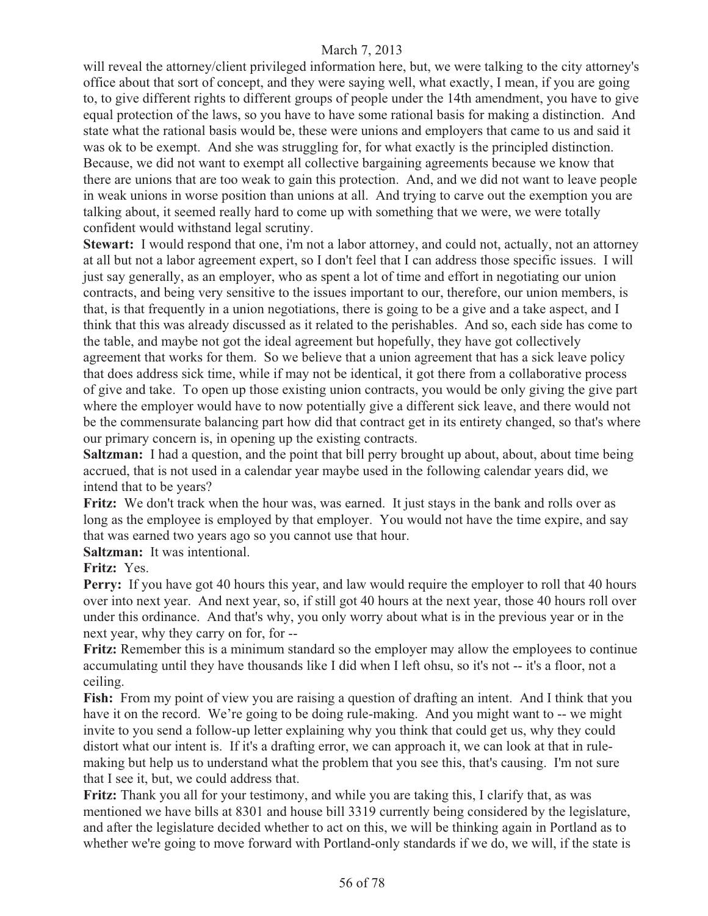will reveal the attorney/client privileged information here, but, we were talking to the city attorney's office about that sort of concept, and they were saying well, what exactly, I mean, if you are going to, to give different rights to different groups of people under the 14th amendment, you have to give equal protection of the laws, so you have to have some rational basis for making a distinction. And state what the rational basis would be, these were unions and employers that came to us and said it was ok to be exempt. And she was struggling for, for what exactly is the principled distinction. Because, we did not want to exempt all collective bargaining agreements because we know that there are unions that are too weak to gain this protection. And, and we did not want to leave people in weak unions in worse position than unions at all. And trying to carve out the exemption you are talking about, it seemed really hard to come up with something that we were, we were totally confident would withstand legal scrutiny.

**Stewart:** I would respond that one, i'm not a labor attorney, and could not, actually, not an attorney at all but not a labor agreement expert, so I don't feel that I can address those specific issues. I will just say generally, as an employer, who as spent a lot of time and effort in negotiating our union contracts, and being very sensitive to the issues important to our, therefore, our union members, is that, is that frequently in a union negotiations, there is going to be a give and a take aspect, and I think that this was already discussed as it related to the perishables. And so, each side has come to the table, and maybe not got the ideal agreement but hopefully, they have got collectively agreement that works for them. So we believe that a union agreement that has a sick leave policy that does address sick time, while if may not be identical, it got there from a collaborative process of give and take. To open up those existing union contracts, you would be only giving the give part where the employer would have to now potentially give a different sick leave, and there would not be the commensurate balancing part how did that contract get in its entirety changed, so that's where our primary concern is, in opening up the existing contracts.

**Saltzman:** I had a question, and the point that bill perry brought up about, about, about time being accrued, that is not used in a calendar year maybe used in the following calendar years did, we intend that to be years?

**Fritz:** We don't track when the hour was, was earned. It just stays in the bank and rolls over as long as the employee is employed by that employer. You would not have the time expire, and say that was earned two years ago so you cannot use that hour.

**Saltzman:** It was intentional.

**Fritz:** Yes.

**Perry:** If you have got 40 hours this year, and law would require the employer to roll that 40 hours over into next year. And next year, so, if still got 40 hours at the next year, those 40 hours roll over under this ordinance. And that's why, you only worry about what is in the previous year or in the next year, why they carry on for, for --

**Fritz:** Remember this is a minimum standard so the employer may allow the employees to continue accumulating until they have thousands like I did when I left ohsu, so it's not -- it's a floor, not a ceiling.

**Fish:** From my point of view you are raising a question of drafting an intent. And I think that you have it on the record. We're going to be doing rule-making. And you might want to -- we might invite to you send a follow-up letter explaining why you think that could get us, why they could distort what our intent is. If it's a drafting error, we can approach it, we can look at that in rule-making but help us to understand what the problem that you see this, that's causing. I'm not sure that I see it, but, we could address that.

**Fritz:** Thank you all for your testimony, and while you are taking this, I clarify that, as was mentioned we have bills at 8301 and house bill 3319 currently being considered by the legislature, and after the legislature decided whether to act on this, we will be thinking again in Portland as to whether we're going to move forward with Portland-only standards if we do, we will, if the state is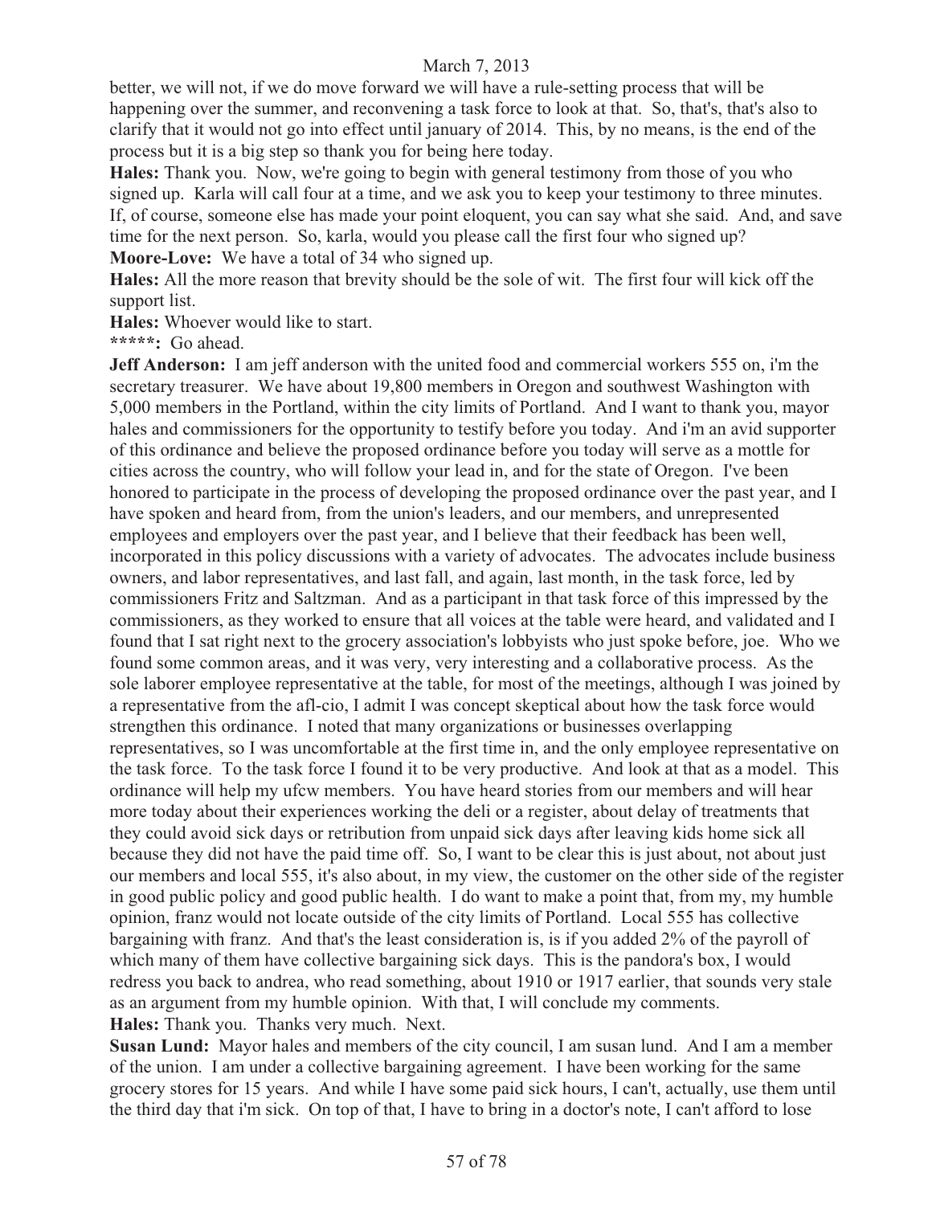better, we will not, if we do move forward we will have a rule-setting process that will be happening over the summer, and reconvening a task force to look at that. So, that's, that's also to clarify that it would not go into effect until january of 2014. This, by no means, is the end of the process but it is a big step so thank you for being here today.

**Hales:** Thank you. Now, we're going to begin with general testimony from those of you who signed up. Karla will call four at a time, and we ask you to keep your testimony to three minutes. If, of course, someone else has made your point eloquent, you can say what she said. And, and save time for the next person. So, karla, would you please call the first four who signed up?

**Moore-Love:** We have a total of 34 who signed up.

**Hales:** All the more reason that brevity should be the sole of wit. The first four will kick off the support list.

**Hales:** Whoever would like to start.

**\*\*\*\*\*:** Go ahead.

**Jeff Anderson:** I am jeff anderson with the united food and commercial workers 555 on, i'm the secretary treasurer. We have about 19,800 members in Oregon and southwest Washington with 5,000 members in the Portland, within the city limits of Portland. And I want to thank you, mayor hales and commissioners for the opportunity to testify before you today. And i'm an avid supporter of this ordinance and believe the proposed ordinance before you today will serve as a mottle for cities across the country, who will follow your lead in, and for the state of Oregon. I've been honored to participate in the process of developing the proposed ordinance over the past year, and I have spoken and heard from, from the union's leaders, and our members, and unrepresented employees and employers over the past year, and I believe that their feedback has been well, incorporated in this policy discussions with a variety of advocates. The advocates include business owners, and labor representatives, and last fall, and again, last month, in the task force, led by commissioners Fritz and Saltzman. And as a participant in that task force of this impressed by the commissioners, as they worked to ensure that all voices at the table were heard, and validated and I found that I sat right next to the grocery association's lobbyists who just spoke before, joe. Who we found some common areas, and it was very, very interesting and a collaborative process. As the sole laborer employee representative at the table, for most of the meetings, although I was joined by a representative from the afl-cio, I admit I was concept skeptical about how the task force would strengthen this ordinance. I noted that many organizations or businesses overlapping representatives, so I was uncomfortable at the first time in, and the only employee representative on the task force. To the task force I found it to be very productive. And look at that as a model. This ordinance will help my ufcw members. You have heard stories from our members and will hear more today about their experiences working the deli or a register, about delay of treatments that they could avoid sick days or retribution from unpaid sick days after leaving kids home sick all because they did not have the paid time off. So, I want to be clear this is just about, not about just our members and local 555, it's also about, in my view, the customer on the other side of the register in good public policy and good public health. I do want to make a point that, from my, my humble opinion, franz would not locate outside of the city limits of Portland. Local 555 has collective bargaining with franz. And that's the least consideration is, is if you added 2% of the payroll of which many of them have collective bargaining sick days. This is the pandora's box, I would redress you back to andrea, who read something, about 1910 or 1917 earlier, that sounds very stale as an argument from my humble opinion. With that, I will conclude my comments.

**Hales:** Thank you. Thanks very much. Next.

**Susan Lund:** Mayor hales and members of the city council, I am susan lund. And I am a member of the union. I am under a collective bargaining agreement. I have been working for the same grocery stores for 15 years. And while I have some paid sick hours, I can't, actually, use them until the third day that i'm sick. On top of that, I have to bring in a doctor's note, I can't afford to lose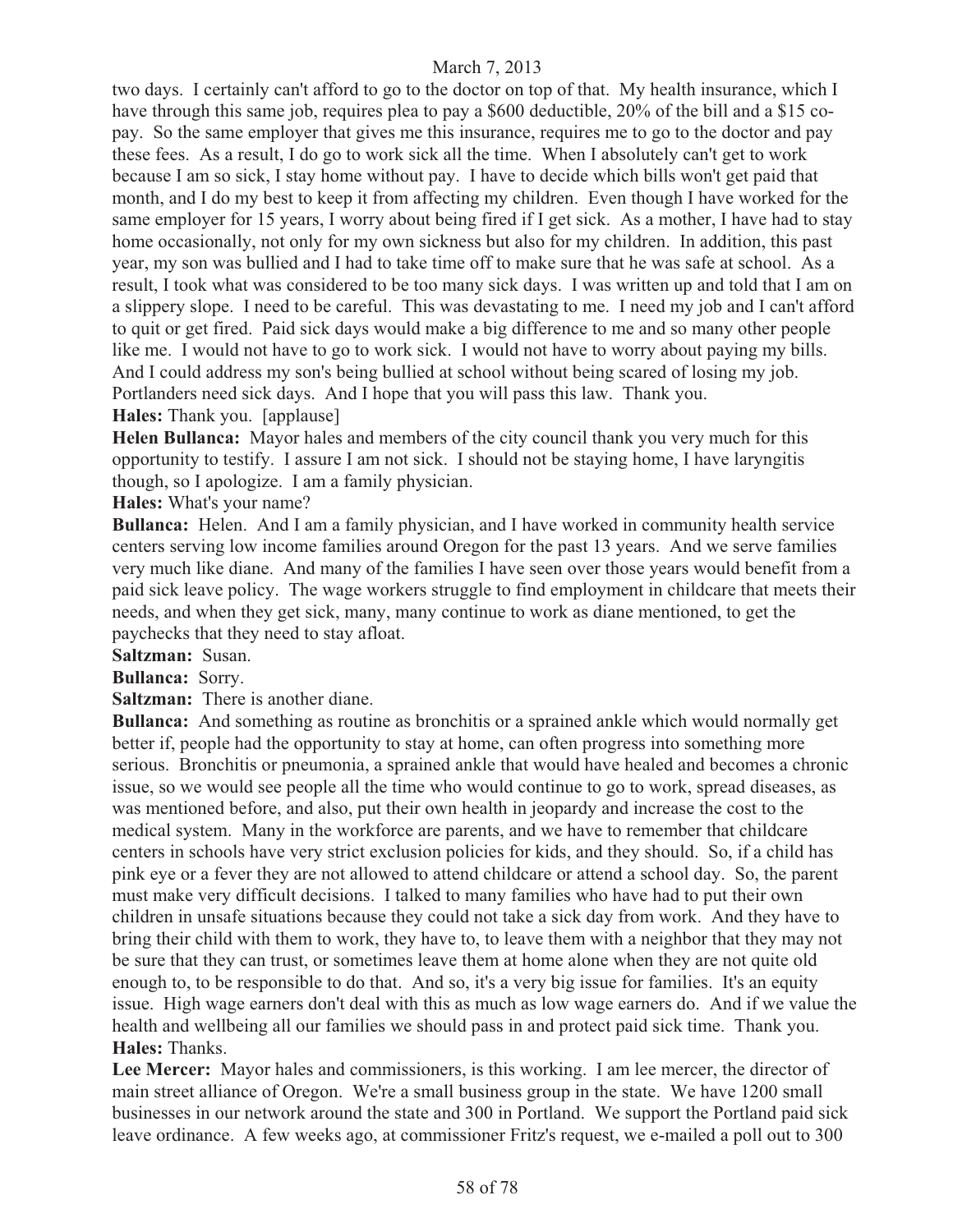two days. I certainly can't afford to go to the doctor on top of that. My health insurance, which I have through this same job, requires plea to pay a $600 deductible, 20% of the bill and a $15 co-pay. So the same employer that gives me this insurance, requires me to go to the doctor and pay these fees. As a result, I do go to work sick all the time. When I absolutely can't get to work because I am so sick, I stay home without pay. I have to decide which bills won't get paid that month, and I do my best to keep it from affecting my children. Even though I have worked for the same employer for 15 years, I worry about being fired if I get sick. As a mother, I have had to stay home occasionally, not only for my own sickness but also for my children. In addition, this past year, my son was bullied and I had to take time off to make sure that he was safe at school. As a result, I took what was considered to be too many sick days. I was written up and told that I am on a slippery slope. I need to be careful. This was devastating to me. I need my job and I can't afford to quit or get fired. Paid sick days would make a big difference to me and so many other people like me. I would not have to go to work sick. I would not have to worry about paying my bills. And I could address my son's being bullied at school without being scared of losing my job. Portlanders need sick days. And I hope that you will pass this law. Thank you.

**Hales:** Thank you. [applause]

**Helen Bullanca:** Mayor hales and members of the city council thank you very much for this opportunity to testify. I assure I am not sick. I should not be staying home, I have laryngitis though, so I apologize. I am a family physician.

**Hales:** What's your name?

**Bullanca:** Helen. And I am a family physician, and I have worked in community health service centers serving low income families around Oregon for the past 13 years. And we serve families very much like diane. And many of the families I have seen over those years would benefit from a paid sick leave policy. The wage workers struggle to find employment in childcare that meets their needs, and when they get sick, many, many continue to work as diane mentioned, to get the paychecks that they need to stay afloat.

**Saltzman:** Susan.

**Bullanca:** Sorry.

**Saltzman:** There is another diane.

**Bullanca:** And something as routine as bronchitis or a sprained ankle which would normally get better if, people had the opportunity to stay at home, can often progress into something more serious. Bronchitis or pneumonia, a sprained ankle that would have healed and becomes a chronic issue, so we would see people all the time who would continue to go to work, spread diseases, as was mentioned before, and also, put their own health in jeopardy and increase the cost to the medical system. Many in the workforce are parents, and we have to remember that childcare centers in schools have very strict exclusion policies for kids, and they should. So, if a child has pink eye or a fever they are not allowed to attend childcare or attend a school day. So, the parent must make very difficult decisions. I talked to many families who have had to put their own children in unsafe situations because they could not take a sick day from work. And they have to bring their child with them to work, they have to, to leave them with a neighbor that they may not be sure that they can trust, or sometimes leave them at home alone when they are not quite old enough to, to be responsible to do that. And so, it's a very big issue for families. It's an equity issue. High wage earners don't deal with this as much as low wage earners do. And if we value the health and wellbeing all our families we should pass in and protect paid sick time. Thank you.

**Hales:** Thanks.

**Lee Mercer:** Mayor hales and commissioners, is this working. I am lee mercer, the director of main street alliance of Oregon. We're a small business group in the state. We have 1200 small businesses in our network around the state and 300 in Portland. We support the Portland paid sick leave ordinance. A few weeks ago, at commissioner Fritz's request, we e-mailed a poll out to 300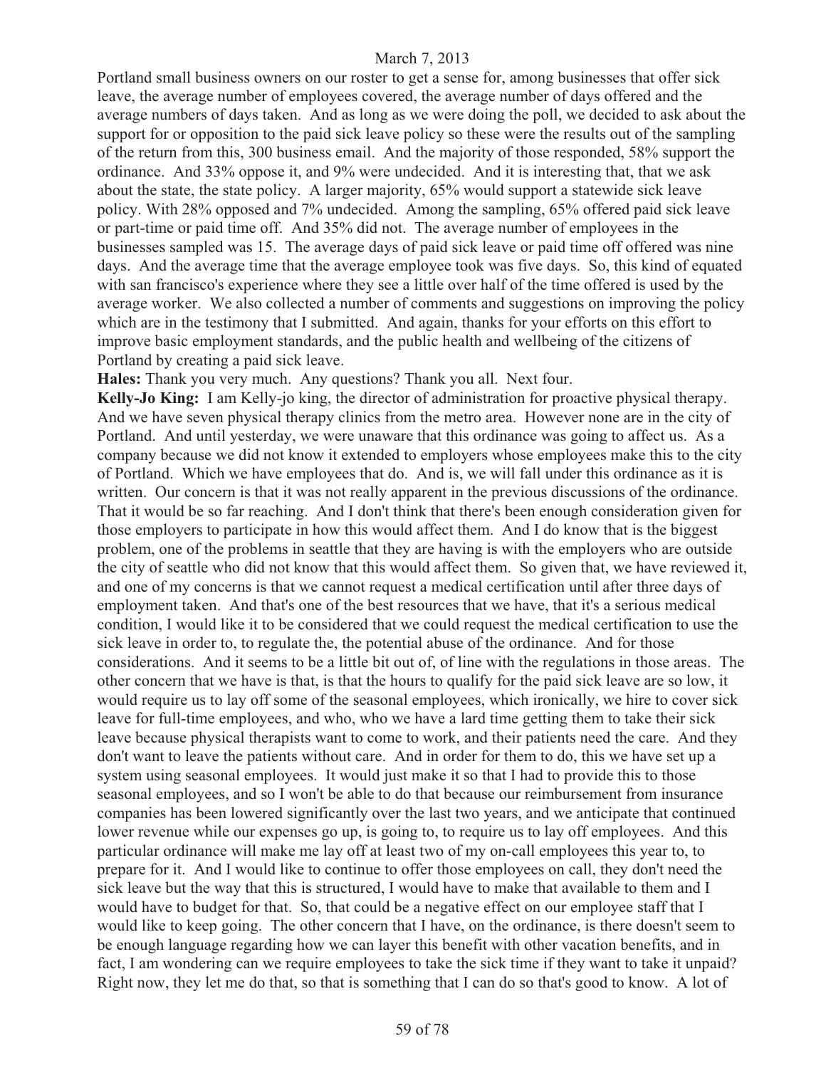Portland small business owners on our roster to get a sense for, among businesses that offer sick leave, the average number of employees covered, the average number of days offered and the average numbers of days taken. And as long as we were doing the poll, we decided to ask about the support for or opposition to the paid sick leave policy so these were the results out of the sampling of the return from this, 300 business email. And the majority of those responded, 58% support the ordinance. And 33% oppose it, and 9% were undecided. And it is interesting that, that we ask about the state, the state policy. A larger majority, 65% would support a statewide sick leave policy. With 28% opposed and 7% undecided. Among the sampling, 65% offered paid sick leave or part-time or paid time off. And 35% did not. The average number of employees in the businesses sampled was 15. The average days of paid sick leave or paid time off offered was nine days. And the average time that the average employee took was five days. So, this kind of equated with san francisco's experience where they see a little over half of the time offered is used by the average worker. We also collected a number of comments and suggestions on improving the policy which are in the testimony that I submitted. And again, thanks for your efforts on this effort to improve basic employment standards, and the public health and wellbeing of the citizens of Portland by creating a paid sick leave.

**Hales:** Thank you very much. Any questions? Thank you all. Next four.

**Kelly-Jo King:** I am Kelly-jo king, the director of administration for proactive physical therapy. And we have seven physical therapy clinics from the metro area. However none are in the city of Portland. And until yesterday, we were unaware that this ordinance was going to affect us. As a company because we did not know it extended to employers whose employees make this to the city of Portland. Which we have employees that do. And is, we will fall under this ordinance as it is written. Our concern is that it was not really apparent in the previous discussions of the ordinance. That it would be so far reaching. And I don't think that there's been enough consideration given for those employers to participate in how this would affect them. And I do know that is the biggest problem, one of the problems in seattle that they are having is with the employers who are outside the city of seattle who did not know that this would affect them. So given that, we have reviewed it, and one of my concerns is that we cannot request a medical certification until after three days of employment taken. And that's one of the best resources that we have, that it's a serious medical condition, I would like it to be considered that we could request the medical certification to use the sick leave in order to, to regulate the, the potential abuse of the ordinance. And for those considerations. And it seems to be a little bit out of, of line with the regulations in those areas. The other concern that we have is that, is that the hours to qualify for the paid sick leave are so low, it would require us to lay off some of the seasonal employees, which ironically, we hire to cover sick leave for full-time employees, and who, who we have a lard time getting them to take their sick leave because physical therapists want to come to work, and their patients need the care. And they don't want to leave the patients without care. And in order for them to do, this we have set up a system using seasonal employees. It would just make it so that I had to provide this to those seasonal employees, and so I won't be able to do that because our reimbursement from insurance companies has been lowered significantly over the last two years, and we anticipate that continued lower revenue while our expenses go up, is going to, to require us to lay off employees. And this particular ordinance will make me lay off at least two of my on-call employees this year to, to prepare for it. And I would like to continue to offer those employees on call, they don't need the sick leave but the way that this is structured, I would have to make that available to them and I would have to budget for that. So, that could be a negative effect on our employee staff that I would like to keep going. The other concern that I have, on the ordinance, is there doesn't seem to be enough language regarding how we can layer this benefit with other vacation benefits, and in fact, I am wondering can we require employees to take the sick time if they want to take it unpaid? Right now, they let me do that, so that is something that I can do so that's good to know. A lot of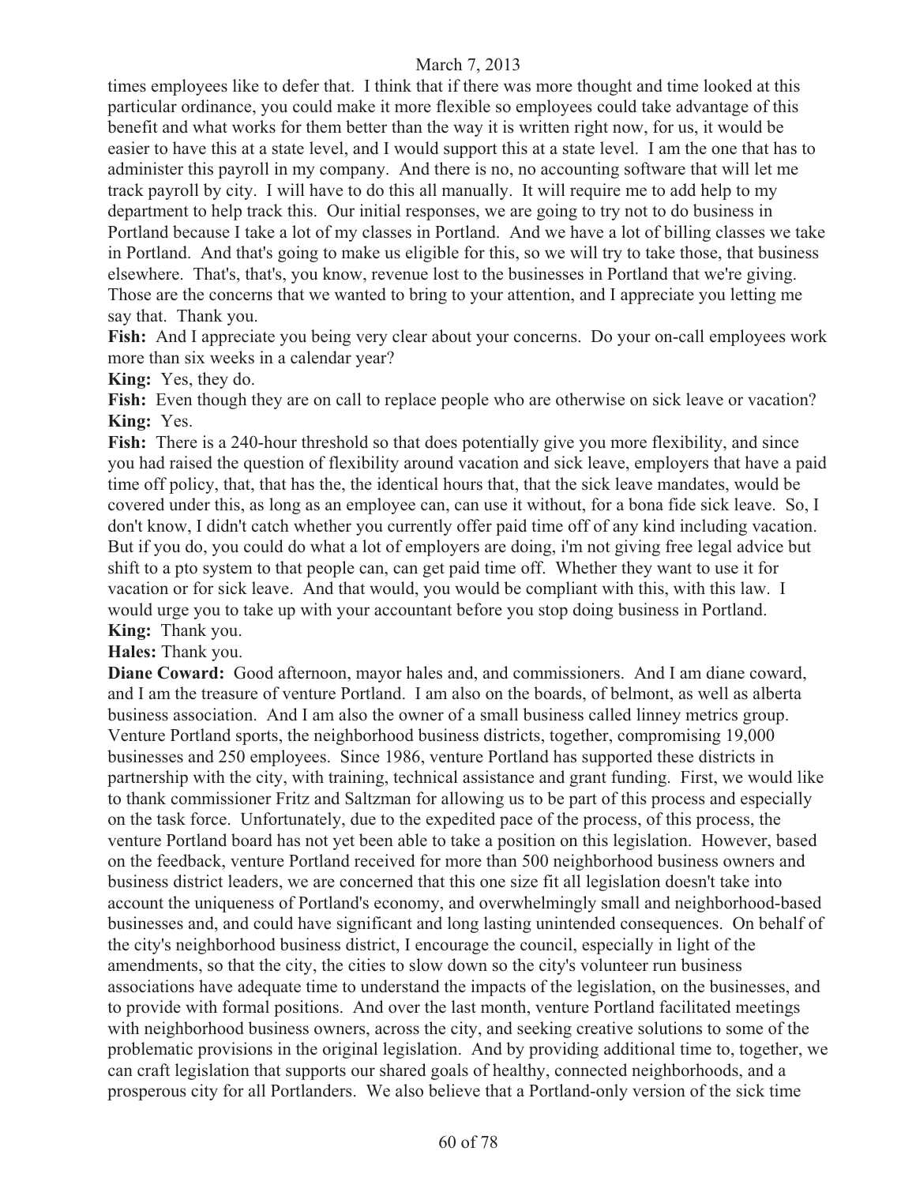times employees like to defer that. I think that if there was more thought and time looked at this particular ordinance, you could make it more flexible so employees could take advantage of this benefit and what works for them better than the way it is written right now, for us, it would be easier to have this at a state level, and I would support this at a state level. I am the one that has to administer this payroll in my company. And there is no, no accounting software that will let me track payroll by city. I will have to do this all manually. It will require me to add help to my department to help track this. Our initial responses, we are going to try not to do business in Portland because I take a lot of my classes in Portland. And we have a lot of billing classes we take in Portland. And that's going to make us eligible for this, so we will try to take those, that business elsewhere. That's, that's, you know, revenue lost to the businesses in Portland that we're giving. Those are the concerns that we wanted to bring to your attention, and I appreciate you letting me say that. Thank you.

**Fish:** And I appreciate you being very clear about your concerns. Do your on-call employees work more than six weeks in a calendar year?

**King:** Yes, they do.

**Fish:** Even though they are on call to replace people who are otherwise on sick leave or vacation?

**King:** Yes.

**Fish:** There is a 240-hour threshold so that does potentially give you more flexibility, and since you had raised the question of flexibility around vacation and sick leave, employers that have a paid time off policy, that, that has the, the identical hours that, that the sick leave mandates, would be covered under this, as long as an employee can, can use it without, for a bona fide sick leave. So, I don't know, I didn't catch whether you currently offer paid time off of any kind including vacation. But if you do, you could do what a lot of employers are doing, i'm not giving free legal advice but shift to a pto system to that people can, can get paid time off. Whether they want to use it for vacation or for sick leave. And that would, you would be compliant with this, with this law. I would urge you to take up with your accountant before you stop doing business in Portland.

**King:** Thank you.

**Hales:** Thank you.

**Diane Coward:** Good afternoon, mayor hales and, and commissioners. And I am diane coward, and I am the treasure of venture Portland. I am also on the boards, of belmont, as well as alberta business association. And I am also the owner of a small business called linney metrics group. Venture Portland sports, the neighborhood business districts, together, compromising 19,000 businesses and 250 employees. Since 1986, venture Portland has supported these districts in partnership with the city, with training, technical assistance and grant funding. First, we would like to thank commissioner Fritz and Saltzman for allowing us to be part of this process and especially on the task force. Unfortunately, due to the expedited pace of the process, of this process, the venture Portland board has not yet been able to take a position on this legislation. However, based on the feedback, venture Portland received for more than 500 neighborhood business owners and business district leaders, we are concerned that this one size fit all legislation doesn't take into account the uniqueness of Portland's economy, and overwhelmingly small and neighborhood-based businesses and, and could have significant and long lasting unintended consequences. On behalf of the city's neighborhood business district, I encourage the council, especially in light of the amendments, so that the city, the cities to slow down so the city's volunteer run business associations have adequate time to understand the impacts of the legislation, on the businesses, and to provide with formal positions. And over the last month, venture Portland facilitated meetings with neighborhood business owners, across the city, and seeking creative solutions to some of the problematic provisions in the original legislation. And by providing additional time to, together, we can craft legislation that supports our shared goals of healthy, connected neighborhoods, and a prosperous city for all Portlanders. We also believe that a Portland-only version of the sick time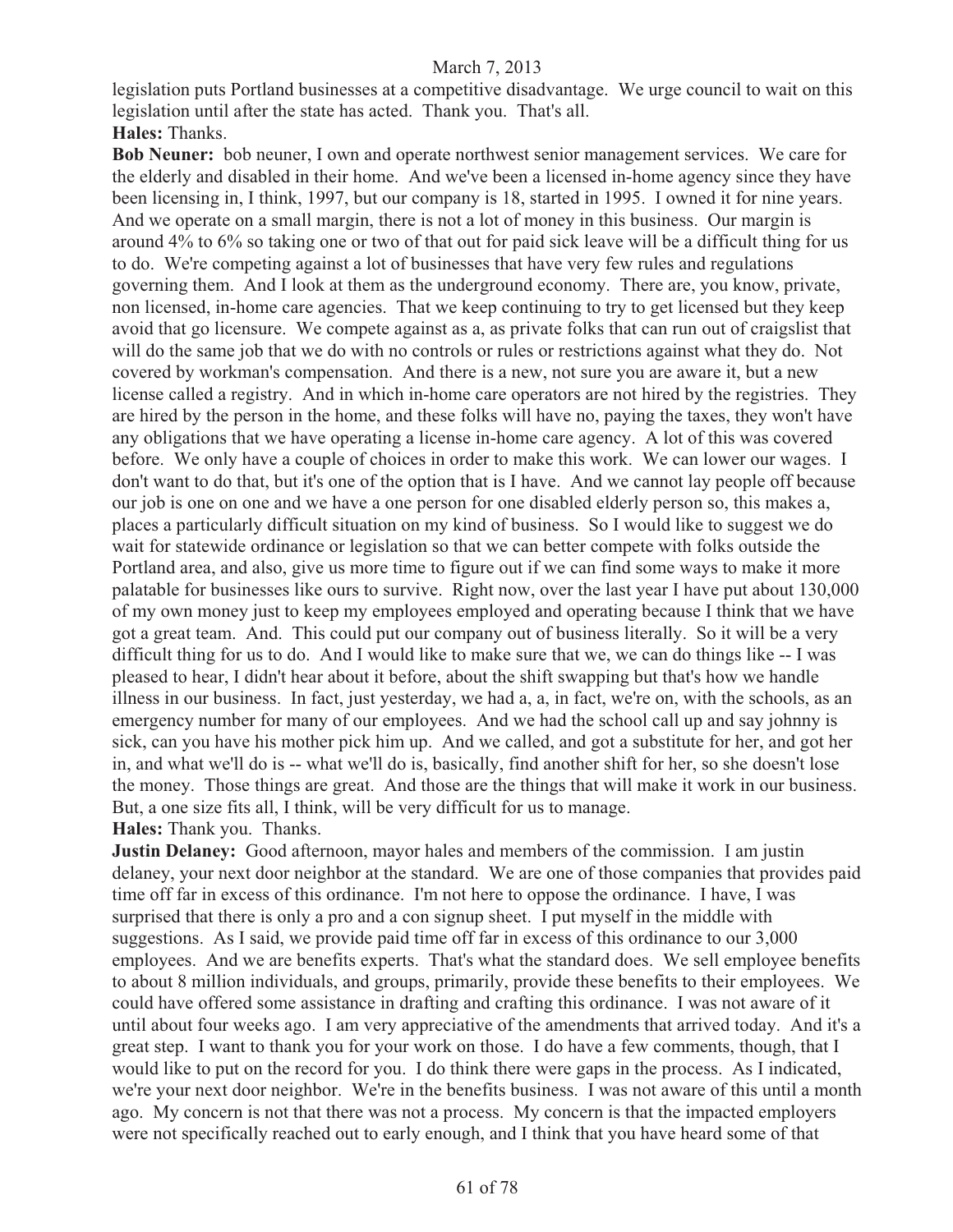legislation puts Portland businesses at a competitive disadvantage. We urge council to wait on this legislation until after the state has acted. Thank you. That's all.

**Hales:** Thanks.

**Bob Neuner:** bob neuner, I own and operate northwest senior management services. We care for the elderly and disabled in their home. And we've been a licensed in-home agency since they have been licensing in, I think, 1997, but our company is 18, started in 1995. I owned it for nine years. And we operate on a small margin, there is not a lot of money in this business. Our margin is around 4% to 6% so taking one or two of that out for paid sick leave will be a difficult thing for us to do. We're competing against a lot of businesses that have very few rules and regulations governing them. And I look at them as the underground economy. There are, you know, private, non licensed, in-home care agencies. That we keep continuing to try to get licensed but they keep avoid that go licensure. We compete against as a, as private folks that can run out of craigslist that will do the same job that we do with no controls or rules or restrictions against what they do. Not covered by workman's compensation. And there is a new, not sure you are aware it, but a new license called a registry. And in which in-home care operators are not hired by the registries. They are hired by the person in the home, and these folks will have no, paying the taxes, they won't have any obligations that we have operating a license in-home care agency. A lot of this was covered before. We only have a couple of choices in order to make this work. We can lower our wages. I don't want to do that, but it's one of the option that is I have. And we cannot lay people off because our job is one on one and we have a one person for one disabled elderly person so, this makes a, places a particularly difficult situation on my kind of business. So I would like to suggest we do wait for statewide ordinance or legislation so that we can better compete with folks outside the Portland area, and also, give us more time to figure out if we can find some ways to make it more palatable for businesses like ours to survive. Right now, over the last year I have put about 130,000 of my own money just to keep my employees employed and operating because I think that we have got a great team. And. This could put our company out of business literally. So it will be a very difficult thing for us to do. And I would like to make sure that we, we can do things like -- I was pleased to hear, I didn't hear about it before, about the shift swapping but that's how we handle illness in our business. In fact, just yesterday, we had a, a, in fact, we're on, with the schools, as an emergency number for many of our employees. And we had the school call up and say johnny is sick, can you have his mother pick him up. And we called, and got a substitute for her, and got her in, and what we'll do is -- what we'll do is, basically, find another shift for her, so she doesn't lose the money. Those things are great. And those are the things that will make it work in our business. But, a one size fits all, I think, will be very difficult for us to manage.

**Hales:** Thank you. Thanks.

**Justin Delaney:** Good afternoon, mayor hales and members of the commission. I am justin delaney, your next door neighbor at the standard. We are one of those companies that provides paid time off far in excess of this ordinance. I'm not here to oppose the ordinance. I have, I was surprised that there is only a pro and a con signup sheet. I put myself in the middle with suggestions. As I said, we provide paid time off far in excess of this ordinance to our 3,000 employees. And we are benefits experts. That's what the standard does. We sell employee benefits to about 8 million individuals, and groups, primarily, provide these benefits to their employees. We could have offered some assistance in drafting and crafting this ordinance. I was not aware of it until about four weeks ago. I am very appreciative of the amendments that arrived today. And it's a great step. I want to thank you for your work on those. I do have a few comments, though, that I would like to put on the record for you. I do think there were gaps in the process. As I indicated, we're your next door neighbor. We're in the benefits business. I was not aware of this until a month ago. My concern is not that there was not a process. My concern is that the impacted employers were not specifically reached out to early enough, and I think that you have heard some of that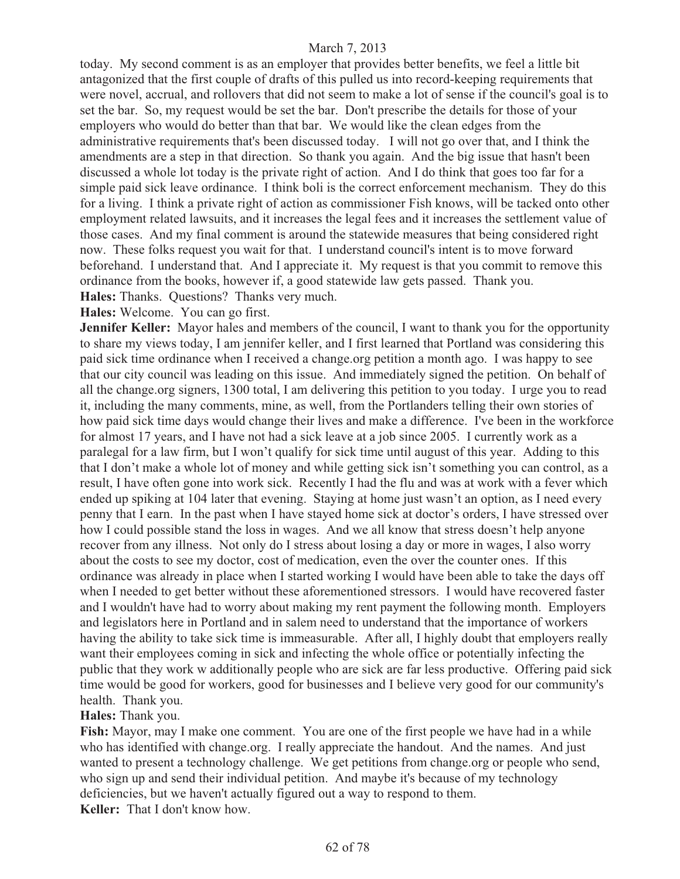today. My second comment is as an employer that provides better benefits, we feel a little bit antagonized that the first couple of drafts of this pulled us into record-keeping requirements that were novel, accrual, and rollovers that did not seem to make a lot of sense if the council's goal is to set the bar. So, my request would be set the bar. Don't prescribe the details for those of your employers who would do better than that bar. We would like the clean edges from the administrative requirements that's been discussed today. I will not go over that, and I think the amendments are a step in that direction. So thank you again. And the big issue that hasn't been discussed a whole lot today is the private right of action. And I do think that goes too far for a simple paid sick leave ordinance. I think boli is the correct enforcement mechanism. They do this for a living. I think a private right of action as commissioner Fish knows, will be tacked onto other employment related lawsuits, and it increases the legal fees and it increases the settlement value of those cases. And my final comment is around the statewide measures that being considered right now. These folks request you wait for that. I understand council's intent is to move forward beforehand. I understand that. And I appreciate it. My request is that you commit to remove this ordinance from the books, however if, a good statewide law gets passed. Thank you.

**Hales:** Thanks. Questions? Thanks very much.

**Hales:** Welcome. You can go first.

**Jennifer Keller:** Mayor hales and members of the council, I want to thank you for the opportunity to share my views today, I am jennifer keller, and I first learned that Portland was considering this paid sick time ordinance when I received a change.org petition a month ago. I was happy to see that our city council was leading on this issue. And immediately signed the petition. On behalf of all the change.org signers, 1300 total, I am delivering this petition to you today. I urge you to read it, including the many comments, mine, as well, from the Portlanders telling their own stories of how paid sick time days would change their lives and make a difference. I've been in the workforce for almost 17 years, and I have not had a sick leave at a job since 2005. I currently work as a paralegal for a law firm, but I won't qualify for sick time until august of this year. Adding to this that I don't make a whole lot of money and while getting sick isn't something you can control, as a result, I have often gone into work sick. Recently I had the flu and was at work with a fever which ended up spiking at 104 later that evening. Staying at home just wasn't an option, as I need every penny that I earn. In the past when I have stayed home sick at doctor's orders, I have stressed over how I could possible stand the loss in wages. And we all know that stress doesn't help anyone recover from any illness. Not only do I stress about losing a day or more in wages, I also worry about the costs to see my doctor, cost of medication, even the over the counter ones. If this ordinance was already in place when I started working I would have been able to take the days off when I needed to get better without these aforementioned stressors. I would have recovered faster and I wouldn't have had to worry about making my rent payment the following month. Employers and legislators here in Portland and in salem need to understand that the importance of workers having the ability to take sick time is immeasurable. After all, I highly doubt that employers really want their employees coming in sick and infecting the whole office or potentially infecting the public that they work w additionally people who are sick are far less productive. Offering paid sick time would be good for workers, good for businesses and I believe very good for our community's health. Thank you.

**Hales:** Thank you.

**Fish:** Mayor, may I make one comment. You are one of the first people we have had in a while who has identified with change.org. I really appreciate the handout. And the names. And just wanted to present a technology challenge. We get petitions from change.org or people who send, who sign up and send their individual petition. And maybe it's because of my technology deficiencies, but we haven't actually figured out a way to respond to them.

**Keller:** That I don't know how.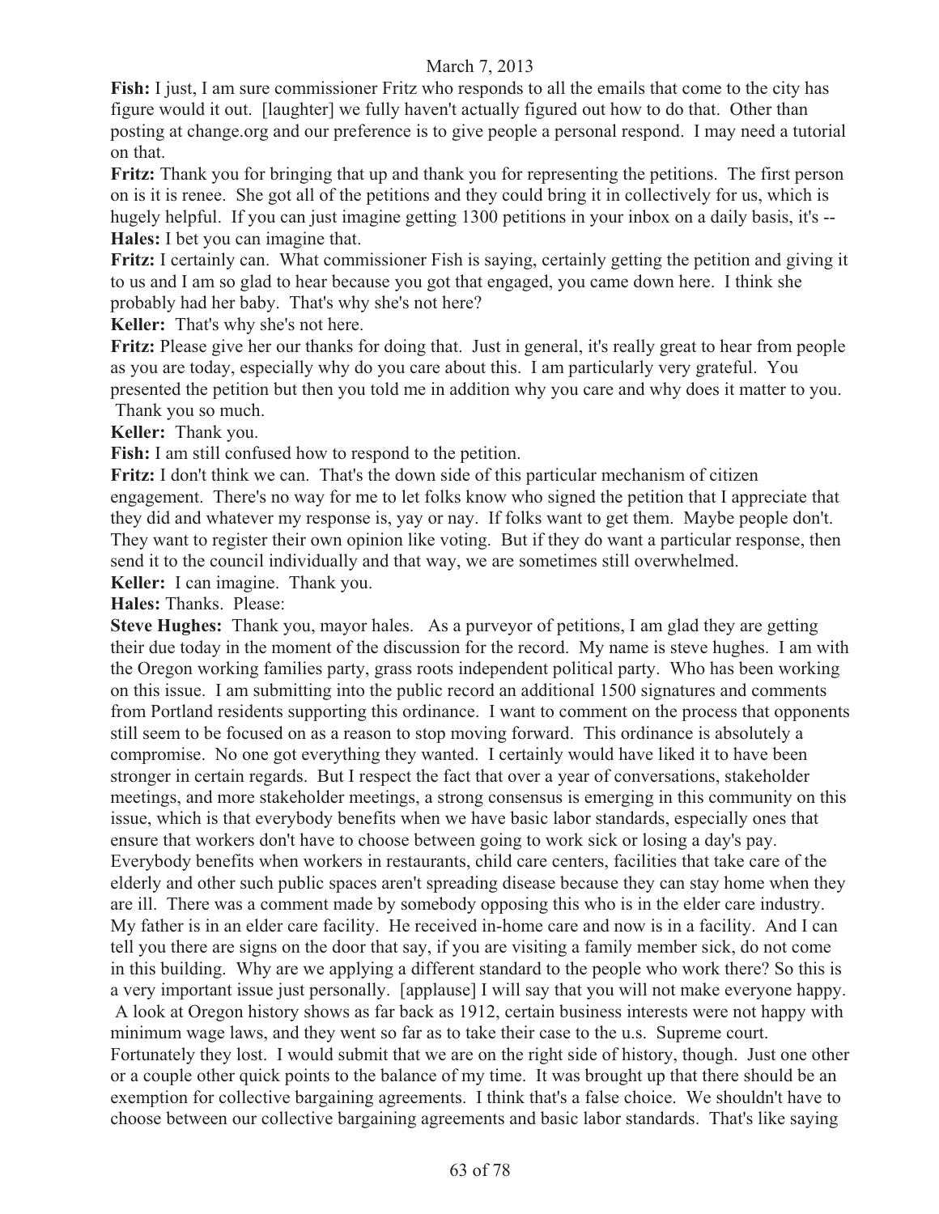**Fish:** I just, I am sure commissioner Fritz who responds to all the emails that come to the city has figure would it out. [laughter] we fully haven't actually figured out how to do that. Other than posting at change.org and our preference is to give people a personal respond. I may need a tutorial on that.

**Fritz:** Thank you for bringing that up and thank you for representing the petitions. The first person on is it is renee. She got all of the petitions and they could bring it in collectively for us, which is hugely helpful. If you can just imagine getting 1300 petitions in your inbox on a daily basis, it's --

**Hales:** I bet you can imagine that.

**Fritz:** I certainly can. What commissioner Fish is saying, certainly getting the petition and giving it to us and I am so glad to hear because you got that engaged, you came down here. I think she probably had her baby. That's why she's not here?

**Keller:** That's why she's not here.

**Fritz:** Please give her our thanks for doing that. Just in general, it's really great to hear from people as you are today, especially why do you care about this. I am particularly very grateful. You presented the petition but then you told me in addition why you care and why does it matter to you. Thank you so much.

**Keller:** Thank you.

**Fish:** I am still confused how to respond to the petition.

**Fritz:** I don't think we can. That's the down side of this particular mechanism of citizen engagement. There's no way for me to let folks know who signed the petition that I appreciate that they did and whatever my response is, yay or nay. If folks want to get them. Maybe people don't. They want to register their own opinion like voting. But if they do want a particular response, then send it to the council individually and that way, we are sometimes still overwhelmed.

**Keller:** I can imagine. Thank you.

**Hales:** Thanks. Please:

**Steve Hughes:** Thank you, mayor hales. As a purveyor of petitions, I am glad they are getting their due today in the moment of the discussion for the record. My name is steve hughes. I am with the Oregon working families party, grass roots independent political party. Who has been working on this issue. I am submitting into the public record an additional 1500 signatures and comments from Portland residents supporting this ordinance. I want to comment on the process that opponents still seem to be focused on as a reason to stop moving forward. This ordinance is absolutely a compromise. No one got everything they wanted. I certainly would have liked it to have been stronger in certain regards. But I respect the fact that over a year of conversations, stakeholder meetings, and more stakeholder meetings, a strong consensus is emerging in this community on this issue, which is that everybody benefits when we have basic labor standards, especially ones that ensure that workers don't have to choose between going to work sick or losing a day's pay. Everybody benefits when workers in restaurants, child care centers, facilities that take care of the elderly and other such public spaces aren't spreading disease because they can stay home when they are ill. There was a comment made by somebody opposing this who is in the elder care industry. My father is in an elder care facility. He received in-home care and now is in a facility. And I can tell you there are signs on the door that say, if you are visiting a family member sick, do not come in this building. Why are we applying a different standard to the people who work there? So this is a very important issue just personally. [applause] I will say that you will not make everyone happy. A look at Oregon history shows as far back as 1912, certain business interests were not happy with minimum wage laws, and they went so far as to take their case to the u.s. Supreme court. Fortunately they lost. I would submit that we are on the right side of history, though. Just one other or a couple other quick points to the balance of my time. It was brought up that there should be an exemption for collective bargaining agreements. I think that's a false choice. We shouldn't have to choose between our collective bargaining agreements and basic labor standards. That's like saying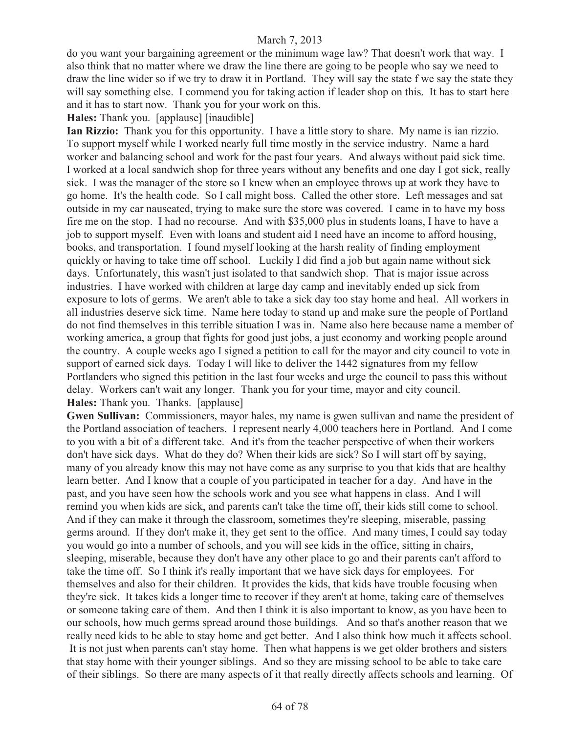do you want your bargaining agreement or the minimum wage law? That doesn't work that way. I also think that no matter where we draw the line there are going to be people who say we need to draw the line wider so if we try to draw it in Portland. They will say the state f we say the state they will say something else. I commend you for taking action if leader shop on this. It has to start here and it has to start now. Thank you for your work on this.

**Hales:** Thank you. [applause] [inaudible]

**Ian Rizzio:** Thank you for this opportunity. I have a little story to share. My name is ian rizzio. To support myself while I worked nearly full time mostly in the service industry. Name a hard worker and balancing school and work for the past four years. And always without paid sick time. I worked at a local sandwich shop for three years without any benefits and one day I got sick, really sick. I was the manager of the store so I knew when an employee throws up at work they have to go home. It's the health code. So I call might boss. Called the other store. Left messages and sat outside in my car nauseated, trying to make sure the store was covered. I came in to have my boss fire me on the stop. I had no recourse. And with $35,000 plus in students loans, I have to have a job to support myself. Even with loans and student aid I need have an income to afford housing, books, and transportation. I found myself looking at the harsh reality of finding employment quickly or having to take time off school. Luckily I did find a job but again name without sick days. Unfortunately, this wasn't just isolated to that sandwich shop. That is major issue across industries. I have worked with children at large day camp and inevitably ended up sick from exposure to lots of germs. We aren't able to take a sick day too stay home and heal. All workers in all industries deserve sick time. Name here today to stand up and make sure the people of Portland do not find themselves in this terrible situation I was in. Name also here because name a member of working america, a group that fights for good just jobs, a just economy and working people around the country. A couple weeks ago I signed a petition to call for the mayor and city council to vote in support of earned sick days. Today I will like to deliver the 1442 signatures from my fellow Portlanders who signed this petition in the last four weeks and urge the council to pass this without delay. Workers can't wait any longer. Thank you for your time, mayor and city council.

**Hales:** Thank you. Thanks. [applause]

**Gwen Sullivan:** Commissioners, mayor hales, my name is gwen sullivan and name the president of the Portland association of teachers. I represent nearly 4,000 teachers here in Portland. And I come to you with a bit of a different take. And it's from the teacher perspective of when their workers don't have sick days. What do they do? When their kids are sick? So I will start off by saying, many of you already know this may not have come as any surprise to you that kids that are healthy learn better. And I know that a couple of you participated in teacher for a day. And have in the past, and you have seen how the schools work and you see what happens in class. And I will remind you when kids are sick, and parents can't take the time off, their kids still come to school. And if they can make it through the classroom, sometimes they're sleeping, miserable, passing germs around. If they don't make it, they get sent to the office. And many times, I could say today you would go into a number of schools, and you will see kids in the office, sitting in chairs, sleeping, miserable, because they don't have any other place to go and their parents can't afford to take the time off. So I think it's really important that we have sick days for employees. For themselves and also for their children. It provides the kids, that kids have trouble focusing when they're sick. It takes kids a longer time to recover if they aren't at home, taking care of themselves or someone taking care of them. And then I think it is also important to know, as you have been to our schools, how much germs spread around those buildings. And so that's another reason that we really need kids to be able to stay home and get better. And I also think how much it affects school. It is not just when parents can't stay home. Then what happens is we get older brothers and sisters that stay home with their younger siblings. And so they are missing school to be able to take care of their siblings. So there are many aspects of it that really directly affects schools and learning. Of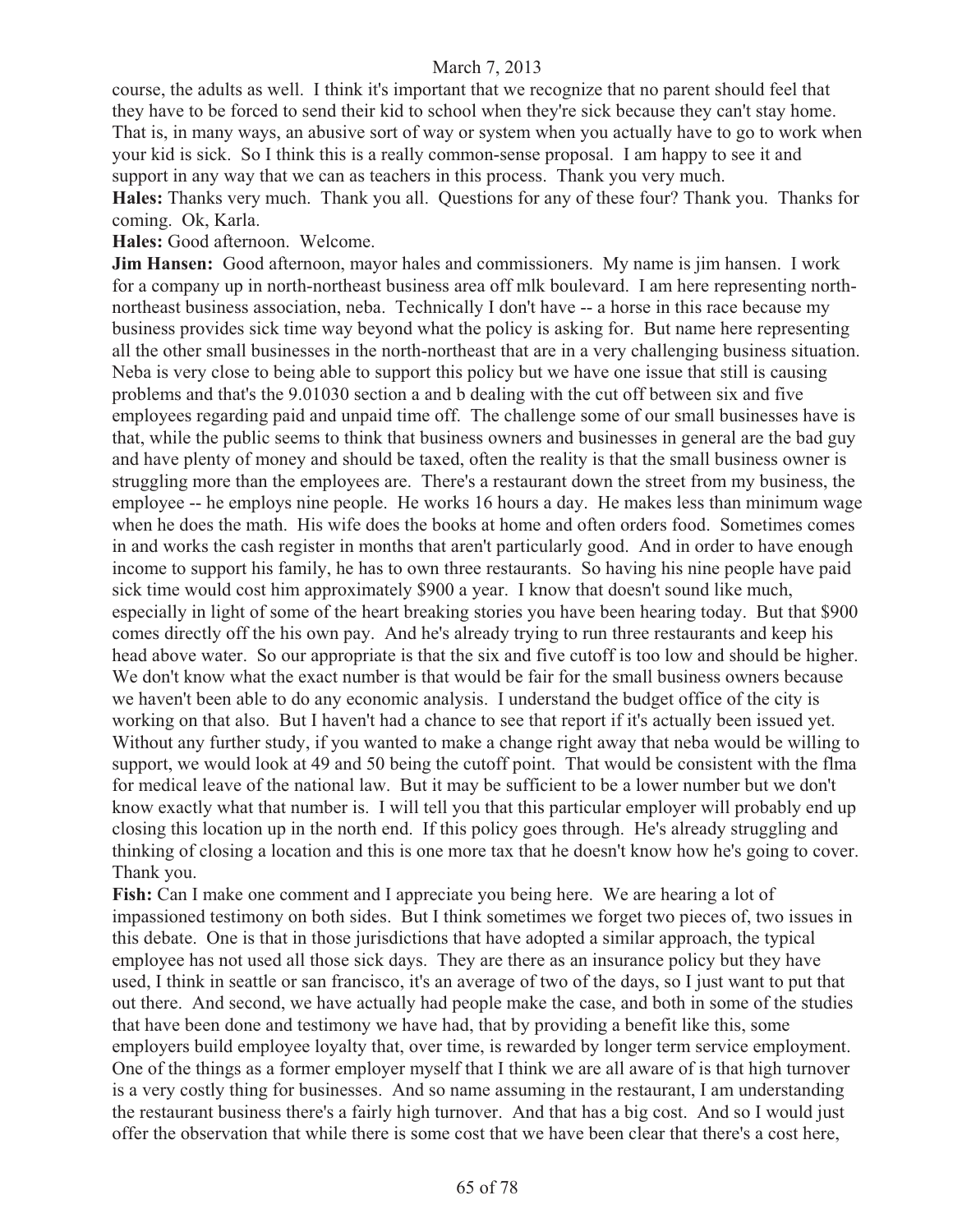course, the adults as well. I think it's important that we recognize that no parent should feel that they have to be forced to send their kid to school when they're sick because they can't stay home. That is, in many ways, an abusive sort of way or system when you actually have to go to work when your kid is sick. So I think this is a really common-sense proposal. I am happy to see it and support in any way that we can as teachers in this process. Thank you very much.

**Hales:** Thanks very much. Thank you all. Questions for any of these four? Thank you. Thanks for coming. Ok, Karla.

**Hales:** Good afternoon. Welcome.

**Jim Hansen:** Good afternoon, mayor hales and commissioners. My name is jim hansen. I work for a company up in north-northeast business area off mlk boulevard. I am here representing north-northeast business association, neba. Technically I don't have -- a horse in this race because my business provides sick time way beyond what the policy is asking for. But name here representing all the other small businesses in the north-northeast that are in a very challenging business situation. Neba is very close to being able to support this policy but we have one issue that still is causing problems and that's the 9.01030 section a and b dealing with the cut off between six and five employees regarding paid and unpaid time off. The challenge some of our small businesses have is that, while the public seems to think that business owners and businesses in general are the bad guy and have plenty of money and should be taxed, often the reality is that the small business owner is struggling more than the employees are. There's a restaurant down the street from my business, the employee -- he employs nine people. He works 16 hours a day. He makes less than minimum wage when he does the math. His wife does the books at home and often orders food. Sometimes comes in and works the cash register in months that aren't particularly good. And in order to have enough income to support his family, he has to own three restaurants. So having his nine people have paid sick time would cost him approximately $900 a year. I know that doesn't sound like much, especially in light of some of the heart breaking stories you have been hearing today. But that $900 comes directly off the his own pay. And he's already trying to run three restaurants and keep his head above water. So our appropriate is that the six and five cutoff is too low and should be higher. We don't know what the exact number is that would be fair for the small business owners because we haven't been able to do any economic analysis. I understand the budget office of the city is working on that also. But I haven't had a chance to see that report if it's actually been issued yet. Without any further study, if you wanted to make a change right away that neba would be willing to support, we would look at 49 and 50 being the cutoff point. That would be consistent with the flma for medical leave of the national law. But it may be sufficient to be a lower number but we don't know exactly what that number is. I will tell you that this particular employer will probably end up closing this location up in the north end. If this policy goes through. He's already struggling and thinking of closing a location and this is one more tax that he doesn't know how he's going to cover. Thank you.

**Fish:** Can I make one comment and I appreciate you being here. We are hearing a lot of impassioned testimony on both sides. But I think sometimes we forget two pieces of, two issues in this debate. One is that in those jurisdictions that have adopted a similar approach, the typical employee has not used all those sick days. They are there as an insurance policy but they have used, I think in seattle or san francisco, it's an average of two of the days, so I just want to put that out there. And second, we have actually had people make the case, and both in some of the studies that have been done and testimony we have had, that by providing a benefit like this, some employers build employee loyalty that, over time, is rewarded by longer term service employment. One of the things as a former employer myself that I think we are all aware of is that high turnover is a very costly thing for businesses. And so name assuming in the restaurant, I am understanding the restaurant business there's a fairly high turnover. And that has a big cost. And so I would just offer the observation that while there is some cost that we have been clear that there's a cost here,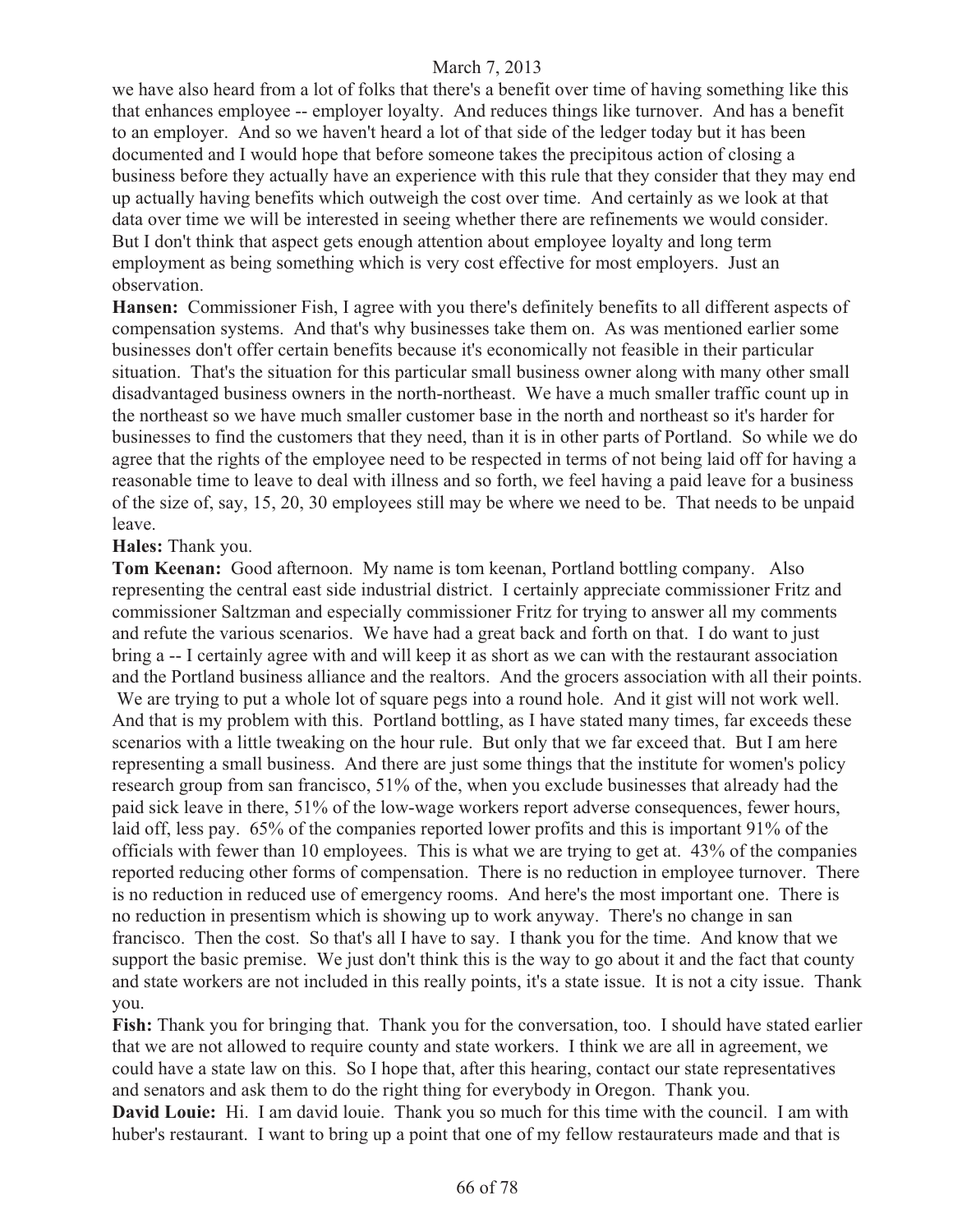we have also heard from a lot of folks that there's a benefit over time of having something like this that enhances employee -- employer loyalty. And reduces things like turnover. And has a benefit to an employer. And so we haven't heard a lot of that side of the ledger today but it has been documented and I would hope that before someone takes the precipitous action of closing a business before they actually have an experience with this rule that they consider that they may end up actually having benefits which outweigh the cost over time. And certainly as we look at that data over time we will be interested in seeing whether there are refinements we would consider. But I don't think that aspect gets enough attention about employee loyalty and long term employment as being something which is very cost effective for most employers. Just an observation.

**Hansen:** Commissioner Fish, I agree with you there's definitely benefits to all different aspects of compensation systems. And that's why businesses take them on. As was mentioned earlier some businesses don't offer certain benefits because it's economically not feasible in their particular situation. That's the situation for this particular small business owner along with many other small disadvantaged business owners in the north-northeast. We have a much smaller traffic count up in the northeast so we have much smaller customer base in the north and northeast so it's harder for businesses to find the customers that they need, than it is in other parts of Portland. So while we do agree that the rights of the employee need to be respected in terms of not being laid off for having a reasonable time to leave to deal with illness and so forth, we feel having a paid leave for a business of the size of, say, 15, 20, 30 employees still may be where we need to be. That needs to be unpaid leave.

**Hales:** Thank you.

**Tom Keenan:** Good afternoon. My name is tom keenan, Portland bottling company. Also representing the central east side industrial district. I certainly appreciate commissioner Fritz and commissioner Saltzman and especially commissioner Fritz for trying to answer all my comments and refute the various scenarios. We have had a great back and forth on that. I do want to just bring a -- I certainly agree with and will keep it as short as we can with the restaurant association and the Portland business alliance and the realtors. And the grocers association with all their points. We are trying to put a whole lot of square pegs into a round hole. And it gist will not work well. And that is my problem with this. Portland bottling, as I have stated many times, far exceeds these scenarios with a little tweaking on the hour rule. But only that we far exceed that. But I am here representing a small business. And there are just some things that the institute for women's policy research group from san francisco, 51% of the, when you exclude businesses that already had the paid sick leave in there, 51% of the low-wage workers report adverse consequences, fewer hours, laid off, less pay. 65% of the companies reported lower profits and this is important 91% of the officials with fewer than 10 employees. This is what we are trying to get at. 43% of the companies reported reducing other forms of compensation. There is no reduction in employee turnover. There is no reduction in reduced use of emergency rooms. And here's the most important one. There is no reduction in presentism which is showing up to work anyway. There's no change in san francisco. Then the cost. So that's all I have to say. I thank you for the time. And know that we support the basic premise. We just don't think this is the way to go about it and the fact that county and state workers are not included in this really points, it's a state issue. It is not a city issue. Thank you.

**Fish:** Thank you for bringing that. Thank you for the conversation, too. I should have stated earlier that we are not allowed to require county and state workers. I think we are all in agreement, we could have a state law on this. So I hope that, after this hearing, contact our state representatives and senators and ask them to do the right thing for everybody in Oregon. Thank you.

**David Louie:** Hi. I am david louie. Thank you so much for this time with the council. I am with huber's restaurant. I want to bring up a point that one of my fellow restaurateurs made and that is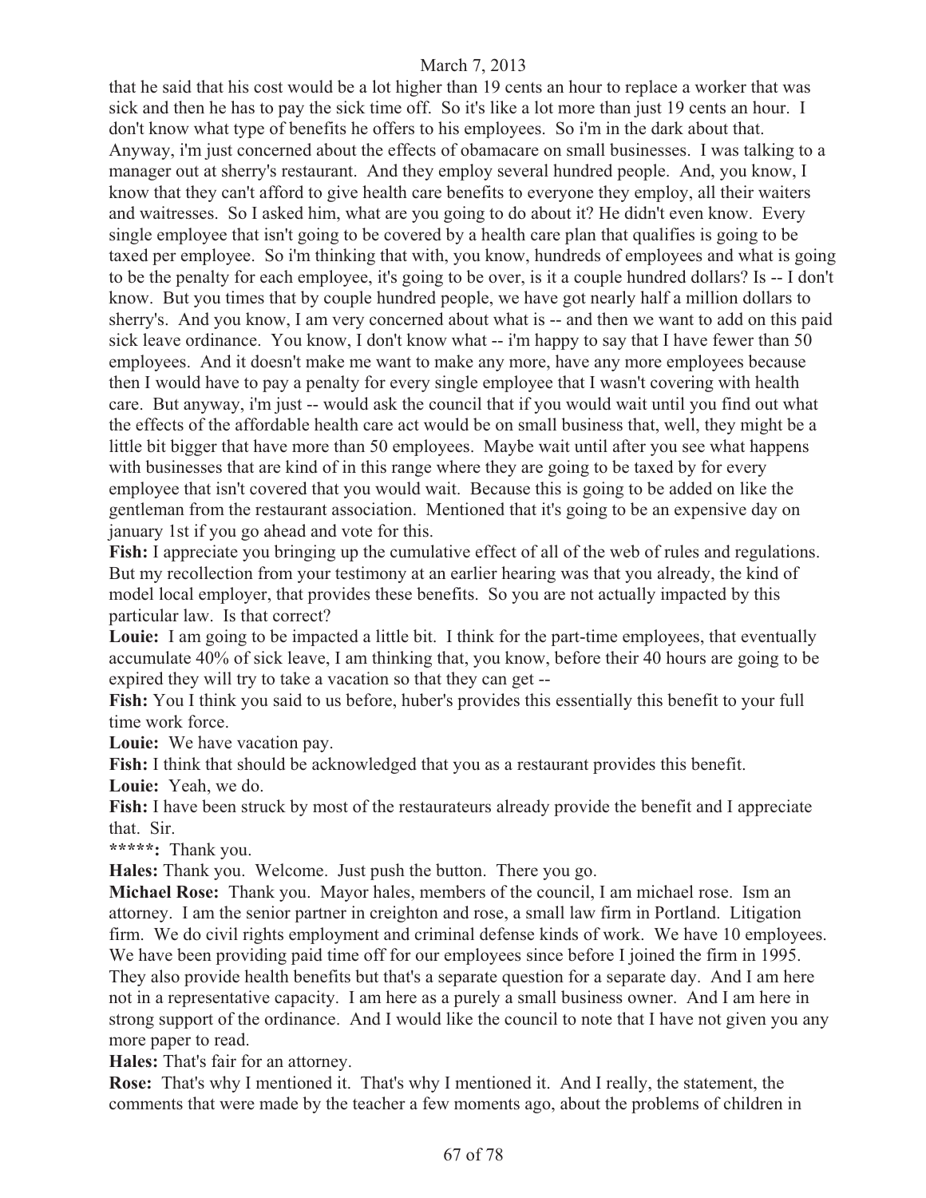that he said that his cost would be a lot higher than 19 cents an hour to replace a worker that was sick and then he has to pay the sick time off. So it's like a lot more than just 19 cents an hour. I don't know what type of benefits he offers to his employees. So i'm in the dark about that. Anyway, i'm just concerned about the effects of obamacare on small businesses. I was talking to a manager out at sherry's restaurant. And they employ several hundred people. And, you know, I know that they can't afford to give health care benefits to everyone they employ, all their waiters and waitresses. So I asked him, what are you going to do about it? He didn't even know. Every single employee that isn't going to be covered by a health care plan that qualifies is going to be taxed per employee. So i'm thinking that with, you know, hundreds of employees and what is going to be the penalty for each employee, it's going to be over, is it a couple hundred dollars? Is -- I don't know. But you times that by couple hundred people, we have got nearly half a million dollars to sherry's. And you know, I am very concerned about what is -- and then we want to add on this paid sick leave ordinance. You know, I don't know what -- i'm happy to say that I have fewer than 50 employees. And it doesn't make me want to make any more, have any more employees because then I would have to pay a penalty for every single employee that I wasn't covering with health care. But anyway, i'm just -- would ask the council that if you would wait until you find out what the effects of the affordable health care act would be on small business that, well, they might be a little bit bigger that have more than 50 employees. Maybe wait until after you see what happens with businesses that are kind of in this range where they are going to be taxed by for every employee that isn't covered that you would wait. Because this is going to be added on like the gentleman from the restaurant association. Mentioned that it's going to be an expensive day on january 1st if you go ahead and vote for this.

**Fish:** I appreciate you bringing up the cumulative effect of all of the web of rules and regulations. But my recollection from your testimony at an earlier hearing was that you already, the kind of model local employer, that provides these benefits. So you are not actually impacted by this particular law. Is that correct?

**Louie:** I am going to be impacted a little bit. I think for the part-time employees, that eventually accumulate 40% of sick leave, I am thinking that, you know, before their 40 hours are going to be expired they will try to take a vacation so that they can get --

**Fish:** You I think you said to us before, huber's provides this essentially this benefit to your full time work force.

**Louie:** We have vacation pay.

**Fish:** I think that should be acknowledged that you as a restaurant provides this benefit.

**Louie:** Yeah, we do.

**Fish:** I have been struck by most of the restaurateurs already provide the benefit and I appreciate that. Sir.

**\*\*\*\*\*:** Thank you.

**Hales:** Thank you. Welcome. Just push the button. There you go.

**Michael Rose:** Thank you. Mayor hales, members of the council, I am michael rose. Ism an attorney. I am the senior partner in creighton and rose, a small law firm in Portland. Litigation firm. We do civil rights employment and criminal defense kinds of work. We have 10 employees. We have been providing paid time off for our employees since before I joined the firm in 1995. They also provide health benefits but that's a separate question for a separate day. And I am here not in a representative capacity. I am here as a purely a small business owner. And I am here in strong support of the ordinance. And I would like the council to note that I have not given you any more paper to read.

**Hales:** That's fair for an attorney.

**Rose:** That's why I mentioned it. That's why I mentioned it. And I really, the statement, the comments that were made by the teacher a few moments ago, about the problems of children in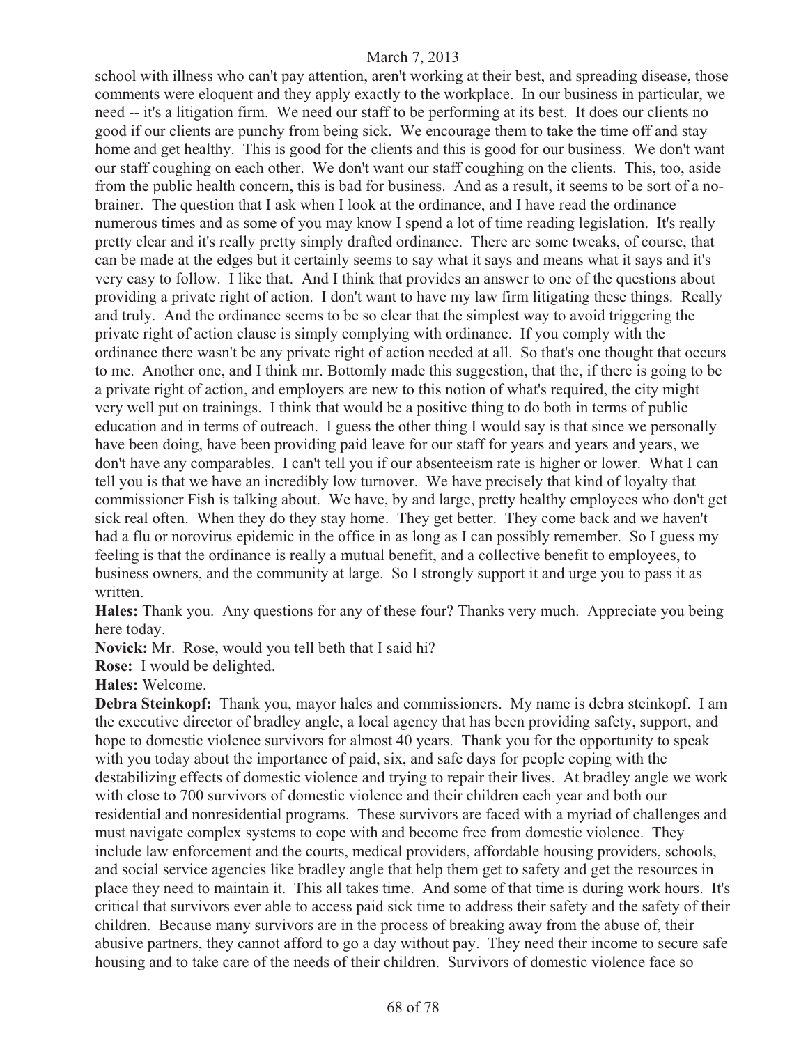school with illness who can't pay attention, aren't working at their best, and spreading disease, those comments were eloquent and they apply exactly to the workplace. In our business in particular, we need -- it's a litigation firm. We need our staff to be performing at its best. It does our clients no good if our clients are punchy from being sick. We encourage them to take the time off and stay home and get healthy. This is good for the clients and this is good for our business. We don't want our staff coughing on each other. We don't want our staff coughing on the clients. This, too, aside from the public health concern, this is bad for business. And as a result, it seems to be sort of a no-brainer. The question that I ask when I look at the ordinance, and I have read the ordinance numerous times and as some of you may know I spend a lot of time reading legislation. It's really pretty clear and it's really pretty simply drafted ordinance. There are some tweaks, of course, that can be made at the edges but it certainly seems to say what it says and means what it says and it's very easy to follow. I like that. And I think that provides an answer to one of the questions about providing a private right of action. I don't want to have my law firm litigating these things. Really and truly. And the ordinance seems to be so clear that the simplest way to avoid triggering the private right of action clause is simply complying with ordinance. If you comply with the ordinance there wasn't be any private right of action needed at all. So that's one thought that occurs to me. Another one, and I think mr. Bottomly made this suggestion, that the, if there is going to be a private right of action, and employers are new to this notion of what's required, the city might very well put on trainings. I think that would be a positive thing to do both in terms of public education and in terms of outreach. I guess the other thing I would say is that since we personally have been doing, have been providing paid leave for our staff for years and years and years, we don't have any comparables. I can't tell you if our absenteeism rate is higher or lower. What I can tell you is that we have an incredibly low turnover. We have precisely that kind of loyalty that commissioner Fish is talking about. We have, by and large, pretty healthy employees who don't get sick real often. When they do they stay home. They get better. They come back and we haven't had a flu or norovirus epidemic in the office in as long as I can possibly remember. So I guess my feeling is that the ordinance is really a mutual benefit, and a collective benefit to employees, to business owners, and the community at large. So I strongly support it and urge you to pass it as written.

**Hales:** Thank you. Any questions for any of these four? Thanks very much. Appreciate you being here today.

**Novick:** Mr. Rose, would you tell beth that I said hi?

**Rose:** I would be delighted.

**Hales:** Welcome.

**Debra Steinkopf:** Thank you, mayor hales and commissioners. My name is debra steinkopf. I am the executive director of bradley angle, a local agency that has been providing safety, support, and hope to domestic violence survivors for almost 40 years. Thank you for the opportunity to speak with you today about the importance of paid, six, and safe days for people coping with the destabilizing effects of domestic violence and trying to repair their lives. At bradley angle we work with close to 700 survivors of domestic violence and their children each year and both our residential and nonresidential programs. These survivors are faced with a myriad of challenges and must navigate complex systems to cope with and become free from domestic violence. They include law enforcement and the courts, medical providers, affordable housing providers, schools, and social service agencies like bradley angle that help them get to safety and get the resources in place they need to maintain it. This all takes time. And some of that time is during work hours. It's critical that survivors ever able to access paid sick time to address their safety and the safety of their children. Because many survivors are in the process of breaking away from the abuse of, their abusive partners, they cannot afford to go a day without pay. They need their income to secure safe housing and to take care of the needs of their children. Survivors of domestic violence face so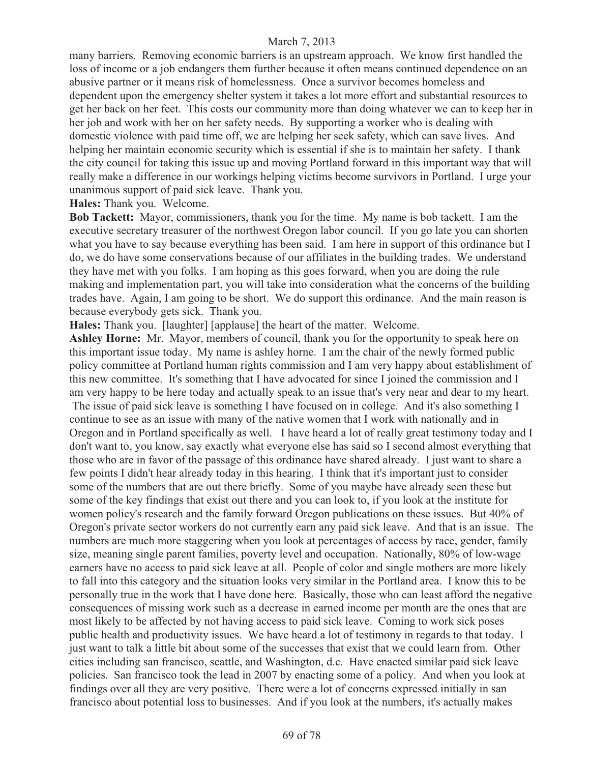many barriers. Removing economic barriers is an upstream approach. We know first handled the loss of income or a job endangers them further because it often means continued dependence on an abusive partner or it means risk of homelessness. Once a survivor becomes homeless and dependent upon the emergency shelter system it takes a lot more effort and substantial resources to get her back on her feet. This costs our community more than doing whatever we can to keep her in her job and work with her on her safety needs. By supporting a worker who is dealing with domestic violence with paid time off, we are helping her seek safety, which can save lives. And helping her maintain economic security which is essential if she is to maintain her safety. I thank the city council for taking this issue up and moving Portland forward in this important way that will really make a difference in our workings helping victims become survivors in Portland. I urge your unanimous support of paid sick leave. Thank you.

**Hales:** Thank you. Welcome.

**Bob Tackett:** Mayor, commissioners, thank you for the time. My name is bob tackett. I am the executive secretary treasurer of the northwest Oregon labor council. If you go late you can shorten what you have to say because everything has been said. I am here in support of this ordinance but I do, we do have some conservations because of our affiliates in the building trades. We understand they have met with you folks. I am hoping as this goes forward, when you are doing the rule making and implementation part, you will take into consideration what the concerns of the building trades have. Again, I am going to be short. We do support this ordinance. And the main reason is because everybody gets sick. Thank you.

**Hales:** Thank you. [laughter] [applause] the heart of the matter. Welcome.

**Ashley Horne:** Mr. Mayor, members of council, thank you for the opportunity to speak here on this important issue today. My name is ashley horne. I am the chair of the newly formed public policy committee at Portland human rights commission and I am very happy about establishment of this new committee. It's something that I have advocated for since I joined the commission and I am very happy to be here today and actually speak to an issue that's very near and dear to my heart. The issue of paid sick leave is something I have focused on in college. And it's also something I continue to see as an issue with many of the native women that I work with nationally and in Oregon and in Portland specifically as well. I have heard a lot of really great testimony today and I don't want to, you know, say exactly what everyone else has said so I second almost everything that those who are in favor of the passage of this ordinance have shared already. I just want to share a few points I didn't hear already today in this hearing. I think that it's important just to consider some of the numbers that are out there briefly. Some of you maybe have already seen these but some of the key findings that exist out there and you can look to, if you look at the institute for women policy's research and the family forward Oregon publications on these issues. But 40% of Oregon's private sector workers do not currently earn any paid sick leave. And that is an issue. The numbers are much more staggering when you look at percentages of access by race, gender, family size, meaning single parent families, poverty level and occupation. Nationally, 80% of low-wage earners have no access to paid sick leave at all. People of color and single mothers are more likely to fall into this category and the situation looks very similar in the Portland area. I know this to be personally true in the work that I have done here. Basically, those who can least afford the negative consequences of missing work such as a decrease in earned income per month are the ones that are most likely to be affected by not having access to paid sick leave. Coming to work sick poses public health and productivity issues. We have heard a lot of testimony in regards to that today. I just want to talk a little bit about some of the successes that exist that we could learn from. Other cities including san francisco, seattle, and Washington, d.c. Have enacted similar paid sick leave policies. San francisco took the lead in 2007 by enacting some of a policy. And when you look at findings over all they are very positive. There were a lot of concerns expressed initially in san francisco about potential loss to businesses. And if you look at the numbers, it's actually makes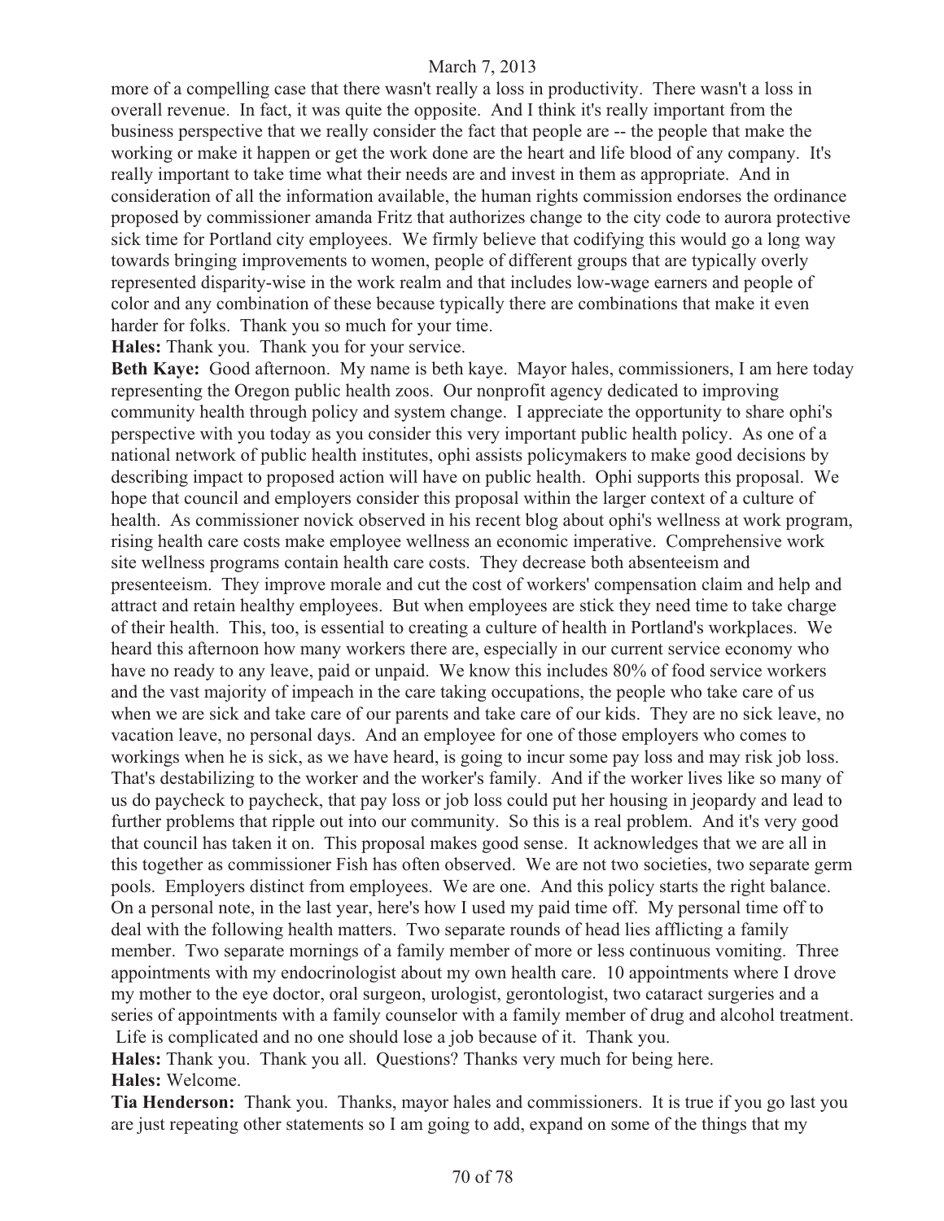more of a compelling case that there wasn't really a loss in productivity. There wasn't a loss in overall revenue. In fact, it was quite the opposite. And I think it's really important from the business perspective that we really consider the fact that people are -- the people that make the working or make it happen or get the work done are the heart and life blood of any company. It's really important to take time what their needs are and invest in them as appropriate. And in consideration of all the information available, the human rights commission endorses the ordinance proposed by commissioner amanda Fritz that authorizes change to the city code to aurora protective sick time for Portland city employees. We firmly believe that codifying this would go a long way towards bringing improvements to women, people of different groups that are typically overly represented disparity-wise in the work realm and that includes low-wage earners and people of color and any combination of these because typically there are combinations that make it even harder for folks. Thank you so much for your time.

**Hales:** Thank you. Thank you for your service.

**Beth Kaye:** Good afternoon. My name is beth kaye. Mayor hales, commissioners, I am here today representing the Oregon public health zoos. Our nonprofit agency dedicated to improving community health through policy and system change. I appreciate the opportunity to share ophi's perspective with you today as you consider this very important public health policy. As one of a national network of public health institutes, ophi assists policymakers to make good decisions by describing impact to proposed action will have on public health. Ophi supports this proposal. We hope that council and employers consider this proposal within the larger context of a culture of health. As commissioner novick observed in his recent blog about ophi's wellness at work program, rising health care costs make employee wellness an economic imperative. Comprehensive work site wellness programs contain health care costs. They decrease both absenteeism and presenteeism. They improve morale and cut the cost of workers' compensation claim and help and attract and retain healthy employees. But when employees are stick they need time to take charge of their health. This, too, is essential to creating a culture of health in Portland's workplaces. We heard this afternoon how many workers there are, especially in our current service economy who have no ready to any leave, paid or unpaid. We know this includes 80% of food service workers and the vast majority of impeach in the care taking occupations, the people who take care of us when we are sick and take care of our parents and take care of our kids. They are no sick leave, no vacation leave, no personal days. And an employee for one of those employers who comes to workings when he is sick, as we have heard, is going to incur some pay loss and may risk job loss. That's destabilizing to the worker and the worker's family. And if the worker lives like so many of us do paycheck to paycheck, that pay loss or job loss could put her housing in jeopardy and lead to further problems that ripple out into our community. So this is a real problem. And it's very good that council has taken it on. This proposal makes good sense. It acknowledges that we are all in this together as commissioner Fish has often observed. We are not two societies, two separate germ pools. Employers distinct from employees. We are one. And this policy starts the right balance. On a personal note, in the last year, here's how I used my paid time off. My personal time off to deal with the following health matters. Two separate rounds of head lies afflicting a family member. Two separate mornings of a family member of more or less continuous vomiting. Three appointments with my endocrinologist about my own health care. 10 appointments where I drove my mother to the eye doctor, oral surgeon, urologist, gerontologist, two cataract surgeries and a series of appointments with a family counselor with a family member of drug and alcohol treatment. Life is complicated and no one should lose a job because of it. Thank you.

**Hales:** Thank you. Thank you all. Questions? Thanks very much for being here.

**Hales:** Welcome.

**Tia Henderson:** Thank you. Thanks, mayor hales and commissioners. It is true if you go last you are just repeating other statements so I am going to add, expand on some of the things that my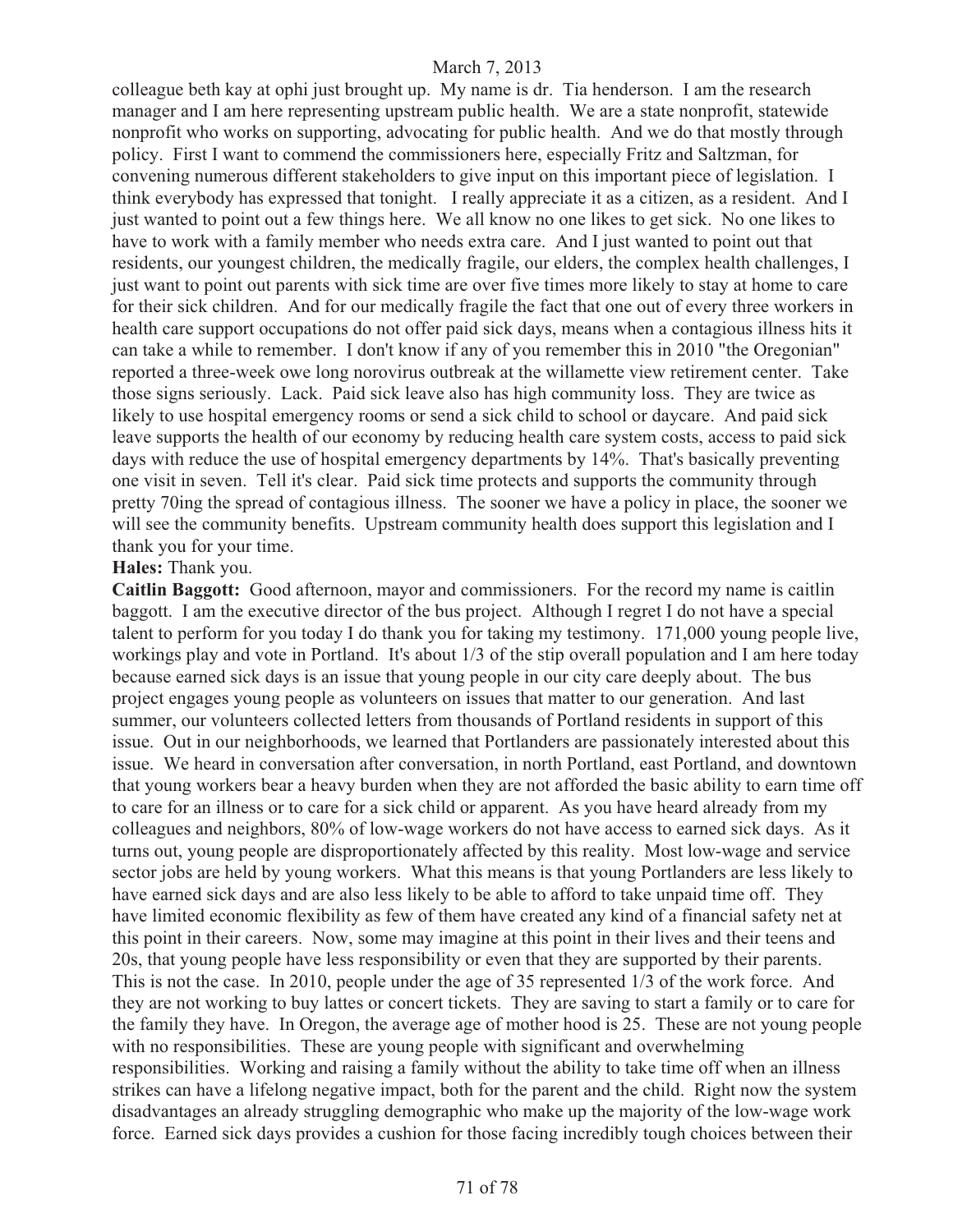colleague beth kay at ophi just brought up. My name is dr. Tia henderson. I am the research manager and I am here representing upstream public health. We are a state nonprofit, statewide nonprofit who works on supporting, advocating for public health. And we do that mostly through policy. First I want to commend the commissioners here, especially Fritz and Saltzman, for convening numerous different stakeholders to give input on this important piece of legislation. I think everybody has expressed that tonight. I really appreciate it as a citizen, as a resident. And I just wanted to point out a few things here. We all know no one likes to get sick. No one likes to have to work with a family member who needs extra care. And I just wanted to point out that residents, our youngest children, the medically fragile, our elders, the complex health challenges, I just want to point out parents with sick time are over five times more likely to stay at home to care for their sick children. And for our medically fragile the fact that one out of every three workers in health care support occupations do not offer paid sick days, means when a contagious illness hits it can take a while to remember. I don't know if any of you remember this in 2010 "the Oregonian" reported a three-week owe long norovirus outbreak at the willamette view retirement center. Take those signs seriously. Lack. Paid sick leave also has high community loss. They are twice as likely to use hospital emergency rooms or send a sick child to school or daycare. And paid sick leave supports the health of our economy by reducing health care system costs, access to paid sick days with reduce the use of hospital emergency departments by 14%. That's basically preventing one visit in seven. Tell it's clear. Paid sick time protects and supports the community through pretty 70ing the spread of contagious illness. The sooner we have a policy in place, the sooner we will see the community benefits. Upstream community health does support this legislation and I thank you for your time.

**Hales:** Thank you.

**Caitlin Baggott:** Good afternoon, mayor and commissioners. For the record my name is caitlin baggott. I am the executive director of the bus project. Although I regret I do not have a special talent to perform for you today I do thank you for taking my testimony. 171,000 young people live, workings play and vote in Portland. It's about 1/3 of the stip overall population and I am here today because earned sick days is an issue that young people in our city care deeply about. The bus project engages young people as volunteers on issues that matter to our generation. And last summer, our volunteers collected letters from thousands of Portland residents in support of this issue. Out in our neighborhoods, we learned that Portlanders are passionately interested about this issue. We heard in conversation after conversation, in north Portland, east Portland, and downtown that young workers bear a heavy burden when they are not afforded the basic ability to earn time off to care for an illness or to care for a sick child or apparent. As you have heard already from my colleagues and neighbors, 80% of low-wage workers do not have access to earned sick days. As it turns out, young people are disproportionately affected by this reality. Most low-wage and service sector jobs are held by young workers. What this means is that young Portlanders are less likely to have earned sick days and are also less likely to be able to afford to take unpaid time off. They have limited economic flexibility as few of them have created any kind of a financial safety net at this point in their careers. Now, some may imagine at this point in their lives and their teens and 20s, that young people have less responsibility or even that they are supported by their parents. This is not the case. In 2010, people under the age of 35 represented 1/3 of the work force. And they are not working to buy lattes or concert tickets. They are saving to start a family or to care for the family they have. In Oregon, the average age of mother hood is 25. These are not young people with no responsibilities. These are young people with significant and overwhelming responsibilities. Working and raising a family without the ability to take time off when an illness strikes can have a lifelong negative impact, both for the parent and the child. Right now the system disadvantages an already struggling demographic who make up the majority of the low-wage work force. Earned sick days provides a cushion for those facing incredibly tough choices between their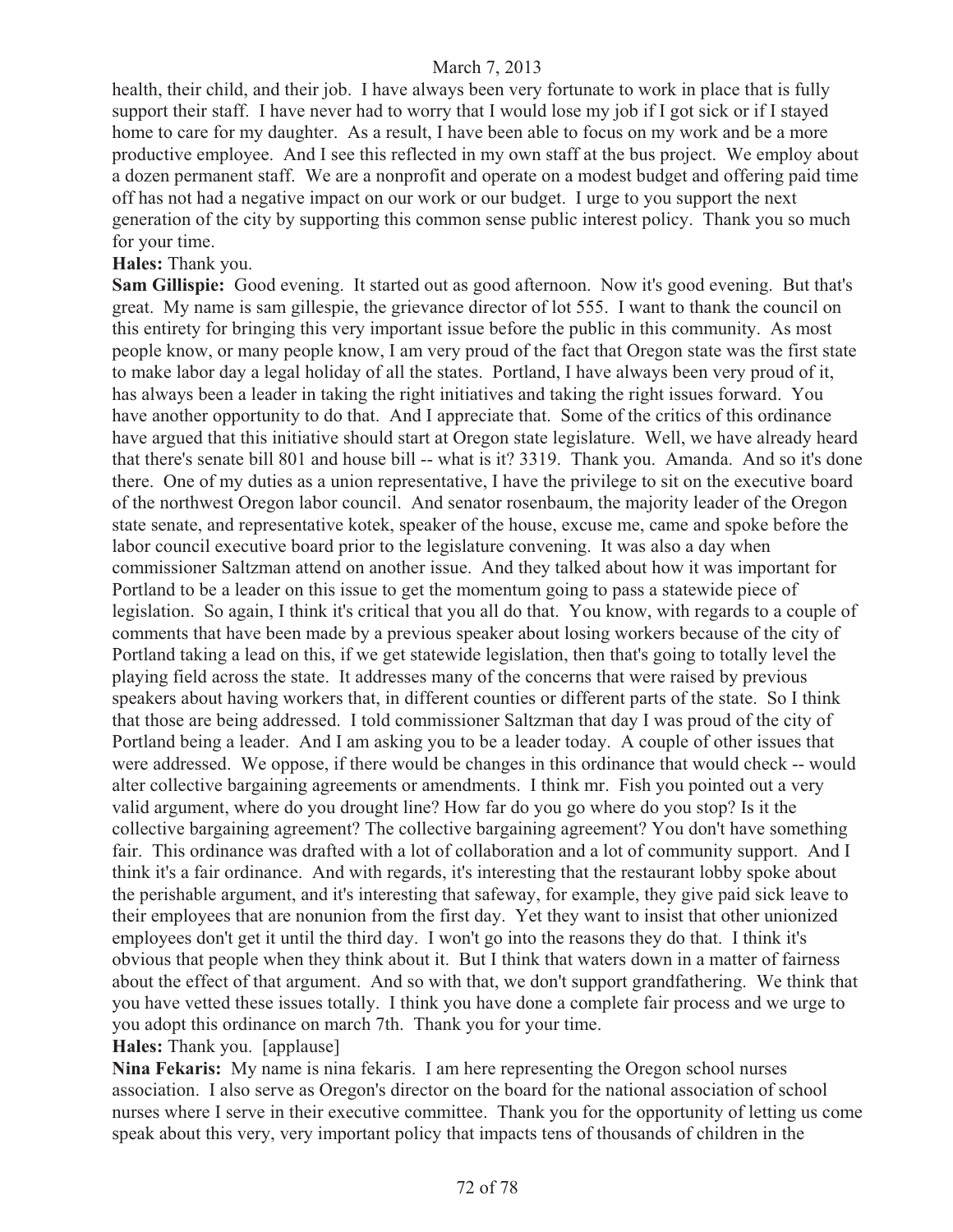health, their child, and their job. I have always been very fortunate to work in place that is fully support their staff. I have never had to worry that I would lose my job if I got sick or if I stayed home to care for my daughter. As a result, I have been able to focus on my work and be a more productive employee. And I see this reflected in my own staff at the bus project. We employ about a dozen permanent staff. We are a nonprofit and operate on a modest budget and offering paid time off has not had a negative impact on our work or our budget. I urge to you support the next generation of the city by supporting this common sense public interest policy. Thank you so much for your time.

**Hales:** Thank you.

**Sam Gillispie:** Good evening. It started out as good afternoon. Now it's good evening. But that's great. My name is sam gillespie, the grievance director of lot 555. I want to thank the council on this entirety for bringing this very important issue before the public in this community. As most people know, or many people know, I am very proud of the fact that Oregon state was the first state to make labor day a legal holiday of all the states. Portland, I have always been very proud of it, has always been a leader in taking the right initiatives and taking the right issues forward. You have another opportunity to do that. And I appreciate that. Some of the critics of this ordinance have argued that this initiative should start at Oregon state legislature. Well, we have already heard that there's senate bill 801 and house bill -- what is it? 3319. Thank you. Amanda. And so it's done there. One of my duties as a union representative, I have the privilege to sit on the executive board of the northwest Oregon labor council. And senator rosenbaum, the majority leader of the Oregon state senate, and representative kotek, speaker of the house, excuse me, came and spoke before the labor council executive board prior to the legislature convening. It was also a day when commissioner Saltzman attend on another issue. And they talked about how it was important for Portland to be a leader on this issue to get the momentum going to pass a statewide piece of legislation. So again, I think it's critical that you all do that. You know, with regards to a couple of comments that have been made by a previous speaker about losing workers because of the city of Portland taking a lead on this, if we get statewide legislation, then that's going to totally level the playing field across the state. It addresses many of the concerns that were raised by previous speakers about having workers that, in different counties or different parts of the state. So I think that those are being addressed. I told commissioner Saltzman that day I was proud of the city of Portland being a leader. And I am asking you to be a leader today. A couple of other issues that were addressed. We oppose, if there would be changes in this ordinance that would check -- would alter collective bargaining agreements or amendments. I think mr. Fish you pointed out a very valid argument, where do you drought line? How far do you go where do you stop? Is it the collective bargaining agreement? The collective bargaining agreement? You don't have something fair. This ordinance was drafted with a lot of collaboration and a lot of community support. And I think it's a fair ordinance. And with regards, it's interesting that the restaurant lobby spoke about the perishable argument, and it's interesting that safeway, for example, they give paid sick leave to their employees that are nonunion from the first day. Yet they want to insist that other unionized employees don't get it until the third day. I won't go into the reasons they do that. I think it's obvious that people when they think about it. But I think that waters down in a matter of fairness about the effect of that argument. And so with that, we don't support grandfathering. We think that you have vetted these issues totally. I think you have done a complete fair process and we urge to you adopt this ordinance on march 7th. Thank you for your time.

**Hales:** Thank you. [applause]

**Nina Fekaris:** My name is nina fekaris. I am here representing the Oregon school nurses association. I also serve as Oregon's director on the board for the national association of school nurses where I serve in their executive committee. Thank you for the opportunity of letting us come speak about this very, very important policy that impacts tens of thousands of children in the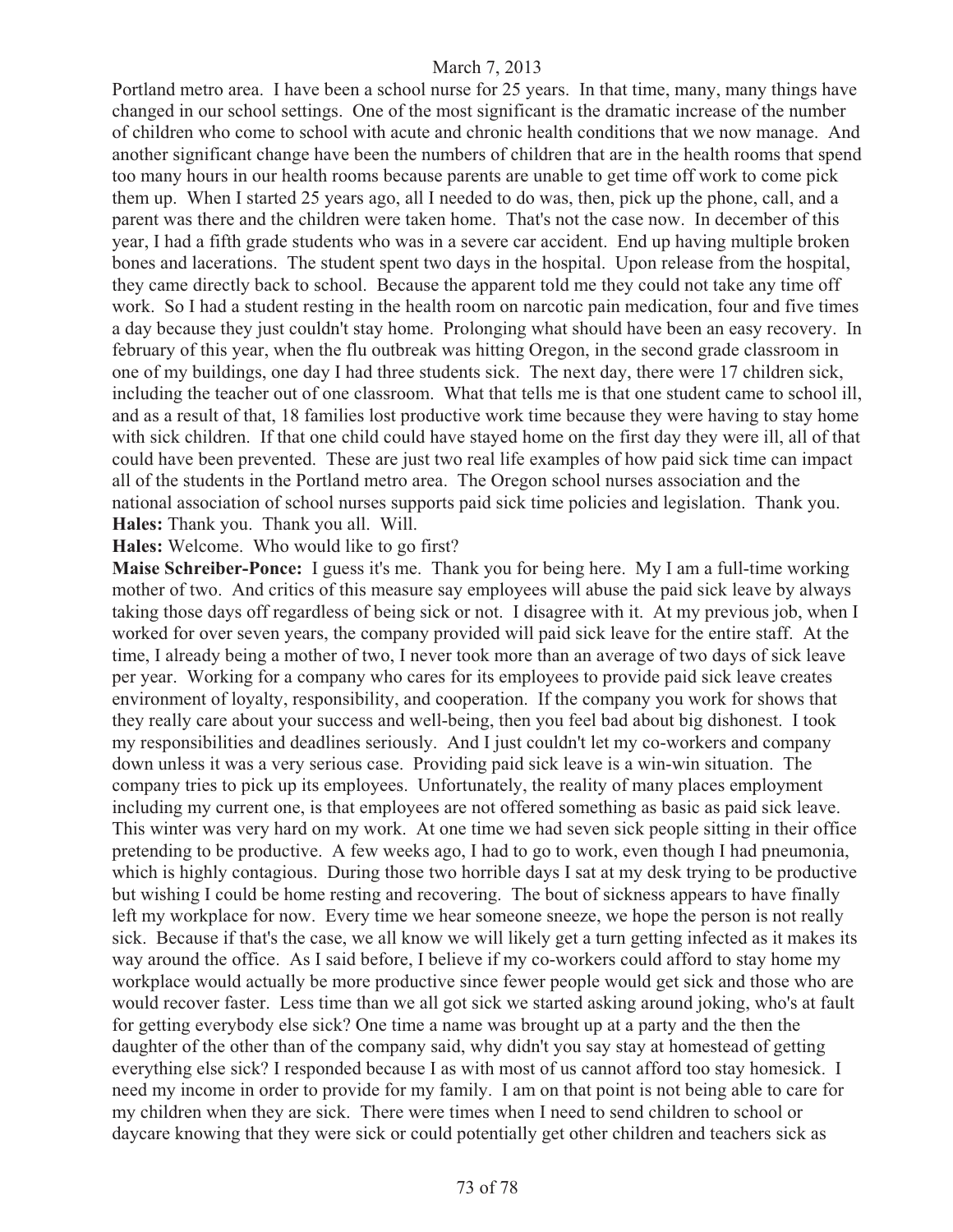Portland metro area. I have been a school nurse for 25 years. In that time, many, many things have changed in our school settings. One of the most significant is the dramatic increase of the number of children who come to school with acute and chronic health conditions that we now manage. And another significant change have been the numbers of children that are in the health rooms that spend too many hours in our health rooms because parents are unable to get time off work to come pick them up. When I started 25 years ago, all I needed to do was, then, pick up the phone, call, and a parent was there and the children were taken home. That's not the case now. In december of this year, I had a fifth grade students who was in a severe car accident. End up having multiple broken bones and lacerations. The student spent two days in the hospital. Upon release from the hospital, they came directly back to school. Because the apparent told me they could not take any time off work. So I had a student resting in the health room on narcotic pain medication, four and five times a day because they just couldn't stay home. Prolonging what should have been an easy recovery. In february of this year, when the flu outbreak was hitting Oregon, in the second grade classroom in one of my buildings, one day I had three students sick. The next day, there were 17 children sick, including the teacher out of one classroom. What that tells me is that one student came to school ill, and as a result of that, 18 families lost productive work time because they were having to stay home with sick children. If that one child could have stayed home on the first day they were ill, all of that could have been prevented. These are just two real life examples of how paid sick time can impact all of the students in the Portland metro area. The Oregon school nurses association and the national association of school nurses supports paid sick time policies and legislation. Thank you.

**Hales:** Thank you. Thank you all. Will.

**Hales:** Welcome. Who would like to go first?

**Maise Schreiber-Ponce:** I guess it's me. Thank you for being here. My I am a full-time working mother of two. And critics of this measure say employees will abuse the paid sick leave by always taking those days off regardless of being sick or not. I disagree with it. At my previous job, when I worked for over seven years, the company provided will paid sick leave for the entire staff. At the time, I already being a mother of two, I never took more than an average of two days of sick leave per year. Working for a company who cares for its employees to provide paid sick leave creates environment of loyalty, responsibility, and cooperation. If the company you work for shows that they really care about your success and well-being, then you feel bad about big dishonest. I took my responsibilities and deadlines seriously. And I just couldn't let my co-workers and company down unless it was a very serious case. Providing paid sick leave is a win-win situation. The company tries to pick up its employees. Unfortunately, the reality of many places employment including my current one, is that employees are not offered something as basic as paid sick leave. This winter was very hard on my work. At one time we had seven sick people sitting in their office pretending to be productive. A few weeks ago, I had to go to work, even though I had pneumonia, which is highly contagious. During those two horrible days I sat at my desk trying to be productive but wishing I could be home resting and recovering. The bout of sickness appears to have finally left my workplace for now. Every time we hear someone sneeze, we hope the person is not really sick. Because if that's the case, we all know we will likely get a turn getting infected as it makes its way around the office. As I said before, I believe if my co-workers could afford to stay home my workplace would actually be more productive since fewer people would get sick and those who are would recover faster. Less time than we all got sick we started asking around joking, who's at fault for getting everybody else sick? One time a name was brought up at a party and the then the daughter of the other than of the company said, why didn't you say stay at homestead of getting everything else sick? I responded because I as with most of us cannot afford too stay homesick. I need my income in order to provide for my family. I am on that point is not being able to care for my children when they are sick. There were times when I need to send children to school or daycare knowing that they were sick or could potentially get other children and teachers sick as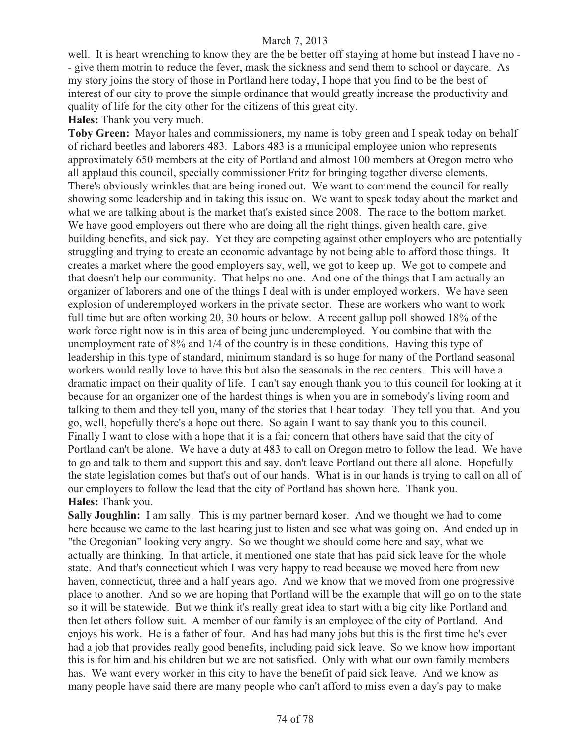well. It is heart wrenching to know they are the be better off staying at home but instead I have no -- give them motrin to reduce the fever, mask the sickness and send them to school or daycare. As my story joins the story of those in Portland here today, I hope that you find to be the best of interest of our city to prove the simple ordinance that would greatly increase the productivity and quality of life for the city other for the citizens of this great city.

**Hales:** Thank you very much.

**Toby Green:** Mayor hales and commissioners, my name is toby green and I speak today on behalf of richard beetles and laborers 483. Labors 483 is a municipal employee union who represents approximately 650 members at the city of Portland and almost 100 members at Oregon metro who all applaud this council, specially commissioner Fritz for bringing together diverse elements. There's obviously wrinkles that are being ironed out. We want to commend the council for really showing some leadership and in taking this issue on. We want to speak today about the market and what we are talking about is the market that's existed since 2008. The race to the bottom market. We have good employers out there who are doing all the right things, given health care, give building benefits, and sick pay. Yet they are competing against other employers who are potentially struggling and trying to create an economic advantage by not being able to afford those things. It creates a market where the good employers say, well, we got to keep up. We got to compete and that doesn't help our community. That helps no one. And one of the things that I am actually an organizer of laborers and one of the things I deal with is under employed workers. We have seen explosion of underemployed workers in the private sector. These are workers who want to work full time but are often working 20, 30 hours or below. A recent gallup poll showed 18% of the work force right now is in this area of being june underemployed. You combine that with the unemployment rate of 8% and 1/4 of the country is in these conditions. Having this type of leadership in this type of standard, minimum standard is so huge for many of the Portland seasonal workers would really love to have this but also the seasonals in the rec centers. This will have a dramatic impact on their quality of life. I can't say enough thank you to this council for looking at it because for an organizer one of the hardest things is when you are in somebody's living room and talking to them and they tell you, many of the stories that I hear today. They tell you that. And you go, well, hopefully there's a hope out there. So again I want to say thank you to this council. Finally I want to close with a hope that it is a fair concern that others have said that the city of Portland can't be alone. We have a duty at 483 to call on Oregon metro to follow the lead. We have to go and talk to them and support this and say, don't leave Portland out there all alone. Hopefully the state legislation comes but that's out of our hands. What is in our hands is trying to call on all of our employers to follow the lead that the city of Portland has shown here. Thank you.

**Hales:** Thank you.

**Sally Joughlin:** I am sally. This is my partner bernard koser. And we thought we had to come here because we came to the last hearing just to listen and see what was going on. And ended up in "the Oregonian" looking very angry. So we thought we should come here and say, what we actually are thinking. In that article, it mentioned one state that has paid sick leave for the whole state. And that's connecticut which I was very happy to read because we moved here from new haven, connecticut, three and a half years ago. And we know that we moved from one progressive place to another. And so we are hoping that Portland will be the example that will go on to the state so it will be statewide. But we think it's really great idea to start with a big city like Portland and then let others follow suit. A member of our family is an employee of the city of Portland. And enjoys his work. He is a father of four. And has had many jobs but this is the first time he's ever had a job that provides really good benefits, including paid sick leave. So we know how important this is for him and his children but we are not satisfied. Only with what our own family members has. We want every worker in this city to have the benefit of paid sick leave. And we know as many people have said there are many people who can't afford to miss even a day's pay to make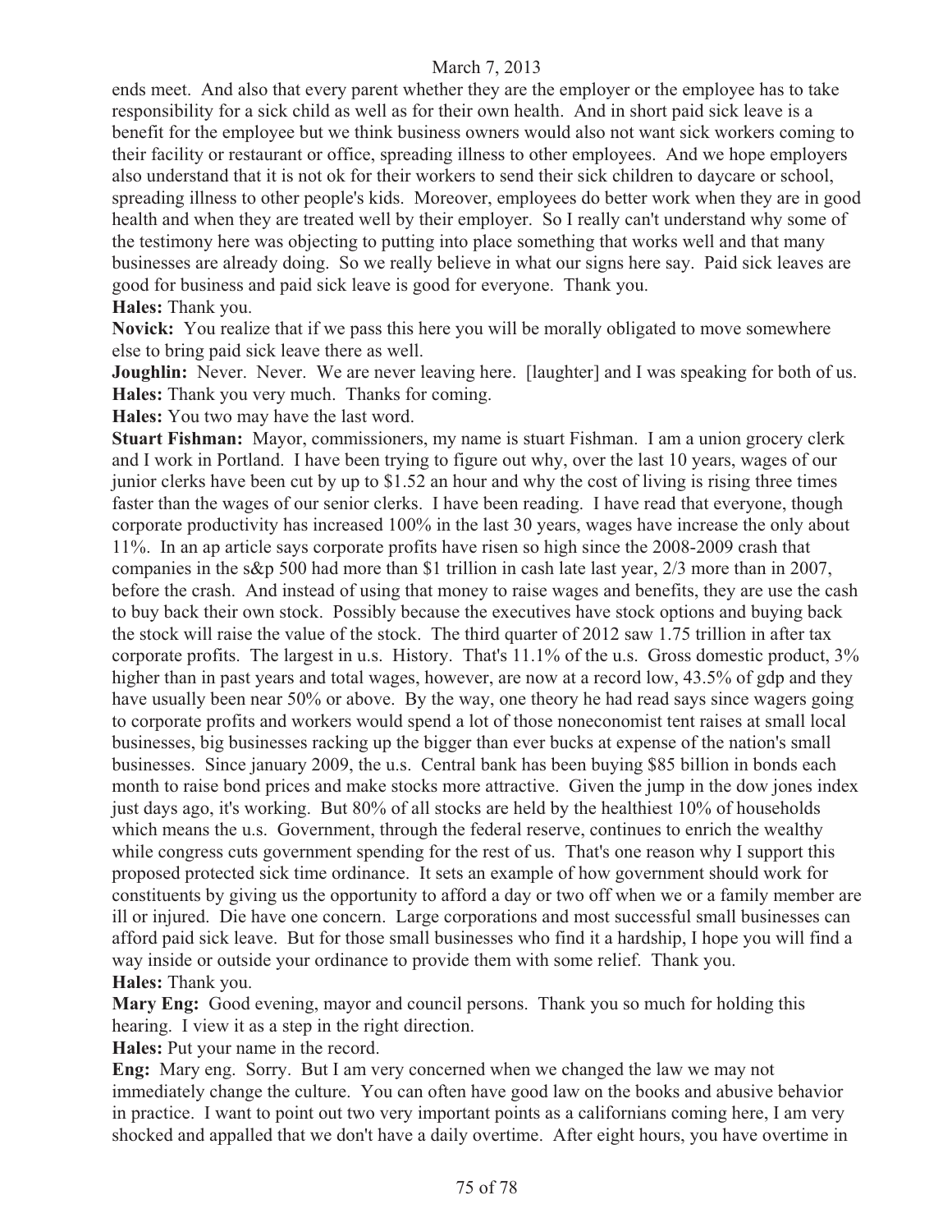ends meet. And also that every parent whether they are the employer or the employee has to take responsibility for a sick child as well as for their own health. And in short paid sick leave is a benefit for the employee but we think business owners would also not want sick workers coming to their facility or restaurant or office, spreading illness to other employees. And we hope employers also understand that it is not ok for their workers to send their sick children to daycare or school, spreading illness to other people's kids. Moreover, employees do better work when they are in good health and when they are treated well by their employer. So I really can't understand why some of the testimony here was objecting to putting into place something that works well and that many businesses are already doing. So we really believe in what our signs here say. Paid sick leaves are good for business and paid sick leave is good for everyone. Thank you.

**Hales:** Thank you.

**Novick:** You realize that if we pass this here you will be morally obligated to move somewhere else to bring paid sick leave there as well.

**Joughlin:** Never. Never. We are never leaving here. [laughter] and I was speaking for both of us.

**Hales:** Thank you very much. Thanks for coming.

**Hales:** You two may have the last word.

**Stuart Fishman:** Mayor, commissioners, my name is stuart Fishman. I am a union grocery clerk and I work in Portland. I have been trying to figure out why, over the last 10 years, wages of our junior clerks have been cut by up to $1.52 an hour and why the cost of living is rising three times faster than the wages of our senior clerks. I have been reading. I have read that everyone, though corporate productivity has increased 100% in the last 30 years, wages have increase the only about 11%. In an ap article says corporate profits have risen so high since the 2008-2009 crash that companies in the s&p 500 had more than $1 trillion in cash late last year, 2/3 more than in 2007, before the crash. And instead of using that money to raise wages and benefits, they are use the cash to buy back their own stock. Possibly because the executives have stock options and buying back the stock will raise the value of the stock. The third quarter of 2012 saw 1.75 trillion in after tax corporate profits. The largest in u.s. History. That's 11.1% of the u.s. Gross domestic product, 3% higher than in past years and total wages, however, are now at a record low, 43.5% of gdp and they have usually been near 50% or above. By the way, one theory he had read says since wagers going to corporate profits and workers would spend a lot of those noneconomist tent raises at small local businesses, big businesses racking up the bigger than ever bucks at expense of the nation's small businesses. Since january 2009, the u.s. Central bank has been buying $85 billion in bonds each month to raise bond prices and make stocks more attractive. Given the jump in the dow jones index just days ago, it's working. But 80% of all stocks are held by the healthiest 10% of households which means the u.s. Government, through the federal reserve, continues to enrich the wealthy while congress cuts government spending for the rest of us. That's one reason why I support this proposed protected sick time ordinance. It sets an example of how government should work for constituents by giving us the opportunity to afford a day or two off when we or a family member are ill or injured. Die have one concern. Large corporations and most successful small businesses can afford paid sick leave. But for those small businesses who find it a hardship, I hope you will find a way inside or outside your ordinance to provide them with some relief. Thank you.

**Hales:** Thank you.

**Mary Eng:** Good evening, mayor and council persons. Thank you so much for holding this hearing. I view it as a step in the right direction.

**Hales:** Put your name in the record.

**Eng:** Mary eng. Sorry. But I am very concerned when we changed the law we may not immediately change the culture. You can often have good law on the books and abusive behavior in practice. I want to point out two very important points as a californians coming here, I am very shocked and appalled that we don't have a daily overtime. After eight hours, you have overtime in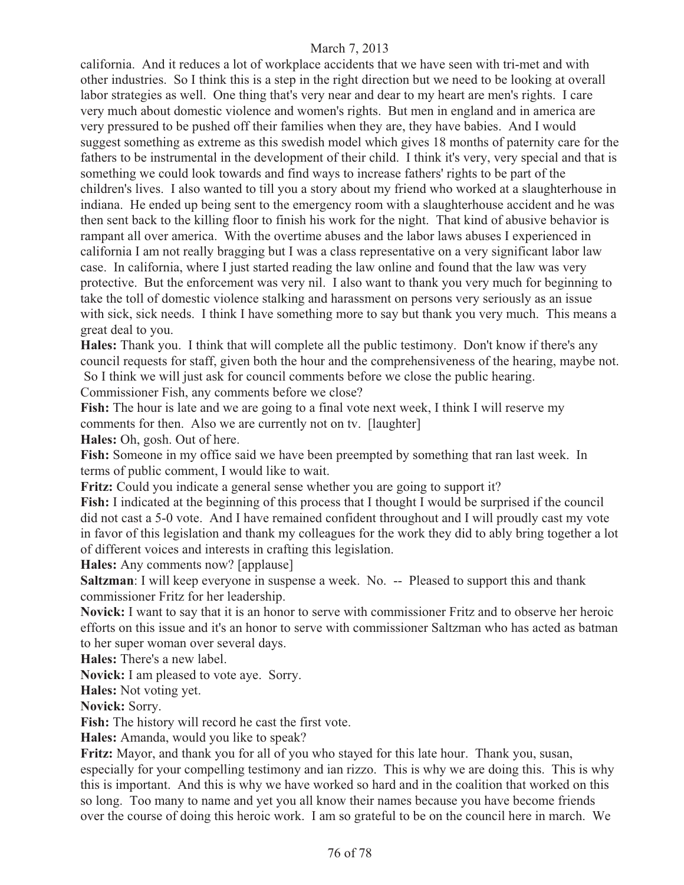california. And it reduces a lot of workplace accidents that we have seen with tri-met and with other industries. So I think this is a step in the right direction but we need to be looking at overall labor strategies as well. One thing that's very near and dear to my heart are men's rights. I care very much about domestic violence and women's rights. But men in england and in america are very pressured to be pushed off their families when they are, they have babies. And I would suggest something as extreme as this swedish model which gives 18 months of paternity care for the fathers to be instrumental in the development of their child. I think it's very, very special and that is something we could look towards and find ways to increase fathers' rights to be part of the children's lives. I also wanted to till you a story about my friend who worked at a slaughterhouse in indiana. He ended up being sent to the emergency room with a slaughterhouse accident and he was then sent back to the killing floor to finish his work for the night. That kind of abusive behavior is rampant all over america. With the overtime abuses and the labor laws abuses I experienced in california I am not really bragging but I was a class representative on a very significant labor law case. In california, where I just started reading the law online and found that the law was very protective. But the enforcement was very nil. I also want to thank you very much for beginning to take the toll of domestic violence stalking and harassment on persons very seriously as an issue with sick, sick needs. I think I have something more to say but thank you very much. This means a great deal to you.

**Hales:** Thank you. I think that will complete all the public testimony. Don't know if there's any council requests for staff, given both the hour and the comprehensiveness of the hearing, maybe not. So I think we will just ask for council comments before we close the public hearing. Commissioner Fish, any comments before we close?

**Fish:** The hour is late and we are going to a final vote next week, I think I will reserve my comments for then. Also we are currently not on tv. [laughter]

**Hales:** Oh, gosh. Out of here.

**Fish:** Someone in my office said we have been preempted by something that ran last week. In terms of public comment, I would like to wait.

**Fritz:** Could you indicate a general sense whether you are going to support it?

**Fish:** I indicated at the beginning of this process that I thought I would be surprised if the council did not cast a 5-0 vote. And I have remained confident throughout and I will proudly cast my vote in favor of this legislation and thank my colleagues for the work they did to ably bring together a lot of different voices and interests in crafting this legislation.

**Hales:** Any comments now? [applause]

**Saltzman**: I will keep everyone in suspense a week. No. -- Pleased to support this and thank commissioner Fritz for her leadership.

**Novick:** I want to say that it is an honor to serve with commissioner Fritz and to observe her heroic efforts on this issue and it's an honor to serve with commissioner Saltzman who has acted as batman to her super woman over several days.

**Hales:** There's a new label.

**Novick:** I am pleased to vote aye. Sorry.

**Hales:** Not voting yet.

**Novick:** Sorry.

**Fish:** The history will record he cast the first vote.

**Hales:** Amanda, would you like to speak?

**Fritz:** Mayor, and thank you for all of you who stayed for this late hour. Thank you, susan, especially for your compelling testimony and ian rizzo. This is why we are doing this. This is why this is important. And this is why we have worked so hard and in the coalition that worked on this so long. Too many to name and yet you all know their names because you have become friends over the course of doing this heroic work. I am so grateful to be on the council here in march. We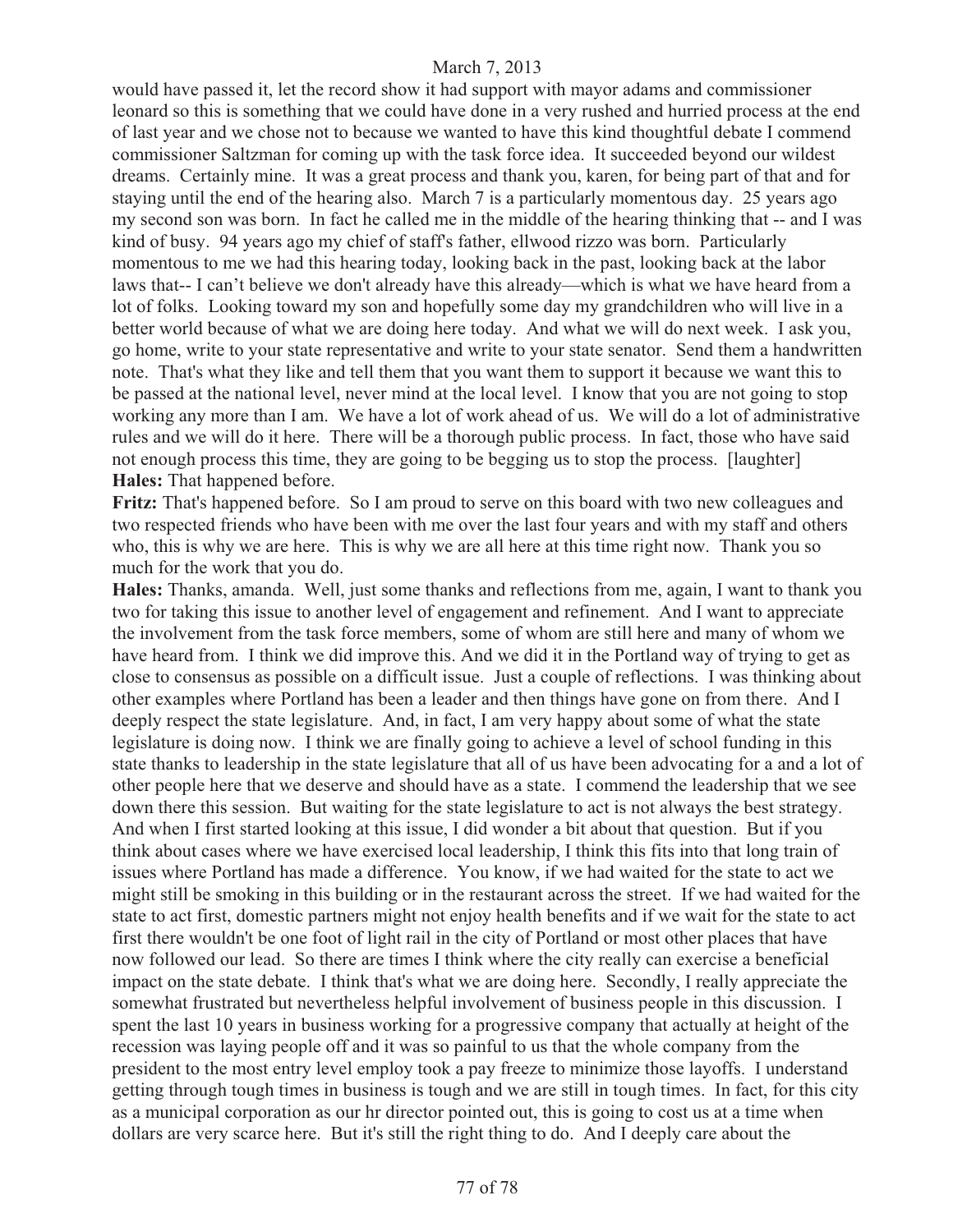would have passed it, let the record show it had support with mayor adams and commissioner leonard so this is something that we could have done in a very rushed and hurried process at the end of last year and we chose not to because we wanted to have this kind thoughtful debate I commend commissioner Saltzman for coming up with the task force idea. It succeeded beyond our wildest dreams. Certainly mine. It was a great process and thank you, karen, for being part of that and for staying until the end of the hearing also. March 7 is a particularly momentous day. 25 years ago my second son was born. In fact he called me in the middle of the hearing thinking that -- and I was kind of busy. 94 years ago my chief of staff's father, ellwood rizzo was born. Particularly momentous to me we had this hearing today, looking back in the past, looking back at the labor laws that-- I can't believe we don't have this already—which is what we have heard from a lot of folks. Looking toward my son and hopefully some day my grandchildren who will live in a better world because of what we are doing here today. And what we will do next week. I ask you, go home, write to your state representative and write to your state senator. Send them a handwritten note. That's what they like and tell them that you want them to support it because we want this to be passed at the national level, never mind at the local level. I know that you are not going to stop working any more than I am. We have a lot of work ahead of us. We will do a lot of administrative rules and we will do it here. There will be a thorough public process. In fact, those who have said not enough process this time, they are going to be begging us to stop the process. [laughter]

**Hales:** That happened before.

**Fritz:** That's happened before. So I am proud to serve on this board with two new colleagues and two respected friends who have been with me over the last four years and with my staff and others who, this is why we are here. This is why we are all here at this time right now. Thank you so much for the work that you do.

**Hales:** Thanks, amanda. Well, just some thanks and reflections from me, again, I want to thank you two for taking this issue to another level of engagement and refinement. And I want to appreciate the involvement from the task force members, some of whom are still here and many of whom we have heard from. I think we did improve this. And we did it in the Portland way of trying to get as close to consensus as possible on a difficult issue. Just a couple of reflections. I was thinking about other examples where Portland has been a leader and then things have gone on from there. And I deeply respect the state legislature. And, in fact, I am very happy about some of what the state legislature is doing now. I think we are finally going to achieve a level of school funding in this state thanks to leadership in the state legislature that all of us have been advocating for a and a lot of other people here that we deserve and should have as a state. I commend the leadership that we see down there this session. But waiting for the state legislature to act is not always the best strategy. And when I first started looking at this issue, I did wonder a bit about that question. But if you think about cases where we have exercised local leadership, I think this fits into that long train of issues where Portland has made a difference. You know, if we had waited for the state to act we might still be smoking in this building or in the restaurant across the street. If we had waited for the state to act first, domestic partners might not enjoy health benefits and if we wait for the state to act first there wouldn't be one foot of light rail in the city of Portland or most other places that have now followed our lead. So there are times I think where the city really can exercise a beneficial impact on the state debate. I think that's what we are doing here. Secondly, I really appreciate the somewhat frustrated but nevertheless helpful involvement of business people in this discussion. I spent the last 10 years in business working for a progressive company that actually at height of the recession was laying people off and it was so painful to us that the whole company from the president to the most entry level employ took a pay freeze to minimize those layoffs. I understand getting through tough times in business is tough and we are still in tough times. In fact, for this city as a municipal corporation as our hr director pointed out, this is going to cost us at a time when dollars are very scarce here. But it's still the right thing to do. And I deeply care about the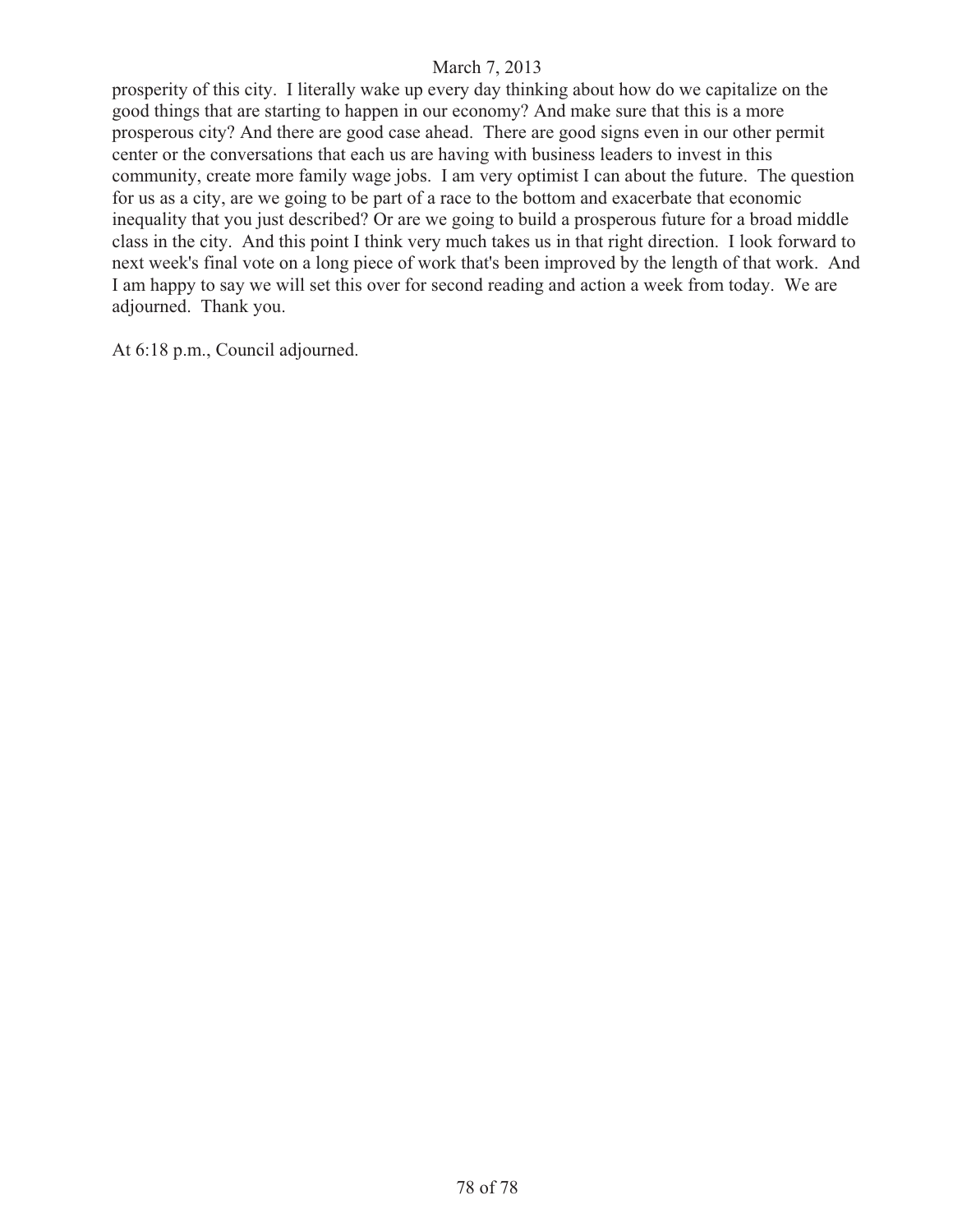prosperity of this city. I literally wake up every day thinking about how do we capitalize on the good things that are starting to happen in our economy? And make sure that this is a more prosperous city? And there are good case ahead. There are good signs even in our other permit center or the conversations that each us are having with business leaders to invest in this community, create more family wage jobs. I am very optimist I can about the future. The question for us as a city, are we going to be part of a race to the bottom and exacerbate that economic inequality that you just described? Or are we going to build a prosperous future for a broad middle class in the city. And this point I think very much takes us in that right direction. I look forward to next week's final vote on a long piece of work that's been improved by the length of that work. And I am happy to say we will set this over for second reading and action a week from today. We are adjourned. Thank you.

At 6:18 p.m., Council adjourned.